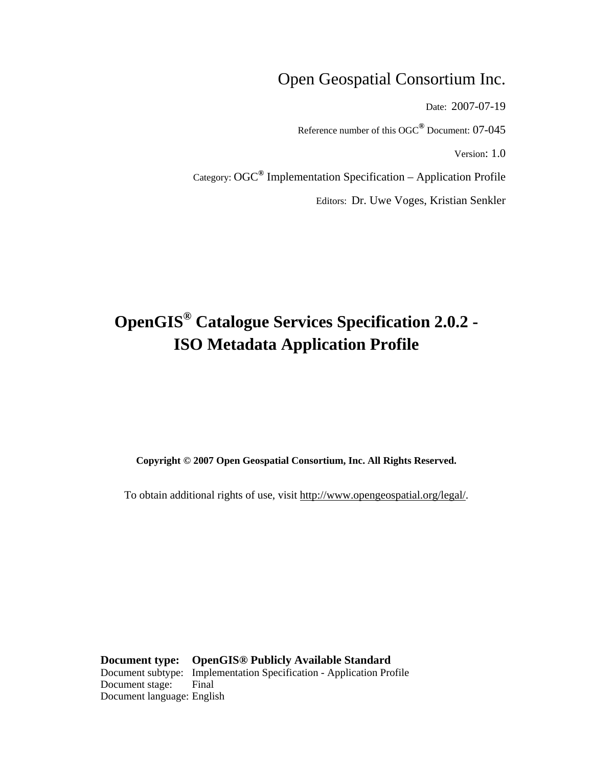Open Geospatial Consortium Inc.

Date: 2007-07-19

Reference number of this OGC® Document: 07-045

Version: 1.0

Category: OGC® Implementation Specification – Application Profile

Editors: Dr. Uwe Voges, Kristian Senkler

# OpenGIS® Catalogue Services Specification 2.0.2 - ISO Metadata Application Profile

**Copyright © 2007 Open Geospatial Consortium, Inc. All Rights Reserved.**

To obtain additional rights of use, visit http://www.opengeospatial.org/legal/.

**Document type: OpenGIS® Publicly Available Standard**
Document subtype: Implementation Specification - Application Profile
Document stage: Final
Document language: English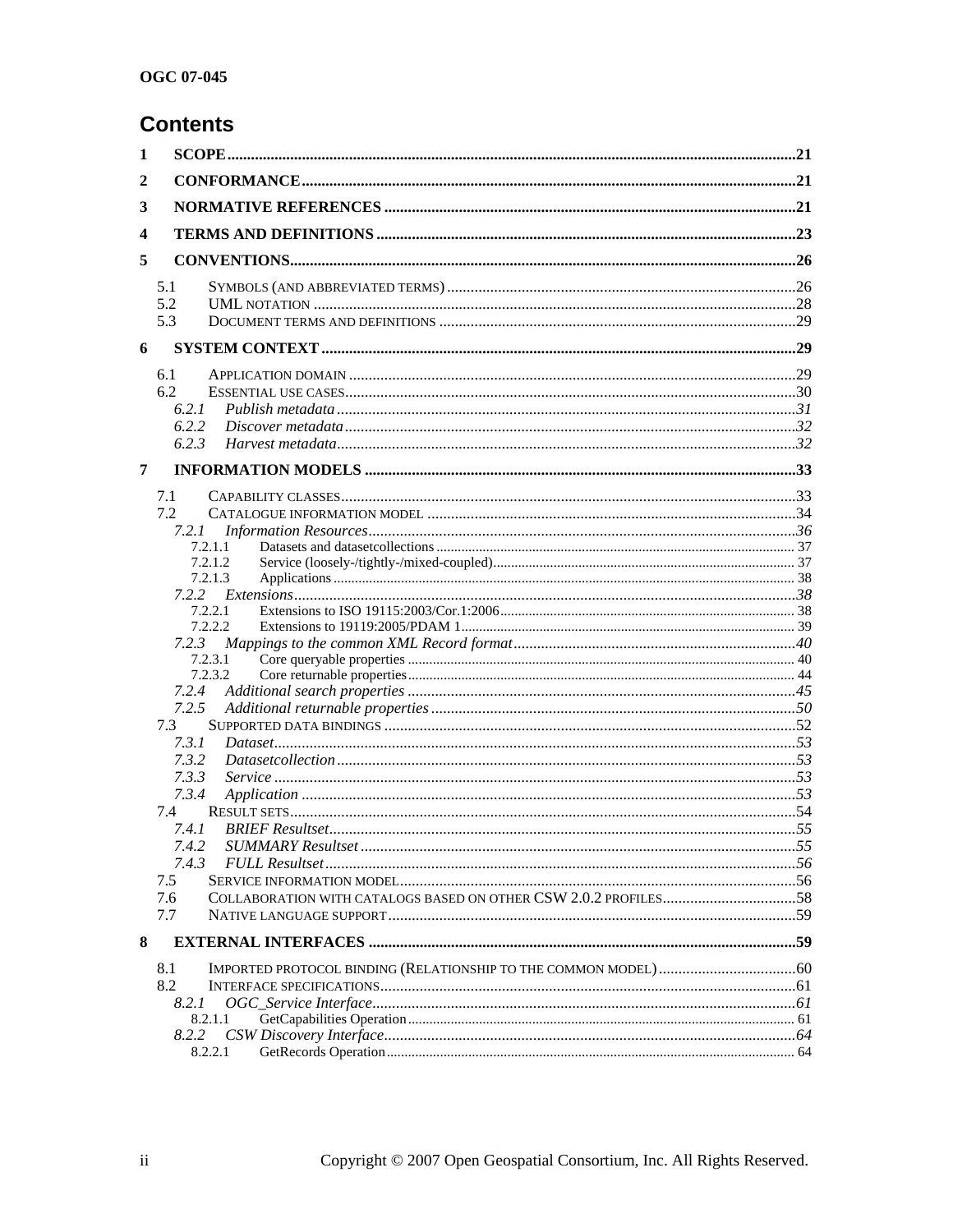# Contents

1 SCOPE ........ 21

2 CONFORMANCE ........ 21

3 NORMATIVE REFERENCES ........ 21

4 TERMS AND DEFINITIONS ........ 23

5 CONVENTIONS ........ 26

- 5.1 SYMBOLS (AND ABBREVIATED TERMS) ........ 26
- 5.2 UML NOTATION ........ 28
- 5.3 DOCUMENT TERMS AND DEFINITIONS ........ 29

6 SYSTEM CONTEXT ........ 29

- 6.1 APPLICATION DOMAIN ........ 29
- 6.2 ESSENTIAL USE CASES ........ 30
  - *6.2.1 Publish metadata ........ 31*
  - *6.2.2 Discover metadata ........ 32*
  - *6.2.3 Harvest metadata ........ 32*

7 INFORMATION MODELS ........ 33

- 7.1 CAPABILITY CLASSES ........ 33
- 7.2 CATALOGUE INFORMATION MODEL ........ 34
  - *7.2.1 Information Resources ........ 36*
    - 7.2.1.1 Datasets and datasetcollections ........ 37
    - 7.2.1.2 Service (loosely-/tightly-/mixed-coupled) ........ 37
    - 7.2.1.3 Applications ........ 38
  - *7.2.2 Extensions ........ 38*
    - 7.2.2.1 Extensions to ISO 19115:2003/Cor.1:2006 ........ 38
    - 7.2.2.2 Extensions to 19119:2005/PDAM 1 ........ 39
  - *7.2.3 Mappings to the common XML Record format ........ 40*
    - 7.2.3.1 Core queryable properties ........ 40
    - 7.2.3.2 Core returnable properties ........ 44
  - *7.2.4 Additional search properties ........ 45*
  - *7.2.5 Additional returnable properties ........ 50*
- 7.3 SUPPORTED DATA BINDINGS ........ 52
  - *7.3.1 Dataset ........ 53*
  - *7.3.2 Datasetcollection ........ 53*
  - *7.3.3 Service ........ 53*
  - *7.3.4 Application ........ 53*
- 7.4 RESULT SETS ........ 54
  - *7.4.1 BRIEF Resultset ........ 55*
  - *7.4.2 SUMMARY Resultset ........ 55*
  - *7.4.3 FULL Resultset ........ 56*
- 7.5 SERVICE INFORMATION MODEL ........ 56
- 7.6 COLLABORATION WITH CATALOGS BASED ON OTHER CSW 2.0.2 PROFILES ........ 58
- 7.7 NATIVE LANGUAGE SUPPORT ........ 59

8 EXTERNAL INTERFACES ........ 59

- 8.1 IMPORTED PROTOCOL BINDING (RELATIONSHIP TO THE COMMON MODEL) ........ 60
- 8.2 INTERFACE SPECIFICATIONS ........ 61
  - *8.2.1 OGC_Service Interface ........ 61*
    - 8.2.1.1 GetCapabilities Operation ........ 61
  - *8.2.2 CSW Discovery Interface ........ 64*
    - 8.2.2.1 GetRecords Operation ........ 64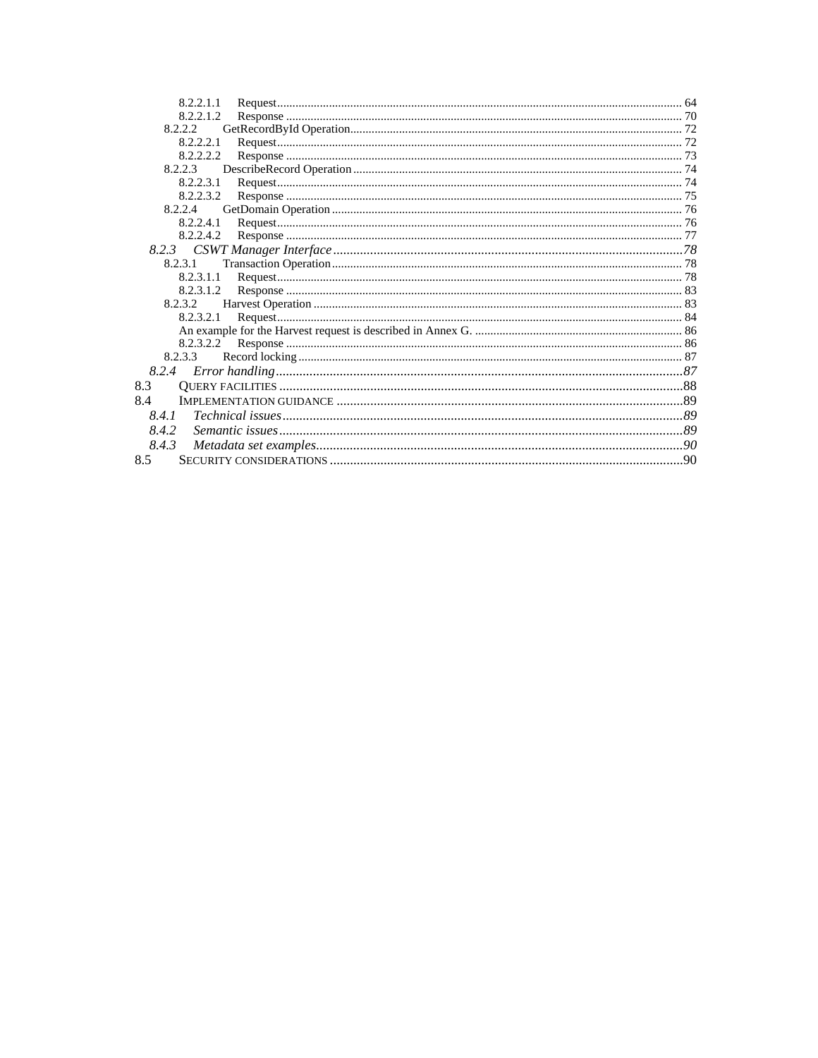8.2.2.1.1 Request .......... 64
8.2.2.1.2 Response .......... 70
8.2.2.2 GetRecordById Operation .......... 72
8.2.2.2.1 Request .......... 72
8.2.2.2.2 Response .......... 73
8.2.2.3 DescribeRecord Operation .......... 74
8.2.2.3.1 Request .......... 74
8.2.2.3.2 Response .......... 75
8.2.2.4 GetDomain Operation .......... 76
8.2.2.4.1 Request .......... 76
8.2.2.4.2 Response .......... 77
*8.2.3 CSWT Manager Interface .......... 78*
8.2.3.1 Transaction Operation .......... 78
8.2.3.1.1 Request .......... 78
8.2.3.1.2 Response .......... 83
8.2.3.2 Harvest Operation .......... 83
8.2.3.2.1 Request .......... 84
An example for the Harvest request is described in Annex G. .......... 86
8.2.3.2.2 Response .......... 86
8.2.3.3 Record locking .......... 87
*8.2.4 Error handling .......... 87*
8.3 QUERY FACILITIES .......... 88
8.4 IMPLEMENTATION GUIDANCE .......... 89
*8.4.1 Technical issues .......... 89*
*8.4.2 Semantic issues .......... 89*
*8.4.3 Metadata set examples .......... 90*
8.5 SECURITY CONSIDERATIONS .......... 90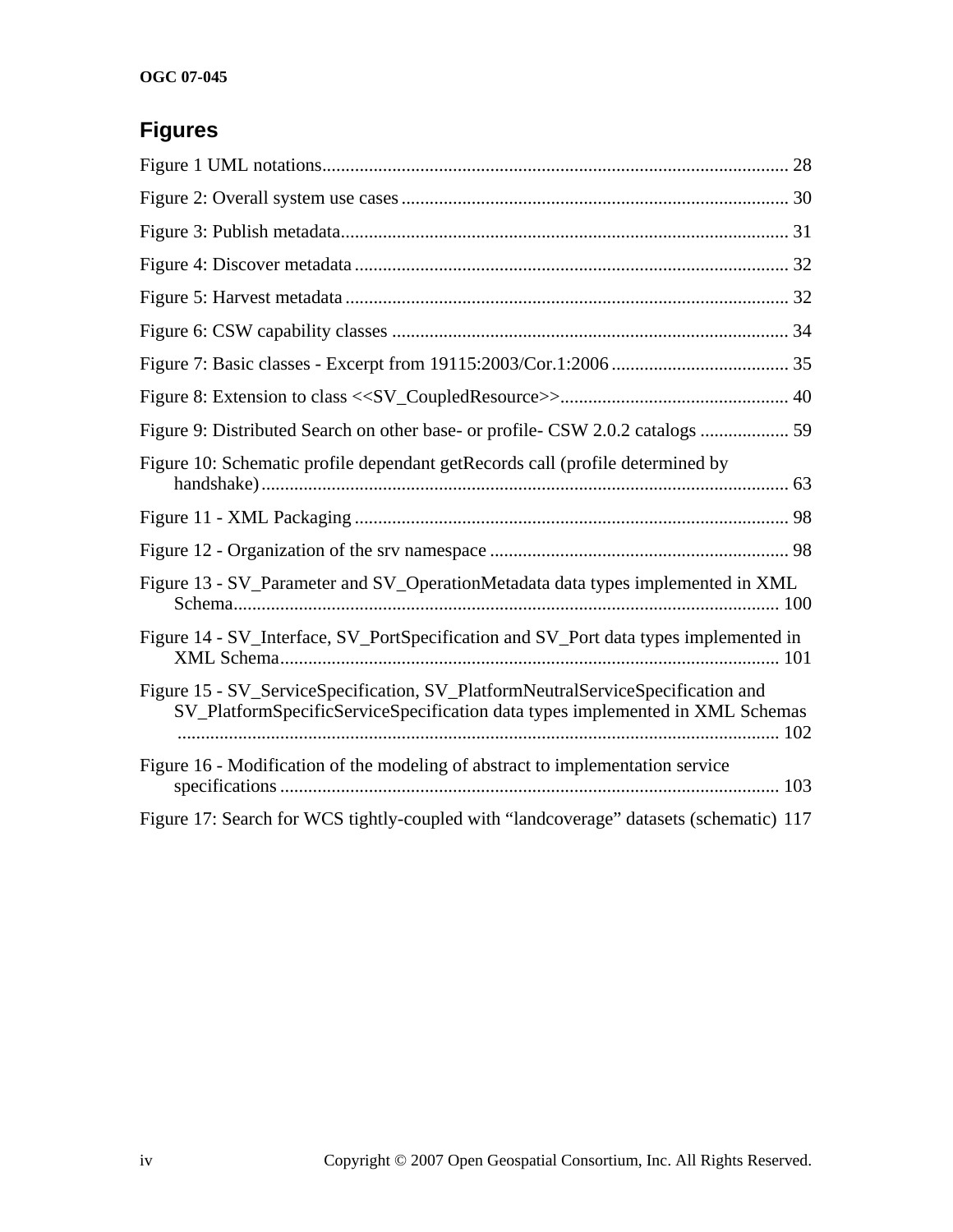## Figures

Figure 1 UML notations .......... 28

Figure 2: Overall system use cases .......... 30

Figure 3: Publish metadata .......... 31

Figure 4: Discover metadata .......... 32

Figure 5: Harvest metadata .......... 32

Figure 6: CSW capability classes .......... 34

Figure 7: Basic classes - Excerpt from 19115:2003/Cor.1:2006 .......... 35

Figure 8: Extension to class <<SV_CoupledResource>> .......... 40

Figure 9: Distributed Search on other base- or profile- CSW 2.0.2 catalogs .......... 59

Figure 10: Schematic profile dependant getRecords call (profile determined by handshake) .......... 63

Figure 11 - XML Packaging .......... 98

Figure 12 - Organization of the srv namespace .......... 98

Figure 13 - SV_Parameter and SV_OperationMetadata data types implemented in XML Schema .......... 100

Figure 14 - SV_Interface, SV_PortSpecification and SV_Port data types implemented in XML Schema .......... 101

Figure 15 - SV_ServiceSpecification, SV_PlatformNeutralServiceSpecification and SV_PlatformSpecificServiceSpecification data types implemented in XML Schemas .......... 102

Figure 16 - Modification of the modeling of abstract to implementation service specifications .......... 103

Figure 17: Search for WCS tightly-coupled with "landcoverage" datasets (schematic) 117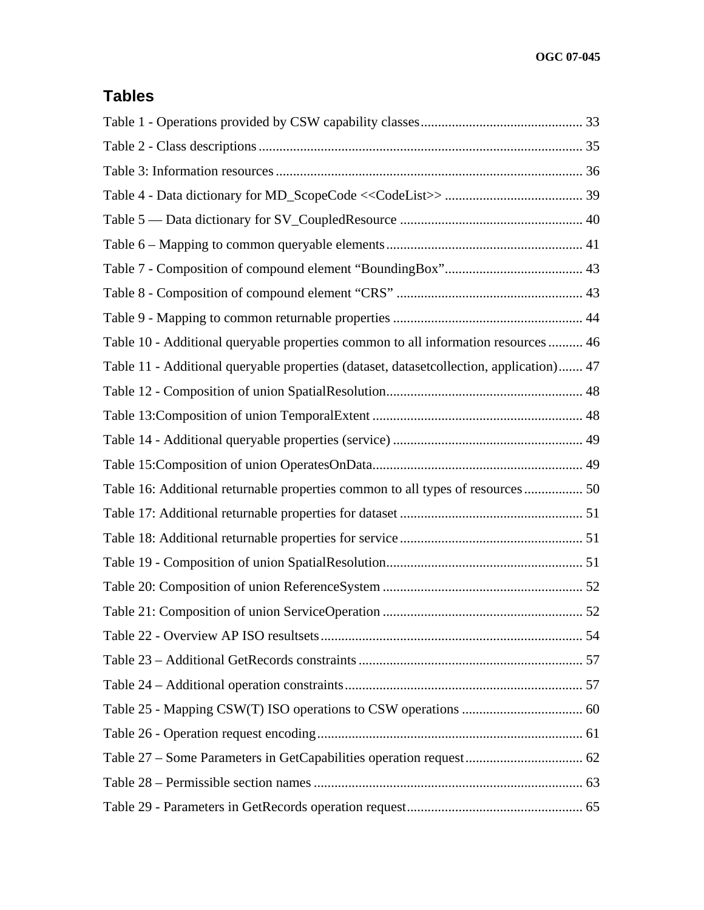## Tables

Table 1 - Operations provided by CSW capability classes ............................................... 33

Table 2 - Class descriptions ............................................................................................ 35

Table 3: Information resources ....................................................................................... 36

Table 4 - Data dictionary for MD_ScopeCode <<CodeList>> ........................................ 39

Table 5 — Data dictionary for SV_CoupledResource ..................................................... 40

Table 6 – Mapping to common queryable elements ........................................................ 41

Table 7 - Composition of compound element “BoundingBox” ........................................ 43

Table 8 - Composition of compound element “CRS” ...................................................... 43

Table 9 - Mapping to common returnable properties ....................................................... 44

Table 10 - Additional queryable properties common to all information resources .......... 46

Table 11 - Additional queryable properties (dataset, datasetcollection, application) ....... 47

Table 12 - Composition of union SpatialResolution ......................................................... 48

Table 13:Composition of union TemporalExtent ............................................................. 48

Table 14 - Additional queryable properties (service) ....................................................... 49

Table 15:Composition of union OperatesOnData ............................................................. 49

Table 16: Additional returnable properties common to all types of resources ................. 50

Table 17: Additional returnable properties for dataset ..................................................... 51

Table 18: Additional returnable properties for service ..................................................... 51

Table 19 - Composition of union SpatialResolution ......................................................... 51

Table 20: Composition of union ReferenceSystem .......................................................... 52

Table 21: Composition of union ServiceOperation .......................................................... 52

Table 22 - Overview AP ISO resultsets ............................................................................ 54

Table 23 – Additional GetRecords constraints ................................................................. 57

Table 24 – Additional operation constraints ..................................................................... 57

Table 25 - Mapping CSW(T) ISO operations to CSW operations ................................... 60

Table 26 - Operation request encoding ............................................................................. 61

Table 27 – Some Parameters in GetCapabilities operation request .................................. 62

Table 28 – Permissible section names .............................................................................. 63

Table 29 - Parameters in GetRecords operation request ................................................... 65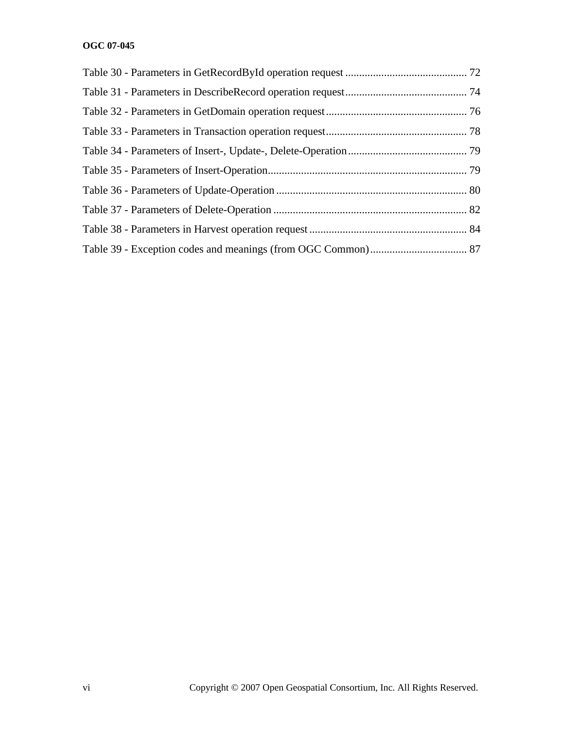Table 30 - Parameters in GetRecordById operation request ........................................... 72

Table 31 - Parameters in DescribeRecord operation request........................................... 74

Table 32 - Parameters in GetDomain operation request.................................................. 76

Table 33 - Parameters in Transaction operation request.................................................. 78

Table 34 - Parameters of Insert-, Update-, Delete-Operation.......................................... 79

Table 35 - Parameters of Insert-Operation....................................................................... 79

Table 36 - Parameters of Update-Operation .................................................................... 80

Table 37 - Parameters of Delete-Operation ..................................................................... 82

Table 38 - Parameters in Harvest operation request ........................................................ 84

Table 39 - Exception codes and meanings (from OGC Common).................................. 87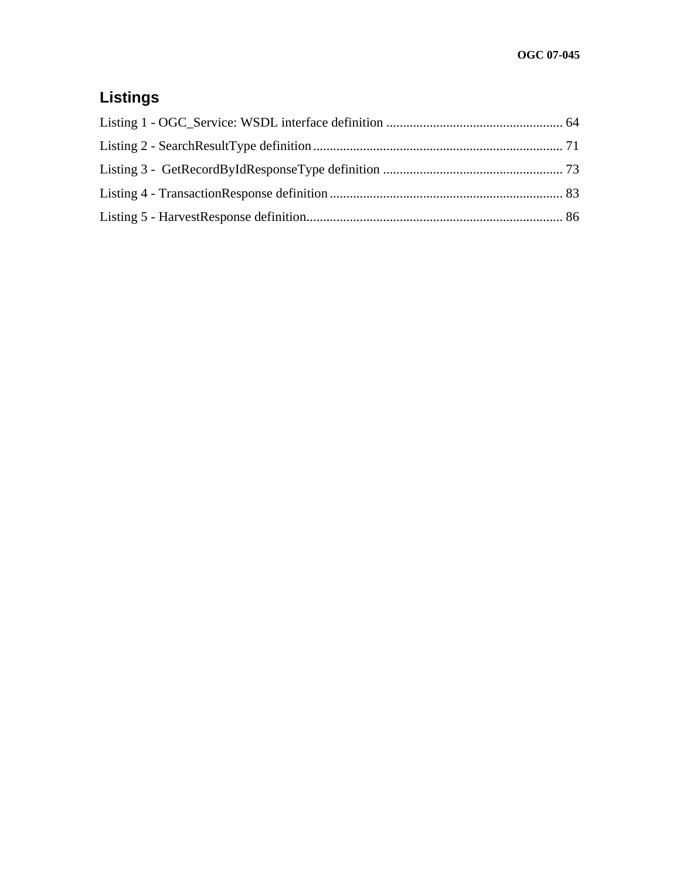## Listings

Listing 1 - OGC_Service: WSDL interface definition ..................................................... 64

Listing 2 - SearchResultType definition........................................................................... 71

Listing 3 -  GetRecordByIdResponseType definition ...................................................... 73

Listing 4 - TransactionResponse definition...................................................................... 83

Listing 5 - HarvestResponse definition............................................................................. 86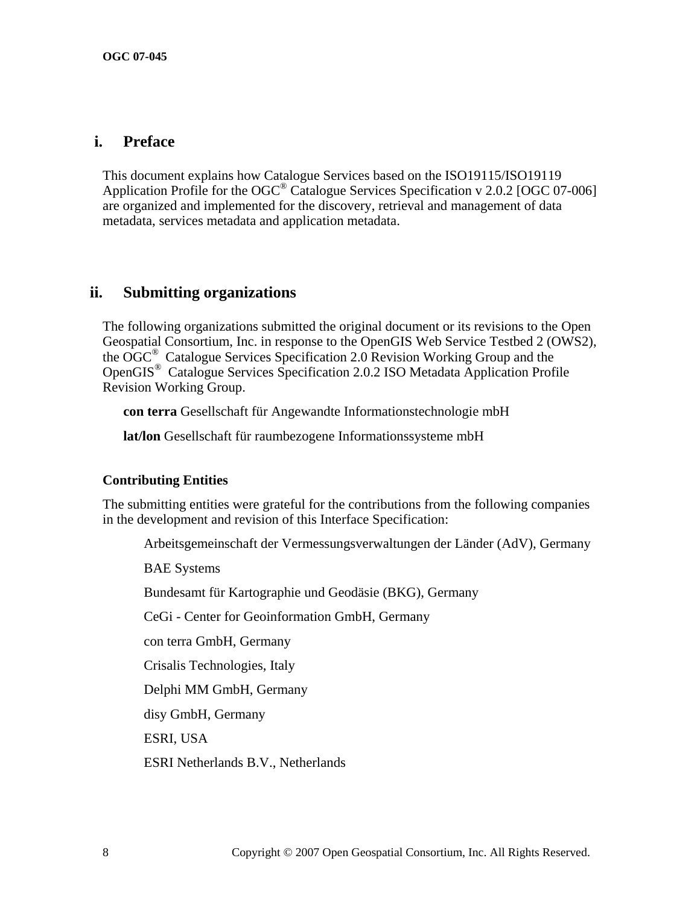## i. Preface

This document explains how Catalogue Services based on the ISO19115/ISO19119 Application Profile for the OGC® Catalogue Services Specification v 2.0.2 [OGC 07-006] are organized and implemented for the discovery, retrieval and management of data metadata, services metadata and application metadata.

## ii. Submitting organizations

The following organizations submitted the original document or its revisions to the Open Geospatial Consortium, Inc. in response to the OpenGIS Web Service Testbed 2 (OWS2), the OGC® Catalogue Services Specification 2.0 Revision Working Group and the OpenGIS® Catalogue Services Specification 2.0.2 ISO Metadata Application Profile Revision Working Group.

**con terra** Gesellschaft für Angewandte Informationstechnologie mbH

**lat/lon** Gesellschaft für raumbezogene Informationssysteme mbH

### Contributing Entities

The submitting entities were grateful for the contributions from the following companies in the development and revision of this Interface Specification:

Arbeitsgemeinschaft der Vermessungsverwaltungen der Länder (AdV), Germany

BAE Systems

Bundesamt für Kartographie und Geodäsie (BKG), Germany

CeGi - Center for Geoinformation GmbH, Germany

con terra GmbH, Germany

Crisalis Technologies, Italy

Delphi MM GmbH, Germany

disy GmbH, Germany

ESRI, USA

ESRI Netherlands B.V., Netherlands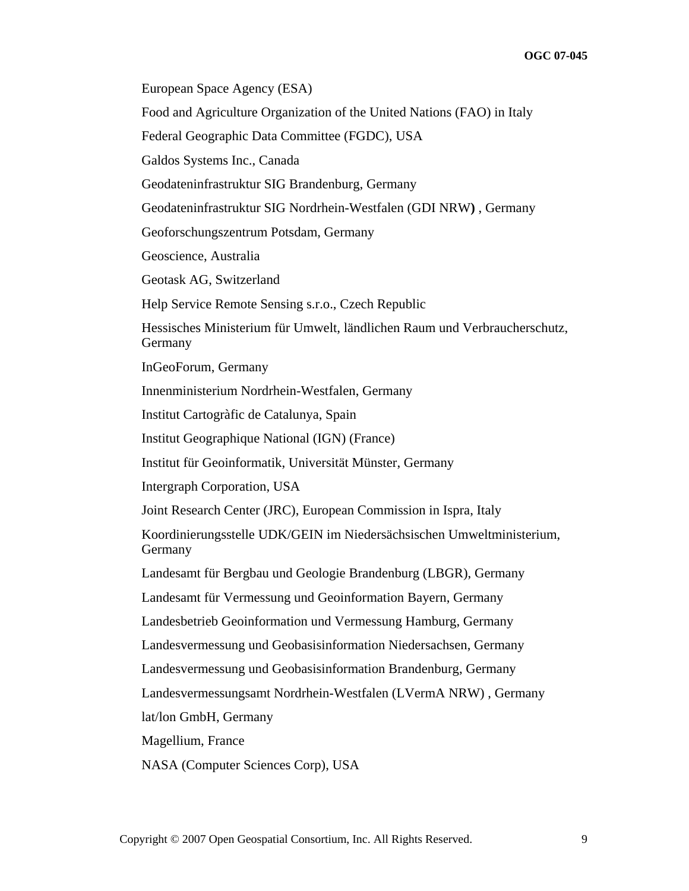European Space Agency (ESA)

Food and Agriculture Organization of the United Nations (FAO) in Italy

Federal Geographic Data Committee (FGDC), USA

Galdos Systems Inc., Canada

Geodateninfrastruktur SIG Brandenburg, Germany

Geodateninfrastruktur SIG Nordrhein-Westfalen (GDI NRW**)** , Germany

Geoforschungszentrum Potsdam, Germany

Geoscience, Australia

Geotask AG, Switzerland

Help Service Remote Sensing s.r.o., Czech Republic

Hessisches Ministerium für Umwelt, ländlichen Raum und Verbraucherschutz, Germany

InGeoForum, Germany

Innenministerium Nordrhein-Westfalen, Germany

Institut Cartogràfic de Catalunya, Spain

Institut Geographique National (IGN) (France)

Institut für Geoinformatik, Universität Münster, Germany

Intergraph Corporation, USA

Joint Research Center (JRC), European Commission in Ispra, Italy

Koordinierungsstelle UDK/GEIN im Niedersächsischen Umweltministerium, Germany

Landesamt für Bergbau und Geologie Brandenburg (LBGR), Germany

Landesamt für Vermessung und Geoinformation Bayern, Germany

Landesbetrieb Geoinformation und Vermessung Hamburg, Germany

Landesvermessung und Geobasisinformation Niedersachsen, Germany

Landesvermessung und Geobasisinformation Brandenburg, Germany

Landesvermessungsamt Nordrhein-Westfalen (LVermA NRW) , Germany

lat/lon GmbH, Germany

Magellium, France

NASA (Computer Sciences Corp), USA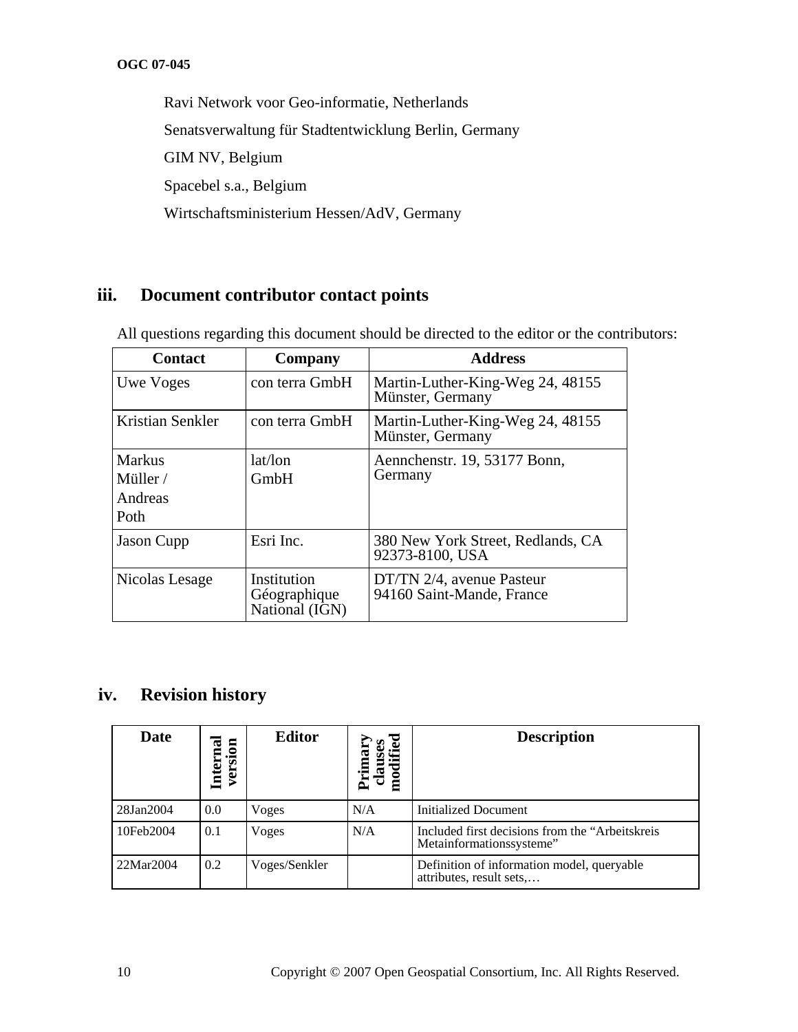Ravi Network voor Geo-informatie, Netherlands

Senatsverwaltung für Stadtentwicklung Berlin, Germany

GIM NV, Belgium

Spacebel s.a., Belgium

Wirtschaftsministerium Hessen/AdV, Germany

## iii. Document contributor contact points

All questions regarding this document should be directed to the editor or the contributors:

| Contact | Company | Address |
|---|---|---|
| Uwe Voges | con terra GmbH | Martin-Luther-King-Weg 24, 48155 Münster, Germany |
| Kristian Senkler | con terra GmbH | Martin-Luther-King-Weg 24, 48155 Münster, Germany |
| Markus Müller / Andreas Poth | lat/lon GmbH | Aennchenstr. 19, 53177 Bonn, Germany |
| Jason Cupp | Esri Inc. | 380 New York Street, Redlands, CA 92373-8100, USA |
| Nicolas Lesage | Institution Géographique National (IGN) | DT/TN 2/4, avenue Pasteur 94160 Saint-Mande, France |

## iv. Revision history

| Date | Internal version | Editor | Primary clauses modified | Description |
|---|---|---|---|---|
| 28Jan2004 | 0.0 | Voges | N/A | Initialized Document |
| 10Feb2004 | 0.1 | Voges | N/A | Included first decisions from the "Arbeitskreis Metainformationssysteme" |
| 22Mar2004 | 0.2 | Voges/Senkler | | Definition of information model, queryable attributes, result sets,… |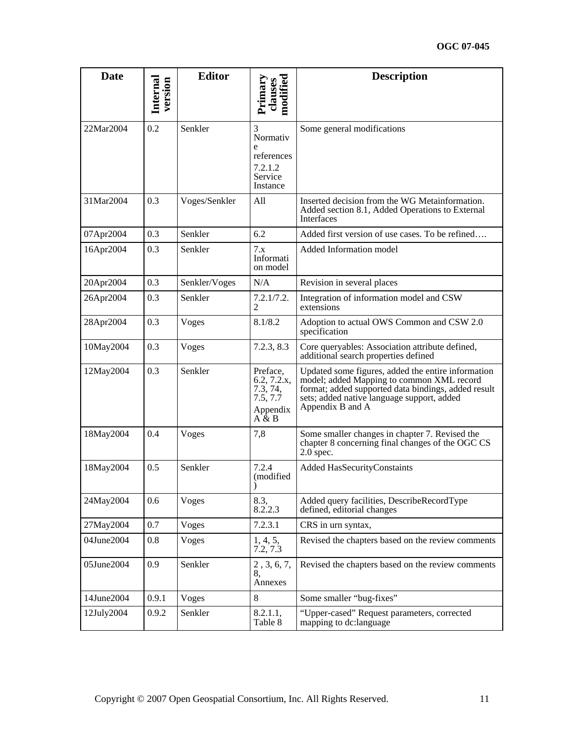| Date | Internal version | Editor | Primary clauses modified | Description |
|---|---|---|---|---|
| 22Mar2004 | 0.2 | Senkler | 3 Normative references 7.2.1.2 Service Instance | Some general modifications |
| 31Mar2004 | 0.3 | Voges/Senkler | All | Inserted decision from the WG Metainformation. Added section 8.1, Added Operations to External Interfaces |
| 07Apr2004 | 0.3 | Senkler | 6.2 | Added first version of use cases. To be refined…. |
| 16Apr2004 | 0.3 | Senkler | 7.x Information model | Added Information model |
| 20Apr2004 | 0.3 | Senkler/Voges | N/A | Revision in several places |
| 26Apr2004 | 0.3 | Senkler | 7.2.1/7.2.2 | Integration of information model and CSW extensions |
| 28Apr2004 | 0.3 | Voges | 8.1/8.2 | Adoption to actual OWS Common and CSW 2.0 specification |
| 10May2004 | 0.3 | Voges | 7.2.3, 8.3 | Core queryables: Association attribute defined, additional search properties defined |
| 12May2004 | 0.3 | Senkler | Preface, 6.2, 7.2.x, 7.3, 74, 7.5, 7.7 Appendix A & B | Updated some figures, added the entire information model; added Mapping to common XML record format; added supported data bindings, added result sets; added native language support, added Appendix B and A |
| 18May2004 | 0.4 | Voges | 7,8 | Some smaller changes in chapter 7. Revised the chapter 8 concerning final changes of the OGC CS 2.0 spec. |
| 18May2004 | 0.5 | Senkler | 7.2.4 (modified) | Added HasSecurityConstaints |
| 24May2004 | 0.6 | Voges | 8.3, 8.2.2.3 | Added query facilities, DescribeRecordType defined, editorial changes |
| 27May2004 | 0.7 | Voges | 7.2.3.1 | CRS in urn syntax, |
| 04June2004 | 0.8 | Voges | 1, 4, 5, 7.2, 7.3 | Revised the chapters based on the review comments |
| 05June2004 | 0.9 | Senkler | 2 , 3, 6, 7, 8, Annexes | Revised the chapters based on the review comments |
| 14June2004 | 0.9.1 | Voges | 8 | Some smaller "bug-fixes" |
| 12July2004 | 0.9.2 | Senkler | 8.2.1.1, Table 8 | "Upper-cased" Request parameters, corrected mapping to dc:language |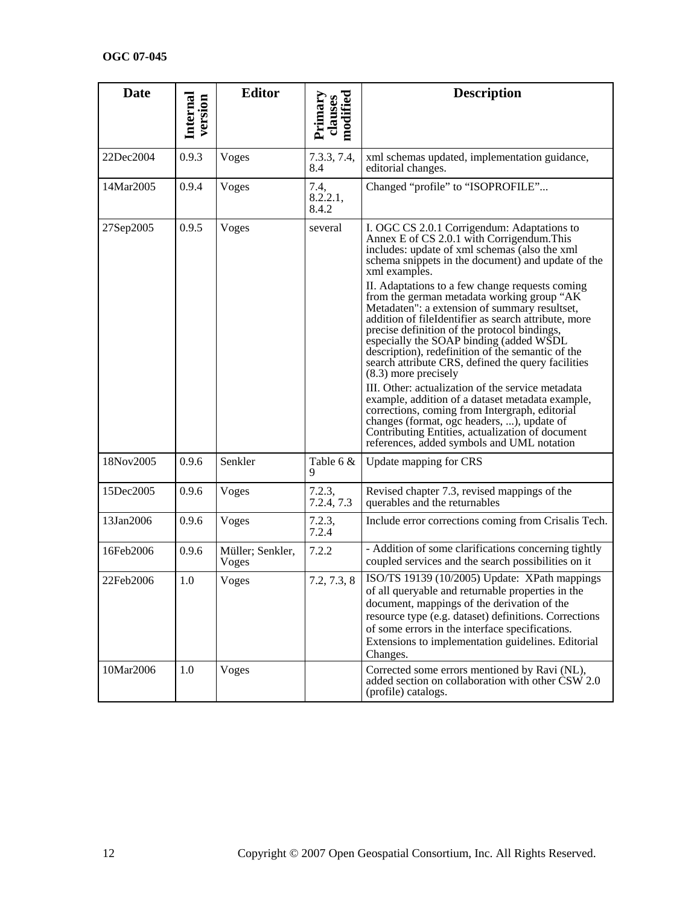| Date | Internal version | Editor | Primary clauses modified | Description |
| --- | --- | --- | --- | --- |
| 22Dec2004 | 0.9.3 | Voges | 7.3.3, 7.4, 8.4 | xml schemas updated, implementation guidance, editorial changes. |
| 14Mar2005 | 0.9.4 | Voges | 7.4, 8.2.2.1, 8.4.2 | Changed “profile” to “ISOPROFILE”... |
| 27Sep2005 | 0.9.5 | Voges | several | I. OGC CS 2.0.1 Corrigendum: Adaptations to Annex E of CS 2.0.1 with Corrigendum.This includes: update of xml schemas (also the xml schema snippets in the document) and update of the xml examples.<br>II. Adaptations to a few change requests coming from the german metadata working group “AK Metadaten": a extension of summary resultset, addition of fileIdentifier as search attribute, more precise definition of the protocol bindings, especially the SOAP binding (added WSDL description), redefinition of the semantic of the search attribute CRS, defined the query facilities (8.3) more precisely<br>III. Other: actualization of the service metadata example, addition of a dataset metadata example, corrections, coming from Intergraph, editorial changes (format, ogc headers, ...), update of Contributing Entities, actualization of document references, added symbols and UML notation |
| 18Nov2005 | 0.9.6 | Senkler | Table 6 & 9 | Update mapping for CRS |
| 15Dec2005 | 0.9.6 | Voges | 7.2.3, 7.2.4, 7.3 | Revised chapter 7.3, revised mappings of the querables and the returnables |
| 13Jan2006 | 0.9.6 | Voges | 7.2.3, 7.2.4 | Include error corrections coming from Crisalis Tech. |
| 16Feb2006 | 0.9.6 | Müller; Senkler, Voges | 7.2.2 | - Addition of some clarifications concerning tightly coupled services and the search possibilities on it |
| 22Feb2006 | 1.0 | Voges | 7.2, 7.3, 8 | ISO/TS 19139 (10/2005) Update: XPath mappings of all queryable and returnable properties in the document, mappings of the derivation of the resource type (e.g. dataset) definitions. Corrections of some errors in the interface specifications. Extensions to implementation guidelines. Editorial Changes. |
| 10Mar2006 | 1.0 | Voges | | Corrected some errors mentioned by Ravi (NL), added section on collaboration with other CSW 2.0 (profile) catalogs. |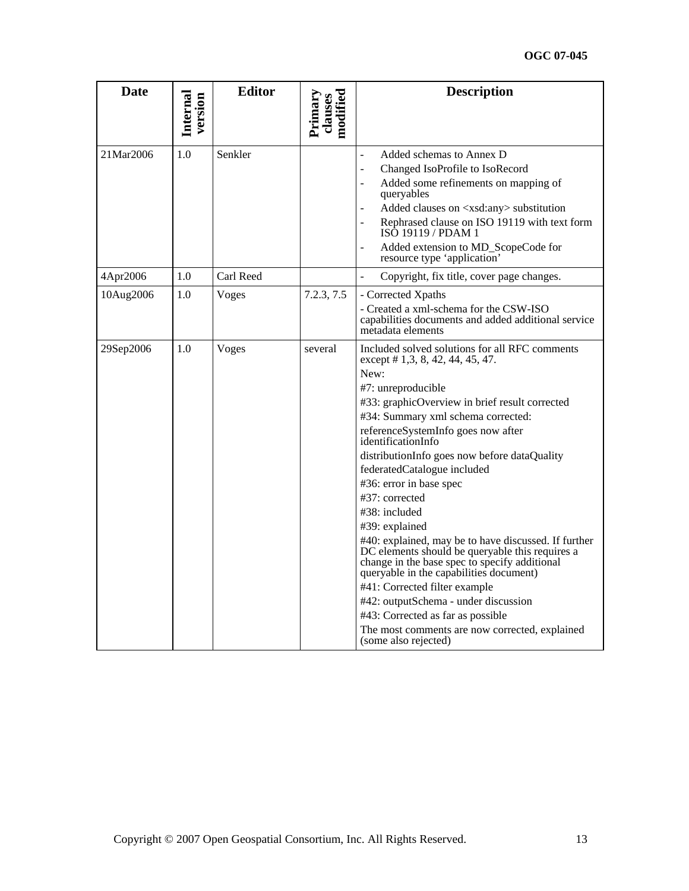| Date | Internal version | Editor | Primary clauses modified | Description |
|---|---|---|---|---|
| 21Mar2006 | 1.0 | Senkler | | - Added schemas to Annex D<br>- Changed IsoProfile to IsoRecord<br>- Added some refinements on mapping of queryables<br>- Added clauses on <xsd:any> substitution<br>- Rephrased clause on ISO 19119 with text form ISO 19119 / PDAM 1<br>- Added extension to MD_ScopeCode for resource type 'application' |
| 4Apr2006 | 1.0 | Carl Reed | | - Copyright, fix title, cover page changes. |
| 10Aug2006 | 1.0 | Voges | 7.2.3, 7.5 | - Corrected Xpaths<br>- Created a xml-schema for the CSW-ISO capabilities documents and added additional service metadata elements |
| 29Sep2006 | 1.0 | Voges | several | Included solved solutions for all RFC comments except # 1,3, 8, 42, 44, 45, 47.<br>New:<br>#7: unreproducible<br>#33: graphicOverview in brief result corrected<br>#34: Summary xml schema corrected:<br>referenceSystemInfo goes now after identificationInfo<br>distributionInfo goes now before dataQuality<br>federatedCatalogue included<br>#36: error in base spec<br>#37: corrected<br>#38: included<br>#39: explained<br>#40: explained, may be to have discussed. If further DC elements should be queryable this requires a change in the base spec to specify additional queryable in the capabilities document)<br>#41: Corrected filter example<br>#42: outputSchema - under discussion<br>#43: Corrected as far as possible<br>The most comments are now corrected, explained (some also rejected) |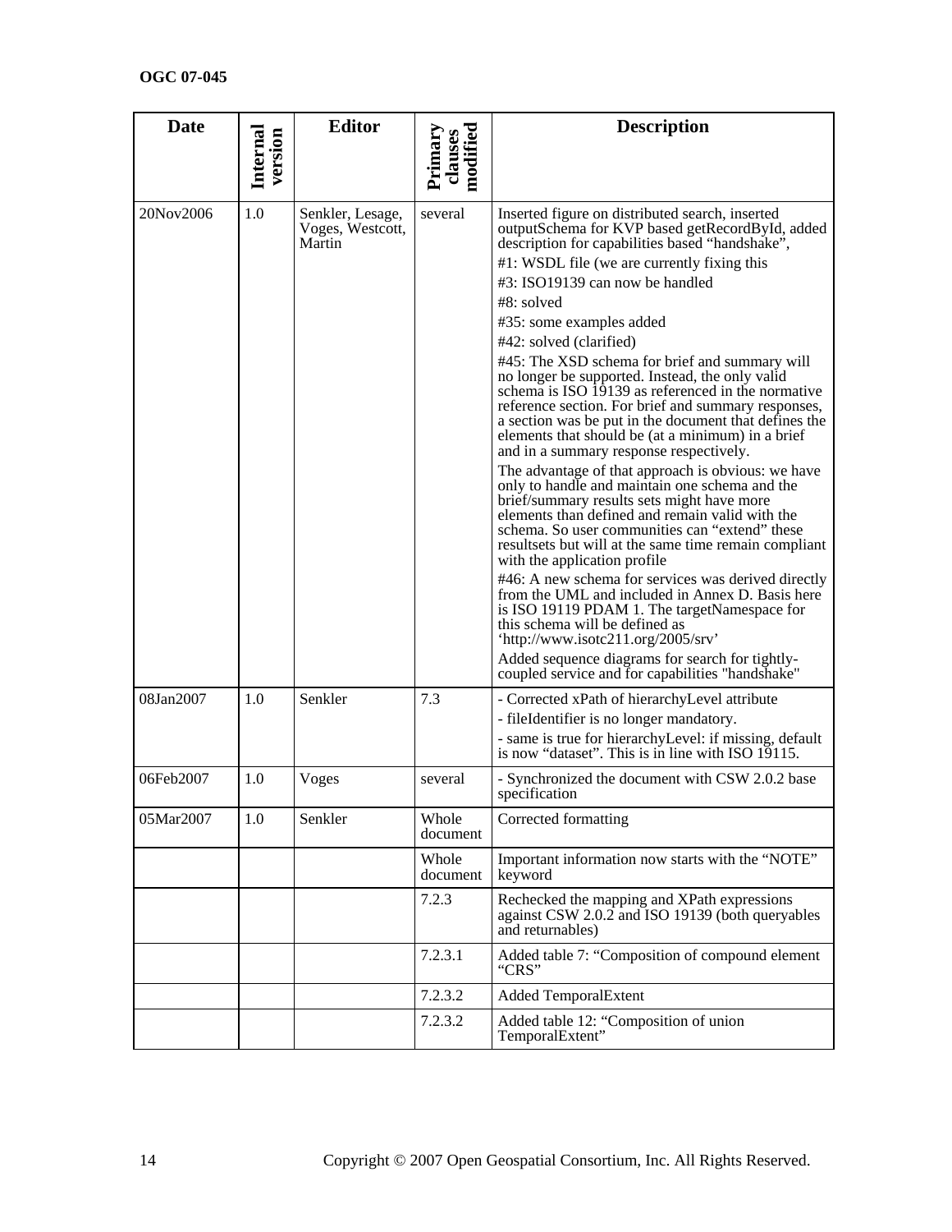| Date | Internal version | Editor | Primary clauses modified | Description |
|---|---|---|---|---|
| 20Nov2006 | 1.0 | Senkler, Lesage, Voges, Westcott, Martin | several | Inserted figure on distributed search, inserted outputSchema for KVP based getRecordById, added description for capabilities based "handshake",<br>#1: WSDL file (we are currently fixing this<br>#3: ISO19139 can now be handled<br>#8: solved<br>#35: some examples added<br>#42: solved (clarified)<br>#45: The XSD schema for brief and summary will no longer be supported. Instead, the only valid schema is ISO 19139 as referenced in the normative reference section. For brief and summary responses, a section was be put in the document that defines the elements that should be (at a minimum) in a brief and in a summary response respectively.<br>The advantage of that approach is obvious: we have only to handle and maintain one schema and the brief/summary results sets might have more elements than defined and remain valid with the schema. So user communities can "extend" these resultsets but will at the same time remain compliant with the application profile<br>#46: A new schema for services was derived directly from the UML and included in Annex D. Basis here is ISO 19119 PDAM 1. The targetNamespace for this schema will be defined as 'http://www.isotc211.org/2005/srv'<br>Added sequence diagrams for search for tightly-coupled service and for capabilities "handshake" |
| 08Jan2007 | 1.0 | Senkler | 7.3 | - Corrected xPath of hierarchyLevel attribute<br>- fileIdentifier is no longer mandatory.<br>- same is true for hierarchyLevel: if missing, default is now "dataset". This is in line with ISO 19115. |
| 06Feb2007 | 1.0 | Voges | several | - Synchronized the document with CSW 2.0.2 base specification |
| 05Mar2007 | 1.0 | Senkler | Whole document | Corrected formatting |
| | | | Whole document | Important information now starts with the "NOTE" keyword |
| | | | 7.2.3 | Rechecked the mapping and XPath expressions against CSW 2.0.2 and ISO 19139 (both queryables and returnables) |
| | | | 7.2.3.1 | Added table 7: "Composition of compound element "CRS" |
| | | | 7.2.3.2 | Added TemporalExtent |
| | | | 7.2.3.2 | Added table 12: "Composition of union TemporalExtent" |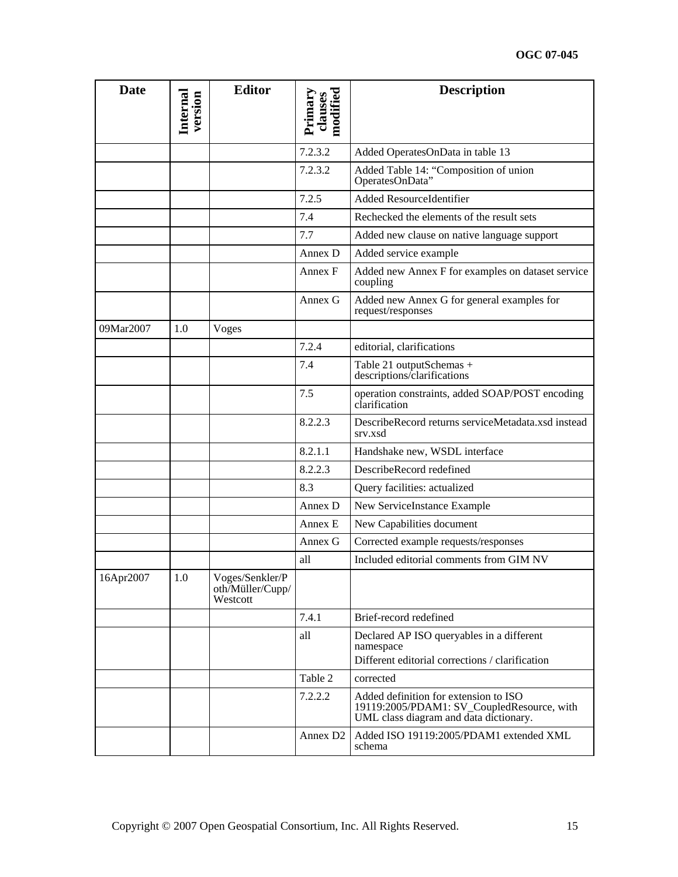| Date | Internal version | Editor | Primary clauses modified | Description |
| --- | --- | --- | --- | --- |
| | | | 7.2.3.2 | Added OperatesOnData in table 13 |
| | | | 7.2.3.2 | Added Table 14: “Composition of union OperatesOnData” |
| | | | 7.2.5 | Added ResourceIdentifier |
| | | | 7.4 | Rechecked the elements of the result sets |
| | | | 7.7 | Added new clause on native language support |
| | | | Annex D | Added service example |
| | | | Annex F | Added new Annex F for examples on dataset service coupling |
| | | | Annex G | Added new Annex G for general examples for request/responses |
| 09Mar2007 | 1.0 | Voges | | |
| | | | 7.2.4 | editorial, clarifications |
| | | | 7.4 | Table 21 outputSchemas + descriptions/clarifications |
| | | | 7.5 | operation constraints, added SOAP/POST encoding clarification |
| | | | 8.2.2.3 | DescribeRecord returns serviceMetadata.xsd instead srv.xsd |
| | | | 8.2.1.1 | Handshake new, WSDL interface |
| | | | 8.2.2.3 | DescribeRecord redefined |
| | | | 8.3 | Query facilities: actualized |
| | | | Annex D | New ServiceInstance Example |
| | | | Annex E | New Capabilities document |
| | | | Annex G | Corrected example requests/responses |
| | | | all | Included editorial comments from GIM NV |
| 16Apr2007 | 1.0 | Voges/Senkler/Poth/Müller/Cupp/Westcott | | |
| | | | 7.4.1 | Brief-record redefined |
| | | | all | Declared AP ISO queryables in a different namespace<br>Different editorial corrections / clarification |
| | | | Table 2 | corrected |
| | | | 7.2.2.2 | Added definition for extension to ISO 19119:2005/PDAM1: SV_CoupledResource, with UML class diagram and data dictionary. |
| | | | Annex D2 | Added ISO 19119:2005/PDAM1 extended XML schema |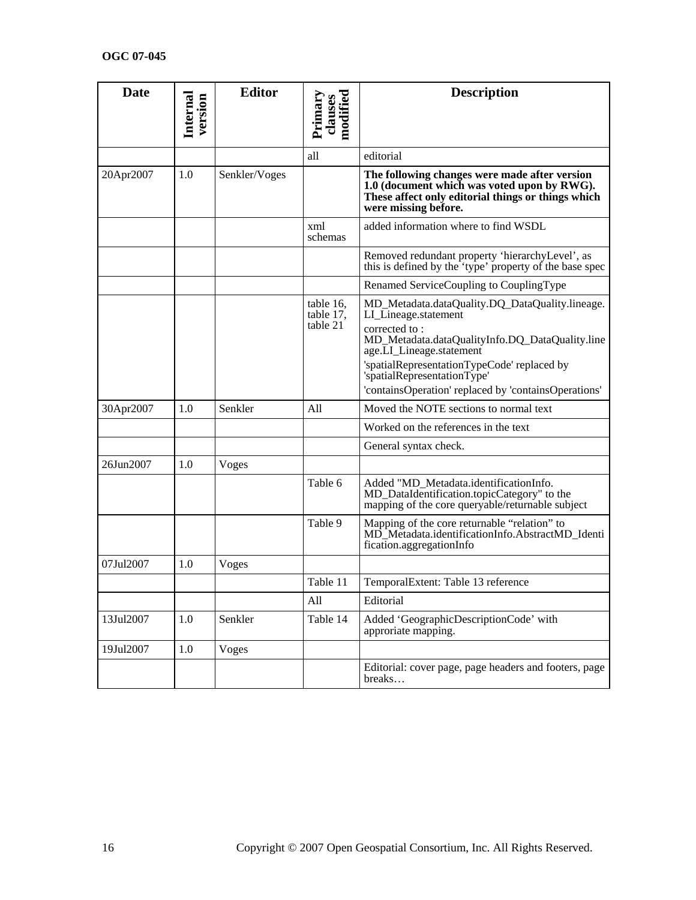| Date | Internal version | Editor | Primary clauses modified | Description |
|---|---|---|---|---|
| | | | all | editorial |
| 20Apr2007 | 1.0 | Senkler/Voges | | **The following changes were made after version 1.0 (document which was voted upon by RWG). These affect only editorial things or things which were missing before.** |
| | | | xml schemas | added information where to find WSDL |
| | | | | Removed redundant property 'hierarchyLevel', as this is defined by the 'type' property of the base spec |
| | | | | Renamed ServiceCoupling to CouplingType |
| | | | table 16, table 17, table 21 | MD_Metadata.dataQuality.DQ_DataQuality.lineage.LI_Lineage.statement corrected to : MD_Metadata.dataQualityInfo.DQ_DataQuality.lineage.LI_Lineage.statement 'spatialRepresentationTypeCode' replaced by 'spatialRepresentationType' 'containsOperation' replaced by 'containsOperations' |
| 30Apr2007 | 1.0 | Senkler | All | Moved the NOTE sections to normal text |
| | | | | Worked on the references in the text |
| | | | | General syntax check. |
| 26Jun2007 | 1.0 | Voges | | |
| | | | Table 6 | Added "MD_Metadata.identificationInfo. MD_DataIdentification.topicCategory" to the mapping of the core queryable/returnable subject |
| | | | Table 9 | Mapping of the core returnable "relation" to MD_Metadata.identificationInfo.AbstractMD_Identification.aggregationInfo |
| 07Jul2007 | 1.0 | Voges | | |
| | | | Table 11 | TemporalExtent: Table 13 reference |
| | | | All | Editorial |
| 13Jul2007 | 1.0 | Senkler | Table 14 | Added 'GeographicDescriptionCode' with approriate mapping. |
| 19Jul2007 | 1.0 | Voges | | |
| | | | | Editorial: cover page, page headers and footers, page breaks… |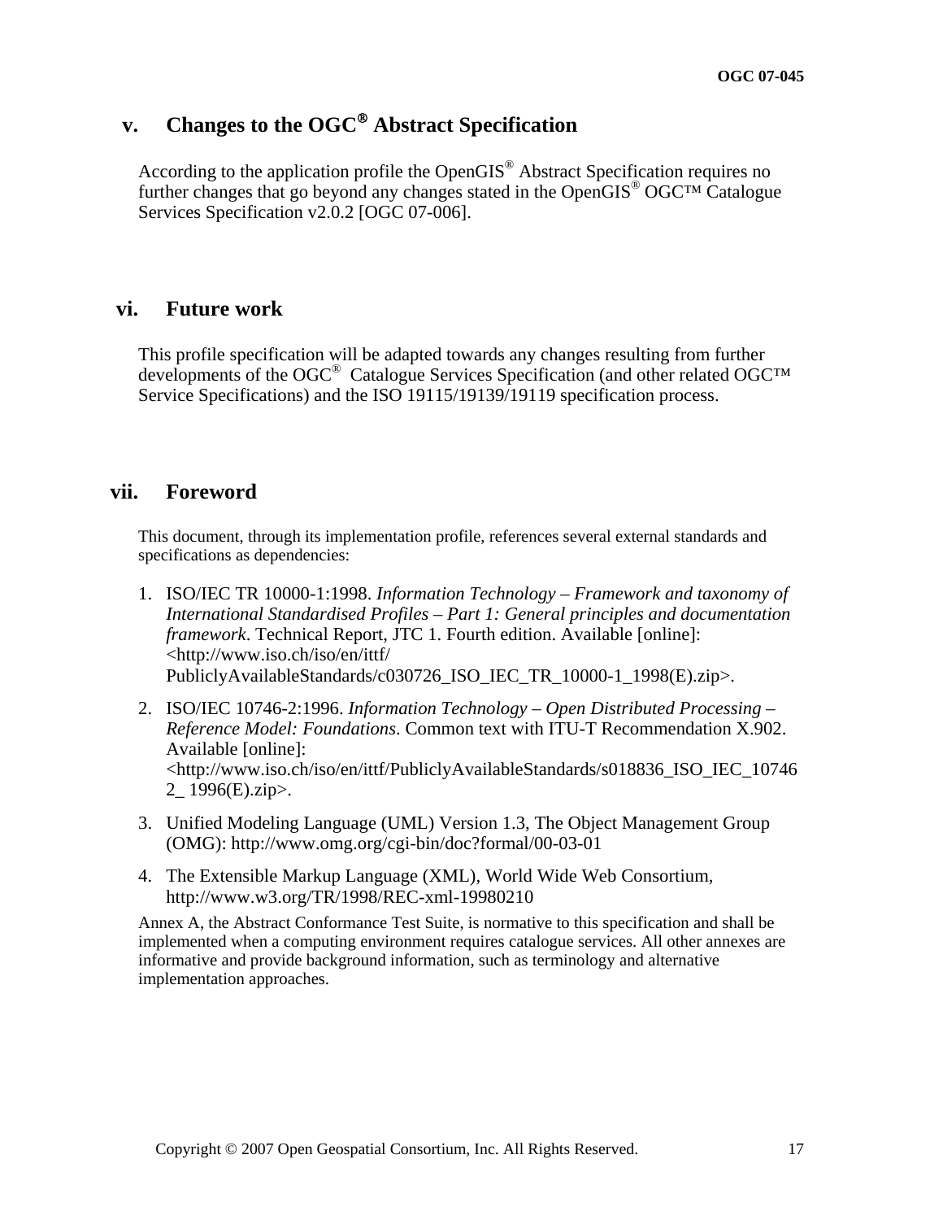## v. Changes to the OGC® Abstract Specification

According to the application profile the OpenGIS® Abstract Specification requires no further changes that go beyond any changes stated in the OpenGIS® OGC™ Catalogue Services Specification v2.0.2 [OGC 07-006].

## vi. Future work

This profile specification will be adapted towards any changes resulting from further developments of the OGC® Catalogue Services Specification (and other related OGC™ Service Specifications) and the ISO 19115/19139/19119 specification process.

## vii. Foreword

This document, through its implementation profile, references several external standards and specifications as dependencies:

1. ISO/IEC TR 10000-1:1998. *Information Technology – Framework and taxonomy of International Standardised Profiles – Part 1: General principles and documentation framework*. Technical Report, JTC 1. Fourth edition. Available [online]: <http://www.iso.ch/iso/en/ittf/PubliclyAvailableStandards/c030726_ISO_IEC_TR_10000-1_1998(E).zip>.
2. ISO/IEC 10746-2:1996. *Information Technology – Open Distributed Processing – Reference Model: Foundations*. Common text with ITU-T Recommendation X.902. Available [online]: <http://www.iso.ch/iso/en/ittf/PubliclyAvailableStandards/s018836_ISO_IEC_107462_ 1996(E).zip>.
3. Unified Modeling Language (UML) Version 1.3, The Object Management Group (OMG): http://www.omg.org/cgi-bin/doc?formal/00-03-01
4. The Extensible Markup Language (XML), World Wide Web Consortium, http://www.w3.org/TR/1998/REC-xml-19980210

Annex A, the Abstract Conformance Test Suite, is normative to this specification and shall be implemented when a computing environment requires catalogue services. All other annexes are informative and provide background information, such as terminology and alternative implementation approaches.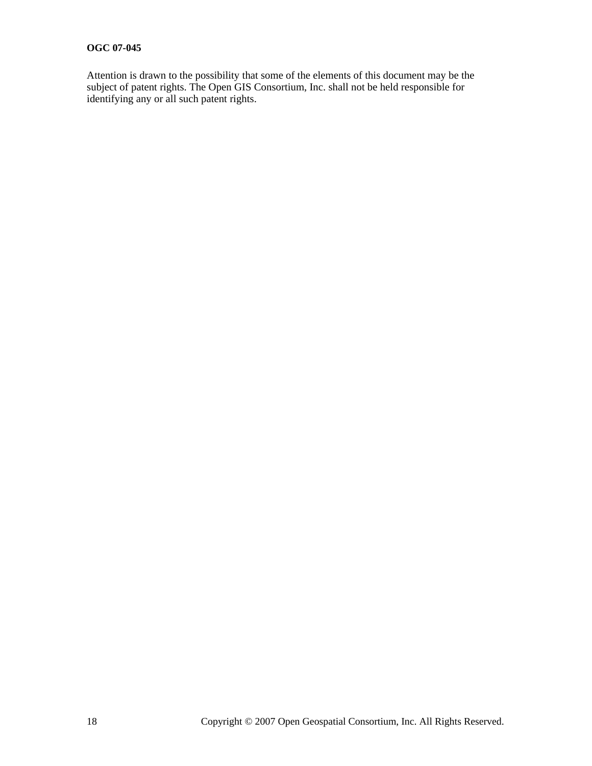Attention is drawn to the possibility that some of the elements of this document may be the subject of patent rights. The Open GIS Consortium, Inc. shall not be held responsible for identifying any or all such patent rights.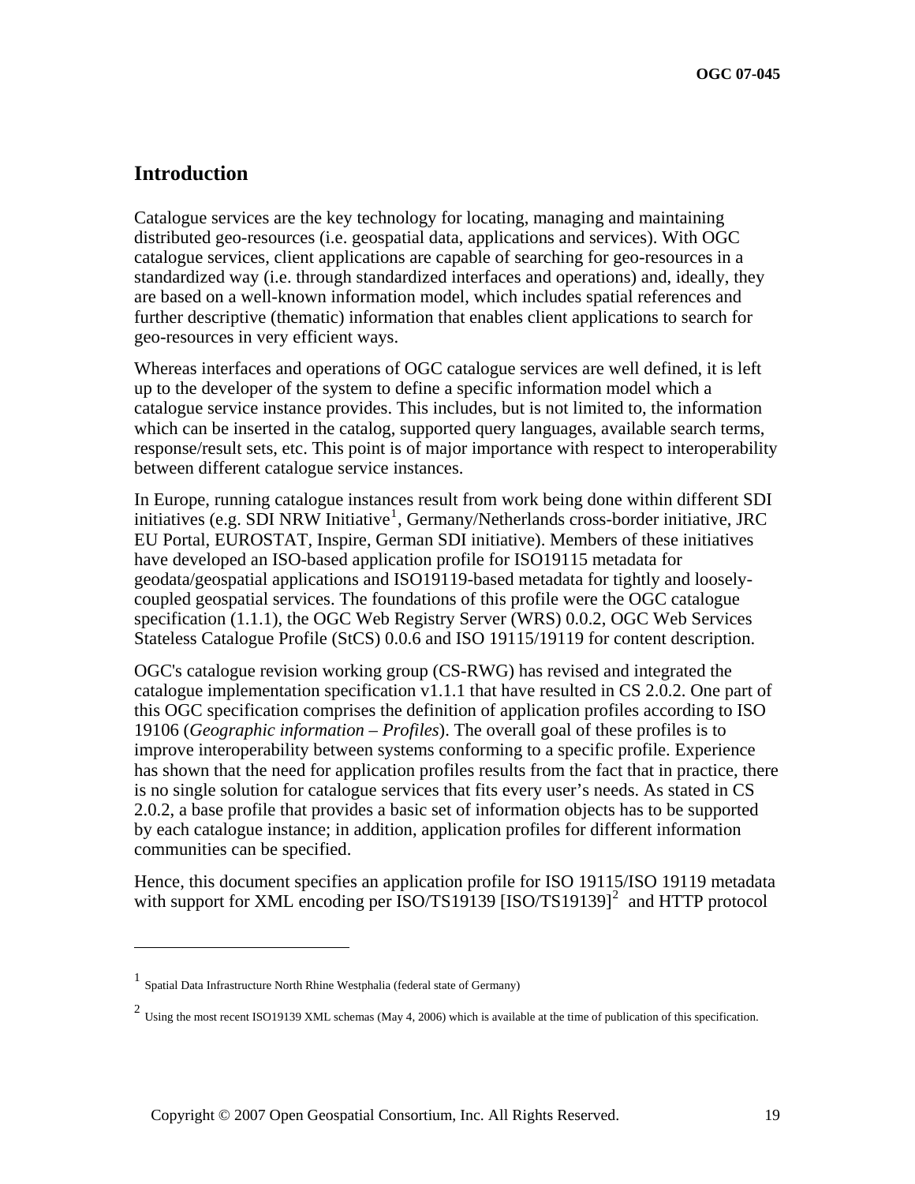# Introduction

Catalogue services are the key technology for locating, managing and maintaining distributed geo-resources (i.e. geospatial data, applications and services). With OGC catalogue services, client applications are capable of searching for geo-resources in a standardized way (i.e. through standardized interfaces and operations) and, ideally, they are based on a well-known information model, which includes spatial references and further descriptive (thematic) information that enables client applications to search for geo-resources in very efficient ways.

Whereas interfaces and operations of OGC catalogue services are well defined, it is left up to the developer of the system to define a specific information model which a catalogue service instance provides. This includes, but is not limited to, the information which can be inserted in the catalog, supported query languages, available search terms, response/result sets, etc. This point is of major importance with respect to interoperability between different catalogue service instances.

In Europe, running catalogue instances result from work being done within different SDI initiatives (e.g. SDI NRW Initiative[1], Germany/Netherlands cross-border initiative, JRC EU Portal, EUROSTAT, Inspire, German SDI initiative). Members of these initiatives have developed an ISO-based application profile for ISO19115 metadata for geodata/geospatial applications and ISO19119-based metadata for tightly and loosely-coupled geospatial services. The foundations of this profile were the OGC catalogue specification (1.1.1), the OGC Web Registry Server (WRS) 0.0.2, OGC Web Services Stateless Catalogue Profile (StCS) 0.0.6 and ISO 19115/19119 for content description.

OGC's catalogue revision working group (CS-RWG) has revised and integrated the catalogue implementation specification v1.1.1 that have resulted in CS 2.0.2. One part of this OGC specification comprises the definition of application profiles according to ISO 19106 (*Geographic information – Profiles*). The overall goal of these profiles is to improve interoperability between systems conforming to a specific profile. Experience has shown that the need for application profiles results from the fact that in practice, there is no single solution for catalogue services that fits every user's needs. As stated in CS 2.0.2, a base profile that provides a basic set of information objects has to be supported by each catalogue instance; in addition, application profiles for different information communities can be specified.

Hence, this document specifies an application profile for ISO 19115/ISO 19119 metadata with support for XML encoding per ISO/TS19139 [ISO/TS19139][2] and HTTP protocol

---

[1] Spatial Data Infrastructure North Rhine Westphalia (federal state of Germany)

[2] Using the most recent ISO19139 XML schemas (May 4, 2006) which is available at the time of publication of this specification.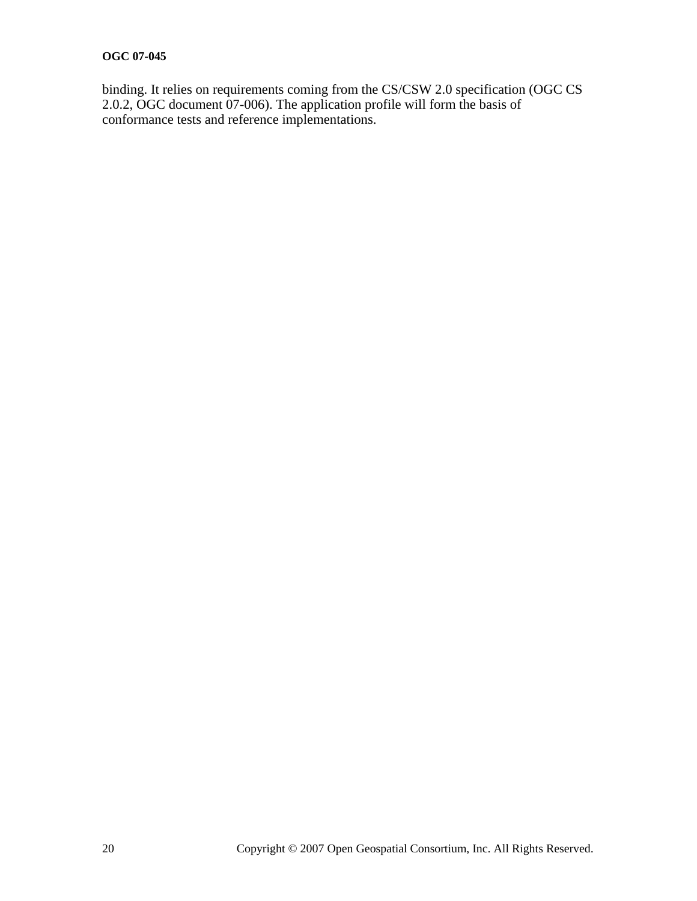binding. It relies on requirements coming from the CS/CSW 2.0 specification (OGC CS 2.0.2, OGC document 07-006). The application profile will form the basis of conformance tests and reference implementations.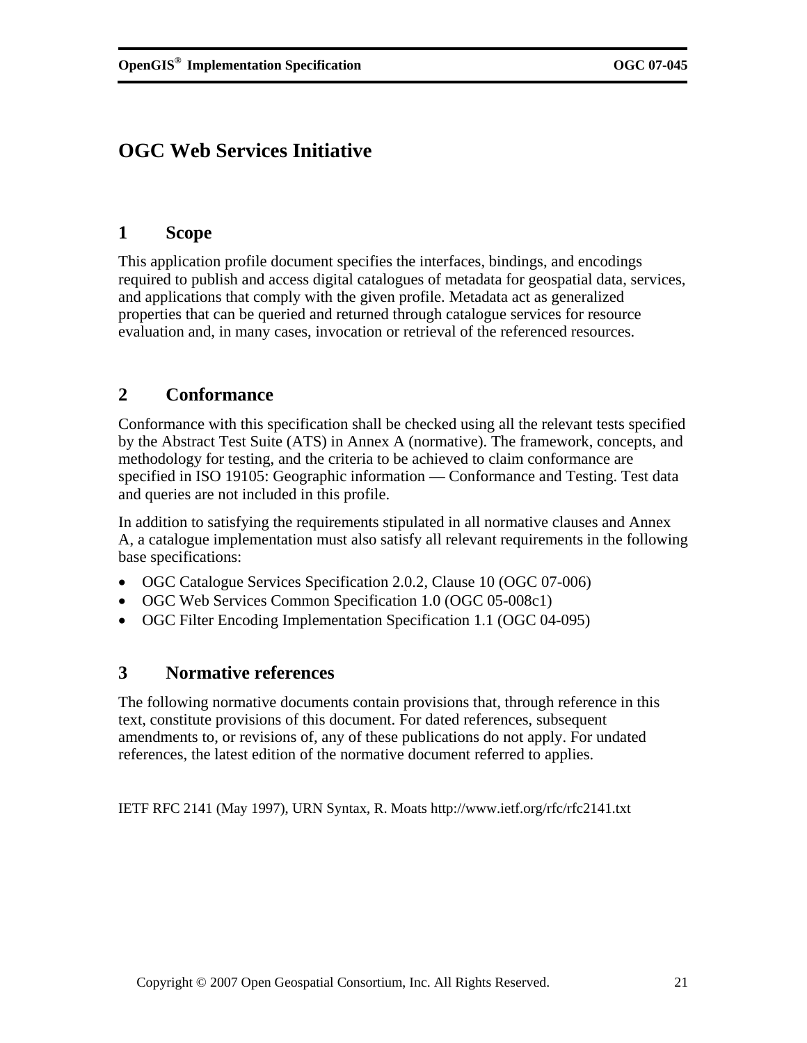# OGC Web Services Initiative

## 1 Scope

This application profile document specifies the interfaces, bindings, and encodings required to publish and access digital catalogues of metadata for geospatial data, services, and applications that comply with the given profile. Metadata act as generalized properties that can be queried and returned through catalogue services for resource evaluation and, in many cases, invocation or retrieval of the referenced resources.

## 2 Conformance

Conformance with this specification shall be checked using all the relevant tests specified by the Abstract Test Suite (ATS) in Annex A (normative). The framework, concepts, and methodology for testing, and the criteria to be achieved to claim conformance are specified in ISO 19105: Geographic information — Conformance and Testing. Test data and queries are not included in this profile.

In addition to satisfying the requirements stipulated in all normative clauses and Annex A, a catalogue implementation must also satisfy all relevant requirements in the following base specifications:

- OGC Catalogue Services Specification 2.0.2, Clause 10 (OGC 07-006)
- OGC Web Services Common Specification 1.0 (OGC 05-008c1)
- OGC Filter Encoding Implementation Specification 1.1 (OGC 04-095)

## 3 Normative references

The following normative documents contain provisions that, through reference in this text, constitute provisions of this document. For dated references, subsequent amendments to, or revisions of, any of these publications do not apply. For undated references, the latest edition of the normative document referred to applies.

IETF RFC 2141 (May 1997), URN Syntax, R. Moats http://www.ietf.org/rfc/rfc2141.txt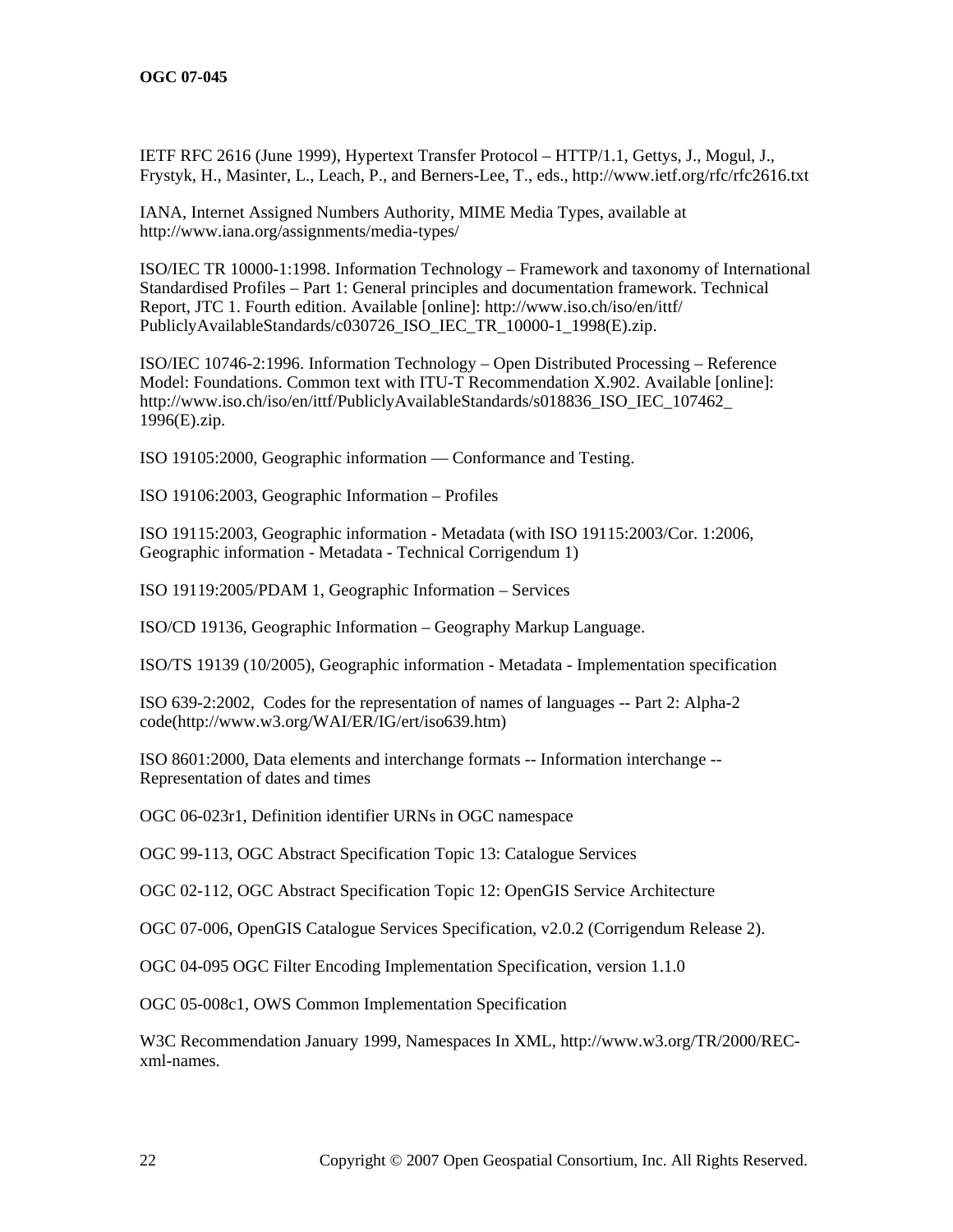IETF RFC 2616 (June 1999), Hypertext Transfer Protocol – HTTP/1.1, Gettys, J., Mogul, J., Frystyk, H., Masinter, L., Leach, P., and Berners-Lee, T., eds., http://www.ietf.org/rfc/rfc2616.txt

IANA, Internet Assigned Numbers Authority, MIME Media Types, available at http://www.iana.org/assignments/media-types/

ISO/IEC TR 10000-1:1998. Information Technology – Framework and taxonomy of International Standardised Profiles – Part 1: General principles and documentation framework. Technical Report, JTC 1. Fourth edition. Available [online]: http://www.iso.ch/iso/en/ittf/PubliclyAvailableStandards/c030726_ISO_IEC_TR_10000-1_1998(E).zip.

ISO/IEC 10746-2:1996. Information Technology – Open Distributed Processing – Reference Model: Foundations. Common text with ITU-T Recommendation X.902. Available [online]: http://www.iso.ch/iso/en/ittf/PubliclyAvailableStandards/s018836_ISO_IEC_107462_1996(E).zip.

ISO 19105:2000, Geographic information — Conformance and Testing.

ISO 19106:2003, Geographic Information – Profiles

ISO 19115:2003, Geographic information - Metadata (with ISO 19115:2003/Cor. 1:2006, Geographic information - Metadata - Technical Corrigendum 1)

ISO 19119:2005/PDAM 1, Geographic Information – Services

ISO/CD 19136, Geographic Information – Geography Markup Language.

ISO/TS 19139 (10/2005), Geographic information - Metadata - Implementation specification

ISO 639-2:2002, Codes for the representation of names of languages -- Part 2: Alpha-2 code(http://www.w3.org/WAI/ER/IG/ert/iso639.htm)

ISO 8601:2000, Data elements and interchange formats -- Information interchange -- Representation of dates and times

OGC 06-023r1, Definition identifier URNs in OGC namespace

OGC 99-113, OGC Abstract Specification Topic 13: Catalogue Services

OGC 02-112, OGC Abstract Specification Topic 12: OpenGIS Service Architecture

OGC 07-006, OpenGIS Catalogue Services Specification, v2.0.2 (Corrigendum Release 2).

OGC 04-095 OGC Filter Encoding Implementation Specification, version 1.1.0

OGC 05-008c1, OWS Common Implementation Specification

W3C Recommendation January 1999, Namespaces In XML, http://www.w3.org/TR/2000/REC-xml-names.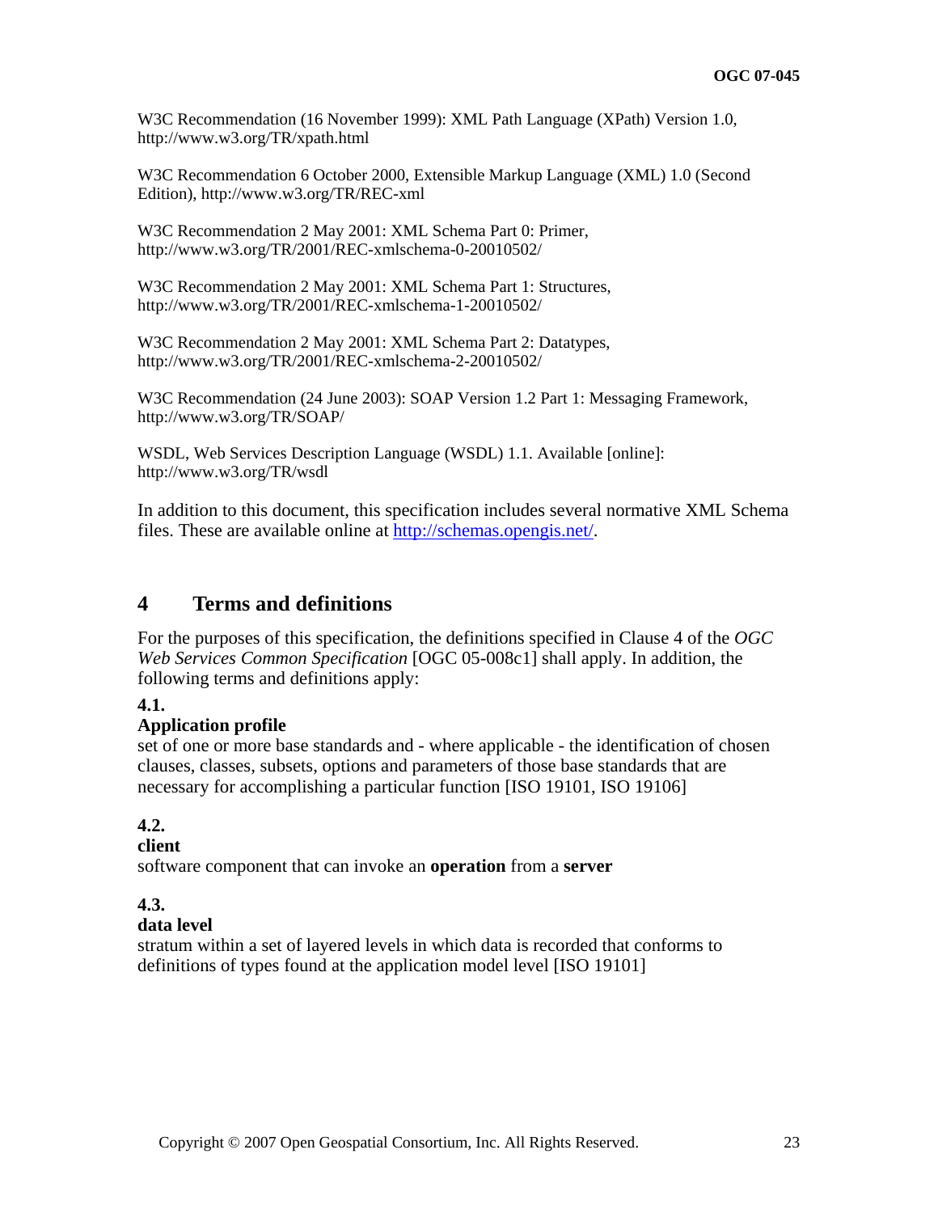W3C Recommendation (16 November 1999): XML Path Language (XPath) Version 1.0, http://www.w3.org/TR/xpath.html

W3C Recommendation 6 October 2000, Extensible Markup Language (XML) 1.0 (Second Edition), http://www.w3.org/TR/REC-xml

W3C Recommendation 2 May 2001: XML Schema Part 0: Primer, http://www.w3.org/TR/2001/REC-xmlschema-0-20010502/

W3C Recommendation 2 May 2001: XML Schema Part 1: Structures, http://www.w3.org/TR/2001/REC-xmlschema-1-20010502/

W3C Recommendation 2 May 2001: XML Schema Part 2: Datatypes, http://www.w3.org/TR/2001/REC-xmlschema-2-20010502/

W3C Recommendation (24 June 2003): SOAP Version 1.2 Part 1: Messaging Framework, http://www.w3.org/TR/SOAP/

WSDL, Web Services Description Language (WSDL) 1.1. Available [online]: http://www.w3.org/TR/wsdl

In addition to this document, this specification includes several normative XML Schema files. These are available online at http://schemas.opengis.net/.

# 4 Terms and definitions

For the purposes of this specification, the definitions specified in Clause 4 of the *OGC Web Services Common Specification* [OGC 05-008c1] shall apply. In addition, the following terms and definitions apply:

**4.1.**
**Application profile**
set of one or more base standards and - where applicable - the identification of chosen clauses, classes, subsets, options and parameters of those base standards that are necessary for accomplishing a particular function [ISO 19101, ISO 19106]

**4.2.**
**client**
software component that can invoke an **operation** from a **server**

**4.3.**
**data level**
stratum within a set of layered levels in which data is recorded that conforms to definitions of types found at the application model level [ISO 19101]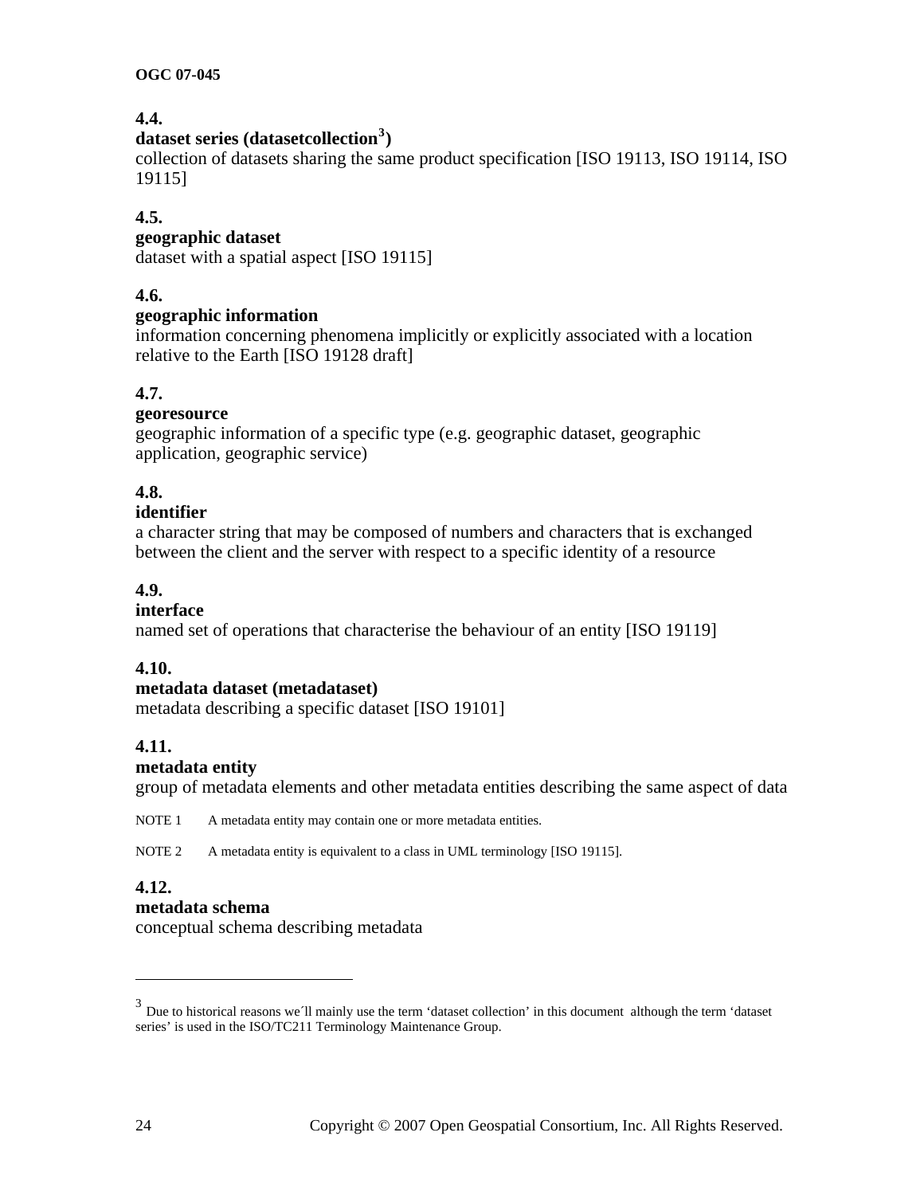### 4.4. dataset series (datasetcollection[3])

collection of datasets sharing the same product specification [ISO 19113, ISO 19114, ISO 19115]

### 4.5. geographic dataset

dataset with a spatial aspect [ISO 19115]

### 4.6. geographic information

information concerning phenomena implicitly or explicitly associated with a location relative to the Earth [ISO 19128 draft]

### 4.7. georesource

geographic information of a specific type (e.g. geographic dataset, geographic application, geographic service)

### 4.8. identifier

a character string that may be composed of numbers and characters that is exchanged between the client and the server with respect to a specific identity of a resource

### 4.9. interface

named set of operations that characterise the behaviour of an entity [ISO 19119]

### 4.10. metadata dataset (metadataset)

metadata describing a specific dataset [ISO 19101]

### 4.11. metadata entity

group of metadata elements and other metadata entities describing the same aspect of data

NOTE 1 A metadata entity may contain one or more metadata entities.

NOTE 2 A metadata entity is equivalent to a class in UML terminology [ISO 19115].

### 4.12. metadata schema

conceptual schema describing metadata

---

[3] Due to historical reasons we´ll mainly use the term 'dataset collection' in this document although the term 'dataset series' is used in the ISO/TC211 Terminology Maintenance Group.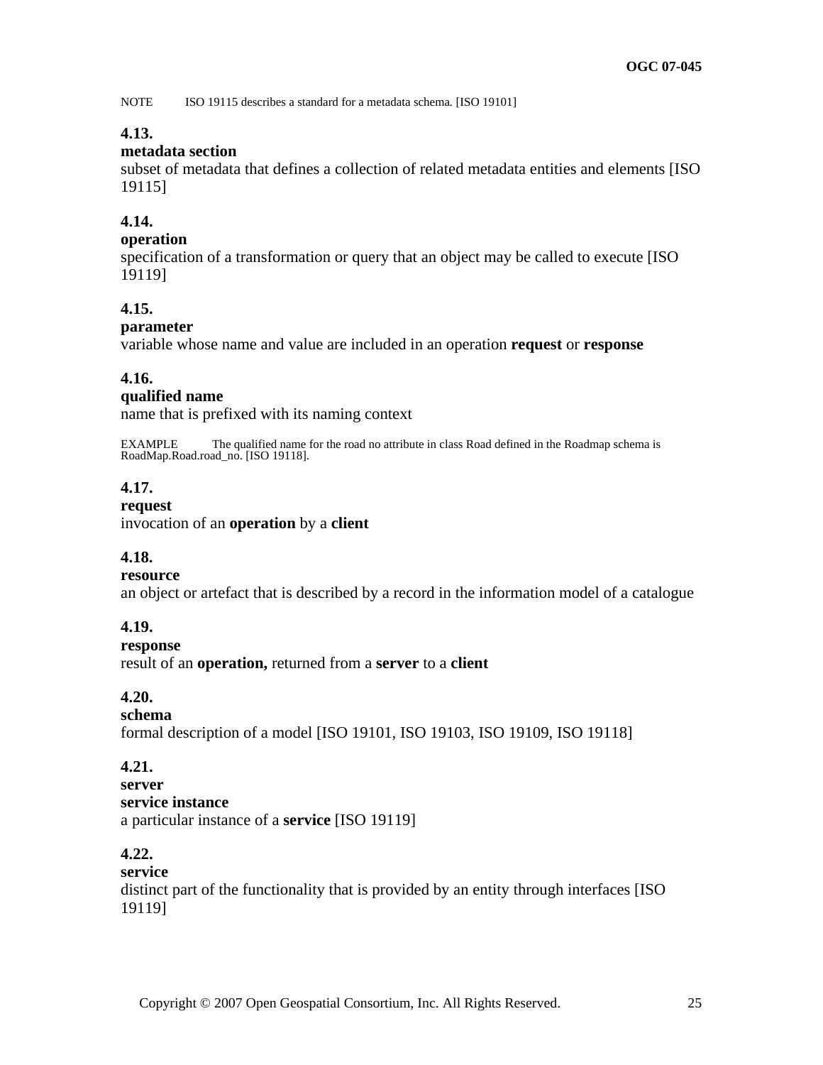NOTE ISO 19115 describes a standard for a metadata schema. [ISO 19101]

**4.13.**
**metadata section**
subset of metadata that defines a collection of related metadata entities and elements [ISO 19115]

**4.14.**
**operation**
specification of a transformation or query that an object may be called to execute [ISO 19119]

**4.15.**
**parameter**
variable whose name and value are included in an operation **request** or **response**

**4.16.**
**qualified name**
name that is prefixed with its naming context

EXAMPLE The qualified name for the road no attribute in class Road defined in the Roadmap schema is RoadMap.Road.road_no. [ISO 19118].

**4.17.**
**request**
invocation of an **operation** by a **client**

**4.18.**
**resource**
an object or artefact that is described by a record in the information model of a catalogue

**4.19.**
**response**
result of an **operation,** returned from a **server** to a **client**

**4.20.**
**schema**
formal description of a model [ISO 19101, ISO 19103, ISO 19109, ISO 19118]

**4.21.**
**server**
**service instance**
a particular instance of a **service** [ISO 19119]

**4.22.**
**service**
distinct part of the functionality that is provided by an entity through interfaces [ISO 19119]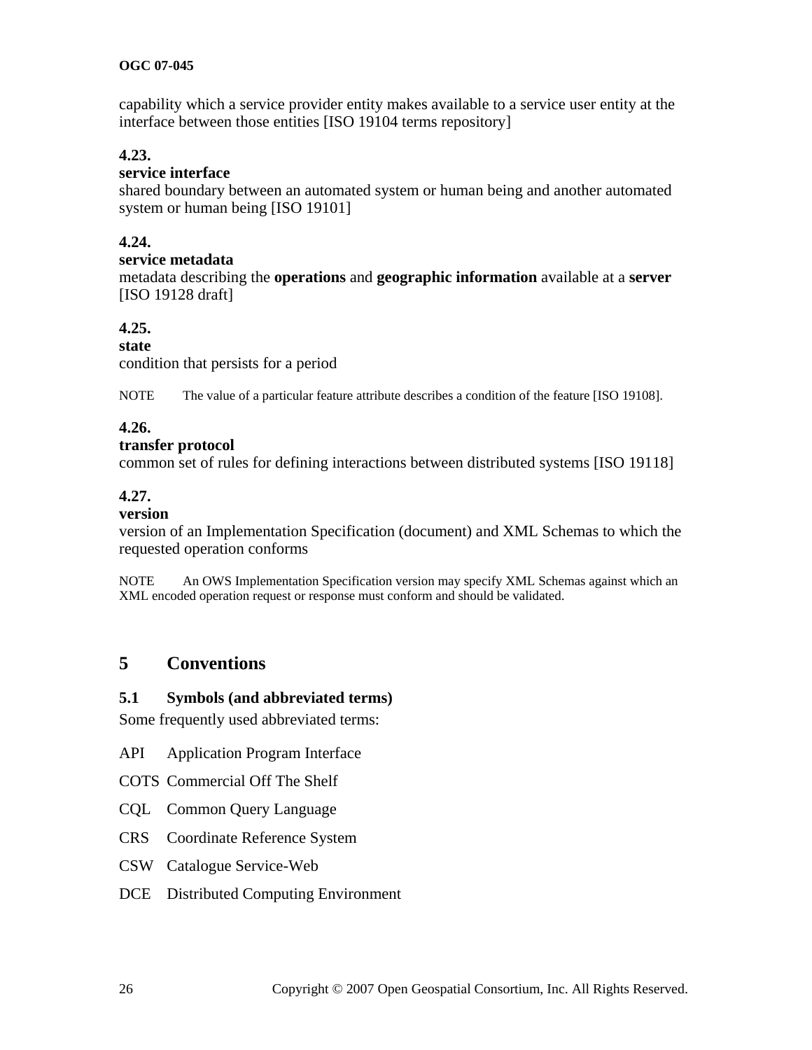capability which a service provider entity makes available to a service user entity at the interface between those entities [ISO 19104 terms repository]

**4.23.**
**service interface**
shared boundary between an automated system or human being and another automated system or human being [ISO 19101]

**4.24.**
**service metadata**
metadata describing the **operations** and **geographic information** available at a **server** [ISO 19128 draft]

**4.25.**
**state**
condition that persists for a period

NOTE The value of a particular feature attribute describes a condition of the feature [ISO 19108].

**4.26.**
**transfer protocol**
common set of rules for defining interactions between distributed systems [ISO 19118]

**4.27.**
**version**
version of an Implementation Specification (document) and XML Schemas to which the requested operation conforms

NOTE An OWS Implementation Specification version may specify XML Schemas against which an XML encoded operation request or response must conform and should be validated.

# 5 Conventions

## 5.1 Symbols (and abbreviated terms)

Some frequently used abbreviated terms:

API Application Program Interface

COTS Commercial Off The Shelf

CQL Common Query Language

CRS Coordinate Reference System

CSW Catalogue Service-Web

DCE Distributed Computing Environment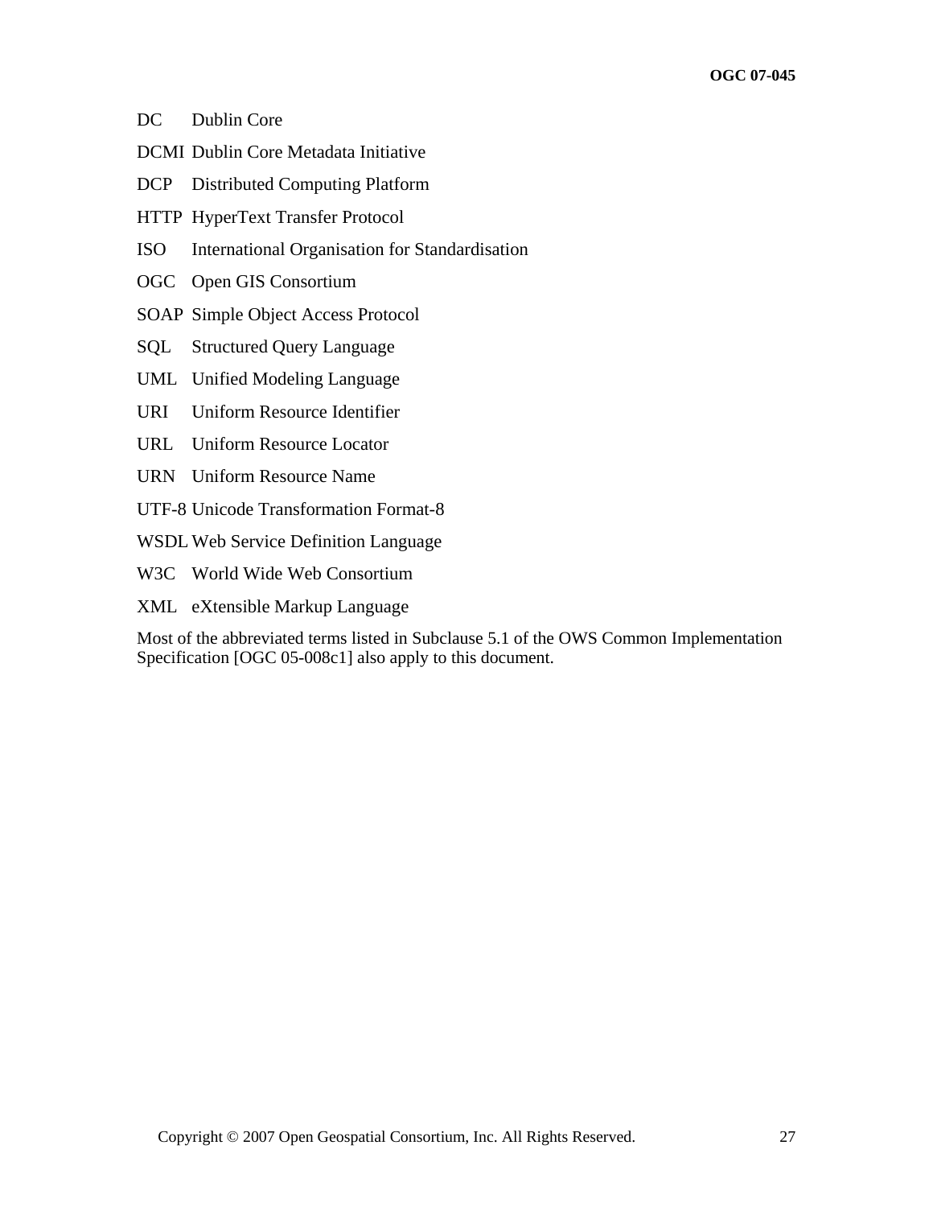DC Dublin Core

DCMI Dublin Core Metadata Initiative

DCP Distributed Computing Platform

HTTP HyperText Transfer Protocol

ISO International Organisation for Standardisation

OGC Open GIS Consortium

SOAP Simple Object Access Protocol

SQL Structured Query Language

UML Unified Modeling Language

URI Uniform Resource Identifier

URL Uniform Resource Locator

URN Uniform Resource Name

UTF-8 Unicode Transformation Format-8

WSDL Web Service Definition Language

W3C World Wide Web Consortium

XML eXtensible Markup Language

Most of the abbreviated terms listed in Subclause 5.1 of the OWS Common Implementation Specification [OGC 05-008c1] also apply to this document.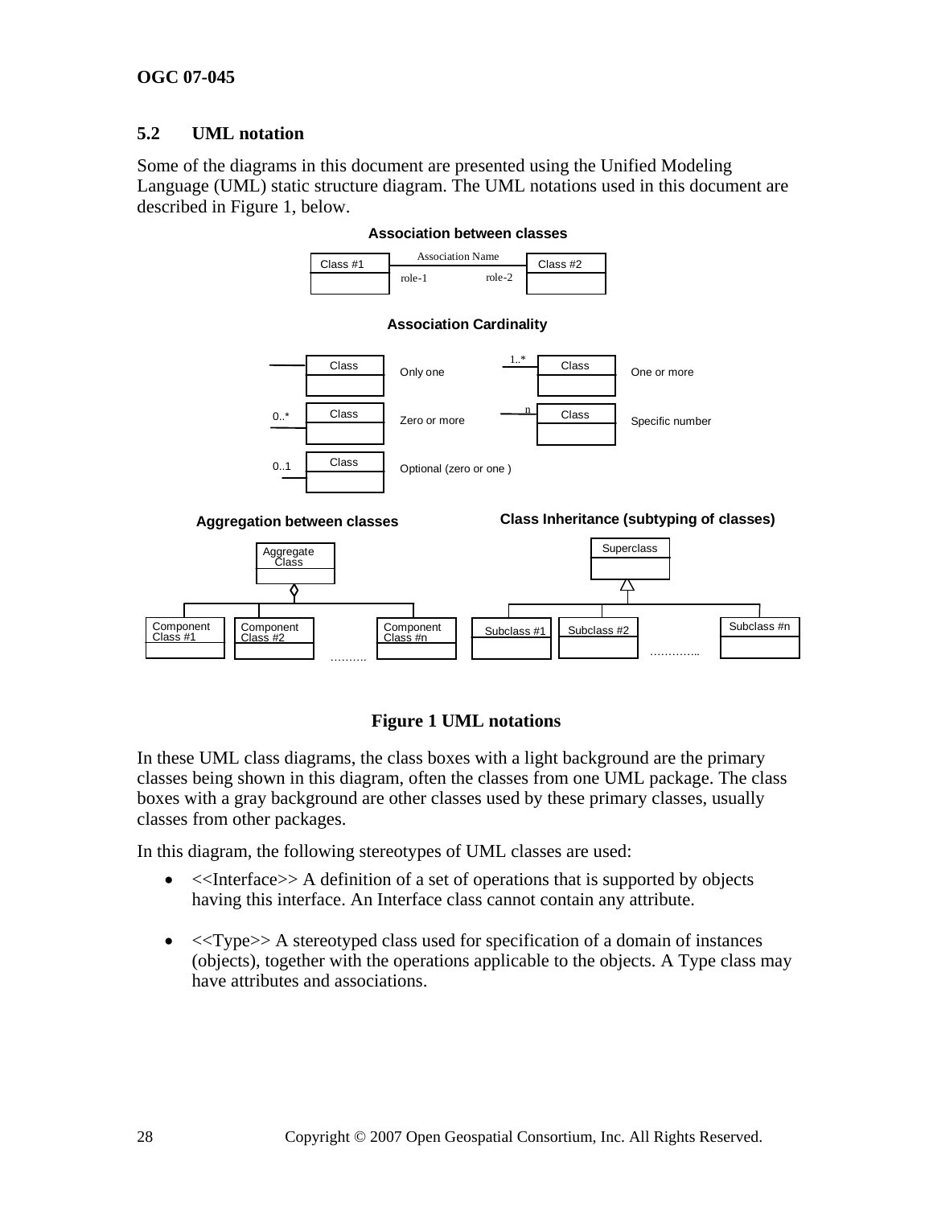### 5.2 UML notation

Some of the diagrams in this document are presented using the Unified Modeling Language (UML) static structure diagram. The UML notations used in this document are described in Figure 1, below.

**Figure 1 UML notations**

In these UML class diagrams, the class boxes with a light background are the primary classes being shown in this diagram, often the classes from one UML package. The class boxes with a gray background are other classes used by these primary classes, usually classes from other packages.

In this diagram, the following stereotypes of UML classes are used:

- <<Interface>> A definition of a set of operations that is supported by objects having this interface. An Interface class cannot contain any attribute.
- <<Type>> A stereotyped class used for specification of a domain of instances (objects), together with the operations applicable to the objects. A Type class may have attributes and associations.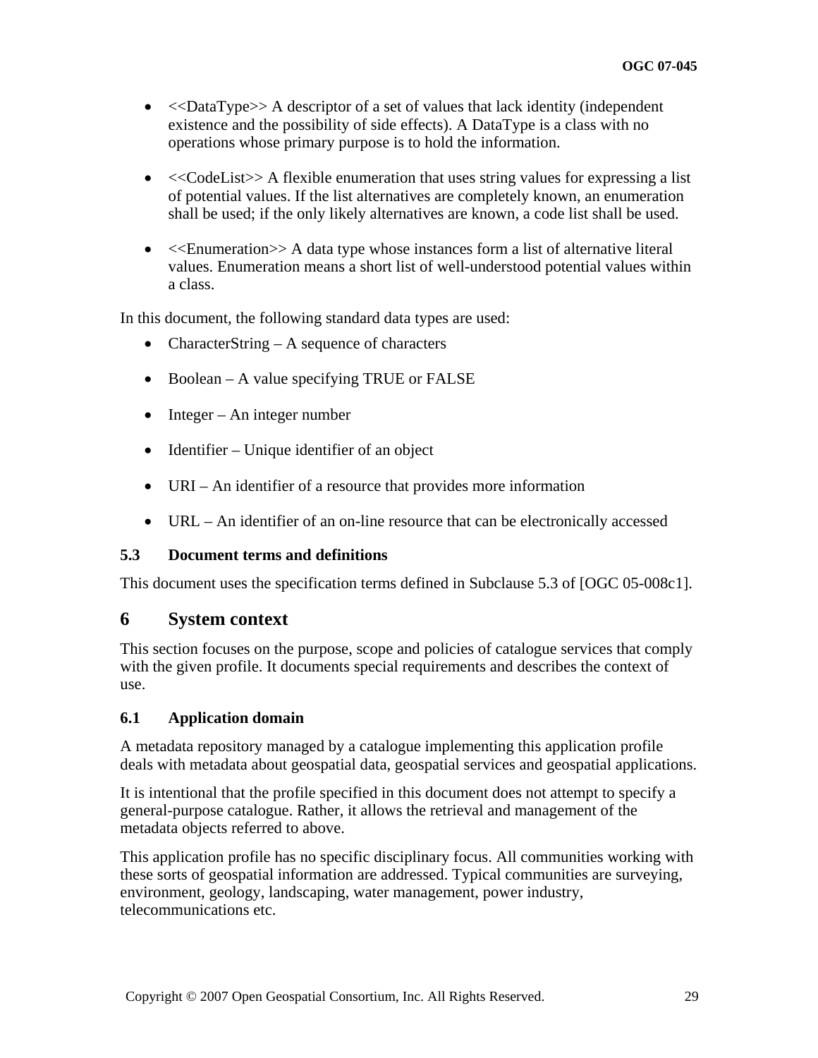- <<DataType>> A descriptor of a set of values that lack identity (independent existence and the possibility of side effects). A DataType is a class with no operations whose primary purpose is to hold the information.

- <<CodeList>> A flexible enumeration that uses string values for expressing a list of potential values. If the list alternatives are completely known, an enumeration shall be used; if the only likely alternatives are known, a code list shall be used.

- <<Enumeration>> A data type whose instances form a list of alternative literal values. Enumeration means a short list of well-understood potential values within a class.

In this document, the following standard data types are used:

- CharacterString – A sequence of characters

- Boolean – A value specifying TRUE or FALSE

- Integer – An integer number

- Identifier – Unique identifier of an object

- URI – An identifier of a resource that provides more information

- URL – An identifier of an on-line resource that can be electronically accessed

### 5.3 Document terms and definitions

This document uses the specification terms defined in Subclause 5.3 of [OGC 05-008c1].

## 6 System context

This section focuses on the purpose, scope and policies of catalogue services that comply with the given profile. It documents special requirements and describes the context of use.

### 6.1 Application domain

A metadata repository managed by a catalogue implementing this application profile deals with metadata about geospatial data, geospatial services and geospatial applications.

It is intentional that the profile specified in this document does not attempt to specify a general-purpose catalogue. Rather, it allows the retrieval and management of the metadata objects referred to above.

This application profile has no specific disciplinary focus. All communities working with these sorts of geospatial information are addressed. Typical communities are surveying, environment, geology, landscaping, water management, power industry, telecommunications etc.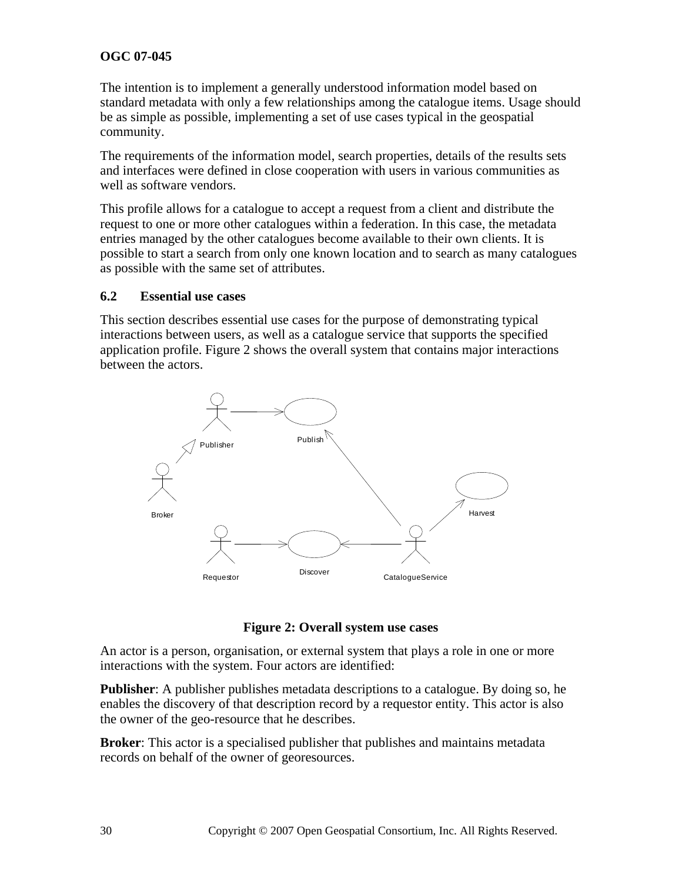The intention is to implement a generally understood information model based on standard metadata with only a few relationships among the catalogue items. Usage should be as simple as possible, implementing a set of use cases typical in the geospatial community.

The requirements of the information model, search properties, details of the results sets and interfaces were defined in close cooperation with users in various communities as well as software vendors.

This profile allows for a catalogue to accept a request from a client and distribute the request to one or more other catalogues within a federation. In this case, the metadata entries managed by the other catalogues become available to their own clients. It is possible to start a search from only one known location and to search as many catalogues as possible with the same set of attributes.

## 6.2 Essential use cases

This section describes essential use cases for the purpose of demonstrating typical interactions between users, as well as a catalogue service that supports the specified application profile. Figure 2 shows the overall system that contains major interactions between the actors.

**Figure 2: Overall system use cases**

An actor is a person, organisation, or external system that plays a role in one or more interactions with the system. Four actors are identified:

**Publisher**: A publisher publishes metadata descriptions to a catalogue. By doing so, he enables the discovery of that description record by a requestor entity. This actor is also the owner of the geo-resource that he describes.

**Broker**: This actor is a specialised publisher that publishes and maintains metadata records on behalf of the owner of georesources.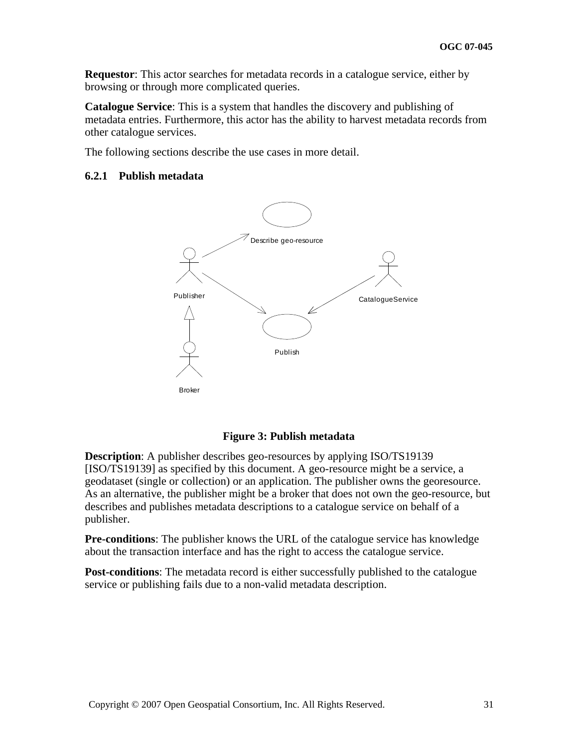**Requestor**: This actor searches for metadata records in a catalogue service, either by browsing or through more complicated queries.

**Catalogue Service**: This is a system that handles the discovery and publishing of metadata entries. Furthermore, this actor has the ability to harvest metadata records from other catalogue services.

The following sections describe the use cases in more detail.

### 6.2.1 Publish metadata

**Figure 3: Publish metadata**

**Description**: A publisher describes geo-resources by applying ISO/TS19139 [ISO/TS19139] as specified by this document. A geo-resource might be a service, a geodataset (single or collection) or an application. The publisher owns the georesource. As an alternative, the publisher might be a broker that does not own the geo-resource, but describes and publishes metadata descriptions to a catalogue service on behalf of a publisher.

**Pre-conditions**: The publisher knows the URL of the catalogue service has knowledge about the transaction interface and has the right to access the catalogue service.

**Post-conditions**: The metadata record is either successfully published to the catalogue service or publishing fails due to a non-valid metadata description.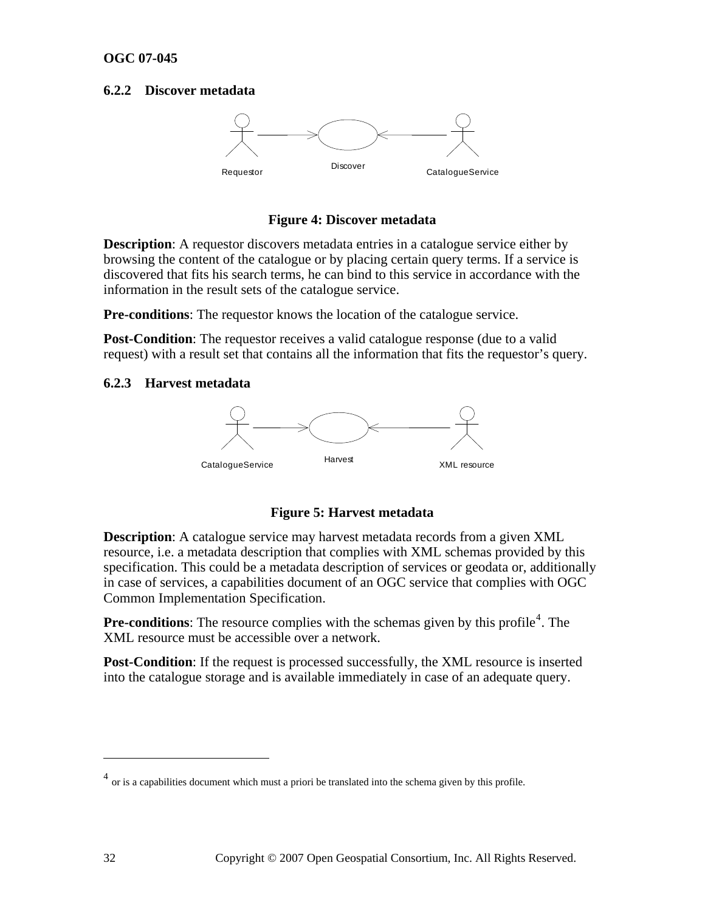### 6.2.2 Discover metadata

Requestor — Discover — CatalogueService

**Figure 4: Discover metadata**

**Description**: A requestor discovers metadata entries in a catalogue service either by browsing the content of the catalogue or by placing certain query terms. If a service is discovered that fits his search terms, he can bind to this service in accordance with the information in the result sets of the catalogue service.

**Pre-conditions**: The requestor knows the location of the catalogue service.

**Post-Condition**: The requestor receives a valid catalogue response (due to a valid request) with a result set that contains all the information that fits the requestor's query.

### 6.2.3 Harvest metadata

CatalogueService — Harvest — XML resource

**Figure 5: Harvest metadata**

**Description**: A catalogue service may harvest metadata records from a given XML resource, i.e. a metadata description that complies with XML schemas provided by this specification. This could be a metadata description of services or geodata or, additionally in case of services, a capabilities document of an OGC service that complies with OGC Common Implementation Specification.

**Pre-conditions**: The resource complies with the schemas given by this profile[4]. The XML resource must be accessible over a network.

**Post-Condition**: If the request is processed successfully, the XML resource is inserted into the catalogue storage and is available immediately in case of an adequate query.

[4] or is a capabilities document which must a priori be translated into the schema given by this profile.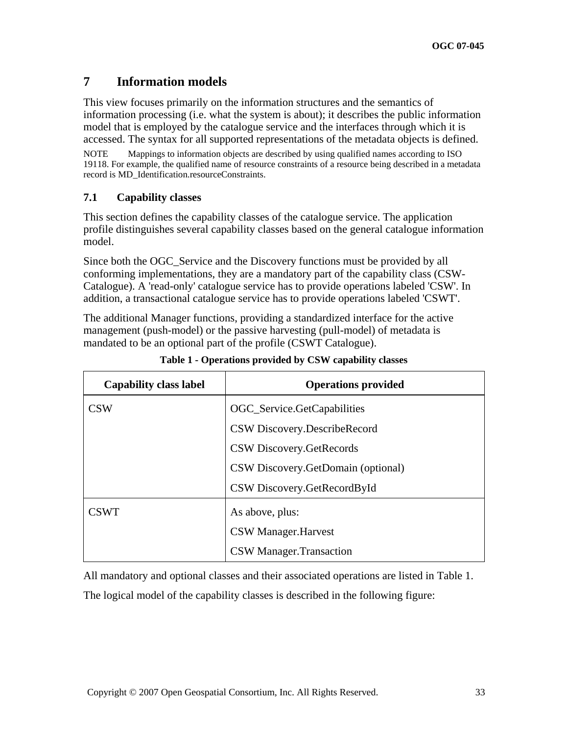# 7 Information models

This view focuses primarily on the information structures and the semantics of information processing (i.e. what the system is about); it describes the public information model that is employed by the catalogue service and the interfaces through which it is accessed. The syntax for all supported representations of the metadata objects is defined.

NOTE Mappings to information objects are described by using qualified names according to ISO 19118. For example, the qualified name of resource constraints of a resource being described in a metadata record is MD_Identification.resourceConstraints.

## 7.1 Capability classes

This section defines the capability classes of the catalogue service. The application profile distinguishes several capability classes based on the general catalogue information model.

Since both the OGC_Service and the Discovery functions must be provided by all conforming implementations, they are a mandatory part of the capability class (CSW-Catalogue). A 'read-only' catalogue service has to provide operations labeled 'CSW'. In addition, a transactional catalogue service has to provide operations labeled 'CSWT'.

The additional Manager functions, providing a standardized interface for the active management (push-model) or the passive harvesting (pull-model) of metadata is mandated to be an optional part of the profile (CSWT Catalogue).

**Table 1 - Operations provided by CSW capability classes**

| Capability class label | Operations provided |
|---|---|
| CSW | OGC_Service.GetCapabilities<br>CSW Discovery.DescribeRecord<br>CSW Discovery.GetRecords<br>CSW Discovery.GetDomain (optional)<br>CSW Discovery.GetRecordById |
| CSWT | As above, plus:<br>CSW Manager.Harvest<br>CSW Manager.Transaction |

All mandatory and optional classes and their associated operations are listed in Table 1.

The logical model of the capability classes is described in the following figure: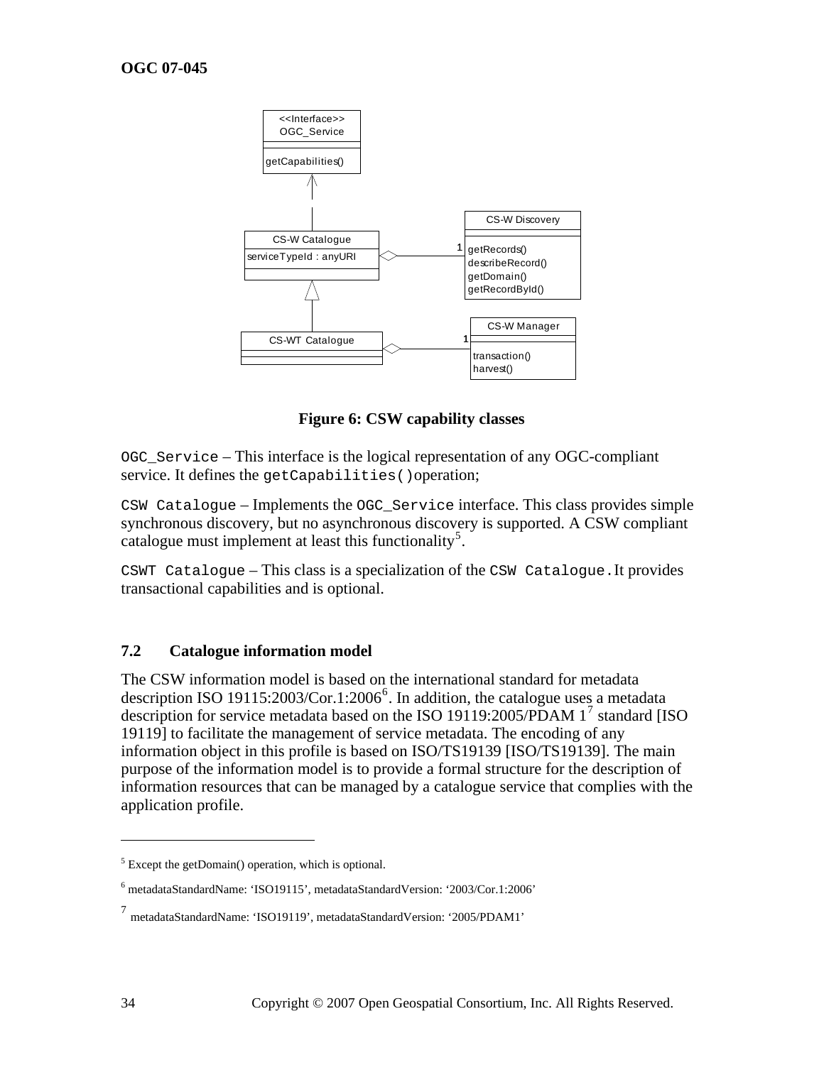**Figure 6: CSW capability classes**

`OGC_Service` – This interface is the logical representation of any OGC-compliant service. It defines the `getCapabilities()` operation;

`CSW Catalogue` – Implements the `OGC_Service` interface. This class provides simple synchronous discovery, but no asynchronous discovery is supported. A CSW compliant catalogue must implement at least this functionality[5].

`CSWT Catalogue` – This class is a specialization of the `CSW Catalogue.` It provides transactional capabilities and is optional.

### 7.2 Catalogue information model

The CSW information model is based on the international standard for metadata description ISO 19115:2003/Cor.1:2006[6]. In addition, the catalogue uses a metadata description for service metadata based on the ISO 19119:2005/PDAM 1[7] standard [ISO 19119] to facilitate the management of service metadata. The encoding of any information object in this profile is based on ISO/TS19139 [ISO/TS19139]. The main purpose of the information model is to provide a formal structure for the description of information resources that can be managed by a catalogue service that complies with the application profile.

---

[5] Except the getDomain() operation, which is optional.

[6] metadataStandardName: 'ISO19115', metadataStandardVersion: '2003/Cor.1:2006'

[7] metadataStandardName: 'ISO19119', metadataStandardVersion: '2005/PDAM1'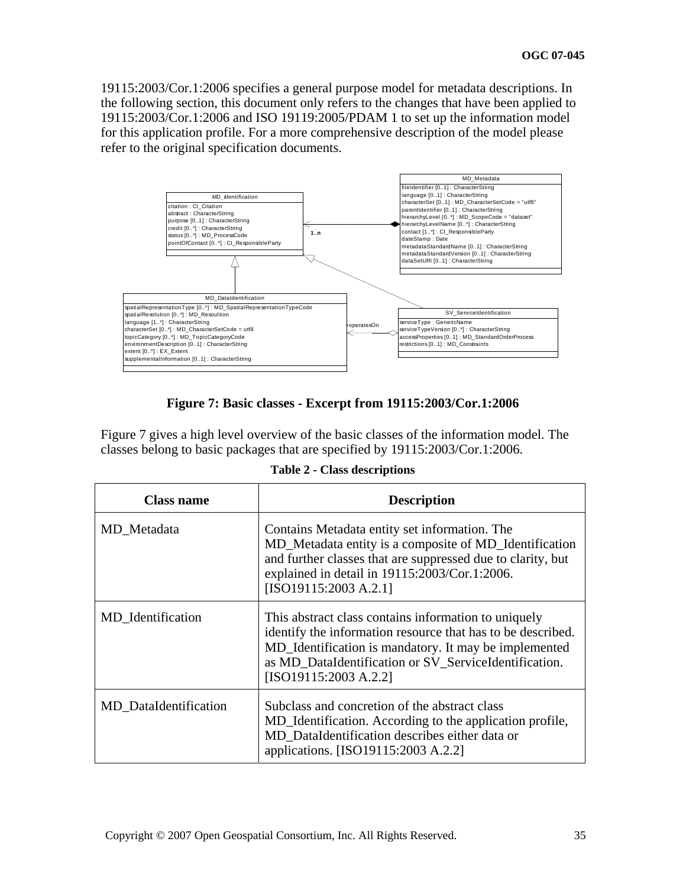19115:2003/Cor.1:2006 specifies a general purpose model for metadata descriptions. In the following section, this document only refers to the changes that have been applied to 19115:2003/Cor.1:2006 and ISO 19119:2005/PDAM 1 to set up the information model for this application profile. For a more comprehensive description of the model please refer to the original specification documents.

**Figure 7: Basic classes - Excerpt from 19115:2003/Cor.1:2006**

Figure 7 gives a high level overview of the basic classes of the information model. The classes belong to basic packages that are specified by 19115:2003/Cor.1:2006.

**Table 2 - Class descriptions**

| Class name | Description |
|---|---|
| MD_Metadata | Contains Metadata entity set information. The MD_Metadata entity is a composite of MD_Identification and further classes that are suppressed due to clarity, but explained in detail in 19115:2003/Cor.1:2006. [ISO19115:2003 A.2.1] |
| MD_Identification | This abstract class contains information to uniquely identify the information resource that has to be described. MD_Identification is mandatory. It may be implemented as MD_DataIdentification or SV_ServiceIdentification. [ISO19115:2003 A.2.2] |
| MD_DataIdentification | Subclass and concretion of the abstract class MD_Identification. According to the application profile, MD_DataIdentification describes either data or applications. [ISO19115:2003 A.2.2] |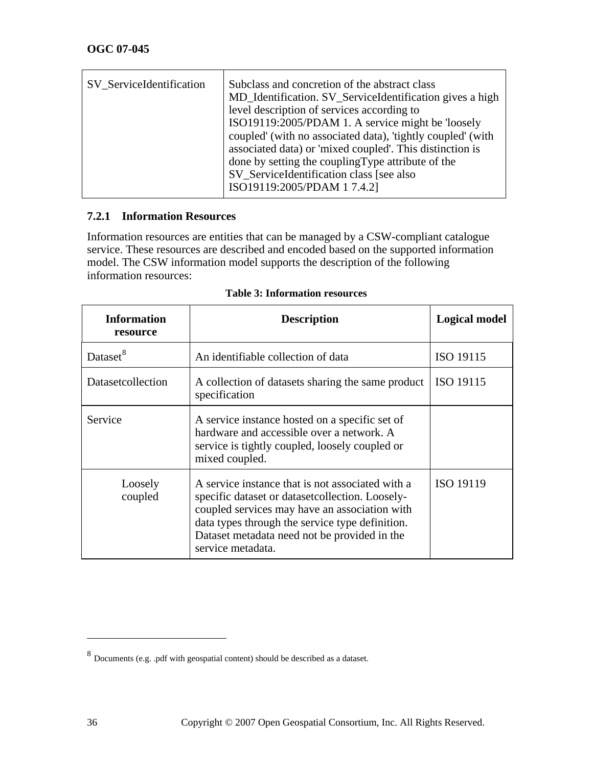| | |
|---|---|
| SV_ServiceIdentification | Subclass and concretion of the abstract class MD_Identification. SV_ServiceIdentification gives a high level description of services according to ISO19119:2005/PDAM 1. A service might be 'loosely coupled' (with no associated data), 'tightly coupled' (with associated data) or 'mixed coupled'. This distinction is done by setting the couplingType attribute of the SV_ServiceIdentification class [see also ISO19119:2005/PDAM 1 7.4.2] |

### 7.2.1 Information Resources

Information resources are entities that can be managed by a CSW-compliant catalogue service. These resources are described and encoded based on the supported information model. The CSW information model supports the description of the following information resources:

**Table 3: Information resources**

| Information resource | Description | Logical model |
|---|---|---|
| Dataset[8] | An identifiable collection of data | ISO 19115 |
| Datasetcollection | A collection of datasets sharing the same product specification | ISO 19115 |
| Service | A service instance hosted on a specific set of hardware and accessible over a network. A service is tightly coupled, loosely coupled or mixed coupled. | |
| Loosely coupled | A service instance that is not associated with a specific dataset or datasetcollection. Loosely-coupled services may have an association with data types through the service type definition. Dataset metadata need not be provided in the service metadata. | ISO 19119 |

[8] Documents (e.g. .pdf with geospatial content) should be described as a dataset.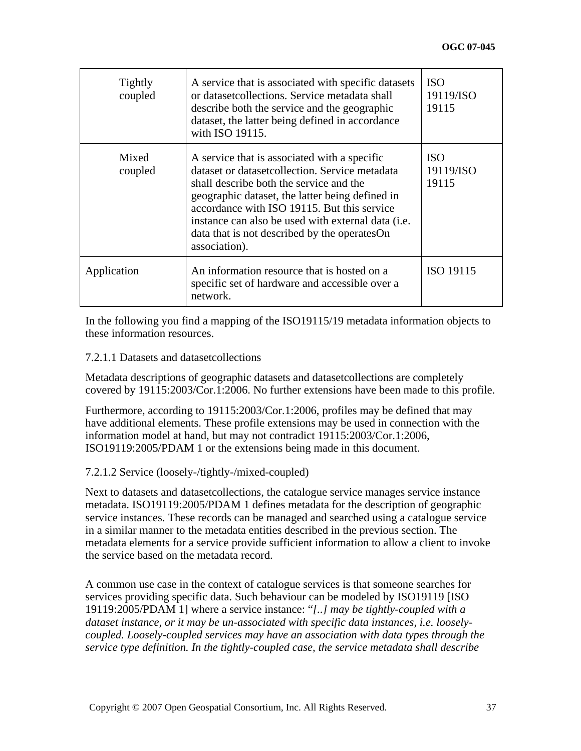| | | |
|---|---|---|
| Tightly coupled | A service that is associated with specific datasets or datasetcollections. Service metadata shall describe both the service and the geographic dataset, the latter being defined in accordance with ISO 19115. | ISO 19119/ISO 19115 |
| Mixed coupled | A service that is associated with a specific dataset or datasetcollection. Service metadata shall describe both the service and the geographic dataset, the latter being defined in accordance with ISO 19115. But this service instance can also be used with external data (i.e. data that is not described by the operatesOn association). | ISO 19119/ISO 19115 |
| Application | An information resource that is hosted on a specific set of hardware and accessible over a network. | ISO 19115 |

In the following you find a mapping of the ISO19115/19 metadata information objects to these information resources.

#### 7.2.1.1 Datasets and datasetcollections

Metadata descriptions of geographic datasets and datasetcollections are completely covered by 19115:2003/Cor.1:2006. No further extensions have been made to this profile.

Furthermore, according to 19115:2003/Cor.1:2006, profiles may be defined that may have additional elements. These profile extensions may be used in connection with the information model at hand, but may not contradict 19115:2003/Cor.1:2006, ISO19119:2005/PDAM 1 or the extensions being made in this document.

#### 7.2.1.2 Service (loosely-/tightly-/mixed-coupled)

Next to datasets and datasetcollections, the catalogue service manages service instance metadata. ISO19119:2005/PDAM 1 defines metadata for the description of geographic service instances. These records can be managed and searched using a catalogue service in a similar manner to the metadata entities described in the previous section. The metadata elements for a service provide sufficient information to allow a client to invoke the service based on the metadata record.

A common use case in the context of catalogue services is that someone searches for services providing specific data. Such behaviour can be modeled by ISO19119 [ISO 19119:2005/PDAM 1] where a service instance: "*[..] may be tightly-coupled with a dataset instance, or it may be un-associated with specific data instances, i.e. loosely-coupled. Loosely-coupled services may have an association with data types through the service type definition. In the tightly-coupled case, the service metadata shall describe*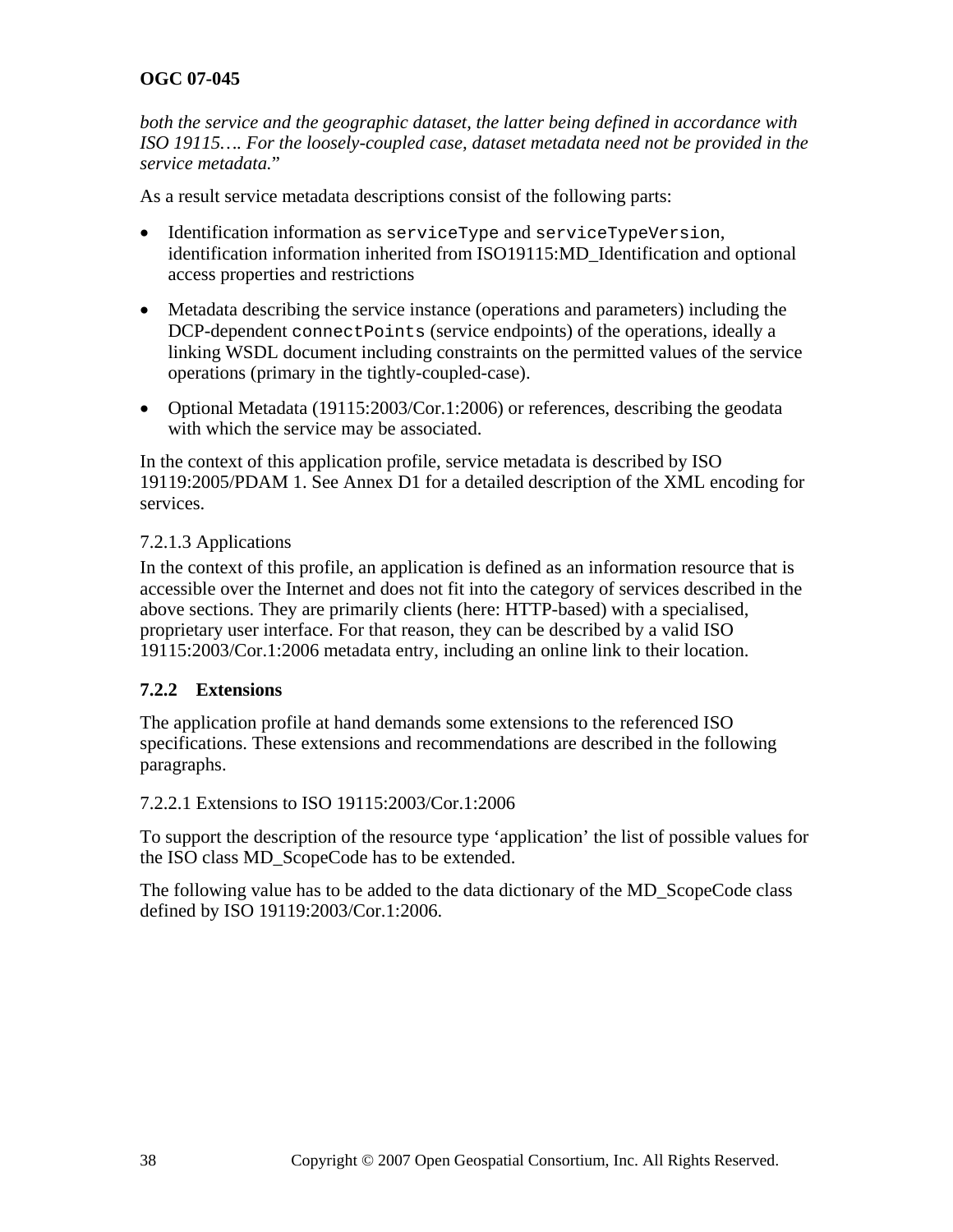*both the service and the geographic dataset, the latter being defined in accordance with ISO 19115…. For the loosely-coupled case, dataset metadata need not be provided in the service metadata.*"

As a result service metadata descriptions consist of the following parts:

- Identification information as `serviceType` and `serviceTypeVersion`, identification information inherited from ISO19115:MD_Identification and optional access properties and restrictions
- Metadata describing the service instance (operations and parameters) including the DCP-dependent `connectPoints` (service endpoints) of the operations, ideally a linking WSDL document including constraints on the permitted values of the service operations (primary in the tightly-coupled-case).
- Optional Metadata (19115:2003/Cor.1:2006) or references, describing the geodata with which the service may be associated.

In the context of this application profile, service metadata is described by ISO 19119:2005/PDAM 1. See Annex D1 for a detailed description of the XML encoding for services.

7.2.1.3 Applications

In the context of this profile, an application is defined as an information resource that is accessible over the Internet and does not fit into the category of services described in the above sections. They are primarily clients (here: HTTP-based) with a specialised, proprietary user interface. For that reason, they can be described by a valid ISO 19115:2003/Cor.1:2006 metadata entry, including an online link to their location.

### 7.2.2 Extensions

The application profile at hand demands some extensions to the referenced ISO specifications. These extensions and recommendations are described in the following paragraphs.

7.2.2.1 Extensions to ISO 19115:2003/Cor.1:2006

To support the description of the resource type 'application' the list of possible values for the ISO class MD_ScopeCode has to be extended.

The following value has to be added to the data dictionary of the MD_ScopeCode class defined by ISO 19119:2003/Cor.1:2006.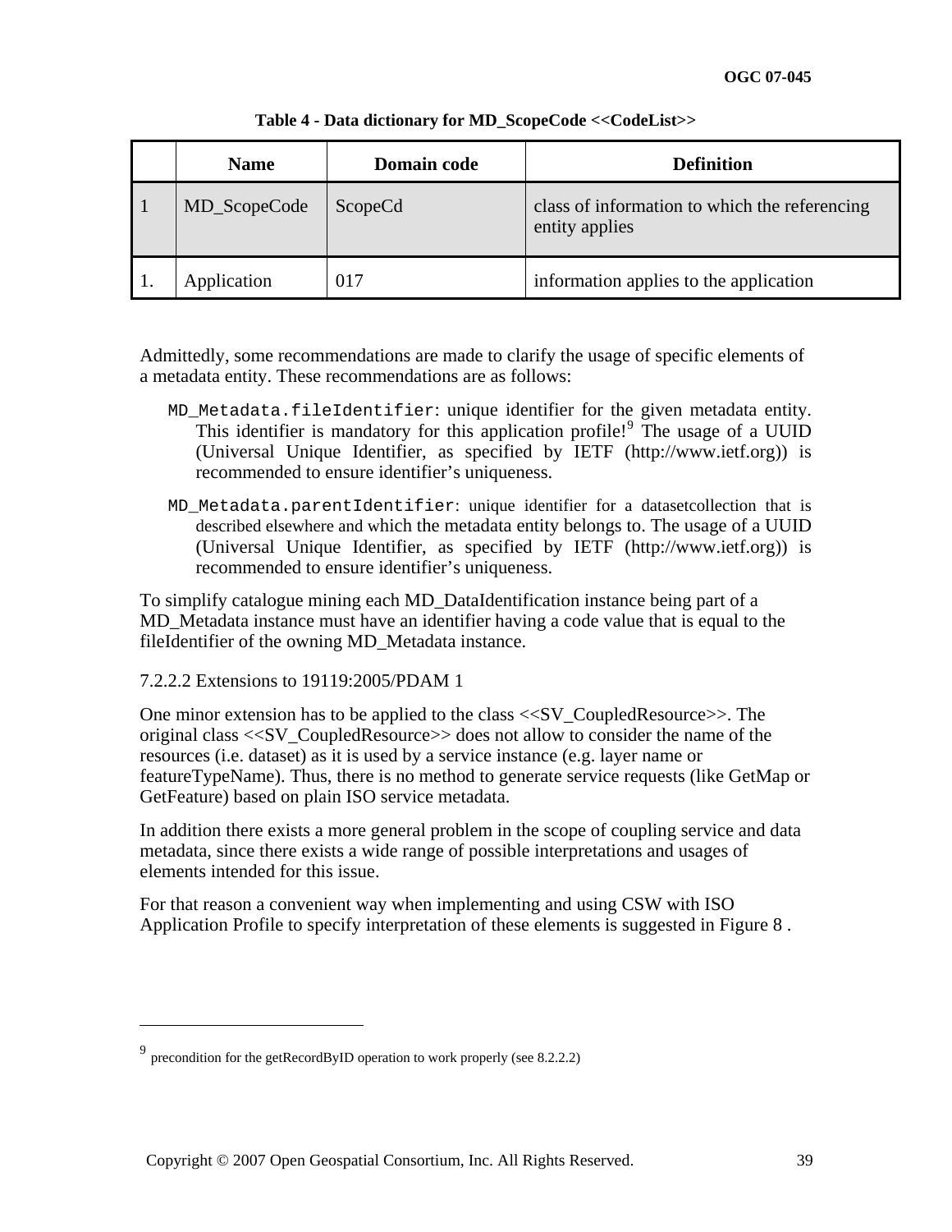**Table 4 - Data dictionary for MD_ScopeCode <<CodeList>>**

| | Name | Domain code | Definition |
|---|---|---|---|
| 1 | MD_ScopeCode | ScopeCd | class of information to which the referencing entity applies |
| 1. | Application | 017 | information applies to the application |

Admittedly, some recommendations are made to clarify the usage of specific elements of a metadata entity. These recommendations are as follows:

`MD_Metadata.fileIdentifier`: unique identifier for the given metadata entity. This identifier is mandatory for this application profile![9] The usage of a UUID (Universal Unique Identifier, as specified by IETF (http://www.ietf.org)) is recommended to ensure identifier's uniqueness.

`MD_Metadata.parentIdentifier`: unique identifier for a datasetcollection that is described elsewhere and which the metadata entity belongs to. The usage of a UUID (Universal Unique Identifier, as specified by IETF (http://www.ietf.org)) is recommended to ensure identifier's uniqueness.

To simplify catalogue mining each MD_DataIdentification instance being part of a MD_Metadata instance must have an identifier having a code value that is equal to the fileIdentifier of the owning MD_Metadata instance.

7.2.2.2 Extensions to 19119:2005/PDAM 1

One minor extension has to be applied to the class <<SV_CoupledResource>>. The original class <<SV_CoupledResource>> does not allow to consider the name of the resources (i.e. dataset) as it is used by a service instance (e.g. layer name or featureTypeName). Thus, there is no method to generate service requests (like GetMap or GetFeature) based on plain ISO service metadata.

In addition there exists a more general problem in the scope of coupling service and data metadata, since there exists a wide range of possible interpretations and usages of elements intended for this issue.

For that reason a convenient way when implementing and using CSW with ISO Application Profile to specify interpretation of these elements is suggested in Figure 8 .

---

[9] precondition for the getRecordByID operation to work properly (see 8.2.2.2)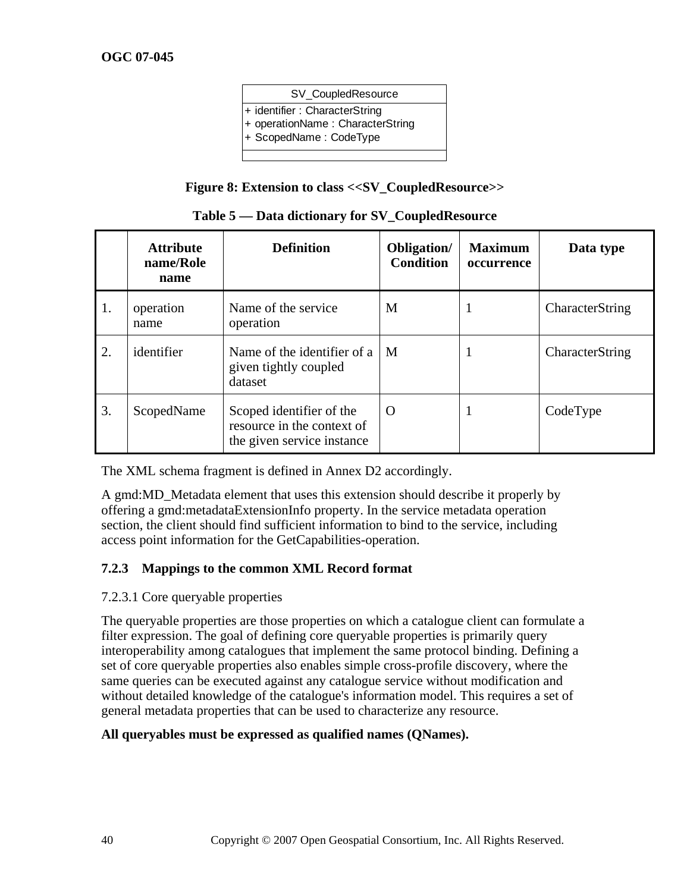| SV_CoupledResource |
| --- |
| + identifier : CharacterString<br>+ operationName : CharacterString<br>+ ScopedName : CodeType |
| |

**Figure 8: Extension to class <<SV_CoupledResource>>**

**Table 5 — Data dictionary for SV_CoupledResource**

| | Attribute name/Role name | Definition | Obligation/ Condition | Maximum occurrence | Data type |
| --- | --- | --- | --- | --- | --- |
| 1. | operation name | Name of the service operation | M | 1 | CharacterString |
| 2. | identifier | Name of the identifier of a given tightly coupled dataset | M | 1 | CharacterString |
| 3. | ScopedName | Scoped identifier of the resource in the context of the given service instance | O | 1 | CodeType |

The XML schema fragment is defined in Annex D2 accordingly.

A gmd:MD_Metadata element that uses this extension should describe it properly by offering a gmd:metadataExtensionInfo property. In the service metadata operation section, the client should find sufficient information to bind to the service, including access point information for the GetCapabilities-operation.

### 7.2.3 Mappings to the common XML Record format

7.2.3.1 Core queryable properties

The queryable properties are those properties on which a catalogue client can formulate a filter expression. The goal of defining core queryable properties is primarily query interoperability among catalogues that implement the same protocol binding. Defining a set of core queryable properties also enables simple cross-profile discovery, where the same queries can be executed against any catalogue service without modification and without detailed knowledge of the catalogue's information model. This requires a set of general metadata properties that can be used to characterize any resource.

**All queryables must be expressed as qualified names (QNames).**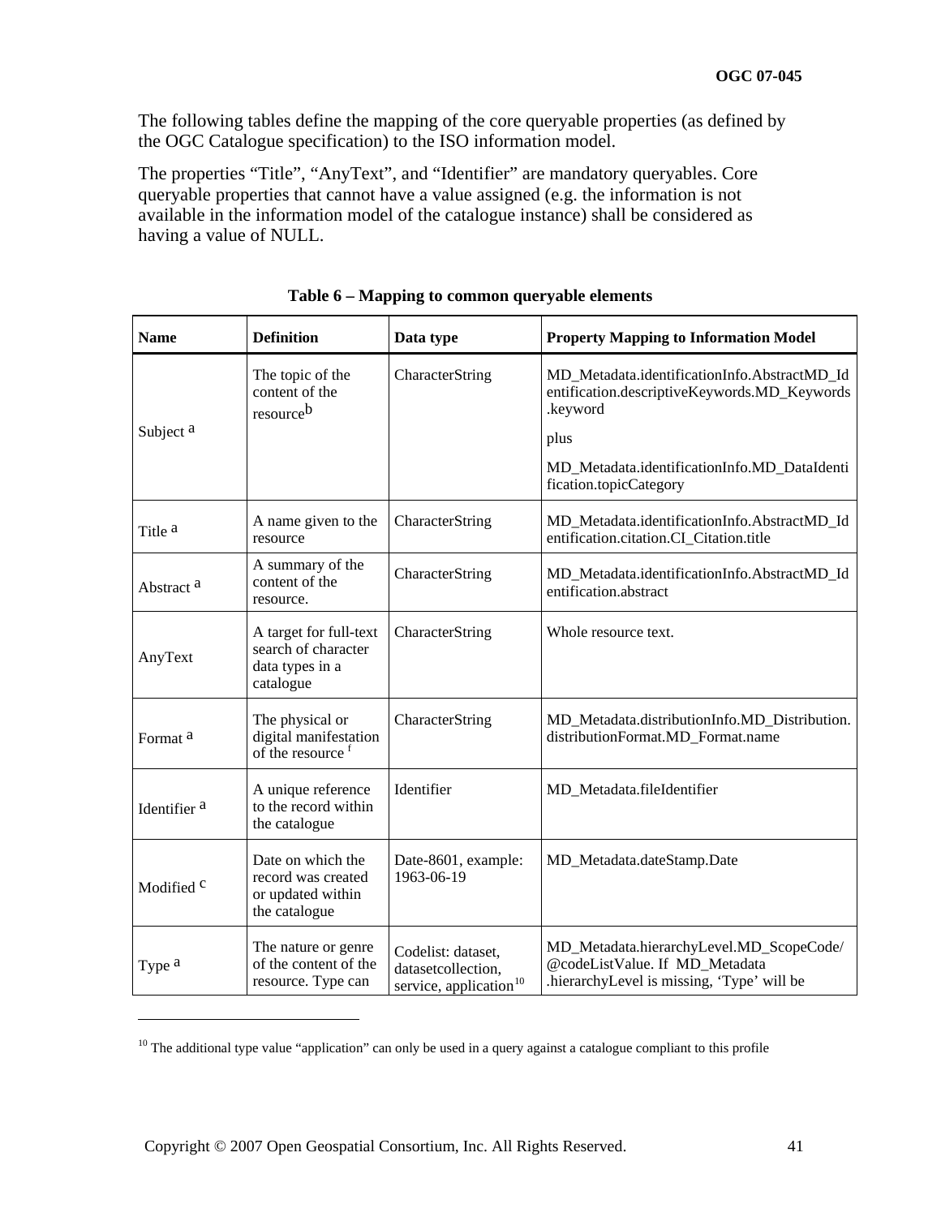The following tables define the mapping of the core queryable properties (as defined by the OGC Catalogue specification) to the ISO information model.

The properties "Title", "AnyText", and "Identifier" are mandatory queryables. Core queryable properties that cannot have a value assigned (e.g. the information is not available in the information model of the catalogue instance) shall be considered as having a value of NULL.

**Table 6 – Mapping to common queryable elements**

| Name | Definition | Data type | Property Mapping to Information Model |
|---|---|---|---|
| Subject [a] | The topic of the content of the resource[b] | CharacterString | MD_Metadata.identificationInfo.AbstractMD_Identification.descriptiveKeywords.MD_Keywords.keyword<br><br>plus<br><br>MD_Metadata.identificationInfo.MD_DataIdentification.topicCategory |
| Title [a] | A name given to the resource | CharacterString | MD_Metadata.identificationInfo.AbstractMD_Identification.citation.CI_Citation.title |
| Abstract [a] | A summary of the content of the resource. | CharacterString | MD_Metadata.identificationInfo.AbstractMD_Identification.abstract |
| AnyText | A target for full-text search of character data types in a catalogue | CharacterString | Whole resource text. |
| Format [a] | The physical or digital manifestation of the resource [f] | CharacterString | MD_Metadata.distributionInfo.MD_Distribution.distributionFormat.MD_Format.name |
| Identifier [a] | A unique reference to the record within the catalogue | Identifier | MD_Metadata.fileIdentifier |
| Modified [c] | Date on which the record was created or updated within the catalogue | Date-8601, example: 1963-06-19 | MD_Metadata.dateStamp.Date |
| Type [a] | The nature or genre of the content of the resource. Type can | Codelist: dataset, datasetcollection, service, application[10] | MD_Metadata.hierarchyLevel.MD_ScopeCode/@codeListValue. If MD_Metadata .hierarchyLevel is missing, 'Type' will be |

[10] The additional type value "application" can only be used in a query against a catalogue compliant to this profile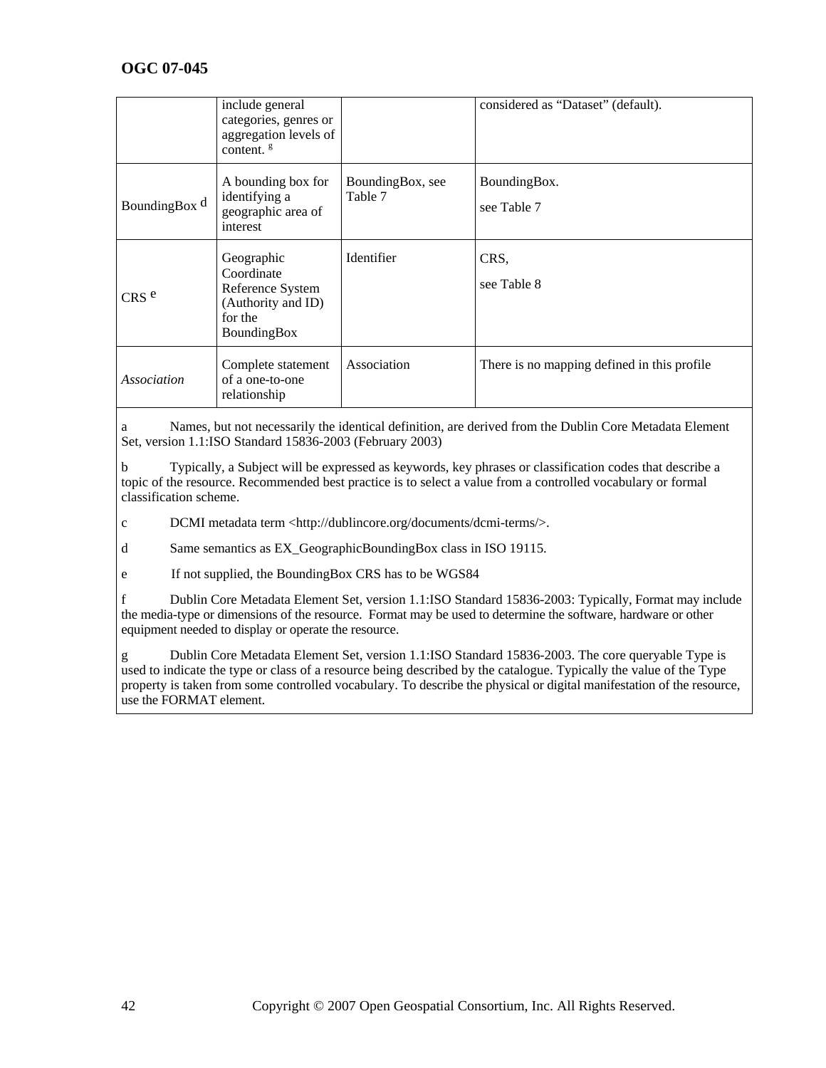| | | | |
|---|---|---|---|
| | include general categories, genres or aggregation levels of content. [g] | | considered as "Dataset" (default). |
| BoundingBox [d] | A bounding box for identifying a geographic area of interest | BoundingBox, see Table 7 | BoundingBox.<br>see Table 7 |
| CRS [e] | Geographic Coordinate Reference System (Authority and ID) for the BoundingBox | Identifier | CRS,<br>see Table 8 |
| *Association* | Complete statement of a one-to-one relationship | Association | There is no mapping defined in this profile |

a Names, but not necessarily the identical definition, are derived from the Dublin Core Metadata Element Set, version 1.1:ISO Standard 15836-2003 (February 2003)

b Typically, a Subject will be expressed as keywords, key phrases or classification codes that describe a topic of the resource. Recommended best practice is to select a value from a controlled vocabulary or formal classification scheme.

c DCMI metadata term <http://dublincore.org/documents/dcmi-terms/>.

d Same semantics as EX_GeographicBoundingBox class in ISO 19115.

e If not supplied, the BoundingBox CRS has to be WGS84

f Dublin Core Metadata Element Set, version 1.1:ISO Standard 15836-2003: Typically, Format may include the media-type or dimensions of the resource. Format may be used to determine the software, hardware or other equipment needed to display or operate the resource.

g Dublin Core Metadata Element Set, version 1.1:ISO Standard 15836-2003. The core queryable Type is used to indicate the type or class of a resource being described by the catalogue. Typically the value of the Type property is taken from some controlled vocabulary. To describe the physical or digital manifestation of the resource, use the FORMAT element.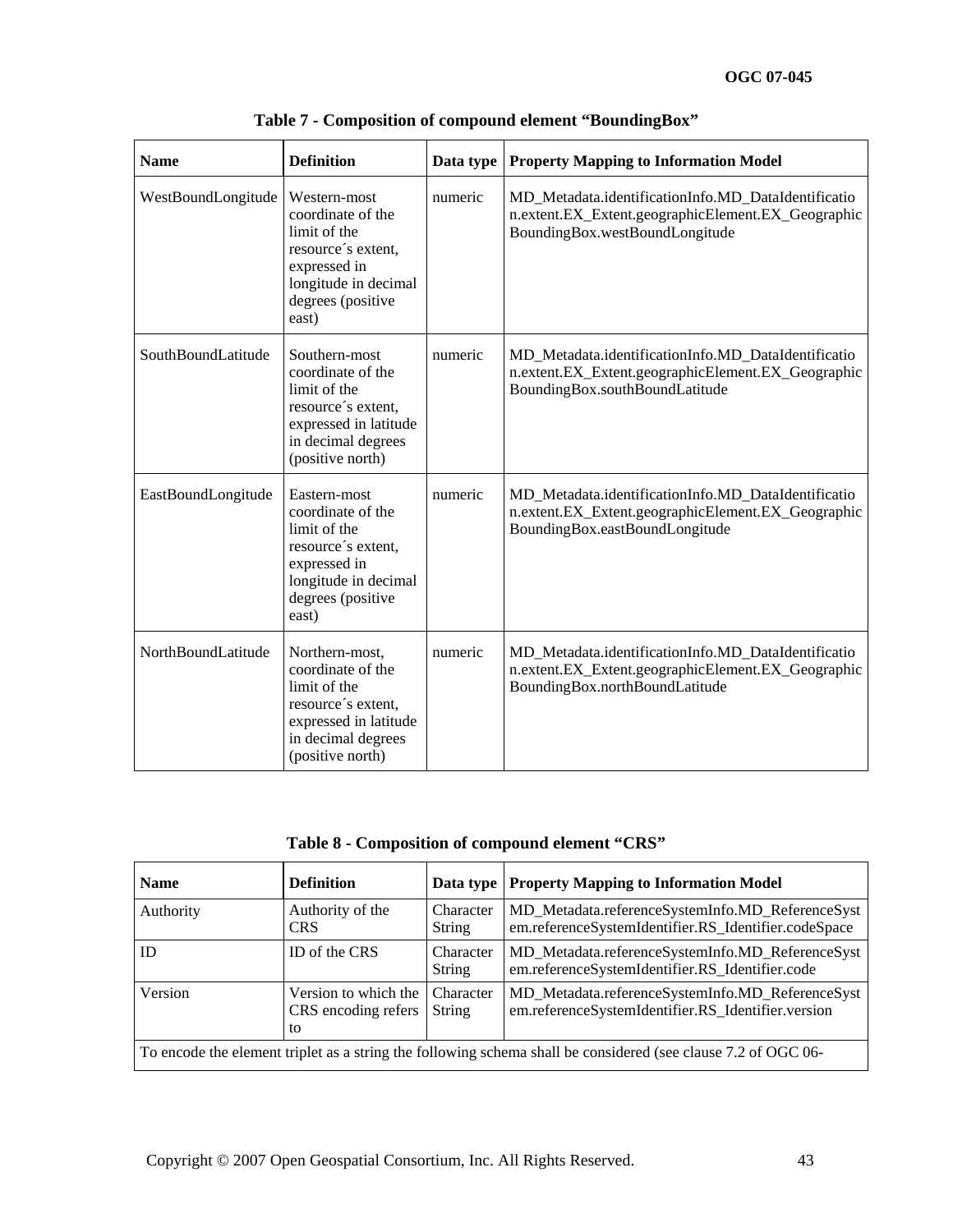**Table 7 - Composition of compound element “BoundingBox”**

| Name | Definition | Data type | Property Mapping to Information Model |
|---|---|---|---|
| WestBoundLongitude | Western-most coordinate of the limit of the resource´s extent, expressed in longitude in decimal degrees (positive east) | numeric | MD_Metadata.identificationInfo.MD_DataIdentification.extent.EX_Extent.geographicElement.EX_GeographicBoundingBox.westBoundLongitude |
| SouthBoundLatitude | Southern-most coordinate of the limit of the resource´s extent, expressed in latitude in decimal degrees (positive north) | numeric | MD_Metadata.identificationInfo.MD_DataIdentification.extent.EX_Extent.geographicElement.EX_GeographicBoundingBox.southBoundLatitude |
| EastBoundLongitude | Eastern-most coordinate of the limit of the resource´s extent, expressed in longitude in decimal degrees (positive east) | numeric | MD_Metadata.identificationInfo.MD_DataIdentification.extent.EX_Extent.geographicElement.EX_GeographicBoundingBox.eastBoundLongitude |
| NorthBoundLatitude | Northern-most, coordinate of the limit of the resource´s extent, expressed in latitude in decimal degrees (positive north) | numeric | MD_Metadata.identificationInfo.MD_DataIdentification.extent.EX_Extent.geographicElement.EX_GeographicBoundingBox.northBoundLatitude |

**Table 8 - Composition of compound element “CRS”**

| Name | Definition | Data type | Property Mapping to Information Model |
|---|---|---|---|
| Authority | Authority of the CRS | Character String | MD_Metadata.referenceSystemInfo.MD_ReferenceSystem.referenceSystemIdentifier.RS_Identifier.codeSpace |
| ID | ID of the CRS | Character String | MD_Metadata.referenceSystemInfo.MD_ReferenceSystem.referenceSystemIdentifier.RS_Identifier.code |
| Version | Version to which the CRS encoding refers to | Character String | MD_Metadata.referenceSystemInfo.MD_ReferenceSystem.referenceSystemIdentifier.RS_Identifier.version |
| To encode the element triplet as a string the following schema shall be considered (see clause 7.2 of OGC 06- | | | |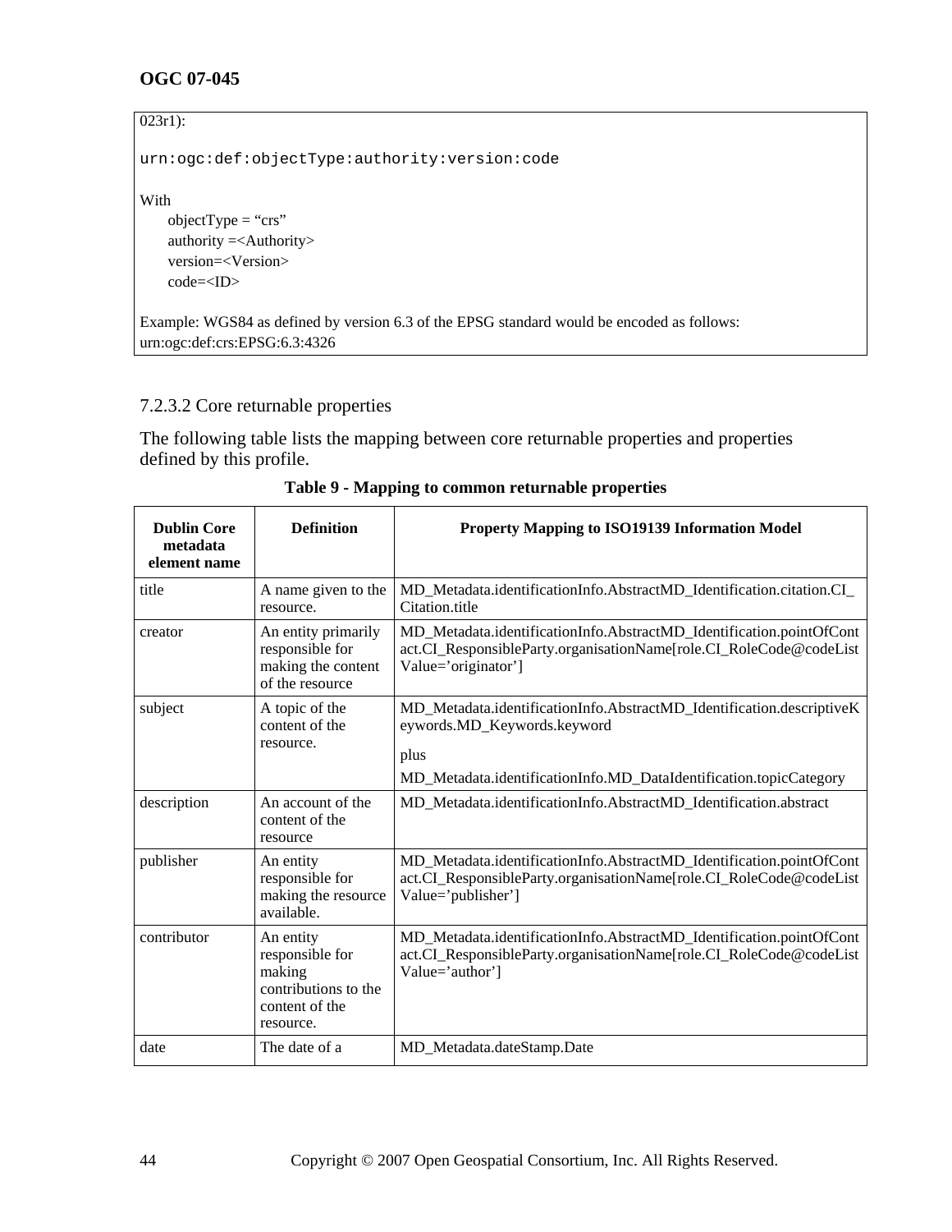023r1):

```
urn:ogc:def:objectType:authority:version:code
```

With

objectType = “crs”
authority =<Authority>
version=<Version>
code=<ID>

Example: WGS84 as defined by version 6.3 of the EPSG standard would be encoded as follows: urn:ogc:def:crs:EPSG:6.3:4326

### 7.2.3.2 Core returnable properties

The following table lists the mapping between core returnable properties and properties defined by this profile.

**Table 9 - Mapping to common returnable properties**

| Dublin Core metadata element name | Definition | Property Mapping to ISO19139 Information Model |
|---|---|---|
| title | A name given to the resource. | MD_Metadata.identificationInfo.AbstractMD_Identification.citation.CI_Citation.title |
| creator | An entity primarily responsible for making the content of the resource | MD_Metadata.identificationInfo.AbstractMD_Identification.pointOfContact.CI_ResponsibleParty.organisationName[role.CI_RoleCode@codeListValue=’originator’] |
| subject | A topic of the content of the resource. | MD_Metadata.identificationInfo.AbstractMD_Identification.descriptiveKeywords.MD_Keywords.keyword<br><br>plus<br><br>MD_Metadata.identificationInfo.MD_DataIdentification.topicCategory |
| description | An account of the content of the resource | MD_Metadata.identificationInfo.AbstractMD_Identification.abstract |
| publisher | An entity responsible for making the resource available. | MD_Metadata.identificationInfo.AbstractMD_Identification.pointOfContact.CI_ResponsibleParty.organisationName[role.CI_RoleCode@codeListValue=’publisher’] |
| contributor | An entity responsible for making contributions to the content of the resource. | MD_Metadata.identificationInfo.AbstractMD_Identification.pointOfContact.CI_ResponsibleParty.organisationName[role.CI_RoleCode@codeListValue=’author’] |
| date | The date of a | MD_Metadata.dateStamp.Date |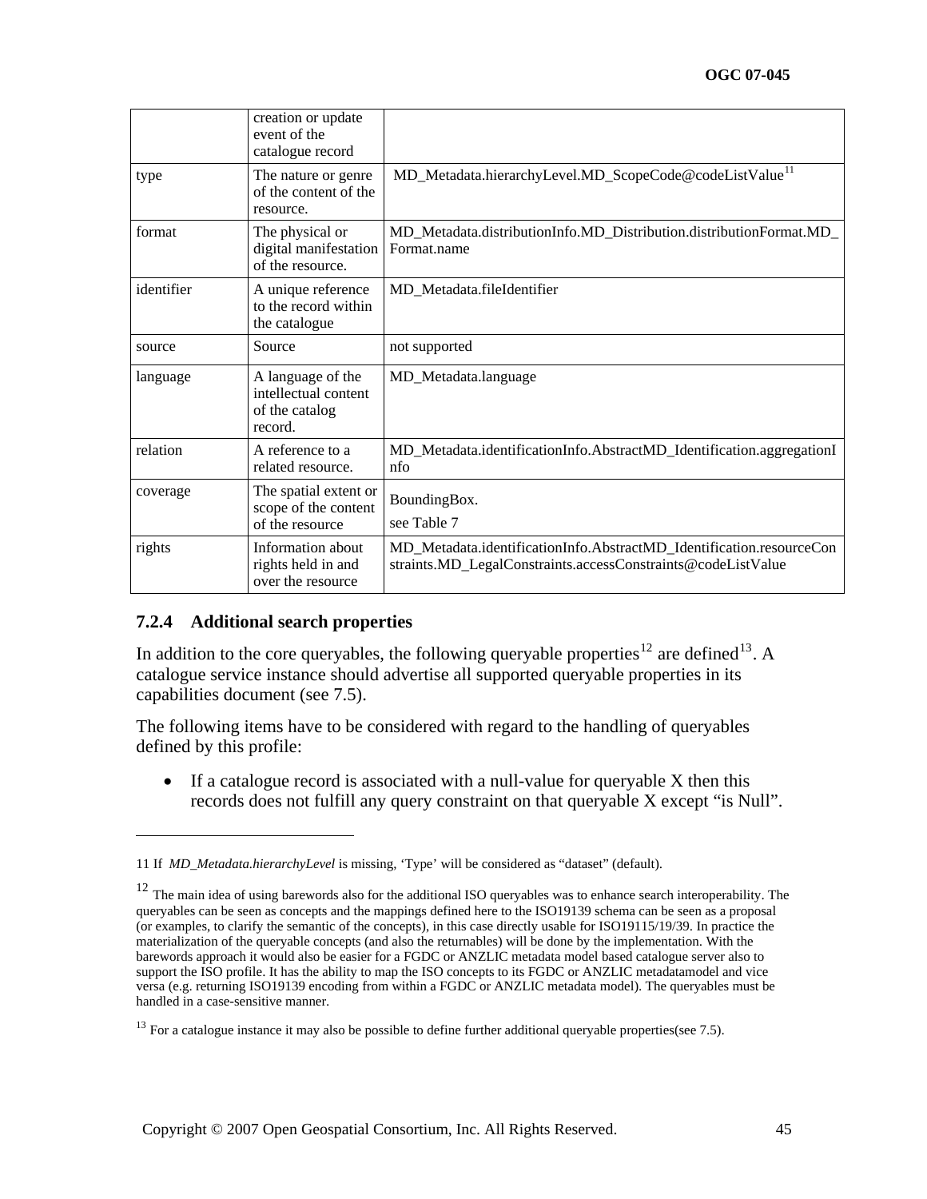| | | |
|---|---|---|
| | creation or update event of the catalogue record | |
| type | The nature or genre of the content of the resource. | MD_Metadata.hierarchyLevel.MD_ScopeCode@codeListValue[11] |
| format | The physical or digital manifestation of the resource. | MD_Metadata.distributionInfo.MD_Distribution.distributionFormat.MD_Format.name |
| identifier | A unique reference to the record within the catalogue | MD_Metadata.fileIdentifier |
| source | Source | not supported |
| language | A language of the intellectual content of the catalog record. | MD_Metadata.language |
| relation | A reference to a related resource. | MD_Metadata.identificationInfo.AbstractMD_Identification.aggregationInfo |
| coverage | The spatial extent or scope of the content of the resource | BoundingBox. see Table 7 |
| rights | Information about rights held in and over the resource | MD_Metadata.identificationInfo.AbstractMD_Identification.resourceConstraints.MD_LegalConstraints.accessConstraints@codeListValue |

### 7.2.4 Additional search properties

In addition to the core queryables, the following queryable properties[12] are defined[13]. A catalogue service instance should advertise all supported queryable properties in its capabilities document (see 7.5).

The following items have to be considered with regard to the handling of queryables defined by this profile:

- If a catalogue record is associated with a null-value for queryable X then this records does not fulfill any query constraint on that queryable X except "is Null".

---

11 If *MD_Metadata.hierarchyLevel* is missing, 'Type' will be considered as "dataset" (default).

12 The main idea of using barewords also for the additional ISO queryables was to enhance search interoperability. The queryables can be seen as concepts and the mappings defined here to the ISO19139 schema can be seen as a proposal (or examples, to clarify the semantic of the concepts), in this case directly usable for ISO19115/19/39. In practice the materialization of the queryable concepts (and also the returnables) will be done by the implementation. With the barewords approach it would also be easier for a FGDC or ANZLIC metadata model based catalogue server also to support the ISO profile. It has the ability to map the ISO concepts to its FGDC or ANZLIC metadatamodel and vice versa (e.g. returning ISO19139 encoding from within a FGDC or ANZLIC metadata model). The queryables must be handled in a case-sensitive manner.

13 For a catalogue instance it may also be possible to define further additional queryable properties(see 7.5).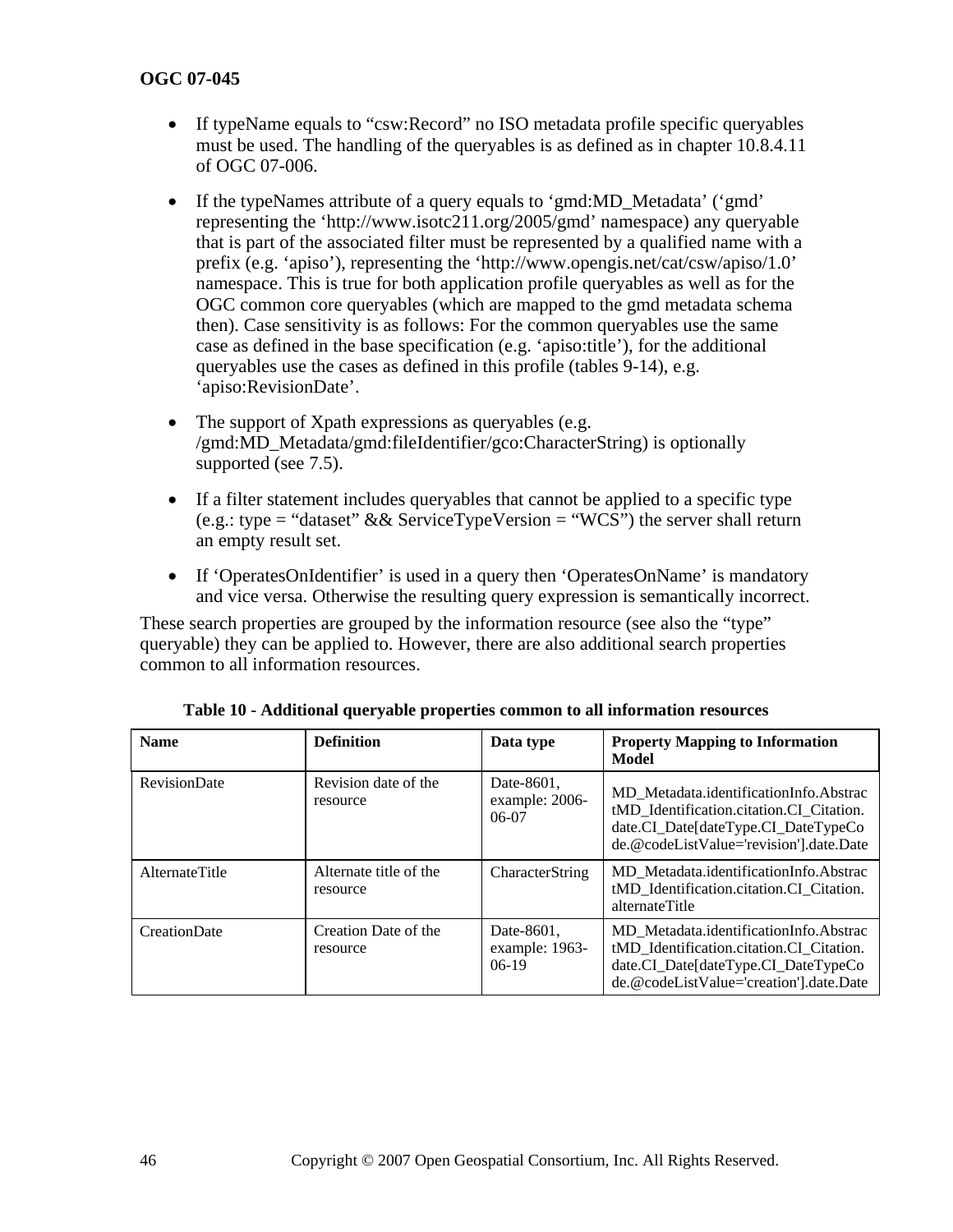- If typeName equals to “csw:Record” no ISO metadata profile specific queryables must be used. The handling of the queryables is as defined as in chapter 10.8.4.11 of OGC 07-006.

- If the typeNames attribute of a query equals to ‘gmd:MD_Metadata’ (‘gmd’ representing the ‘http://www.isotc211.org/2005/gmd’ namespace) any queryable that is part of the associated filter must be represented by a qualified name with a prefix (e.g. ‘apiso’), representing the ‘http://www.opengis.net/cat/csw/apiso/1.0’ namespace. This is true for both application profile queryables as well as for the OGC common core queryables (which are mapped to the gmd metadata schema then). Case sensitivity is as follows: For the common queryables use the same case as defined in the base specification (e.g. ‘apiso:title’), for the additional queryables use the cases as defined in this profile (tables 9-14), e.g. ‘apiso:RevisionDate’.

- The support of Xpath expressions as queryables (e.g. /gmd:MD_Metadata/gmd:fileIdentifier/gco:CharacterString) is optionally supported (see 7.5).

- If a filter statement includes queryables that cannot be applied to a specific type (e.g.: type = “dataset” && ServiceTypeVersion = “WCS”) the server shall return an empty result set.

- If ‘OperatesOnIdentifier’ is used in a query then ‘OperatesOnName’ is mandatory and vice versa. Otherwise the resulting query expression is semantically incorrect.

These search properties are grouped by the information resource (see also the “type” queryable) they can be applied to. However, there are also additional search properties common to all information resources.

**Table 10 - Additional queryable properties common to all information resources**

| **Name** | **Definition** | **Data type** | **Property Mapping to Information Model** |
|---|---|---|---|
| RevisionDate | Revision date of the resource | Date-8601, example: 2006-06-07 | MD_Metadata.identificationInfo.AbstractMD_Identification.citation.CI_Citation.date.CI_Date[dateType.CI_DateTypeCode.@codeListValue='revision'].date.Date |
| AlternateTitle | Alternate title of the resource | CharacterString | MD_Metadata.identificationInfo.AbstractMD_Identification.citation.CI_Citation.alternateTitle |
| CreationDate | Creation Date of the resource | Date-8601, example: 1963-06-19 | MD_Metadata.identificationInfo.AbstractMD_Identification.citation.CI_Citation.date.CI_Date[dateType.CI_DateTypeCode.@codeListValue='creation'].date.Date |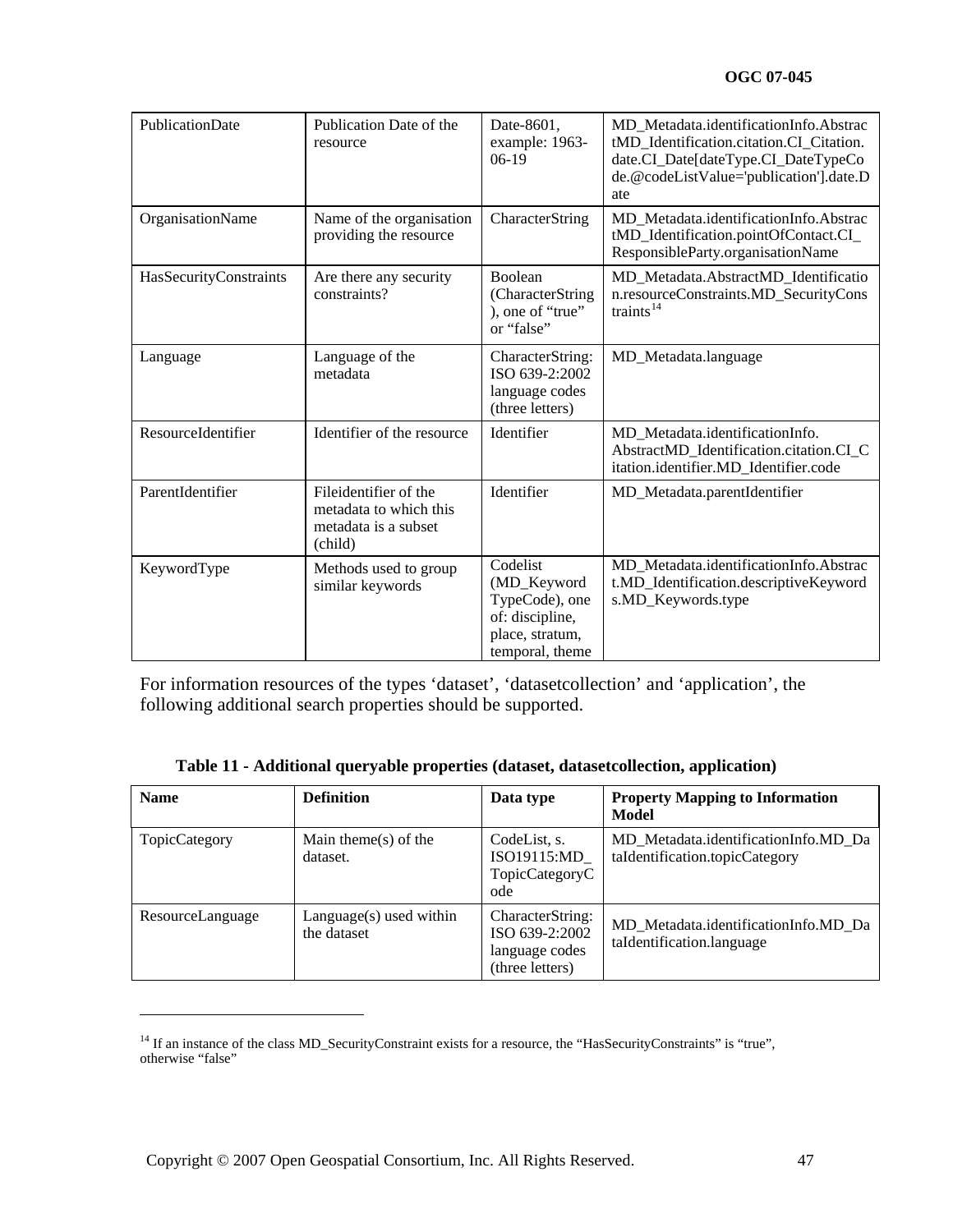| PublicationDate | Publication Date of the resource | Date-8601, example: 1963-06-19 | MD_Metadata.identificationInfo.AbstractMD_Identification.citation.CI_Citation.date.CI_Date[dateType.CI_DateTypeCode.@codeListValue='publication'].date.Date |
|---|---|---|---|
| OrganisationName | Name of the organisation providing the resource | CharacterString | MD_Metadata.identificationInfo.AbstractMD_Identification.pointOfContact.CI_ResponsibleParty.organisationName |
| HasSecurityConstraints | Are there any security constraints? | Boolean (CharacterString ), one of "true" or "false" | MD_Metadata.AbstractMD_Identification.resourceConstraints.MD_SecurityConstraints[14] |
| Language | Language of the metadata | CharacterString: ISO 639-2:2002 language codes (three letters) | MD_Metadata.language |
| ResourceIdentifier | Identifier of the resource | Identifier | MD_Metadata.identificationInfo. AbstractMD_Identification.citation.CI_Citation.identifier.MD_Identifier.code |
| ParentIdentifier | Fileidentifier of the metadata to which this metadata is a subset (child) | Identifier | MD_Metadata.parentIdentifier |
| KeywordType | Methods used to group similar keywords | Codelist (MD_Keyword TypeCode), one of: discipline, place, stratum, temporal, theme | MD_Metadata.identificationInfo.Abstract.MD_Identification.descriptiveKeywords.MD_Keywords.type |

For information resources of the types 'dataset', 'datasetcollection' and 'application', the following additional search properties should be supported.

**Table 11 - Additional queryable properties (dataset, datasetcollection, application)**

| **Name** | **Definition** | **Data type** | **Property Mapping to Information Model** |
|---|---|---|---|
| TopicCategory | Main theme(s) of the dataset. | CodeList, s. ISO19115:MD_TopicCategoryCode | MD_Metadata.identificationInfo.MD_DataIdentification.topicCategory |
| ResourceLanguage | Language(s) used within the dataset | CharacterString: ISO 639-2:2002 language codes (three letters) | MD_Metadata.identificationInfo.MD_DataIdentification.language |

[14] If an instance of the class MD_SecurityConstraint exists for a resource, the "HasSecurityConstraints" is "true", otherwise "false"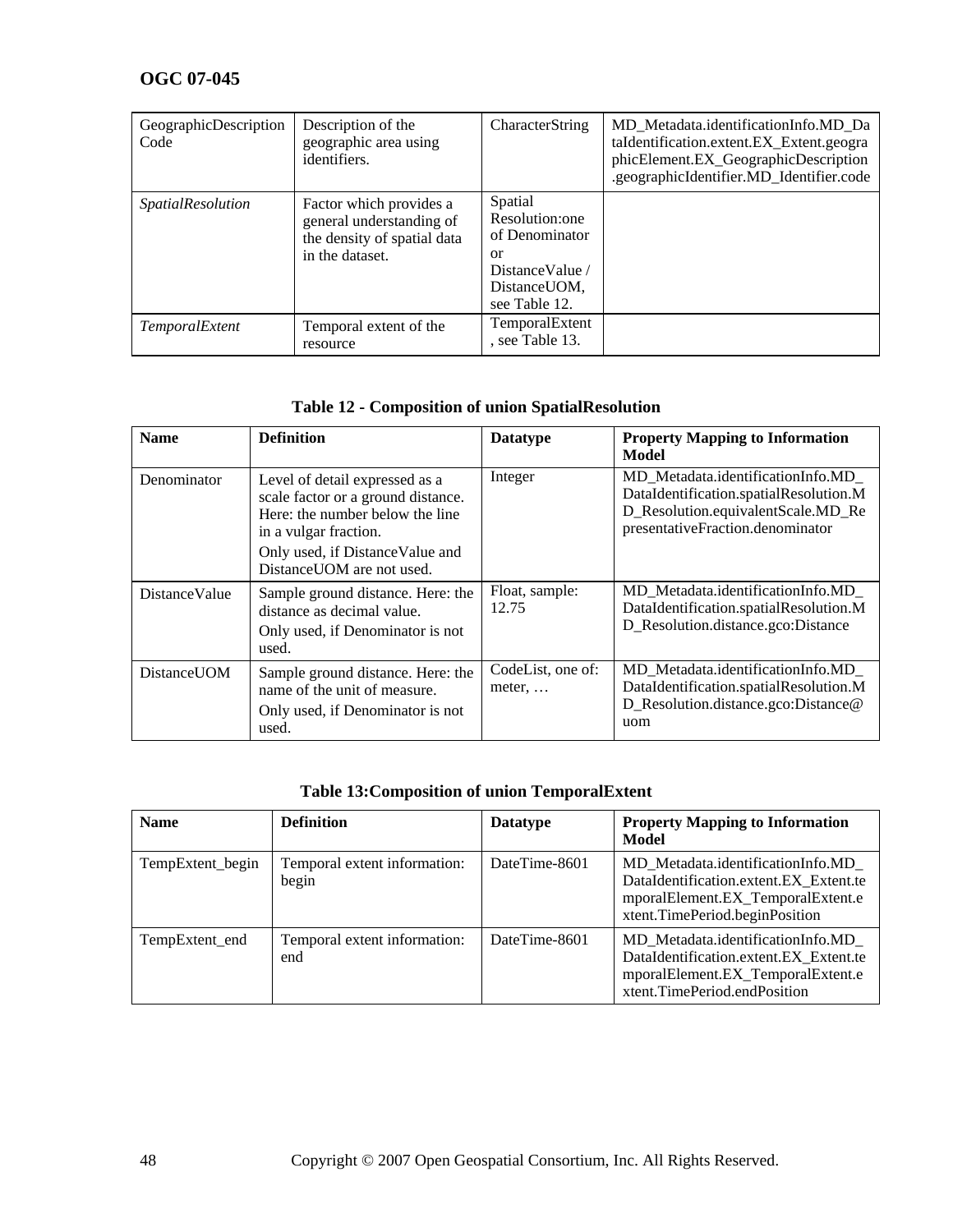| | | | |
|---|---|---|---|
| GeographicDescriptionCode | Description of the geographic area using identifiers. | CharacterString | MD_Metadata.identificationInfo.MD_DataIdentification.extent.EX_Extent.geographicElement.EX_GeographicDescription.geographicIdentifier.MD_Identifier.code |
| *SpatialResolution* | Factor which provides a general understanding of the density of spatial data in the dataset. | Spatial Resolution:one of Denominator or DistanceValue / DistanceUOM, see Table 12. | |
| *TemporalExtent* | Temporal extent of the resource | TemporalExtent, see Table 13. | |

**Table 12 - Composition of union SpatialResolution**

| Name | Definition | Datatype | Property Mapping to Information Model |
|---|---|---|---|
| Denominator | Level of detail expressed as a scale factor or a ground distance. Here: the number below the line in a vulgar fraction.<br>Only used, if DistanceValue and DistanceUOM are not used. | Integer | MD_Metadata.identificationInfo.MD_DataIdentification.spatialResolution.MD_Resolution.equivalentScale.MD_RepresentativeFraction.denominator |
| DistanceValue | Sample ground distance. Here: the distance as decimal value.<br>Only used, if Denominator is not used. | Float, sample: 12.75 | MD_Metadata.identificationInfo.MD_DataIdentification.spatialResolution.MD_Resolution.distance.gco:Distance |
| DistanceUOM | Sample ground distance. Here: the name of the unit of measure.<br>Only used, if Denominator is not used. | CodeList, one of: meter, … | MD_Metadata.identificationInfo.MD_DataIdentification.spatialResolution.MD_Resolution.distance.gco:Distance@uom |

**Table 13:Composition of union TemporalExtent**

| Name | Definition | Datatype | Property Mapping to Information Model |
|---|---|---|---|
| TempExtent_begin | Temporal extent information: begin | DateTime-8601 | MD_Metadata.identificationInfo.MD_DataIdentification.extent.EX_Extent.temporalElement.EX_TemporalExtent.extent.TimePeriod.beginPosition |
| TempExtent_end | Temporal extent information: end | DateTime-8601 | MD_Metadata.identificationInfo.MD_DataIdentification.extent.EX_Extent.temporalElement.EX_TemporalExtent.extent.TimePeriod.endPosition |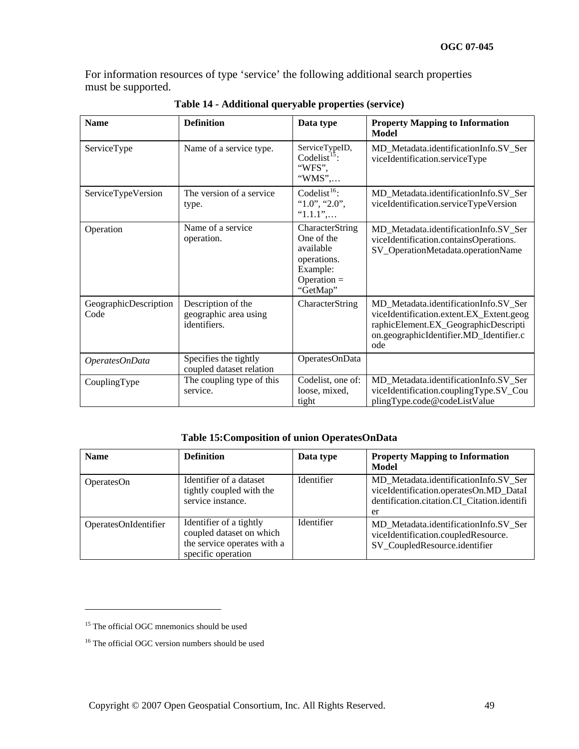For information resources of type 'service' the following additional search properties must be supported.

**Table 14 - Additional queryable properties (service)**

| Name | Definition | Data type | Property Mapping to Information Model |
|---|---|---|---|
| ServiceType | Name of a service type. | ServiceTypeID, Codelist[15]: "WFS", "WMS",… | MD_Metadata.identificationInfo.SV_ServiceIdentification.serviceType |
| ServiceTypeVersion | The version of a service type. | Codelist[16]: "1.0", "2.0", "1.1.1",… | MD_Metadata.identificationInfo.SV_ServiceIdentification.serviceTypeVersion |
| Operation | Name of a service operation. | CharacterString One of the available operations. Example: Operation = "GetMap" | MD_Metadata.identificationInfo.SV_ServiceIdentification.containsOperations.SV_OperationMetadata.operationName |
| GeographicDescriptionCode | Description of the geographic area using identifiers. | CharacterString | MD_Metadata.identificationInfo.SV_ServiceIdentification.extent.EX_Extent.geographicElement.EX_GeographicDescription.geographicIdentifier.MD_Identifier.code |
| *OperatesOnData* | Specifies the tightly coupled dataset relation | OperatesOnData | |
| CouplingType | The coupling type of this service. | Codelist, one of: loose, mixed, tight | MD_Metadata.identificationInfo.SV_ServiceIdentification.couplingType.SV_CouplingType.code@codeListValue |

**Table 15:Composition of union OperatesOnData**

| Name | Definition | Data type | Property Mapping to Information Model |
|---|---|---|---|
| OperatesOn | Identifier of a dataset tightly coupled with the service instance. | Identifier | MD_Metadata.identificationInfo.SV_ServiceIdentification.operatesOn.MD_DataIdentification.citation.CI_Citation.identifier |
| OperatesOnIdentifier | Identifier of a tightly coupled dataset on which the service operates with a specific operation | Identifier | MD_Metadata.identificationInfo.SV_ServiceIdentification.coupledResource.SV_CoupledResource.identifier |

[15] The official OGC mnemonics should be used

[16] The official OGC version numbers should be used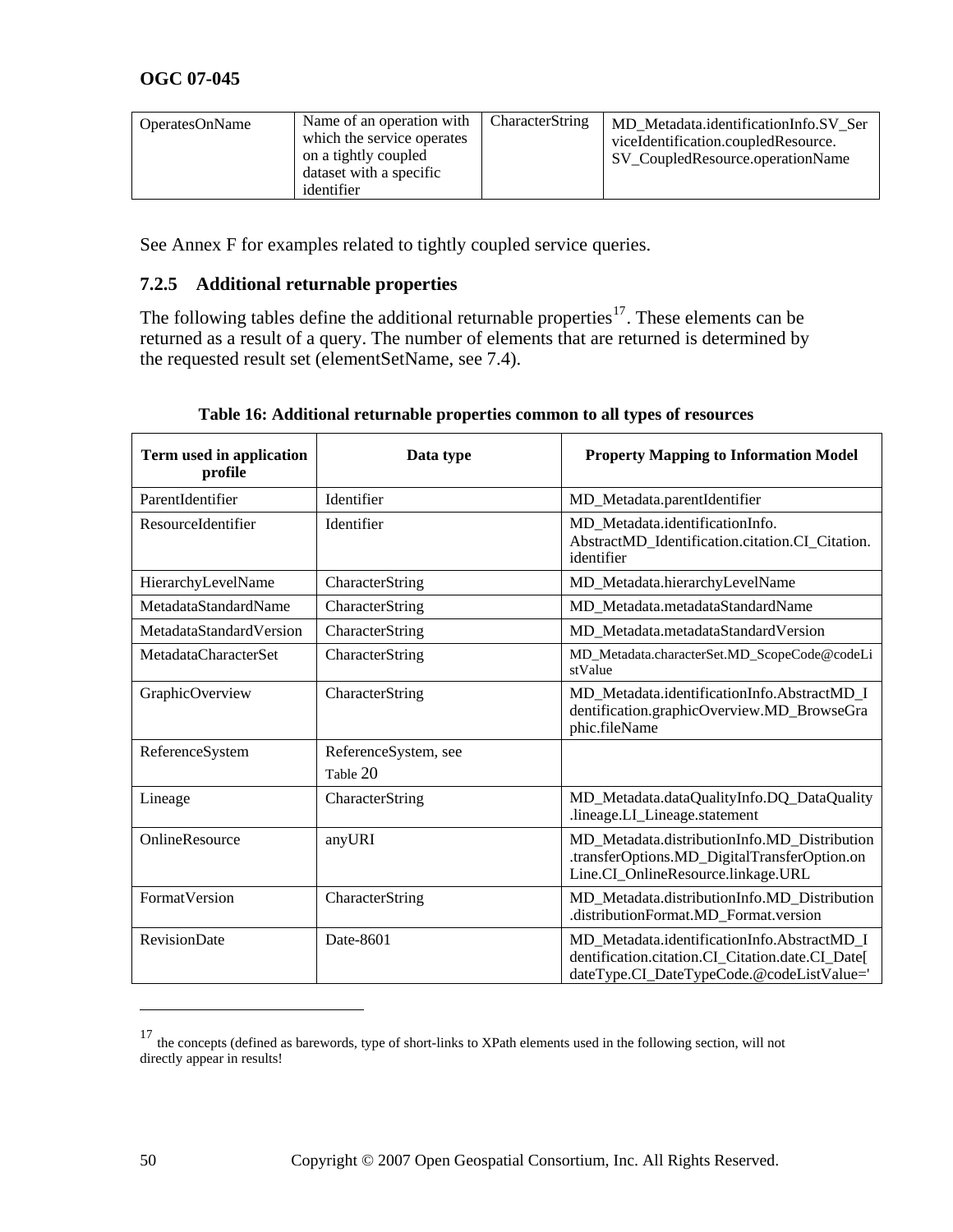| | | | |
|---|---|---|---|
| OperatesOnName | Name of an operation with which the service operates on a tightly coupled dataset with a specific identifier | CharacterString | MD_Metadata.identificationInfo.SV_ServiceIdentification.coupledResource.SV_CoupledResource.operationName |

See Annex F for examples related to tightly coupled service queries.

### 7.2.5 Additional returnable properties

The following tables define the additional returnable properties[17]. These elements can be returned as a result of a query. The number of elements that are returned is determined by the requested result set (elementSetName, see 7.4).

**Table 16: Additional returnable properties common to all types of resources**

| Term used in application profile | Data type | Property Mapping to Information Model |
|---|---|---|
| ParentIdentifier | Identifier | MD_Metadata.parentIdentifier |
| ResourceIdentifier | Identifier | MD_Metadata.identificationInfo. AbstractMD_Identification.citation.CI_Citation.identifier |
| HierarchyLevelName | CharacterString | MD_Metadata.hierarchyLevelName |
| MetadataStandardName | CharacterString | MD_Metadata.metadataStandardName |
| MetadataStandardVersion | CharacterString | MD_Metadata.metadataStandardVersion |
| MetadataCharacterSet | CharacterString | MD_Metadata.characterSet.MD_ScopeCode@codeListValue |
| GraphicOverview | CharacterString | MD_Metadata.identificationInfo.AbstractMD_Identification.graphicOverview.MD_BrowseGraphic.fileName |
| ReferenceSystem | ReferenceSystem, see Table 20 | |
| Lineage | CharacterString | MD_Metadata.dataQualityInfo.DQ_DataQuality.lineage.LI_Lineage.statement |
| OnlineResource | anyURI | MD_Metadata.distributionInfo.MD_Distribution.transferOptions.MD_DigitalTransferOption.onLine.CI_OnlineResource.linkage.URL |
| FormatVersion | CharacterString | MD_Metadata.distributionInfo.MD_Distribution.distributionFormat.MD_Format.version |
| RevisionDate | Date-8601 | MD_Metadata.identificationInfo.AbstractMD_Identification.citation.CI_Citation.date.CI_Date[dateType.CI_DateTypeCode.@codeListValue=' |

[17] the concepts (defined as barewords, type of short-links to XPath elements used in the following section, will not directly appear in results!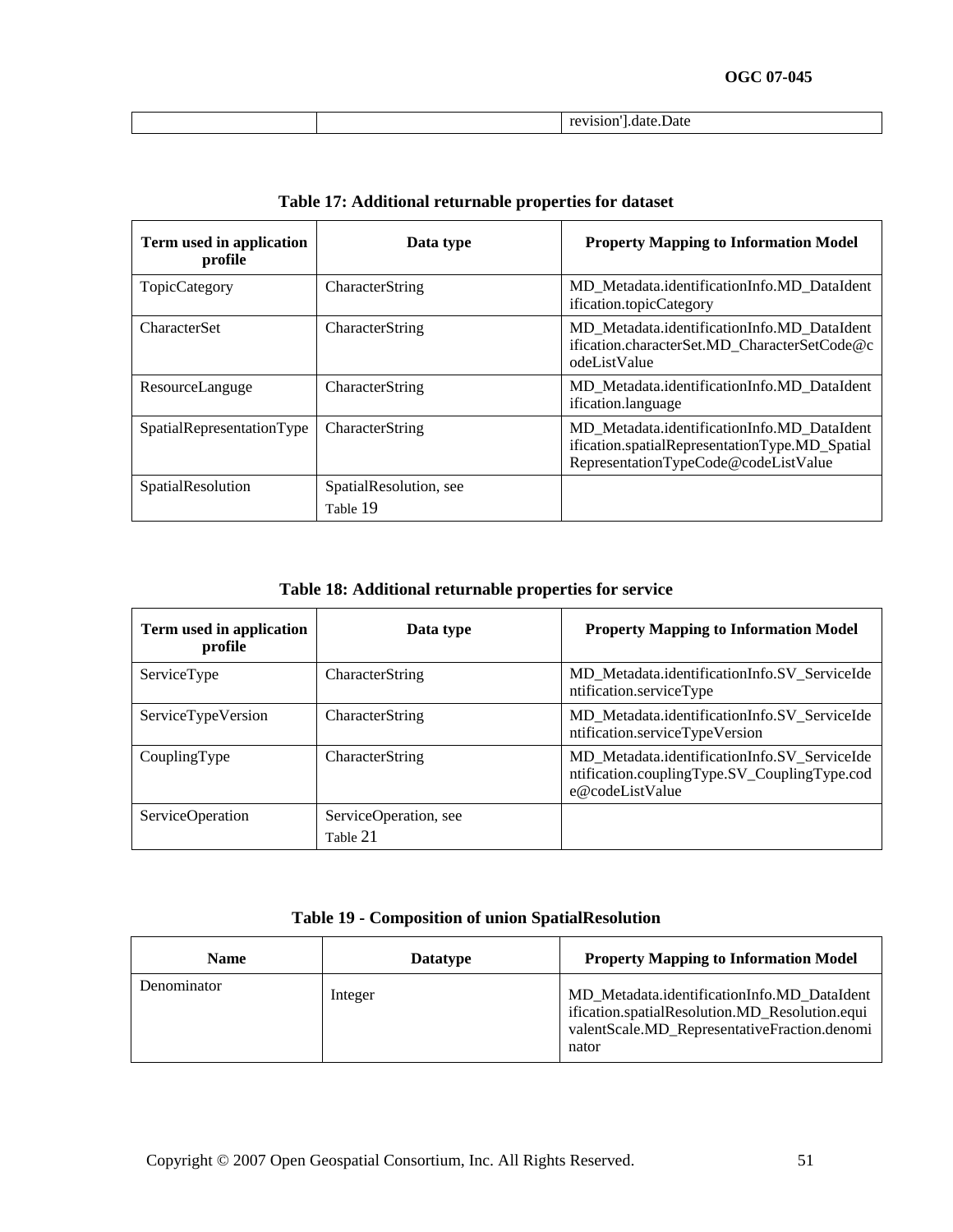| | | revision'].date.Date |
|---|---|---|

**Table 17: Additional returnable properties for dataset**

| Term used in application profile | Data type | Property Mapping to Information Model |
|---|---|---|
| TopicCategory | CharacterString | MD_Metadata.identificationInfo.MD_DataIdentification.topicCategory |
| CharacterSet | CharacterString | MD_Metadata.identificationInfo.MD_DataIdentification.characterSet.MD_CharacterSetCode@codeListValue |
| ResourceLanguge | CharacterString | MD_Metadata.identificationInfo.MD_DataIdentification.language |
| SpatialRepresentationType | CharacterString | MD_Metadata.identificationInfo.MD_DataIdentification.spatialRepresentationType.MD_SpatialRepresentationTypeCode@codeListValue |
| SpatialResolution | SpatialResolution, see Table 19 | |

**Table 18: Additional returnable properties for service**

| Term used in application profile | Data type | Property Mapping to Information Model |
|---|---|---|
| ServiceType | CharacterString | MD_Metadata.identificationInfo.SV_ServiceIdentification.serviceType |
| ServiceTypeVersion | CharacterString | MD_Metadata.identificationInfo.SV_ServiceIdentification.serviceTypeVersion |
| CouplingType | CharacterString | MD_Metadata.identificationInfo.SV_ServiceIdentification.couplingType.SV_CouplingType.code@codeListValue |
| ServiceOperation | ServiceOperation, see Table 21 | |

**Table 19 - Composition of union SpatialResolution**

| Name | Datatype | Property Mapping to Information Model |
|---|---|---|
| Denominator | Integer | MD_Metadata.identificationInfo.MD_DataIdentification.spatialResolution.MD_Resolution.equivalentScale.MD_RepresentativeFraction.denominator |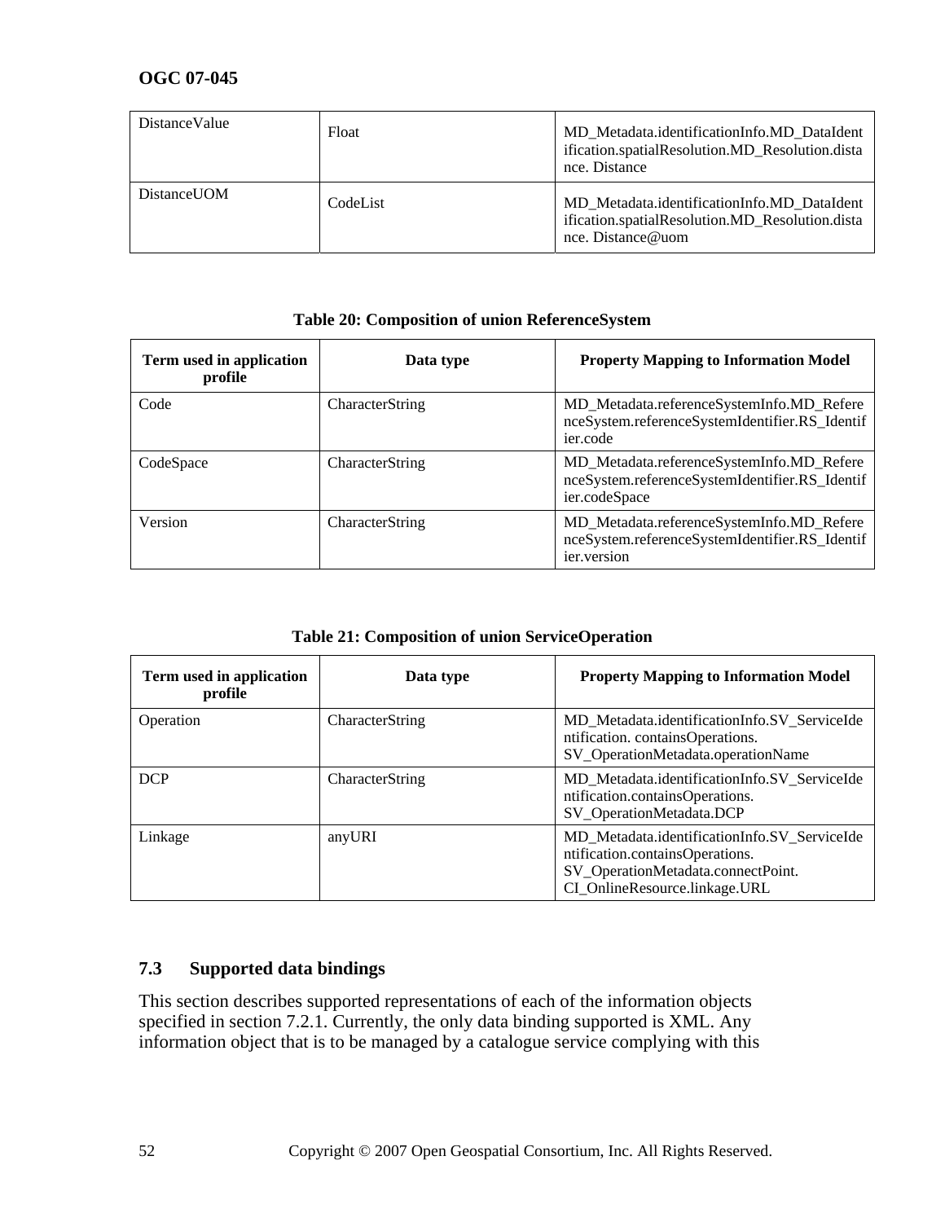| DistanceValue | Float | MD_Metadata.identificationInfo.MD_DataIdentification.spatialResolution.MD_Resolution.distance. Distance |
|---|---|---|
| DistanceUOM | CodeList | MD_Metadata.identificationInfo.MD_DataIdentification.spatialResolution.MD_Resolution.distance. Distance@uom |

**Table 20: Composition of union ReferenceSystem**

| Term used in application profile | Data type | Property Mapping to Information Model |
|---|---|---|
| Code | CharacterString | MD_Metadata.referenceSystemInfo.MD_ReferenceSystem.referenceSystemIdentifier.RS_Identifier.code |
| CodeSpace | CharacterString | MD_Metadata.referenceSystemInfo.MD_ReferenceSystem.referenceSystemIdentifier.RS_Identifier.codeSpace |
| Version | CharacterString | MD_Metadata.referenceSystemInfo.MD_ReferenceSystem.referenceSystemIdentifier.RS_Identifier.version |

**Table 21: Composition of union ServiceOperation**

| Term used in application profile | Data type | Property Mapping to Information Model |
|---|---|---|
| Operation | CharacterString | MD_Metadata.identificationInfo.SV_ServiceIdentification. containsOperations. SV_OperationMetadata.operationName |
| DCP | CharacterString | MD_Metadata.identificationInfo.SV_ServiceIdentification.containsOperations. SV_OperationMetadata.DCP |
| Linkage | anyURI | MD_Metadata.identificationInfo.SV_ServiceIdentification.containsOperations. SV_OperationMetadata.connectPoint. CI_OnlineResource.linkage.URL |

## 7.3 Supported data bindings

This section describes supported representations of each of the information objects specified in section 7.2.1. Currently, the only data binding supported is XML. Any information object that is to be managed by a catalogue service complying with this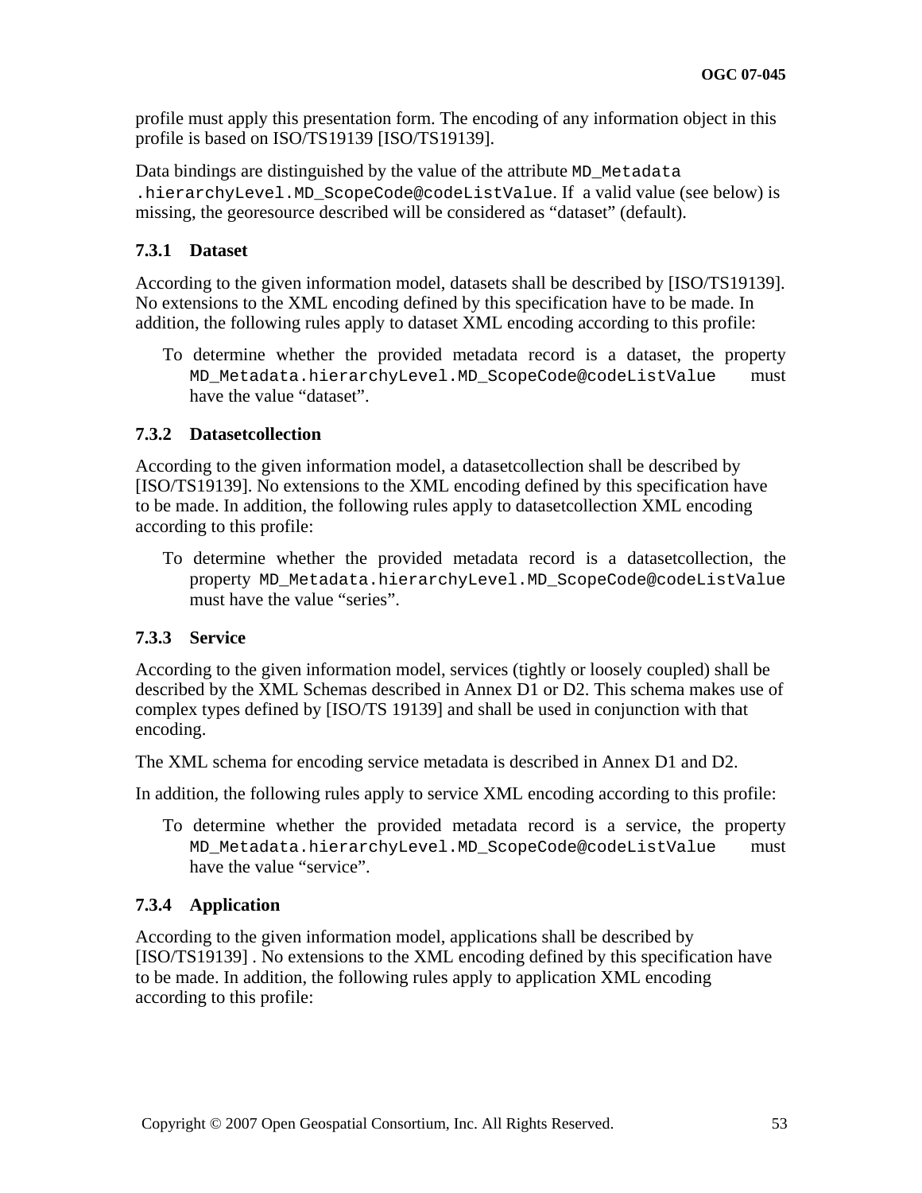profile must apply this presentation form. The encoding of any information object in this profile is based on ISO/TS19139 [ISO/TS19139].

Data bindings are distinguished by the value of the attribute `MD_Metadata .hierarchyLevel.MD_ScopeCode@codeListValue`. If a valid value (see below) is missing, the georesource described will be considered as "dataset" (default).

### 7.3.1 Dataset

According to the given information model, datasets shall be described by [ISO/TS19139]. No extensions to the XML encoding defined by this specification have to be made. In addition, the following rules apply to dataset XML encoding according to this profile:

To determine whether the provided metadata record is a dataset, the property `MD_Metadata.hierarchyLevel.MD_ScopeCode@codeListValue` must have the value "dataset".

### 7.3.2 Datasetcollection

According to the given information model, a datasetcollection shall be described by [ISO/TS19139]. No extensions to the XML encoding defined by this specification have to be made. In addition, the following rules apply to datasetcollection XML encoding according to this profile:

To determine whether the provided metadata record is a datasetcollection, the property `MD_Metadata.hierarchyLevel.MD_ScopeCode@codeListValue` must have the value "series".

### 7.3.3 Service

According to the given information model, services (tightly or loosely coupled) shall be described by the XML Schemas described in Annex D1 or D2. This schema makes use of complex types defined by [ISO/TS 19139] and shall be used in conjunction with that encoding.

The XML schema for encoding service metadata is described in Annex D1 and D2.

In addition, the following rules apply to service XML encoding according to this profile:

To determine whether the provided metadata record is a service, the property `MD_Metadata.hierarchyLevel.MD_ScopeCode@codeListValue` must have the value "service".

### 7.3.4 Application

According to the given information model, applications shall be described by [ISO/TS19139] . No extensions to the XML encoding defined by this specification have to be made. In addition, the following rules apply to application XML encoding according to this profile: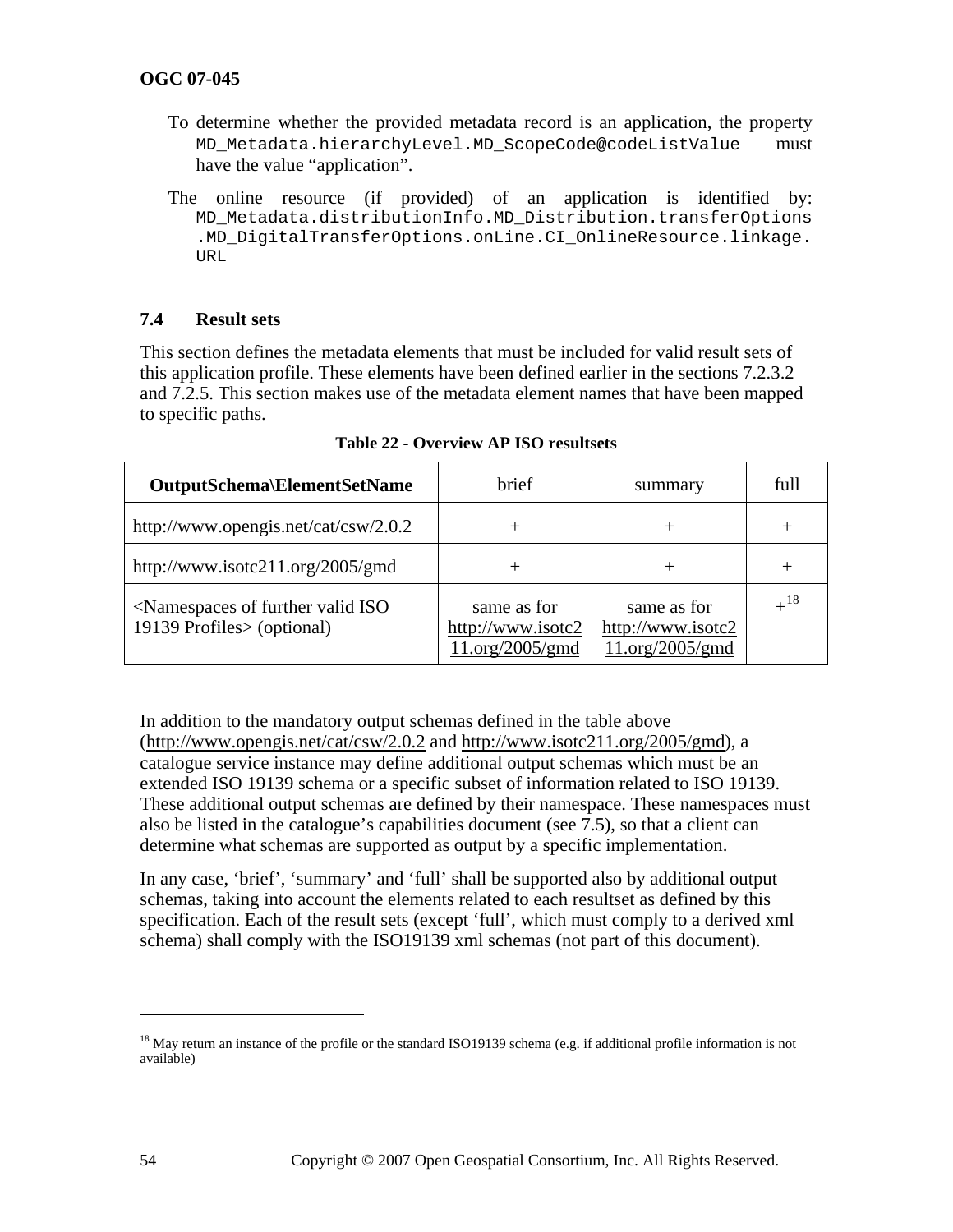To determine whether the provided metadata record is an application, the property `MD_Metadata.hierarchyLevel.MD_ScopeCode@codeListValue` must have the value "application".

The online resource (if provided) of an application is identified by: `MD_Metadata.distributionInfo.MD_Distribution.transferOptions.MD_DigitalTransferOptions.onLine.CI_OnlineResource.linkage.URL`

### 7.4 Result sets

This section defines the metadata elements that must be included for valid result sets of this application profile. These elements have been defined earlier in the sections 7.2.3.2 and 7.2.5. This section makes use of the metadata element names that have been mapped to specific paths.

**Table 22 - Overview AP ISO resultsets**

| **OutputSchema\ElementSetName** | brief | summary | full |
|---|---|---|---|
| http://www.opengis.net/cat/csw/2.0.2 | + | + | + |
| http://www.isotc211.org/2005/gmd | + | + | + |
| <Namespaces of further valid ISO 19139 Profiles> (optional) | same as for http://www.isotc211.org/2005/gmd | same as for http://www.isotc211.org/2005/gmd | +[18] |

In addition to the mandatory output schemas defined in the table above (http://www.opengis.net/cat/csw/2.0.2 and http://www.isotc211.org/2005/gmd), a catalogue service instance may define additional output schemas which must be an extended ISO 19139 schema or a specific subset of information related to ISO 19139. These additional output schemas are defined by their namespace. These namespaces must also be listed in the catalogue's capabilities document (see 7.5), so that a client can determine what schemas are supported as output by a specific implementation.

In any case, 'brief', 'summary' and 'full' shall be supported also by additional output schemas, taking into account the elements related to each resultset as defined by this specification. Each of the result sets (except 'full', which must comply to a derived xml schema) shall comply with the ISO19139 xml schemas (not part of this document).

---

[18] May return an instance of the profile or the standard ISO19139 schema (e.g. if additional profile information is not available)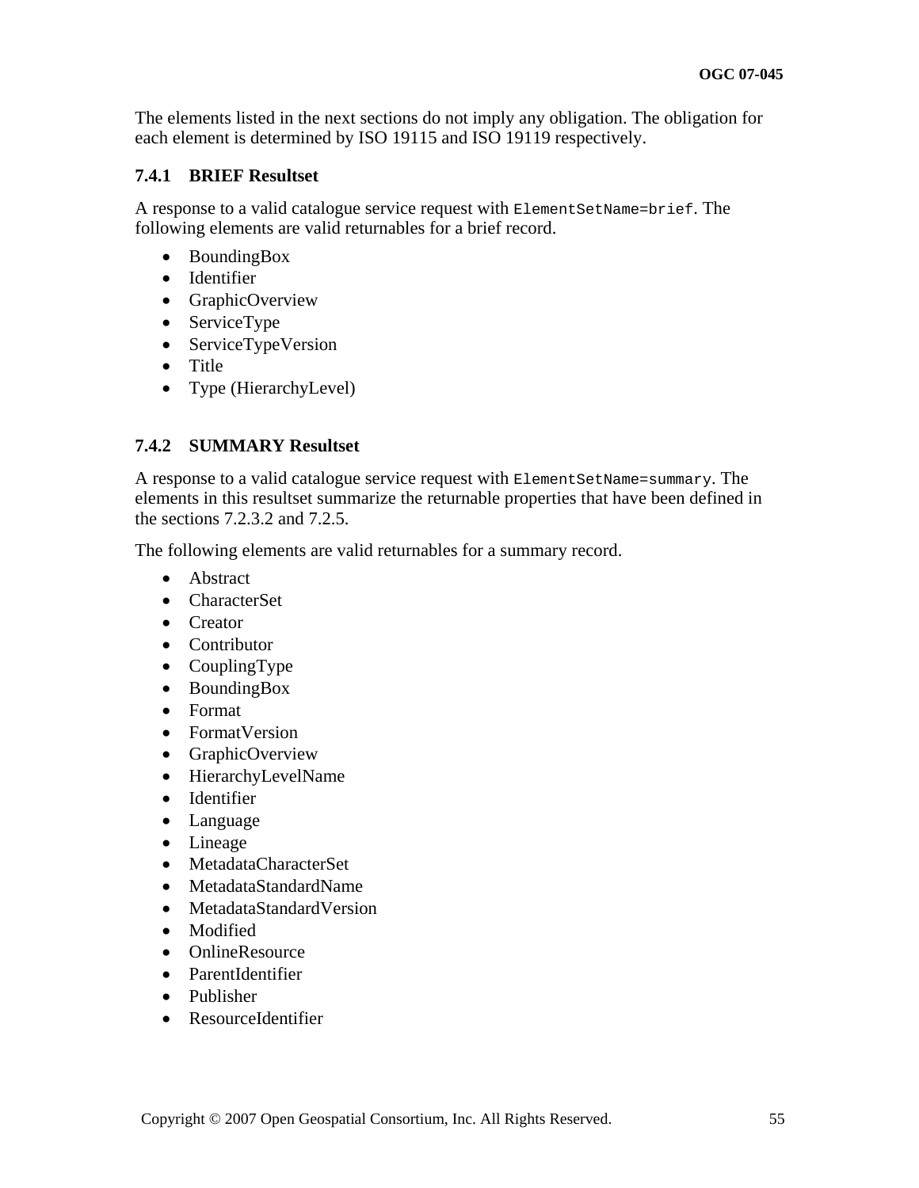The elements listed in the next sections do not imply any obligation. The obligation for each element is determined by ISO 19115 and ISO 19119 respectively.

### 7.4.1 BRIEF Resultset

A response to a valid catalogue service request with `ElementSetName=brief`. The following elements are valid returnables for a brief record.

- BoundingBox
- Identifier
- GraphicOverview
- ServiceType
- ServiceTypeVersion
- Title
- Type (HierarchyLevel)

### 7.4.2 SUMMARY Resultset

A response to a valid catalogue service request with `ElementSetName=summary`. The elements in this resultset summarize the returnable properties that have been defined in the sections 7.2.3.2 and 7.2.5.

The following elements are valid returnables for a summary record.

- Abstract
- CharacterSet
- Creator
- Contributor
- CouplingType
- BoundingBox
- Format
- FormatVersion
- GraphicOverview
- HierarchyLevelName
- Identifier
- Language
- Lineage
- MetadataCharacterSet
- MetadataStandardName
- MetadataStandardVersion
- Modified
- OnlineResource
- ParentIdentifier
- Publisher
- ResourceIdentifier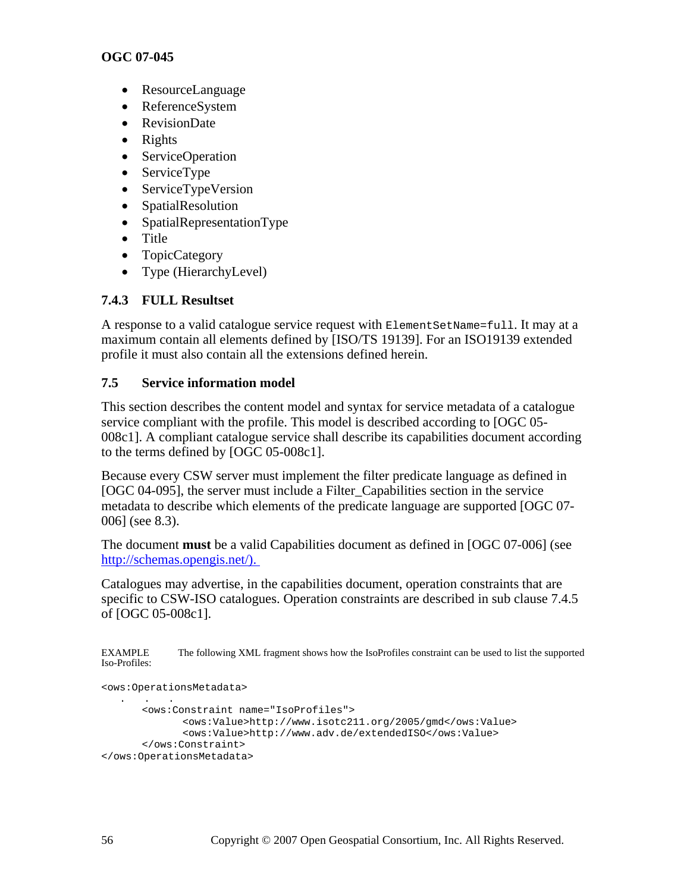- ResourceLanguage
- ReferenceSystem
- RevisionDate
- Rights
- ServiceOperation
- ServiceType
- ServiceTypeVersion
- SpatialResolution
- SpatialRepresentationType
- Title
- TopicCategory
- Type (HierarchyLevel)

### 7.4.3 FULL Resultset

A response to a valid catalogue service request with `ElementSetName=full`. It may at a maximum contain all elements defined by [ISO/TS 19139]. For an ISO19139 extended profile it must also contain all the extensions defined herein.

## 7.5 Service information model

This section describes the content model and syntax for service metadata of a catalogue service compliant with the profile. This model is described according to [OGC 05-008c1]. A compliant catalogue service shall describe its capabilities document according to the terms defined by [OGC 05-008c1].

Because every CSW server must implement the filter predicate language as defined in [OGC 04-095], the server must include a Filter_Capabilities section in the service metadata to describe which elements of the predicate language are supported [OGC 07-006] (see 8.3).

The document **must** be a valid Capabilities document as defined in [OGC 07-006] (see http://schemas.opengis.net/).

Catalogues may advertise, in the capabilities document, operation constraints that are specific to CSW-ISO catalogues. Operation constraints are described in sub clause 7.4.5 of [OGC 05-008c1].

EXAMPLE The following XML fragment shows how the IsoProfiles constraint can be used to list the supported Iso-Profiles:

```
<ows:OperationsMetadata>
   .   .   .
      <ows:Constraint name="IsoProfiles">
            <ows:Value>http://www.isotc211.org/2005/gmd</ows:Value>
            <ows:Value>http://www.adv.de/extendedISO</ows:Value>
      </ows:Constraint>
</ows:OperationsMetadata>
```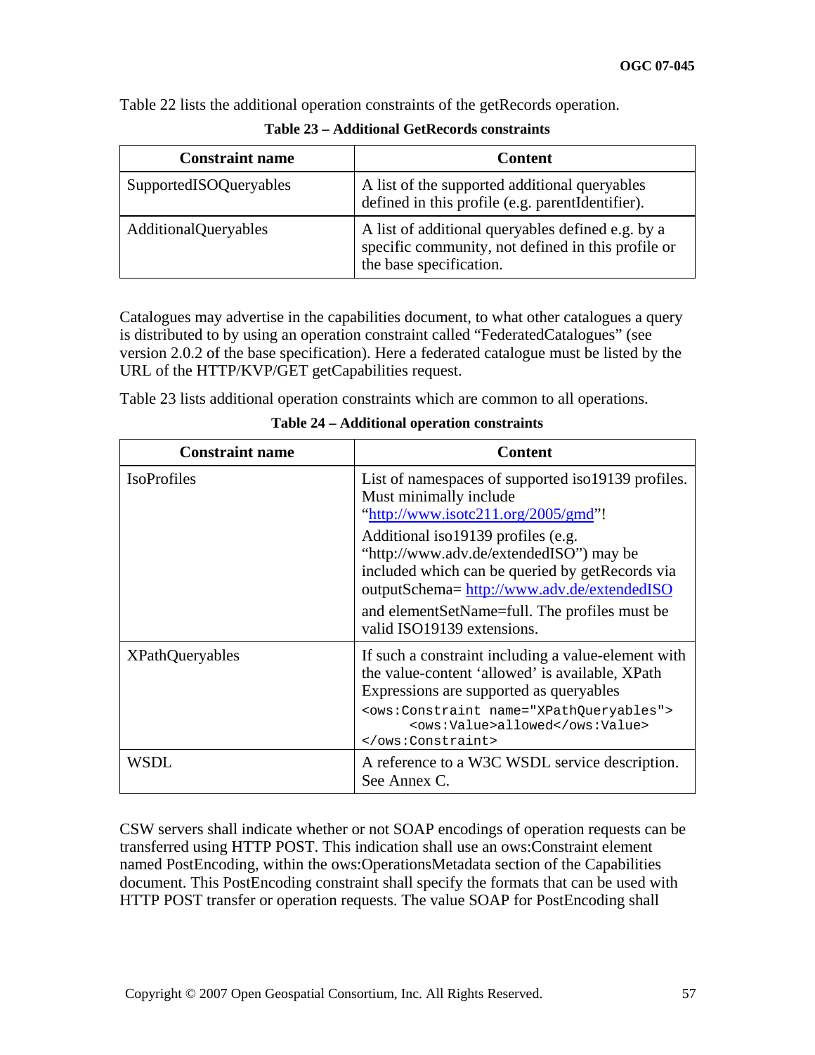Table 22 lists the additional operation constraints of the getRecords operation.

**Table 23 – Additional GetRecords constraints**

| Constraint name | Content |
|---|---|
| SupportedISOQueryables | A list of the supported additional queryables defined in this profile (e.g. parentIdentifier). |
| AdditionalQueryables | A list of additional queryables defined e.g. by a specific community, not defined in this profile or the base specification. |

Catalogues may advertise in the capabilities document, to what other catalogues a query is distributed to by using an operation constraint called "FederatedCatalogues" (see version 2.0.2 of the base specification). Here a federated catalogue must be listed by the URL of the HTTP/KVP/GET getCapabilities request.

Table 23 lists additional operation constraints which are common to all operations.

**Table 24 – Additional operation constraints**

| Constraint name | Content |
|---|---|
| IsoProfiles | List of namespaces of supported iso19139 profiles. Must minimally include "http://www.isotc211.org/2005/gmd"! Additional iso19139 profiles (e.g. "http://www.adv.de/extendedISO") may be included which can be queried by getRecords via outputSchema= http://www.adv.de/extendedISO and elementSetName=full. The profiles must be valid ISO19139 extensions. |
| XPathQueryables | If such a constraint including a value-element with the value-content 'allowed' is available, XPath Expressions are supported as queryables `<ows:Constraint name="XPathQueryables">` `<ows:Value>allowed</ows:Value>` `</ows:Constraint>` |
| WSDL | A reference to a W3C WSDL service description. See Annex C. |

CSW servers shall indicate whether or not SOAP encodings of operation requests can be transferred using HTTP POST. This indication shall use an ows:Constraint element named PostEncoding, within the ows:OperationsMetadata section of the Capabilities document. This PostEncoding constraint shall specify the formats that can be used with HTTP POST transfer or operation requests. The value SOAP for PostEncoding shall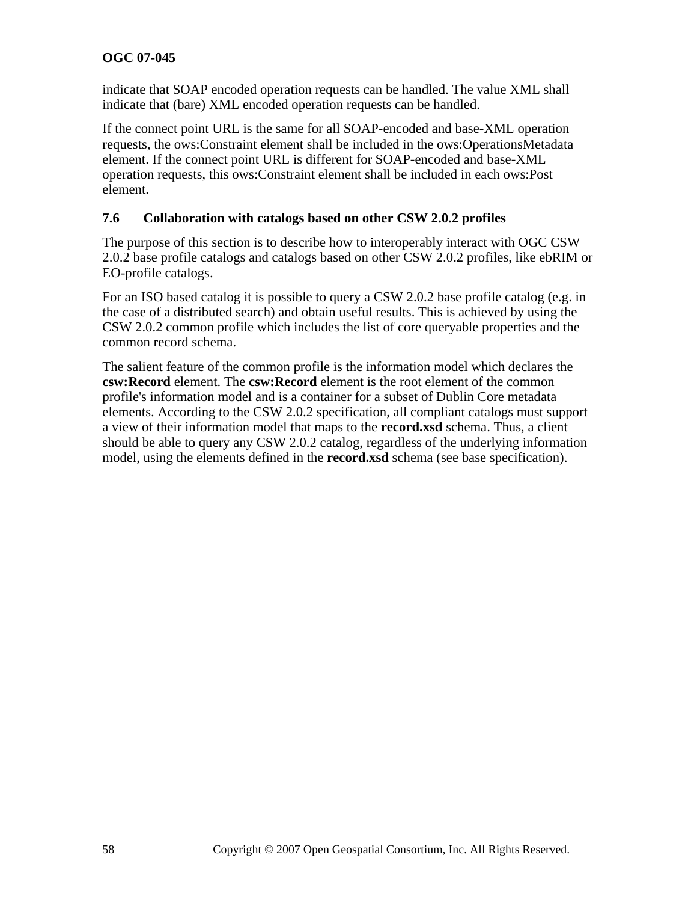indicate that SOAP encoded operation requests can be handled. The value XML shall indicate that (bare) XML encoded operation requests can be handled.

If the connect point URL is the same for all SOAP-encoded and base-XML operation requests, the ows:Constraint element shall be included in the ows:OperationsMetadata element. If the connect point URL is different for SOAP-encoded and base-XML operation requests, this ows:Constraint element shall be included in each ows:Post element.

### 7.6 Collaboration with catalogs based on other CSW 2.0.2 profiles

The purpose of this section is to describe how to interoperably interact with OGC CSW 2.0.2 base profile catalogs and catalogs based on other CSW 2.0.2 profiles, like ebRIM or EO-profile catalogs.

For an ISO based catalog it is possible to query a CSW 2.0.2 base profile catalog (e.g. in the case of a distributed search) and obtain useful results. This is achieved by using the CSW 2.0.2 common profile which includes the list of core queryable properties and the common record schema.

The salient feature of the common profile is the information model which declares the **csw:Record** element. The **csw:Record** element is the root element of the common profile's information model and is a container for a subset of Dublin Core metadata elements. According to the CSW 2.0.2 specification, all compliant catalogs must support a view of their information model that maps to the **record.xsd** schema. Thus, a client should be able to query any CSW 2.0.2 catalog, regardless of the underlying information model, using the elements defined in the **record.xsd** schema (see base specification).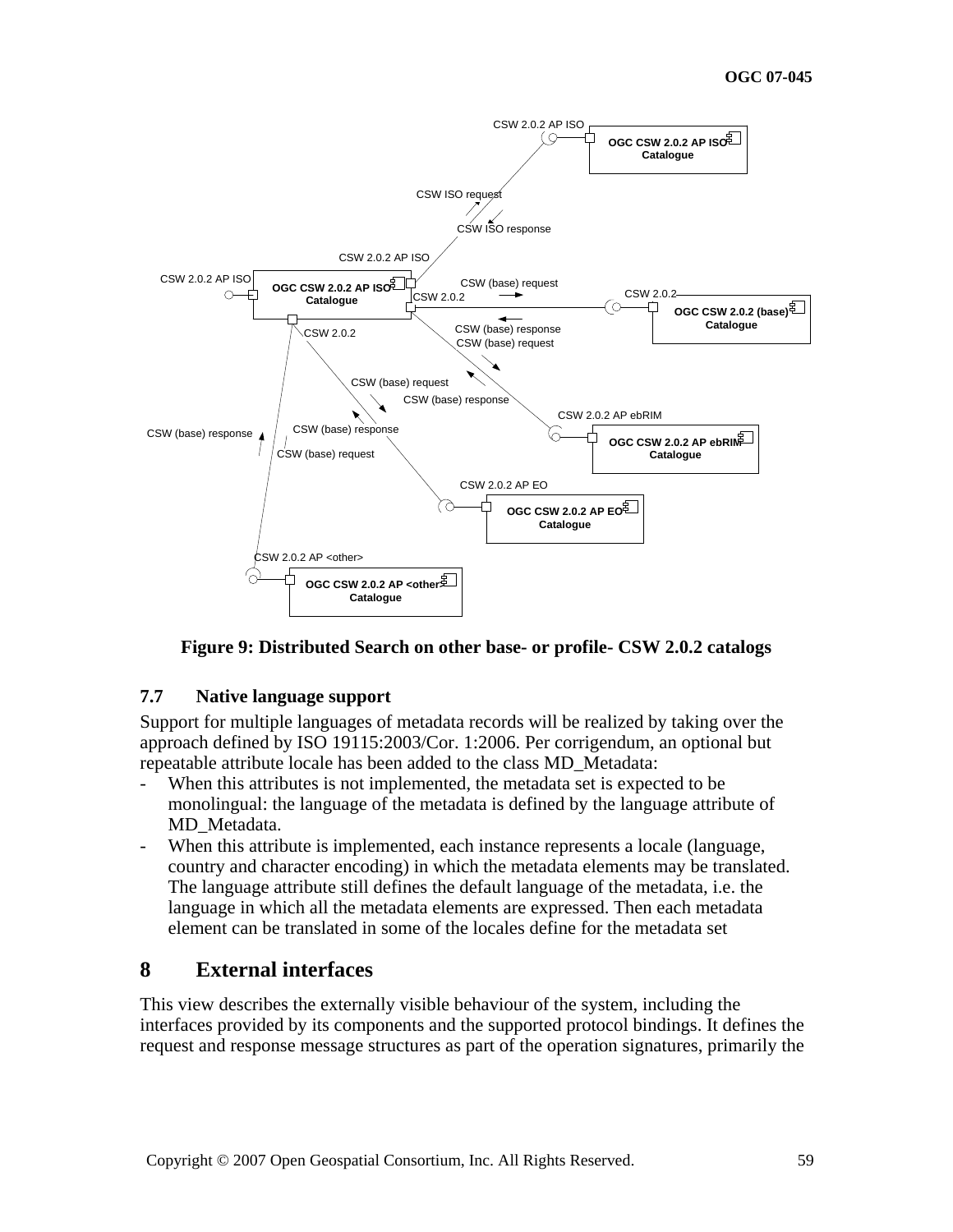**Figure 9: Distributed Search on other base- or profile- CSW 2.0.2 catalogs**

### 7.7 Native language support

Support for multiple languages of metadata records will be realized by taking over the approach defined by ISO 19115:2003/Cor. 1:2006. Per corrigendum, an optional but repeatable attribute locale has been added to the class MD_Metadata:

- When this attributes is not implemented, the metadata set is expected to be monolingual: the language of the metadata is defined by the language attribute of MD_Metadata.
- When this attribute is implemented, each instance represents a locale (language, country and character encoding) in which the metadata elements may be translated. The language attribute still defines the default language of the metadata, i.e. the language in which all the metadata elements are expressed. Then each metadata element can be translated in some of the locales define for the metadata set

## 8 External interfaces

This view describes the externally visible behaviour of the system, including the interfaces provided by its components and the supported protocol bindings. It defines the request and response message structures as part of the operation signatures, primarily the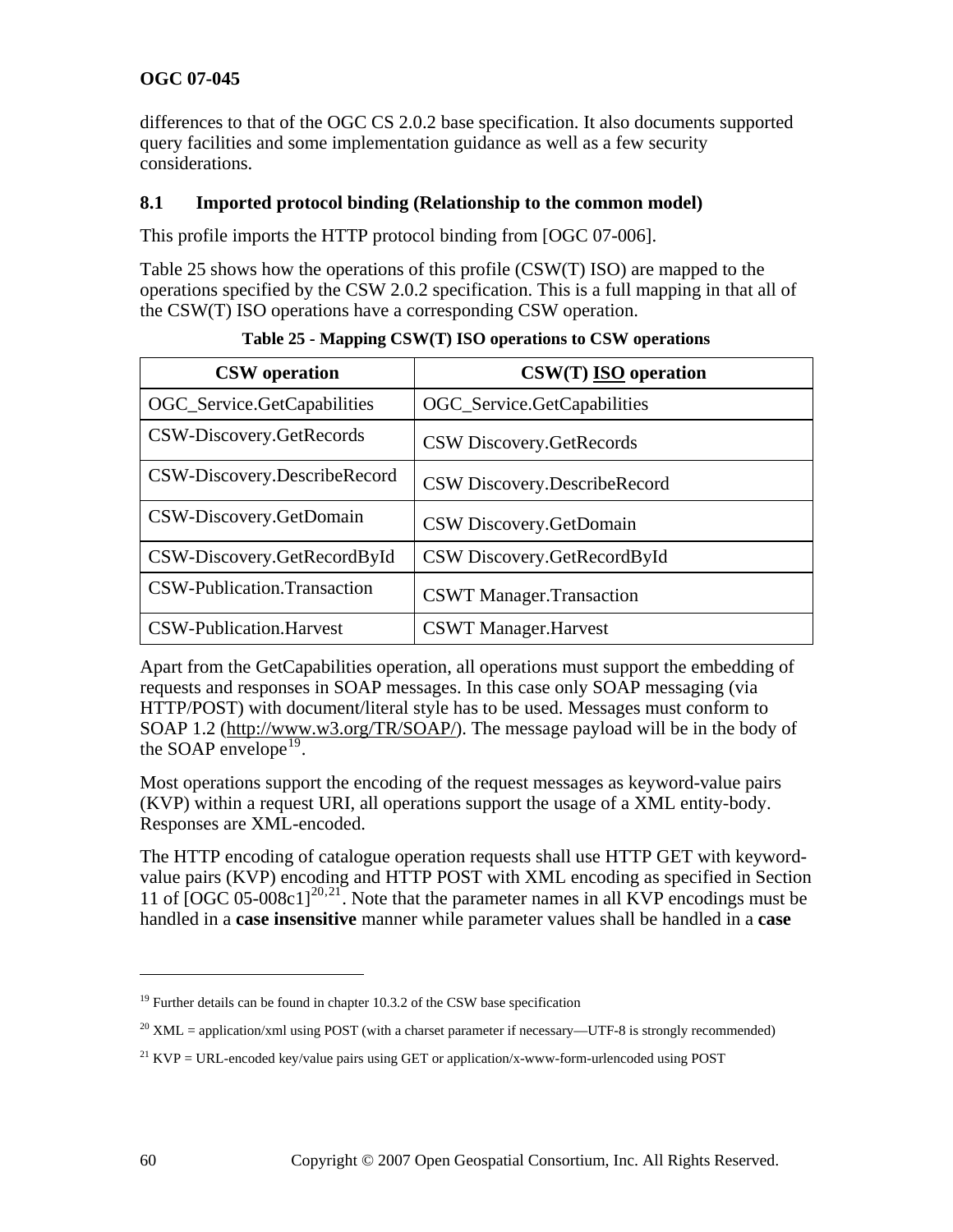differences to that of the OGC CS 2.0.2 base specification. It also documents supported query facilities and some implementation guidance as well as a few security considerations.

## 8.1 Imported protocol binding (Relationship to the common model)

This profile imports the HTTP protocol binding from [OGC 07-006].

Table 25 shows how the operations of this profile (CSW(T) ISO) are mapped to the operations specified by the CSW 2.0.2 specification. This is a full mapping in that all of the CSW(T) ISO operations have a corresponding CSW operation.

**Table 25 - Mapping CSW(T) ISO operations to CSW operations**

| CSW operation | CSW(T) ISO operation |
|---|---|
| OGC_Service.GetCapabilities | OGC_Service.GetCapabilities |
| CSW-Discovery.GetRecords | CSW Discovery.GetRecords |
| CSW-Discovery.DescribeRecord | CSW Discovery.DescribeRecord |
| CSW-Discovery.GetDomain | CSW Discovery.GetDomain |
| CSW-Discovery.GetRecordById | CSW Discovery.GetRecordById |
| CSW-Publication.Transaction | CSWT Manager.Transaction |
| CSW-Publication.Harvest | CSWT Manager.Harvest |

Apart from the GetCapabilities operation, all operations must support the embedding of requests and responses in SOAP messages. In this case only SOAP messaging (via HTTP/POST) with document/literal style has to be used. Messages must conform to SOAP 1.2 (http://www.w3.org/TR/SOAP/). The message payload will be in the body of the SOAP envelope[19].

Most operations support the encoding of the request messages as keyword-value pairs (KVP) within a request URI, all operations support the usage of a XML entity-body. Responses are XML-encoded.

The HTTP encoding of catalogue operation requests shall use HTTP GET with keyword-value pairs (KVP) encoding and HTTP POST with XML encoding as specified in Section 11 of [OGC 05-008c1][20,21]. Note that the parameter names in all KVP encodings must be handled in a **case insensitive** manner while parameter values shall be handled in a **case**

---

[19] Further details can be found in chapter 10.3.2 of the CSW base specification

[20] XML = application/xml using POST (with a charset parameter if necessary—UTF-8 is strongly recommended)

[21] KVP = URL-encoded key/value pairs using GET or application/x-www-form-urlencoded using POST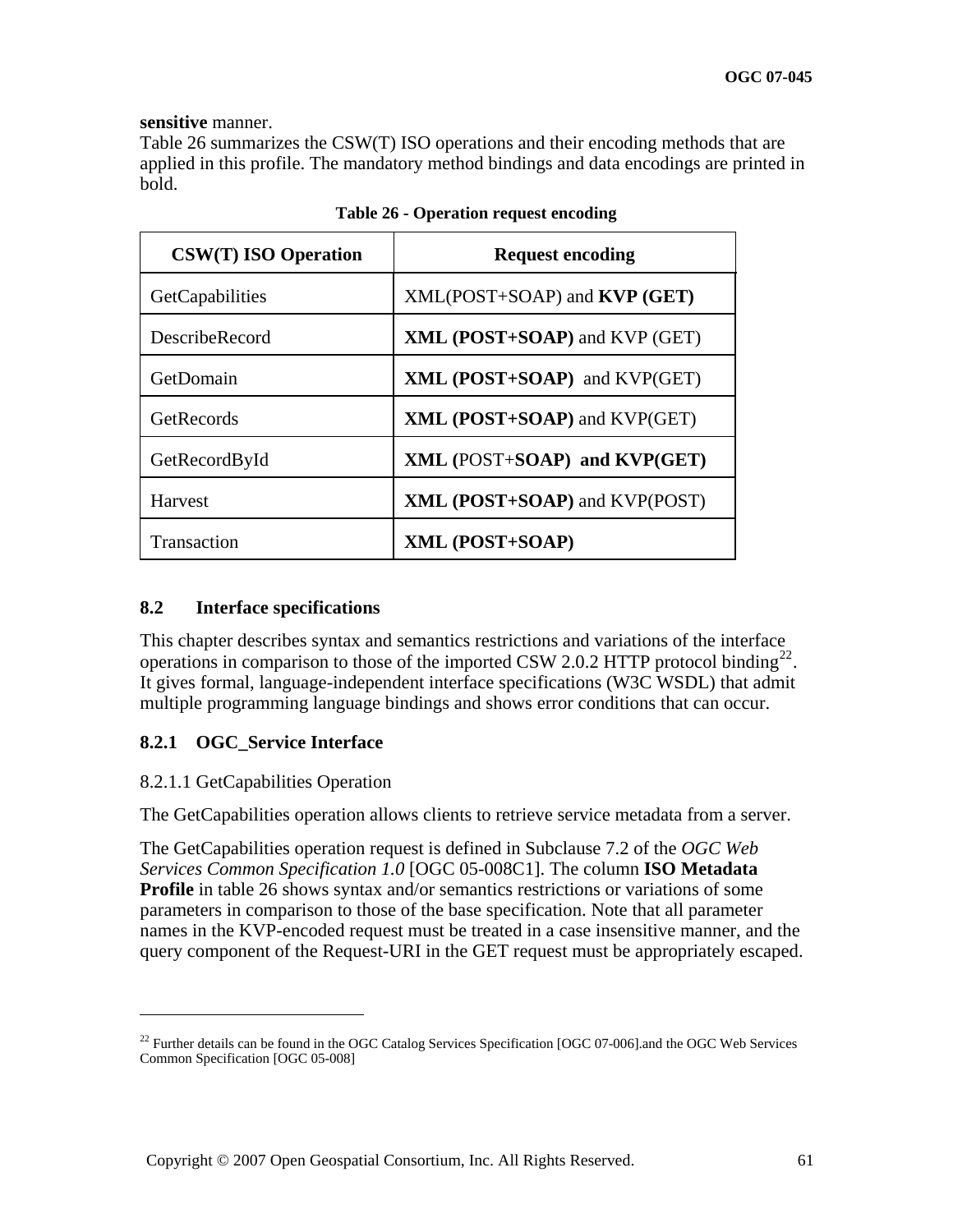**sensitive** manner.

Table 26 summarizes the CSW(T) ISO operations and their encoding methods that are applied in this profile. The mandatory method bindings and data encodings are printed in bold.

**Table 26 - Operation request encoding**

| CSW(T) ISO Operation | Request encoding |
|---|---|
| GetCapabilities | XML(POST+SOAP) and **KVP (GET)** |
| DescribeRecord | **XML (POST+SOAP)** and KVP (GET) |
| GetDomain | **XML (POST+SOAP)** and KVP(GET) |
| GetRecords | **XML (POST+SOAP)** and KVP(GET) |
| GetRecordById | **XML (**POST+**SOAP) and KVP(GET)** |
| Harvest | **XML (POST+SOAP)** and KVP(POST) |
| Transaction | **XML (POST+SOAP)** |

### 8.2 Interface specifications

This chapter describes syntax and semantics restrictions and variations of the interface operations in comparison to those of the imported CSW 2.0.2 HTTP protocol binding[22]. It gives formal, language-independent interface specifications (W3C WSDL) that admit multiple programming language bindings and shows error conditions that can occur.

#### 8.2.1 OGC_Service Interface

8.2.1.1 GetCapabilities Operation

The GetCapabilities operation allows clients to retrieve service metadata from a server.

The GetCapabilities operation request is defined in Subclause 7.2 of the *OGC Web Services Common Specification 1.0* [OGC 05-008C1]. The column **ISO Metadata Profile** in table 26 shows syntax and/or semantics restrictions or variations of some parameters in comparison to those of the base specification. Note that all parameter names in the KVP-encoded request must be treated in a case insensitive manner, and the query component of the Request-URI in the GET request must be appropriately escaped.

---

[22] Further details can be found in the OGC Catalog Services Specification [OGC 07-006].and the OGC Web Services Common Specification [OGC 05-008]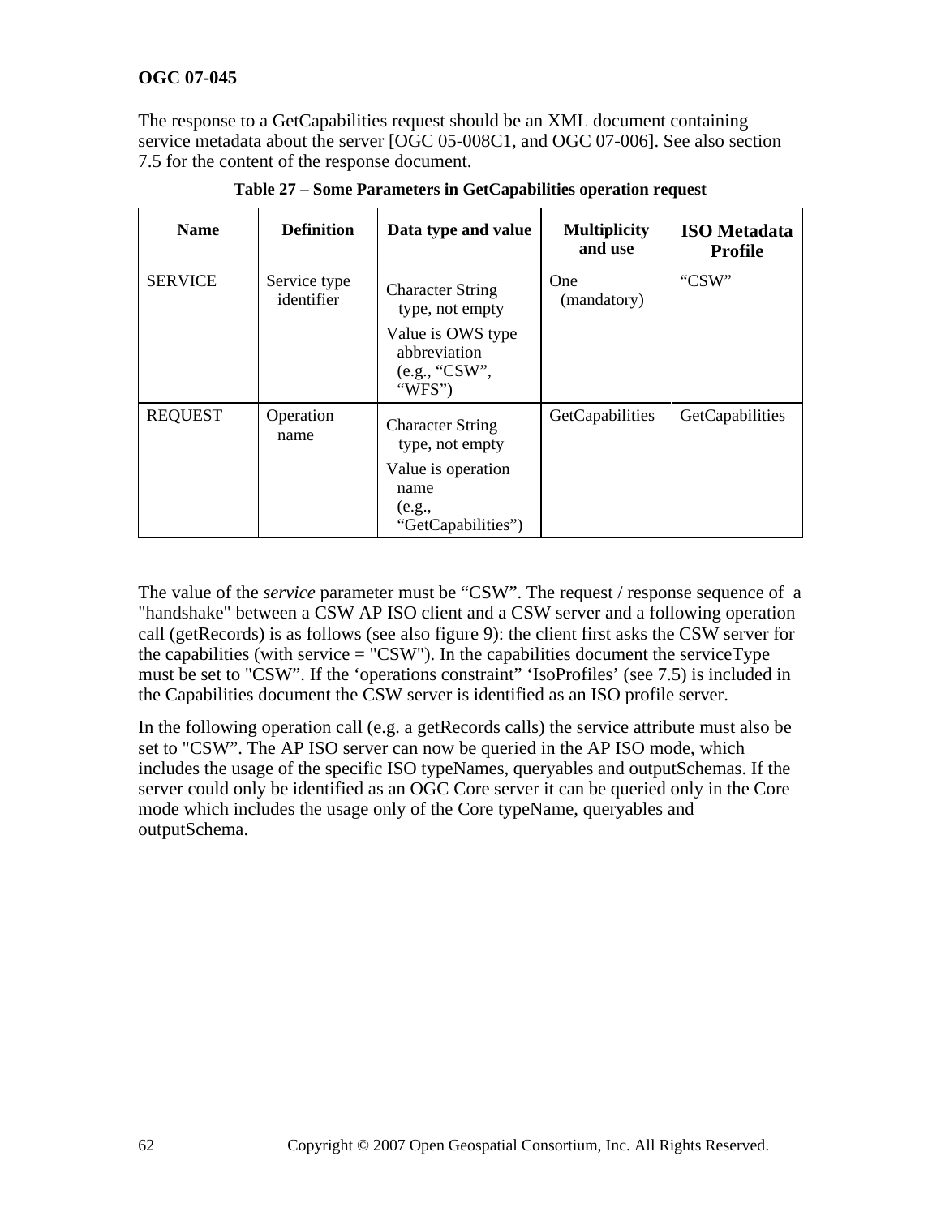The response to a GetCapabilities request should be an XML document containing service metadata about the server [OGC 05-008C1, and OGC 07-006]. See also section 7.5 for the content of the response document.

**Table 27 – Some Parameters in GetCapabilities operation request**

| Name | Definition | Data type and value | Multiplicity and use | ISO Metadata Profile |
|---|---|---|---|---|
| SERVICE | Service type identifier | Character String type, not empty<br>Value is OWS type abbreviation (e.g., "CSW", "WFS") | One (mandatory) | "CSW" |
| REQUEST | Operation name | Character String type, not empty<br>Value is operation name (e.g., "GetCapabilities") | GetCapabilities | GetCapabilities |

The value of the *service* parameter must be "CSW". The request / response sequence of a "handshake" between a CSW AP ISO client and a CSW server and a following operation call (getRecords) is as follows (see also figure 9): the client first asks the CSW server for the capabilities (with service = "CSW"). In the capabilities document the serviceType must be set to "CSW". If the 'operations constraint" 'IsoProfiles' (see 7.5) is included in the Capabilities document the CSW server is identified as an ISO profile server.

In the following operation call (e.g. a getRecords calls) the service attribute must also be set to "CSW". The AP ISO server can now be queried in the AP ISO mode, which includes the usage of the specific ISO typeNames, queryables and outputSchemas. If the server could only be identified as an OGC Core server it can be queried only in the Core mode which includes the usage only of the Core typeName, queryables and outputSchema.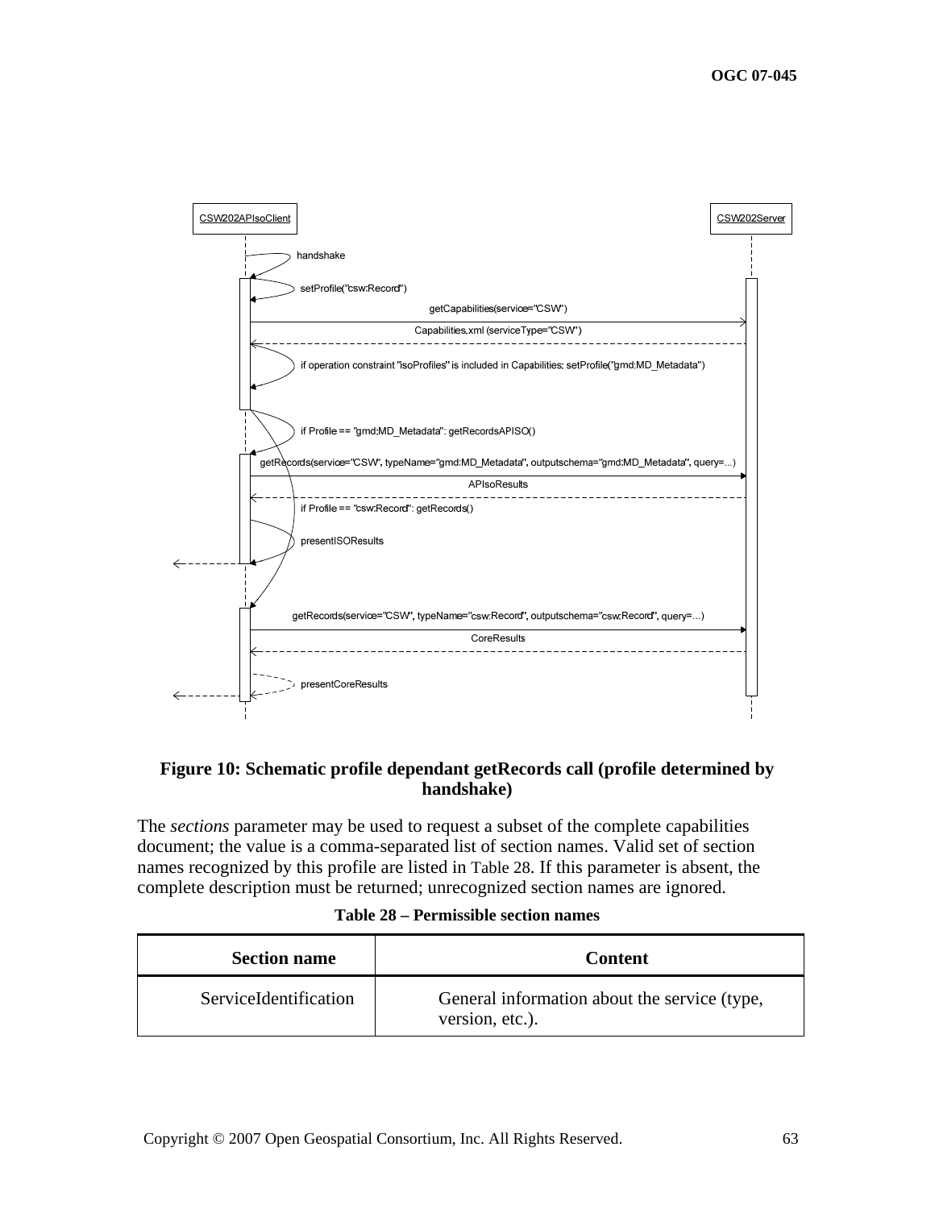**Figure 10: Schematic profile dependant getRecords call (profile determined by handshake)**

The *sections* parameter may be used to request a subset of the complete capabilities document; the value is a comma-separated list of section names. Valid set of section names recognized by this profile are listed in Table 28. If this parameter is absent, the complete description must be returned; unrecognized section names are ignored.

**Table 28 – Permissible section names**

| Section name | Content |
|---|---|
| ServiceIdentification | General information about the service (type, version, etc.). |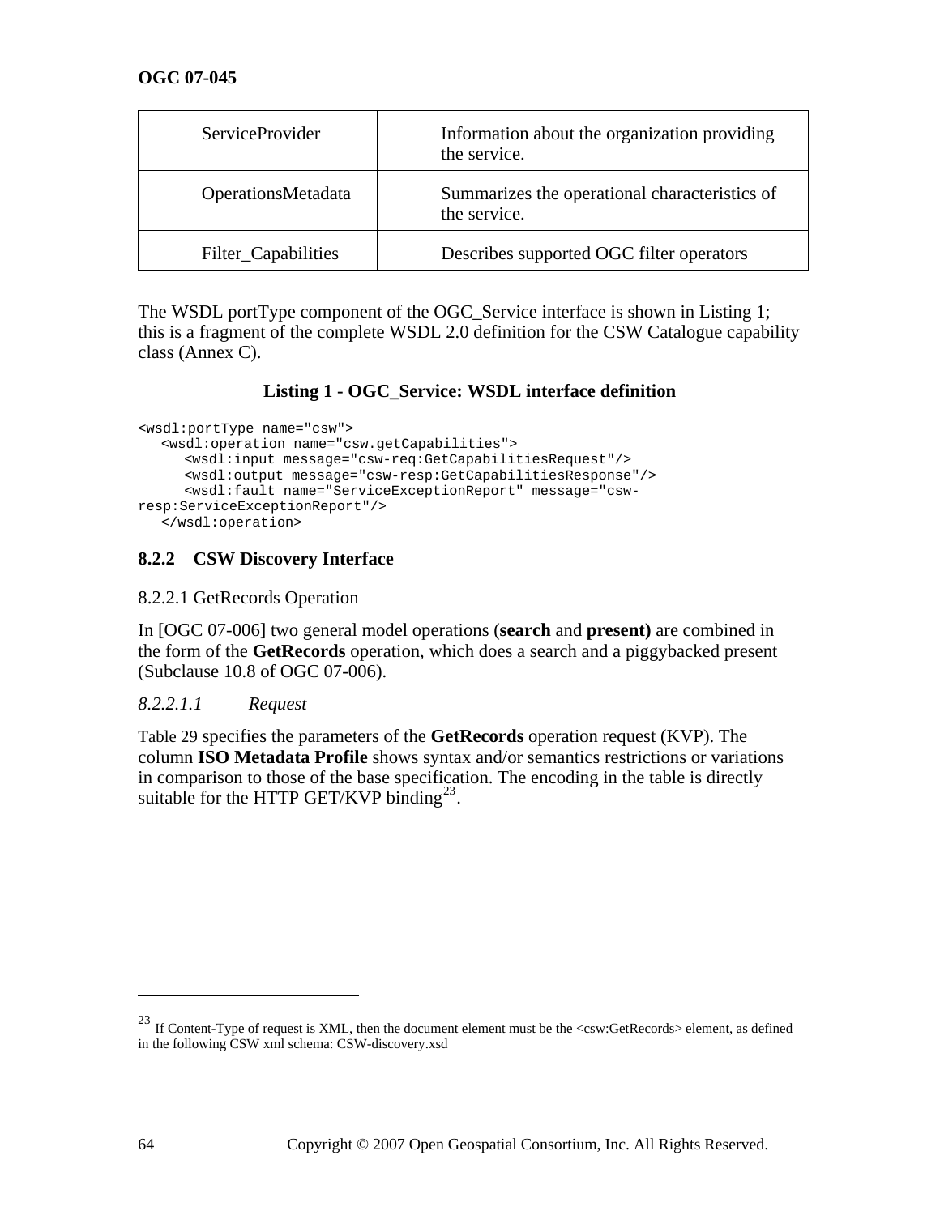| ServiceProvider | Information about the organization providing the service. |
|---|---|
| OperationsMetadata | Summarizes the operational characteristics of the service. |
| Filter_Capabilities | Describes supported OGC filter operators |

The WSDL portType component of the OGC_Service interface is shown in Listing 1; this is a fragment of the complete WSDL 2.0 definition for the CSW Catalogue capability class (Annex C).

**Listing 1 - OGC_Service: WSDL interface definition**

```
<wsdl:portType name="csw">
   <wsdl:operation name="csw.getCapabilities">
      <wsdl:input message="csw-req:GetCapabilitiesRequest"/>
      <wsdl:output message="csw-resp:GetCapabilitiesResponse"/>
      <wsdl:fault name="ServiceExceptionReport" message="csw-
resp:ServiceExceptionReport"/>
   </wsdl:operation>
```

### 8.2.2 CSW Discovery Interface

8.2.2.1 GetRecords Operation

In [OGC 07-006] two general model operations (**search** and **present)** are combined in the form of the **GetRecords** operation, which does a search and a piggybacked present (Subclause 10.8 of OGC 07-006).

*8.2.2.1.1 Request*

Table 29 specifies the parameters of the **GetRecords** operation request (KVP). The column **ISO Metadata Profile** shows syntax and/or semantics restrictions or variations in comparison to those of the base specification. The encoding in the table is directly suitable for the HTTP GET/KVP binding[23].

---

[23] If Content-Type of request is XML, then the document element must be the <csw:GetRecords> element, as defined in the following CSW xml schema: CSW-discovery.xsd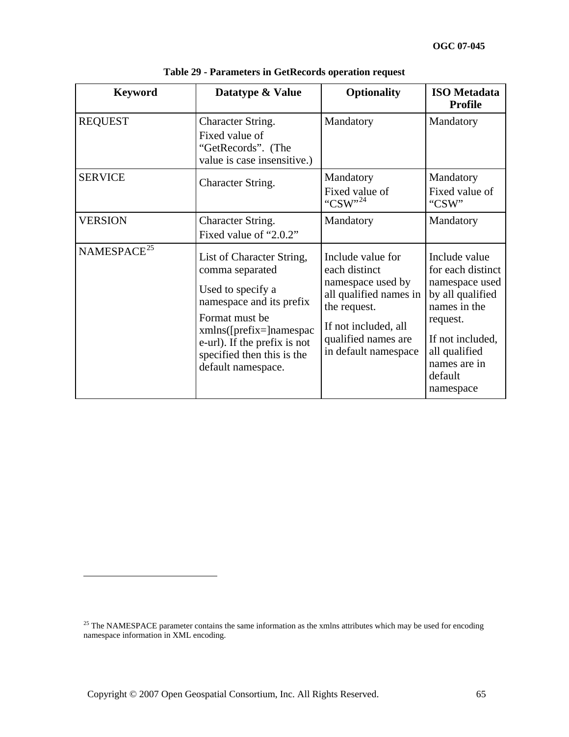**Table 29 - Parameters in GetRecords operation request**

| Keyword | Datatype & Value | Optionality | ISO Metadata Profile |
|---|---|---|---|
| REQUEST | Character String.<br>Fixed value of "GetRecords". (The value is case insensitive.) | Mandatory | Mandatory |
| SERVICE | Character String. | Mandatory<br>Fixed value of "CSW"[24] | Mandatory<br>Fixed value of "CSW" |
| VERSION | Character String.<br>Fixed value of "2.0.2" | Mandatory | Mandatory |
| NAMESPACE[25] | List of Character String, comma separated<br>Used to specify a namespace and its prefix<br>Format must be xmlns([prefix=]namespace-url). If the prefix is not specified then this is the default namespace. | Include value for each distinct namespace used by all qualified names in the request.<br>If not included, all qualified names are in default namespace | Include value for each distinct namespace used by all qualified names in the request.<br>If not included, all qualified names are in default namespace |

[25] The NAMESPACE parameter contains the same information as the xmlns attributes which may be used for encoding namespace information in XML encoding.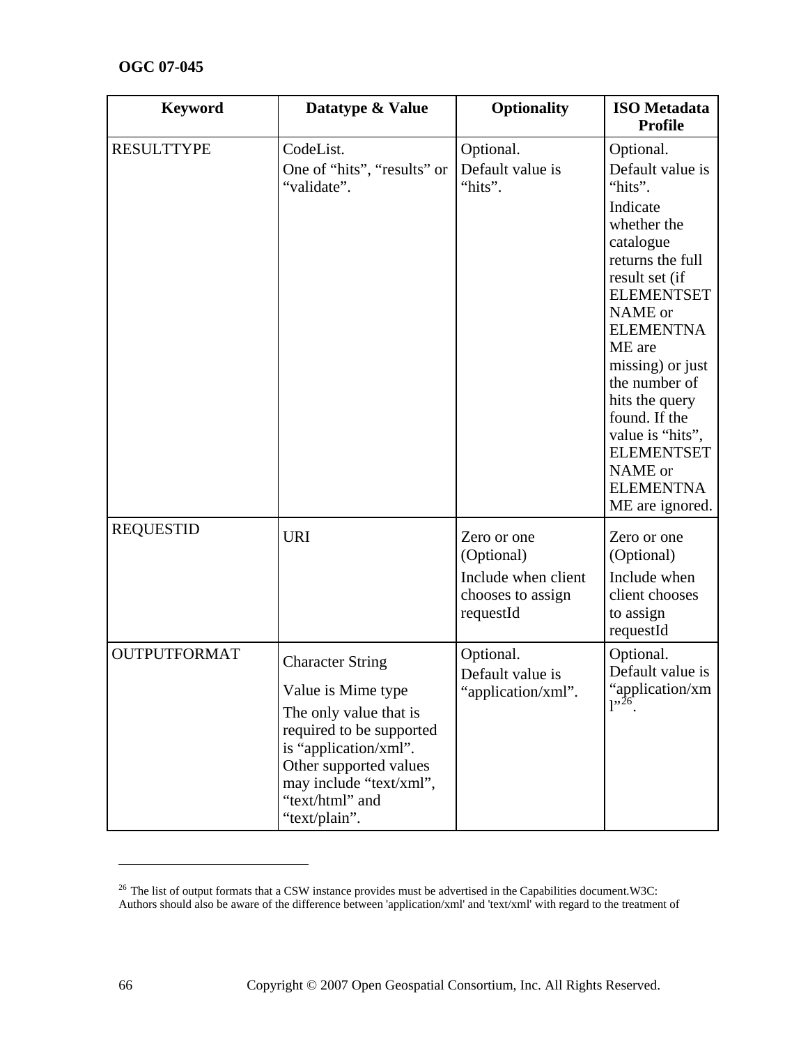| Keyword | Datatype & Value | Optionality | ISO Metadata Profile |
| --- | --- | --- | --- |
| RESULTTYPE | CodeList. One of “hits”, “results” or “validate”. | Optional. Default value is “hits”. | Optional. Default value is “hits”. Indicate whether the catalogue returns the full result set (if ELEMENTSETNAME or ELEMENTNAME are missing) or just the number of hits the query found. If the value is “hits”, ELEMENTSETNAME or ELEMENTNAME are ignored. |
| REQUESTID | URI | Zero or one (Optional) Include when client chooses to assign requestId | Zero or one (Optional) Include when client chooses to assign requestId |
| OUTPUTFORMAT | Character String Value is Mime type The only value that is required to be supported is “application/xml”. Other supported values may include “text/xml”, “text/html” and “text/plain”. | Optional. Default value is “application/xml”. | Optional. Default value is “application/xml”[26]. |

---

[26] The list of output formats that a CSW instance provides must be advertised in the Capabilities document.W3C: Authors should also be aware of the difference between 'application/xml' and 'text/xml' with regard to the treatment of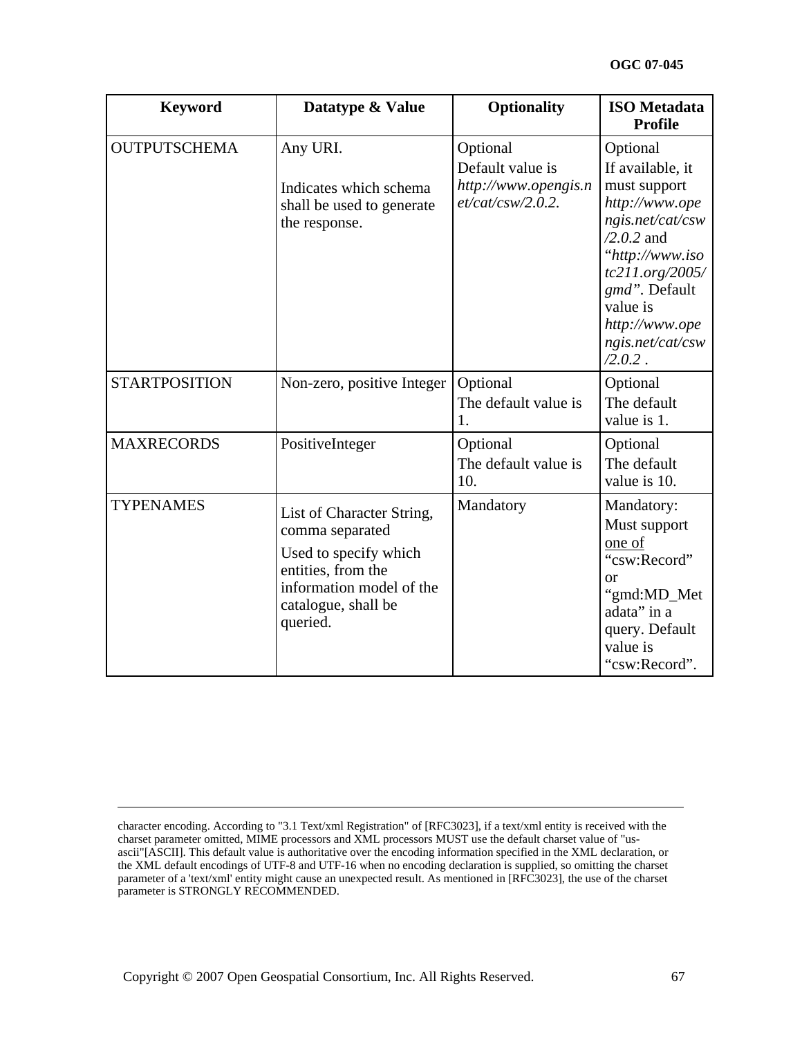| Keyword | Datatype & Value | Optionality | ISO Metadata Profile |
| --- | --- | --- | --- |
| OUTPUTSCHEMA | Any URI.<br><br>Indicates which schema shall be used to generate the response. | Optional<br>Default value is *http://www.opengis.net/cat/csw/2.0.2*. | Optional<br>If available, it must support *http://www.opengis.net/cat/csw/2.0.2* and "*http://www.isotc211.org/2005/gmd*". Default value is *http://www.opengis.net/cat/csw/2.0.2* . |
| STARTPOSITION | Non-zero, positive Integer | Optional<br>The default value is 1. | Optional<br>The default value is 1. |
| MAXRECORDS | PositiveInteger | Optional<br>The default value is 10. | Optional<br>The default value is 10. |
| TYPENAMES | List of Character String, comma separated<br>Used to specify which entities, from the information model of the catalogue, shall be queried. | Mandatory | Mandatory:<br>Must support <u>one of</u> "csw:Record" or "gmd:MD_Metadata" in a query. Default value is "csw:Record". |

---

character encoding. According to "3.1 Text/xml Registration" of [RFC3023], if a text/xml entity is received with the charset parameter omitted, MIME processors and XML processors MUST use the default charset value of "us-ascii"[ASCII]. This default value is authoritative over the encoding information specified in the XML declaration, or the XML default encodings of UTF-8 and UTF-16 when no encoding declaration is supplied, so omitting the charset parameter of a 'text/xml' entity might cause an unexpected result. As mentioned in [RFC3023], the use of the charset parameter is STRONGLY RECOMMENDED.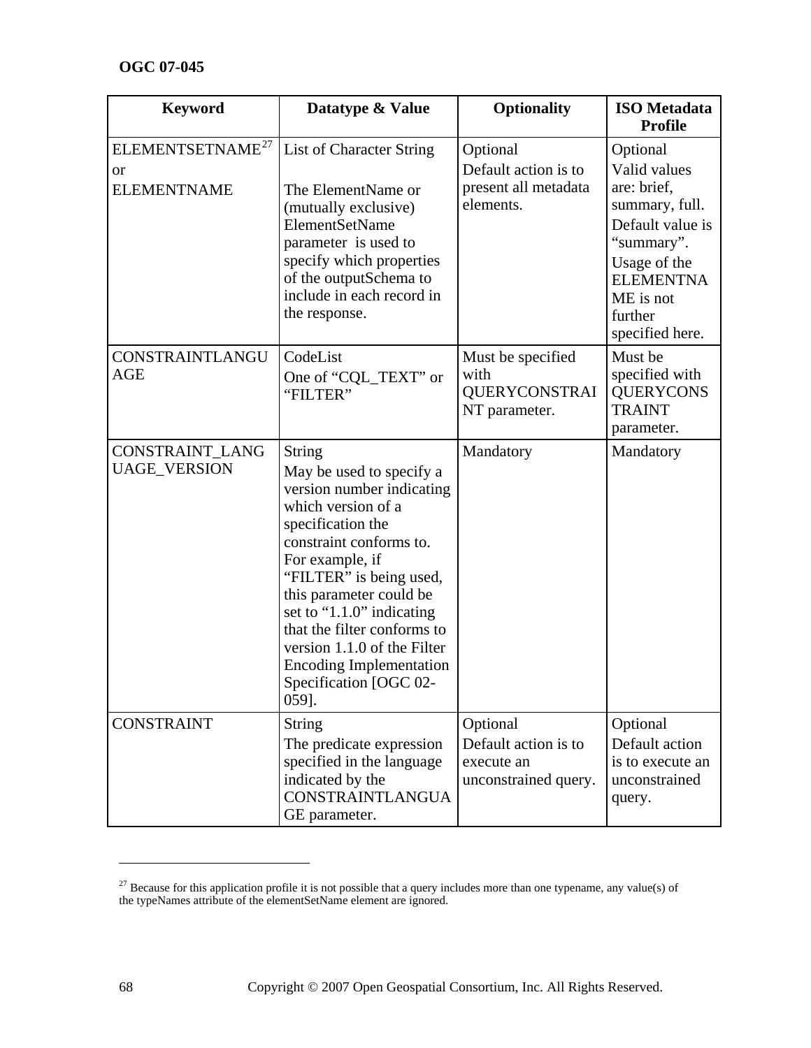| Keyword | Datatype & Value | Optionality | ISO Metadata Profile |
|---|---|---|---|
| ELEMENTSETNAME[27] or ELEMENTNAME | List of Character String<br><br>The ElementName or (mutually exclusive) ElementSetName parameter is used to specify which properties of the outputSchema to include in each record in the response. | Optional<br>Default action is to present all metadata elements. | Optional<br>Valid values are: brief, summary, full.<br>Default value is "summary".<br>Usage of the ELEMENTNAME is not further specified here. |
| CONSTRAINTLANGUAGE | CodeList<br>One of "CQL_TEXT" or "FILTER" | Must be specified with QUERYCONSTRAINT parameter. | Must be specified with QUERYCONSTRAINT parameter. |
| CONSTRAINT_LANGUAGE_VERSION | String<br>May be used to specify a version number indicating which version of a specification the constraint conforms to. For example, if "FILTER" is being used, this parameter could be set to "1.1.0" indicating that the filter conforms to version 1.1.0 of the Filter Encoding Implementation Specification [OGC 02-059]. | Mandatory | Mandatory |
| CONSTRAINT | String<br>The predicate expression specified in the language indicated by the CONSTRAINTLANGUAGE parameter. | Optional<br>Default action is to execute an unconstrained query. | Optional<br>Default action is to execute an unconstrained query. |

[27] Because for this application profile it is not possible that a query includes more than one typename, any value(s) of the typeNames attribute of the elementSetName element are ignored.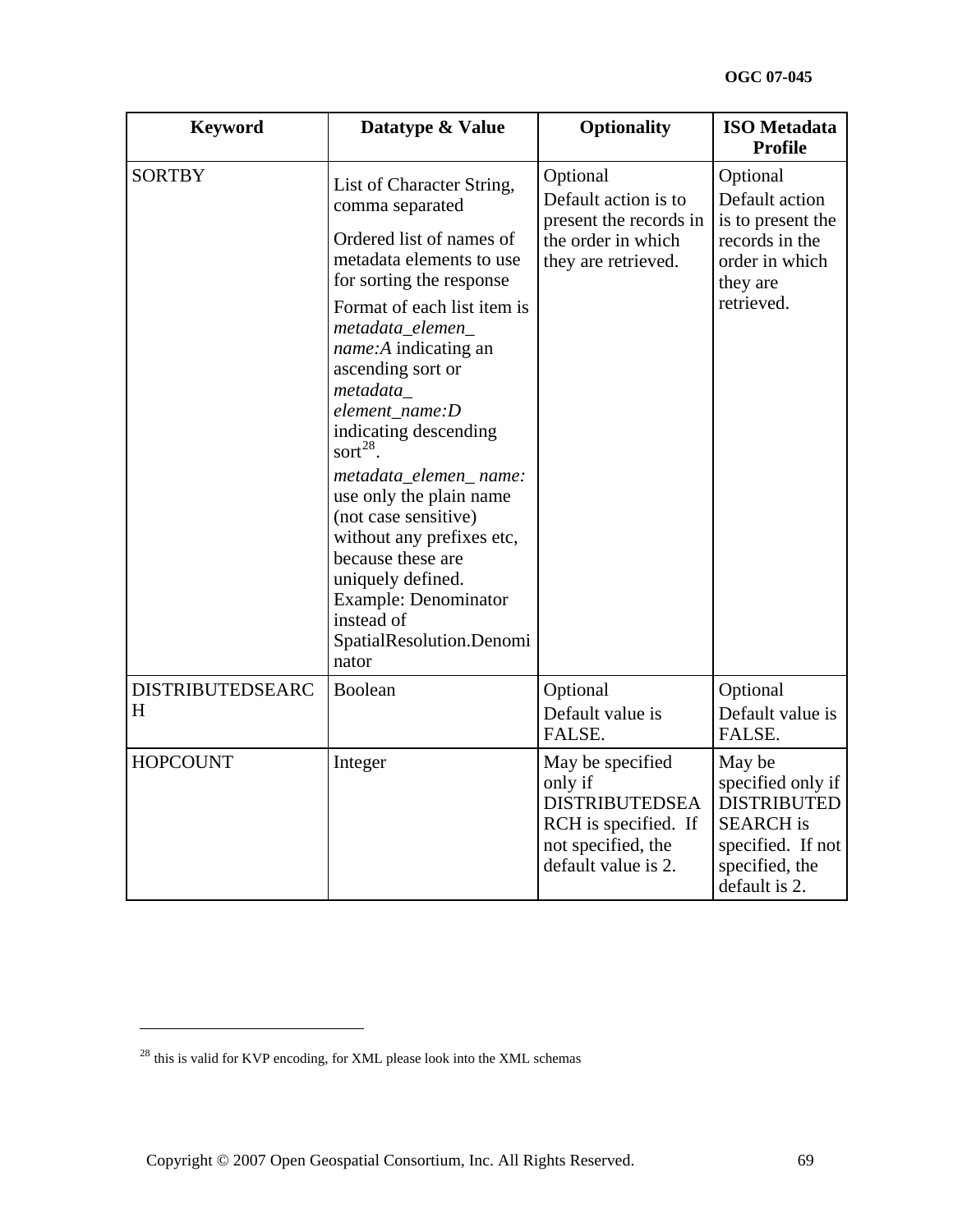| Keyword | Datatype & Value | Optionality | ISO Metadata Profile |
|---|---|---|---|
| SORTBY | List of Character String, comma separated<br><br>Ordered list of names of metadata elements to use for sorting the response<br><br>Format of each list item is *metadata_elemen_ name:A* indicating an ascending sort or *metadata_ element_name:D* indicating descending sort[28].<br><br>*metadata_elemen_ name:* use only the plain name (not case sensitive) without any prefixes etc, because these are uniquely defined. Example: Denominator instead of SpatialResolution.Denominator | Optional<br>Default action is to present the records in the order in which they are retrieved. | Optional<br>Default action is to present the records in the order in which they are retrieved. |
| DISTRIBUTEDSEARCH | Boolean | Optional<br>Default value is FALSE. | Optional<br>Default value is FALSE. |
| HOPCOUNT | Integer | May be specified only if DISTRIBUTEDSEARCH is specified. If not specified, the default value is 2. | May be specified only if DISTRIBUTED SEARCH is specified. If not specified, the default is 2. |

[28] this is valid for KVP encoding, for XML please look into the XML schemas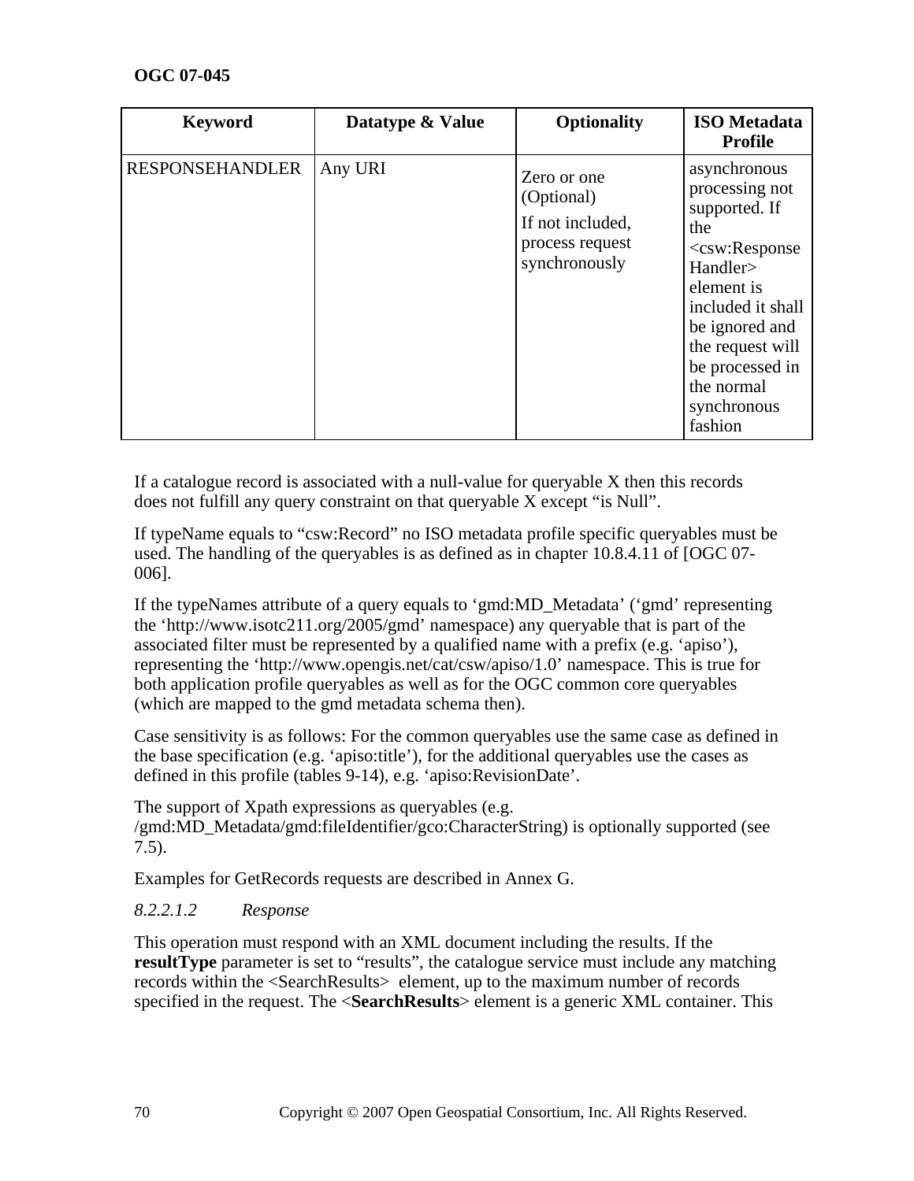| Keyword | Datatype & Value | Optionality | ISO Metadata Profile |
|---|---|---|---|
| RESPONSEHANDLER | Any URI | Zero or one (Optional)<br>If not included, process request synchronously | asynchronous processing not supported. If the <csw:ResponseHandler> element is included it shall be ignored and the request will be processed in the normal synchronous fashion |

If a catalogue record is associated with a null-value for queryable X then this records does not fulfill any query constraint on that queryable X except "is Null".

If typeName equals to "csw:Record" no ISO metadata profile specific queryables must be used. The handling of the queryables is as defined as in chapter 10.8.4.11 of [OGC 07-006].

If the typeNames attribute of a query equals to 'gmd:MD_Metadata' ('gmd' representing the 'http://www.isotc211.org/2005/gmd' namespace) any queryable that is part of the associated filter must be represented by a qualified name with a prefix (e.g. 'apiso'), representing the 'http://www.opengis.net/cat/csw/apiso/1.0' namespace. This is true for both application profile queryables as well as for the OGC common core queryables (which are mapped to the gmd metadata schema then).

Case sensitivity is as follows: For the common queryables use the same case as defined in the base specification (e.g. 'apiso:title'), for the additional queryables use the cases as defined in this profile (tables 9-14), e.g. 'apiso:RevisionDate'.

The support of Xpath expressions as queryables (e.g. /gmd:MD_Metadata/gmd:fileIdentifier/gco:CharacterString) is optionally supported (see 7.5).

Examples for GetRecords requests are described in Annex G.

*8.2.2.1.2 Response*

This operation must respond with an XML document including the results. If the **resultType** parameter is set to "results", the catalogue service must include any matching records within the <SearchResults> element, up to the maximum number of records specified in the request. The <**SearchResults**> element is a generic XML container. This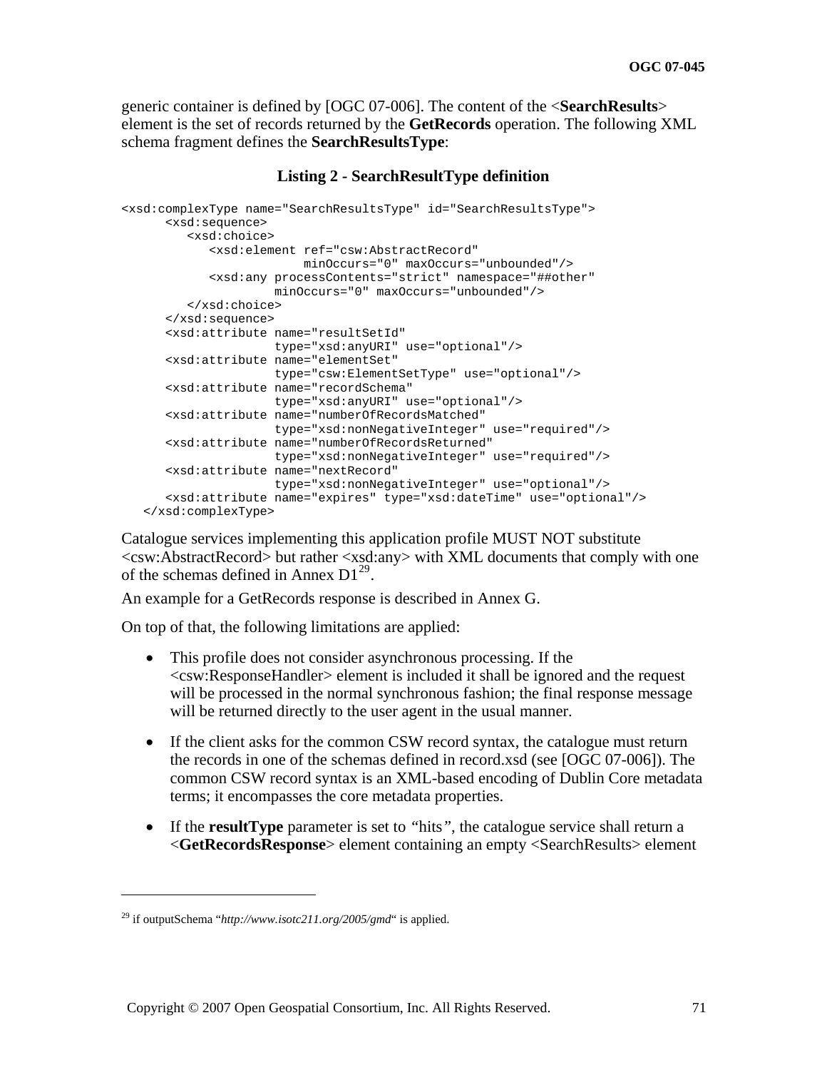generic container is defined by [OGC 07-006]. The content of the <**SearchResults**> element is the set of records returned by the **GetRecords** operation. The following XML schema fragment defines the **SearchResultsType**:

**Listing 2 - SearchResultType definition**

```
<xsd:complexType name="SearchResultsType" id="SearchResultsType">
      <xsd:sequence>
         <xsd:choice>
            <xsd:element ref="csw:AbstractRecord"
                         minOccurs="0" maxOccurs="unbounded"/>
            <xsd:any processContents="strict" namespace="##other"
                     minOccurs="0" maxOccurs="unbounded"/>
         </xsd:choice>
      </xsd:sequence>
      <xsd:attribute name="resultSetId"
                     type="xsd:anyURI" use="optional"/>
      <xsd:attribute name="elementSet"
                     type="csw:ElementSetType" use="optional"/>
      <xsd:attribute name="recordSchema"
                     type="xsd:anyURI" use="optional"/>
      <xsd:attribute name="numberOfRecordsMatched"
                     type="xsd:nonNegativeInteger" use="required"/>
      <xsd:attribute name="numberOfRecordsReturned"
                     type="xsd:nonNegativeInteger" use="required"/>
      <xsd:attribute name="nextRecord"
                     type="xsd:nonNegativeInteger" use="optional"/>
      <xsd:attribute name="expires" type="xsd:dateTime" use="optional"/>
   </xsd:complexType>
```

Catalogue services implementing this application profile MUST NOT substitute <csw:AbstractRecord> but rather <xsd:any> with XML documents that comply with one of the schemas defined in Annex D1[29].

An example for a GetRecords response is described in Annex G.

On top of that, the following limitations are applied:

- This profile does not consider asynchronous processing. If the <csw:ResponseHandler> element is included it shall be ignored and the request will be processed in the normal synchronous fashion; the final response message will be returned directly to the user agent in the usual manner.
- If the client asks for the common CSW record syntax, the catalogue must return the records in one of the schemas defined in record.xsd (see [OGC 07-006]). The common CSW record syntax is an XML-based encoding of Dublin Core metadata terms; it encompasses the core metadata properties.
- If the **resultType** parameter is set to *"*hits*"*, the catalogue service shall return a <**GetRecordsResponse**> element containing an empty <SearchResults> element

[29] if outputSchema "*http://www.isotc211.org/2005/gmd*" is applied.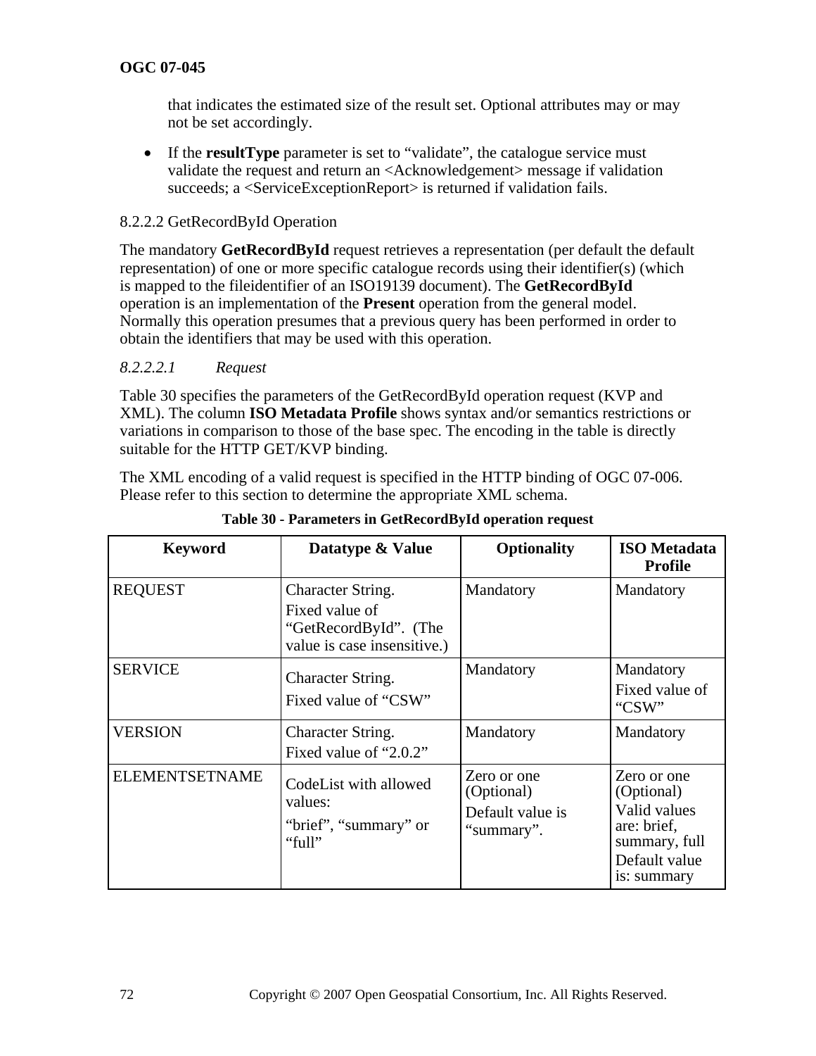that indicates the estimated size of the result set. Optional attributes may or may not be set accordingly.

- If the **resultType** parameter is set to "validate", the catalogue service must validate the request and return an <Acknowledgement> message if validation succeeds; a <ServiceExceptionReport> is returned if validation fails.

### 8.2.2.2 GetRecordById Operation

The mandatory **GetRecordById** request retrieves a representation (per default the default representation) of one or more specific catalogue records using their identifier(s) (which is mapped to the fileidentifier of an ISO19139 document). The **GetRecordById** operation is an implementation of the **Present** operation from the general model. Normally this operation presumes that a previous query has been performed in order to obtain the identifiers that may be used with this operation.

#### *8.2.2.2.1 Request*

Table 30 specifies the parameters of the GetRecordById operation request (KVP and XML). The column **ISO Metadata Profile** shows syntax and/or semantics restrictions or variations in comparison to those of the base spec. The encoding in the table is directly suitable for the HTTP GET/KVP binding.

The XML encoding of a valid request is specified in the HTTP binding of OGC 07-006. Please refer to this section to determine the appropriate XML schema.

**Table 30 - Parameters in GetRecordById operation request**

| Keyword | Datatype & Value | Optionality | ISO Metadata Profile |
|---|---|---|---|
| REQUEST | Character String. Fixed value of "GetRecordById". (The value is case insensitive.) | Mandatory | Mandatory |
| SERVICE | Character String. Fixed value of "CSW" | Mandatory | Mandatory Fixed value of "CSW" |
| VERSION | Character String. Fixed value of "2.0.2" | Mandatory | Mandatory |
| ELEMENTSETNAME | CodeList with allowed values: "brief", "summary" or "full" | Zero or one (Optional) Default value is "summary". | Zero or one (Optional) Valid values are: brief, summary, full Default value is: summary |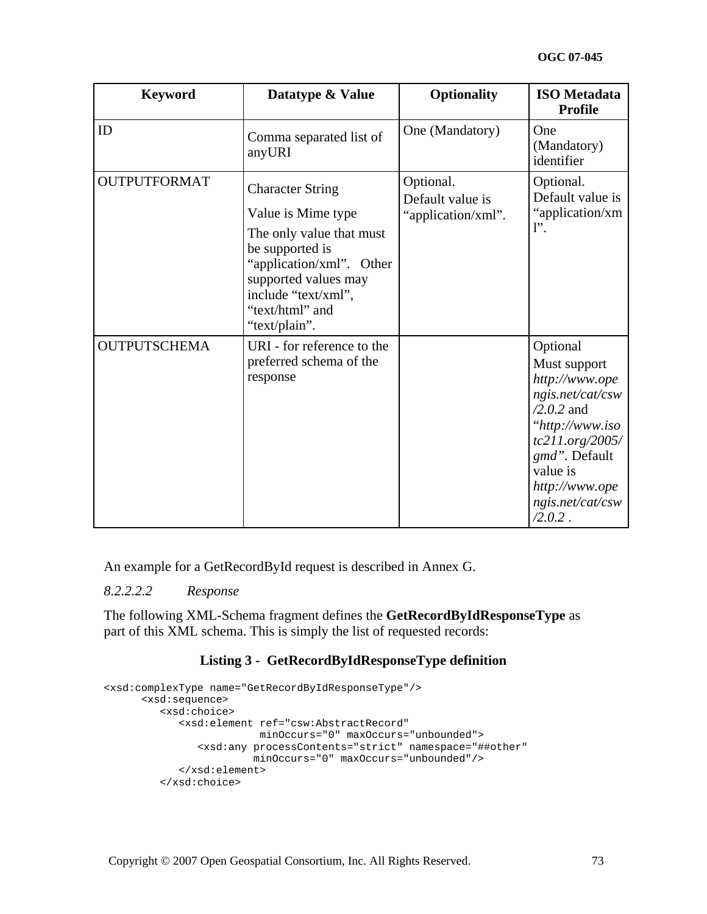| Keyword | Datatype & Value | Optionality | ISO Metadata Profile |
|---|---|---|---|
| ID | Comma separated list of anyURI | One (Mandatory) | One (Mandatory) identifier |
| OUTPUTFORMAT | Character String<br>Value is Mime type<br>The only value that must be supported is “application/xml”. Other supported values may include “text/xml”, “text/html” and “text/plain”. | Optional.<br>Default value is “application/xml”. | Optional.<br>Default value is “application/xml”. |
| OUTPUTSCHEMA | URI - for reference to the preferred schema of the response | | Optional<br>Must support *http://www.opengis.net/cat/csw/2.0.2* and “*http://www.isotc211.org/2005/gmd*”. Default value is *http://www.opengis.net/cat/csw/2.0.2* . |

An example for a GetRecordById request is described in Annex G.

*8.2.2.2.2 Response*

The following XML-Schema fragment defines the **GetRecordByIdResponseType** as part of this XML schema. This is simply the list of requested records:

**Listing 3 - GetRecordByIdResponseType definition**

```
<xsd:complexType name="GetRecordByIdResponseType"/>
      <xsd:sequence>
         <xsd:choice>
            <xsd:element ref="csw:AbstractRecord"
                         minOccurs="0" maxOccurs="unbounded">
               <xsd:any processContents="strict" namespace="##other"
                        minOccurs="0" maxOccurs="unbounded"/>
            </xsd:element>
         </xsd:choice>
```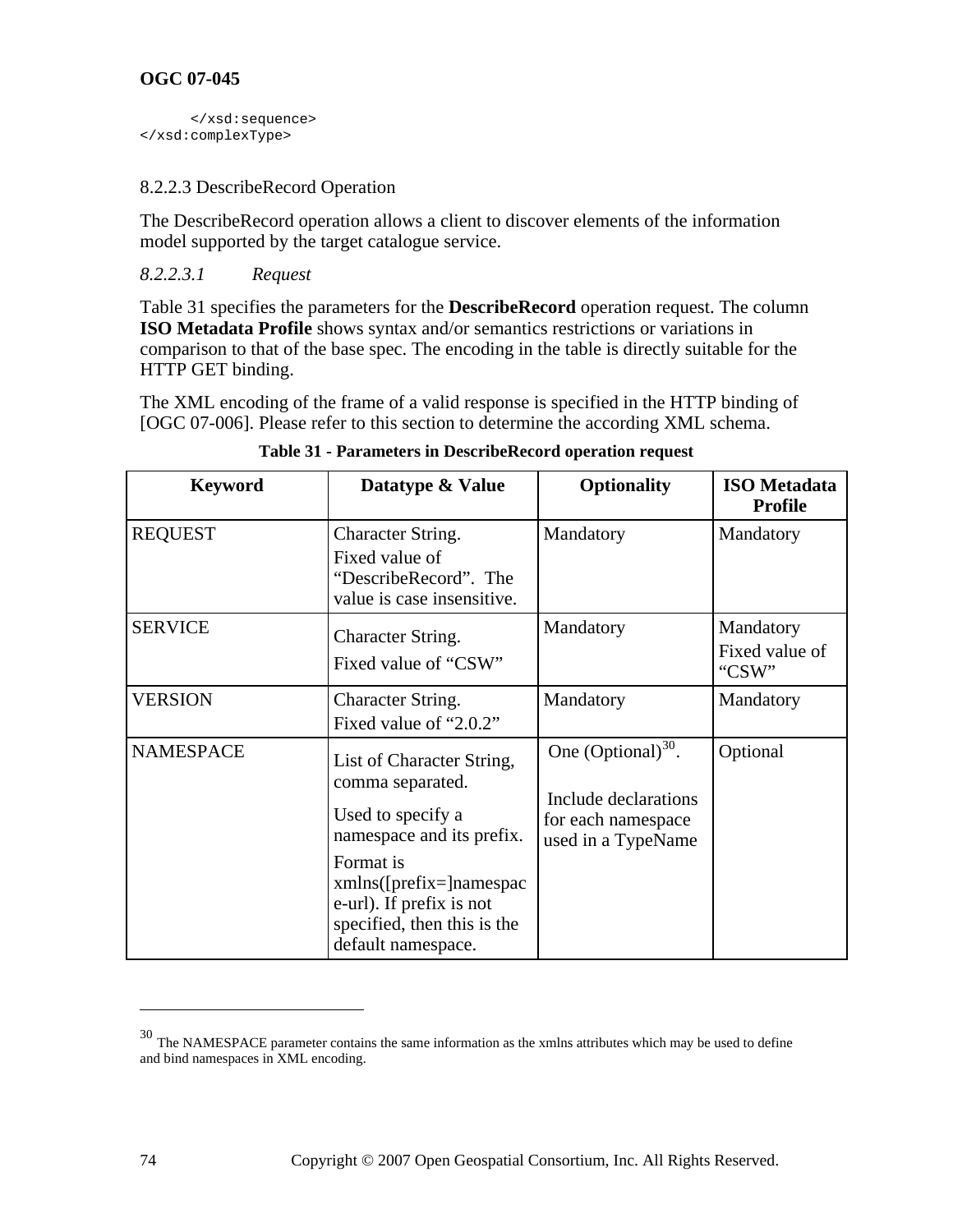```
      </xsd:sequence>
</xsd:complexType>
```

### 8.2.2.3 DescribeRecord Operation

The DescribeRecord operation allows a client to discover elements of the information model supported by the target catalogue service.

#### *8.2.2.3.1 Request*

Table 31 specifies the parameters for the **DescribeRecord** operation request. The column **ISO Metadata Profile** shows syntax and/or semantics restrictions or variations in comparison to that of the base spec. The encoding in the table is directly suitable for the HTTP GET binding.

The XML encoding of the frame of a valid response is specified in the HTTP binding of [OGC 07-006]. Please refer to this section to determine the according XML schema.

**Table 31 - Parameters in DescribeRecord operation request**

| Keyword | Datatype & Value | Optionality | ISO Metadata Profile |
|---|---|---|---|
| REQUEST | Character String.<br>Fixed value of "DescribeRecord". The value is case insensitive. | Mandatory | Mandatory |
| SERVICE | Character String.<br>Fixed value of "CSW" | Mandatory | Mandatory<br>Fixed value of "CSW" |
| VERSION | Character String.<br>Fixed value of "2.0.2" | Mandatory | Mandatory |
| NAMESPACE | List of Character String, comma separated.<br>Used to specify a namespace and its prefix.<br>Format is xmlns([prefix=]namespace-url). If prefix is not specified, then this is the default namespace. | One (Optional)[30].<br><br>Include declarations for each namespace used in a TypeName | Optional |

[30] The NAMESPACE parameter contains the same information as the xmlns attributes which may be used to define and bind namespaces in XML encoding.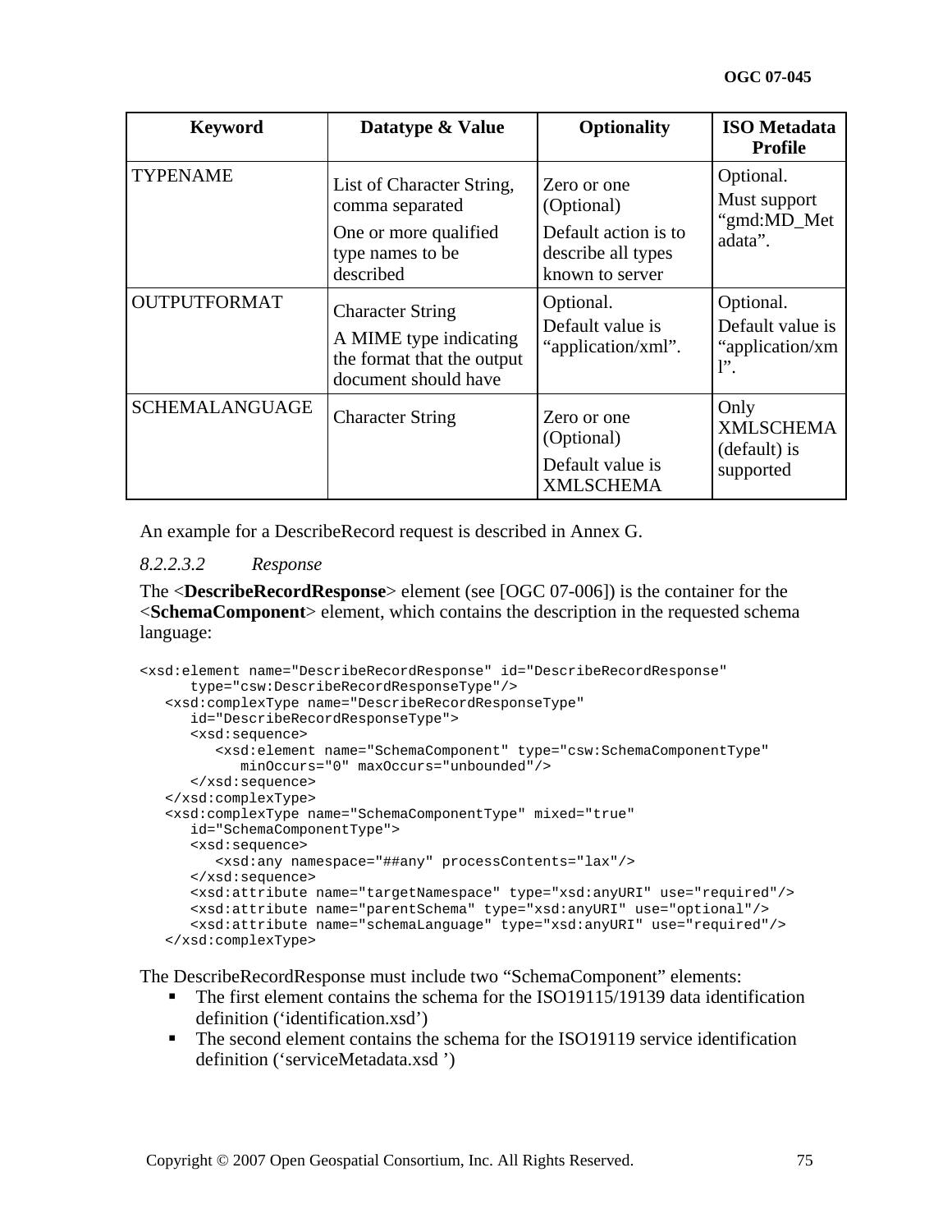| Keyword | Datatype & Value | Optionality | ISO Metadata Profile |
| --- | --- | --- | --- |
| TYPENAME | List of Character String, comma separated<br>One or more qualified type names to be described | Zero or one (Optional)<br>Default action is to describe all types known to server | Optional.<br>Must support “gmd:MD_Metadata”. |
| OUTPUTFORMAT | Character String<br>A MIME type indicating the format that the output document should have | Optional.<br>Default value is “application/xml”. | Optional.<br>Default value is “application/xml”. |
| SCHEMALANGUAGE | Character String | Zero or one (Optional)<br>Default value is XMLSCHEMA | Only XMLSCHEMA (default) is supported |

An example for a DescribeRecord request is described in Annex G.

*8.2.2.3.2 Response*

The <**DescribeRecordResponse**> element (see [OGC 07-006]) is the container for the <**SchemaComponent**> element, which contains the description in the requested schema language:

```
<xsd:element name="DescribeRecordResponse" id="DescribeRecordResponse"
      type="csw:DescribeRecordResponseType"/>
   <xsd:complexType name="DescribeRecordResponseType"
      id="DescribeRecordResponseType">
      <xsd:sequence>
         <xsd:element name="SchemaComponent" type="csw:SchemaComponentType"
            minOccurs="0" maxOccurs="unbounded"/>
      </xsd:sequence>
   </xsd:complexType>
   <xsd:complexType name="SchemaComponentType" mixed="true"
      id="SchemaComponentType">
      <xsd:sequence>
         <xsd:any namespace="##any" processContents="lax"/>
      </xsd:sequence>
      <xsd:attribute name="targetNamespace" type="xsd:anyURI" use="required"/>
      <xsd:attribute name="parentSchema" type="xsd:anyURI" use="optional"/>
      <xsd:attribute name="schemaLanguage" type="xsd:anyURI" use="required"/>
   </xsd:complexType>
```

The DescribeRecordResponse must include two “SchemaComponent” elements:

- The first element contains the schema for the ISO19115/19139 data identification definition (‘identification.xsd’)
- The second element contains the schema for the ISO19119 service identification definition (‘serviceMetadata.xsd ’)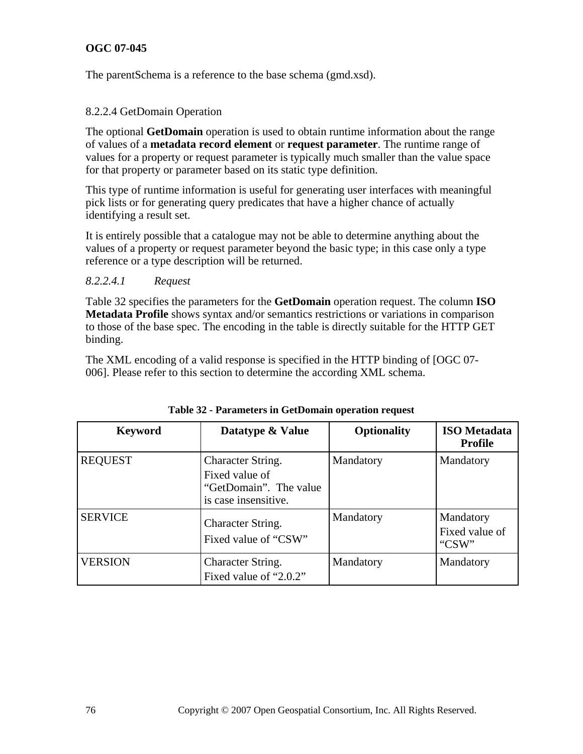The parentSchema is a reference to the base schema (gmd.xsd).

### 8.2.2.4 GetDomain Operation

The optional **GetDomain** operation is used to obtain runtime information about the range of values of a **metadata record element** or **request parameter**. The runtime range of values for a property or request parameter is typically much smaller than the value space for that property or parameter based on its static type definition.

This type of runtime information is useful for generating user interfaces with meaningful pick lists or for generating query predicates that have a higher chance of actually identifying a result set.

It is entirely possible that a catalogue may not be able to determine anything about the values of a property or request parameter beyond the basic type; in this case only a type reference or a type description will be returned.

#### *8.2.2.4.1 Request*

Table 32 specifies the parameters for the **GetDomain** operation request. The column **ISO Metadata Profile** shows syntax and/or semantics restrictions or variations in comparison to those of the base spec. The encoding in the table is directly suitable for the HTTP GET binding.

The XML encoding of a valid response is specified in the HTTP binding of [OGC 07-006]. Please refer to this section to determine the according XML schema.

**Table 32 - Parameters in GetDomain operation request**

| Keyword | Datatype & Value | Optionality | ISO Metadata Profile |
|---|---|---|---|
| REQUEST | Character String. Fixed value of “GetDomain”. The value is case insensitive. | Mandatory | Mandatory |
| SERVICE | Character String. Fixed value of “CSW” | Mandatory | Mandatory Fixed value of “CSW” |
| VERSION | Character String. Fixed value of “2.0.2” | Mandatory | Mandatory |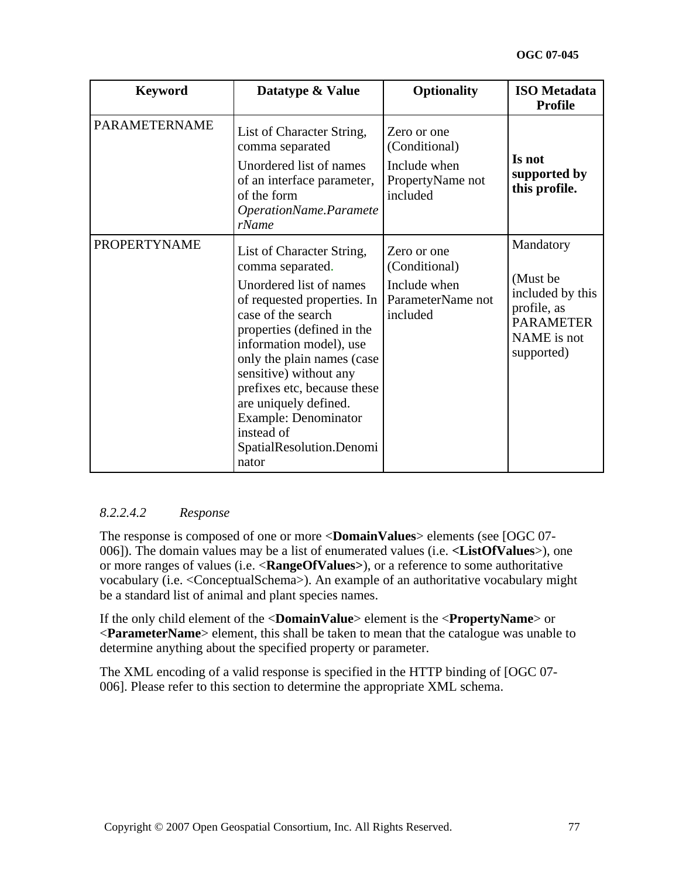| Keyword | Datatype & Value | Optionality | ISO Metadata Profile |
|---|---|---|---|
| PARAMETERNAME | List of Character String, comma separated<br><br>Unordered list of names of an interface parameter, of the form *OperationName.ParameterName* | Zero or one (Conditional)<br><br>Include when PropertyName not included | **Is not supported by this profile.** |
| PROPERTYNAME | List of Character String, comma separated.<br><br>Unordered list of names of requested properties. In case of the search properties (defined in the information model), use only the plain names (case sensitive) without any prefixes etc, because these are uniquely defined. Example: Denominator instead of SpatialResolution.Denominator | Zero or one (Conditional)<br><br>Include when ParameterName not included | Mandatory<br><br>(Must be included by this profile, as PARAMETERNAME is not supported) |

#### *8.2.2.4.2 Response*

The response is composed of one or more <**DomainValues**> elements (see [OGC 07-006]). The domain values may be a list of enumerated values (i.e. **<ListOfValues**>), one or more ranges of values (i.e. <**RangeOfValues>**), or a reference to some authoritative vocabulary (i.e. <ConceptualSchema>). An example of an authoritative vocabulary might be a standard list of animal and plant species names.

If the only child element of the <**DomainValue**> element is the <**PropertyName**> or <**ParameterName**> element, this shall be taken to mean that the catalogue was unable to determine anything about the specified property or parameter.

The XML encoding of a valid response is specified in the HTTP binding of [OGC 07-006]. Please refer to this section to determine the appropriate XML schema.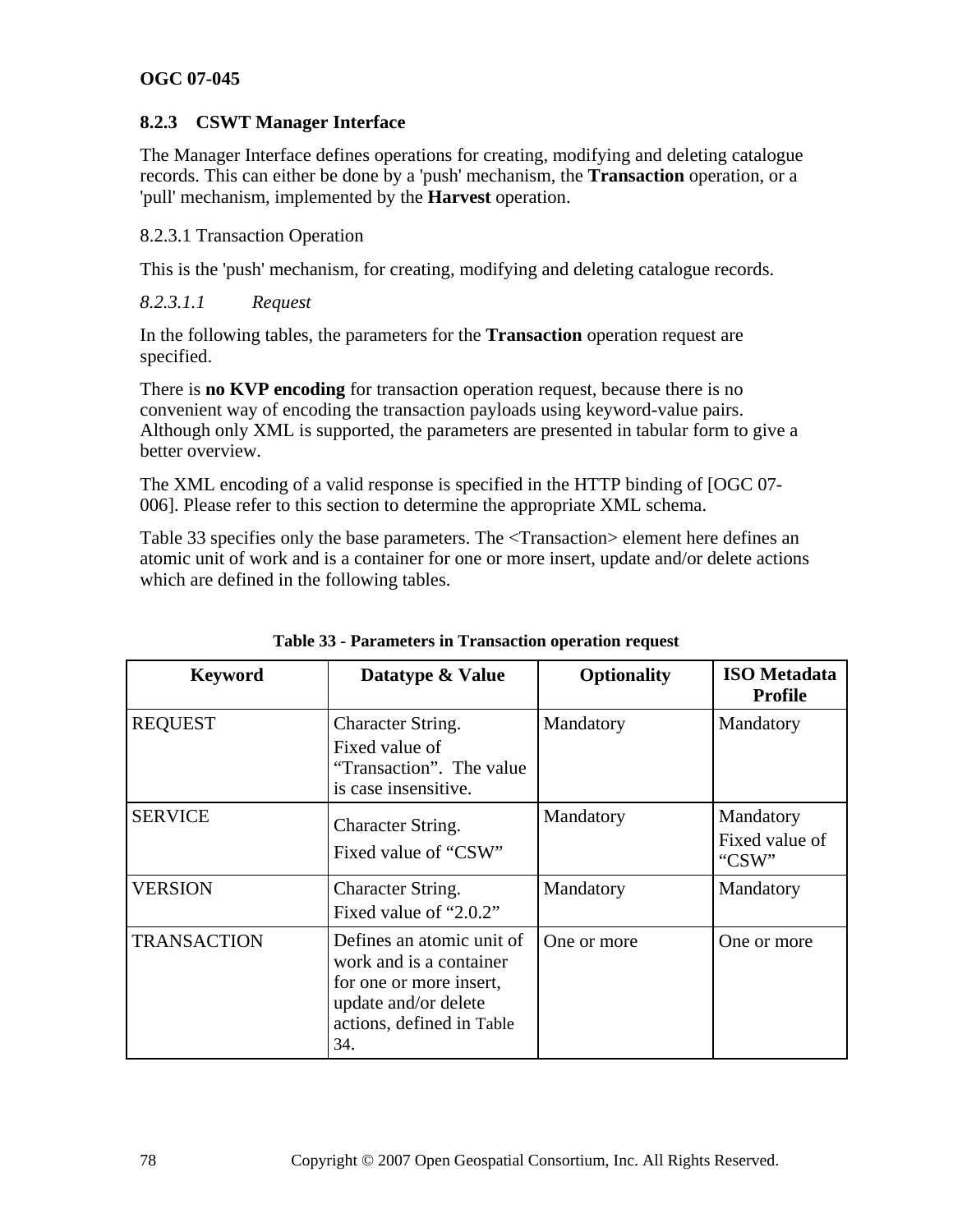#### 8.2.3 CSWT Manager Interface

The Manager Interface defines operations for creating, modifying and deleting catalogue records. This can either be done by a 'push' mechanism, the **Transaction** operation, or a 'pull' mechanism, implemented by the **Harvest** operation.

##### 8.2.3.1 Transaction Operation

This is the 'push' mechanism, for creating, modifying and deleting catalogue records.

###### *8.2.3.1.1 Request*

In the following tables, the parameters for the **Transaction** operation request are specified.

There is **no KVP encoding** for transaction operation request, because there is no convenient way of encoding the transaction payloads using keyword-value pairs. Although only XML is supported, the parameters are presented in tabular form to give a better overview.

The XML encoding of a valid response is specified in the HTTP binding of [OGC 07-006]. Please refer to this section to determine the appropriate XML schema.

Table 33 specifies only the base parameters. The <Transaction> element here defines an atomic unit of work and is a container for one or more insert, update and/or delete actions which are defined in the following tables.

**Table 33 - Parameters in Transaction operation request**

| Keyword | Datatype & Value | Optionality | ISO Metadata Profile |
|---|---|---|---|
| REQUEST | Character String.<br>Fixed value of “Transaction”. The value is case insensitive. | Mandatory | Mandatory |
| SERVICE | Character String.<br>Fixed value of “CSW” | Mandatory | Mandatory<br>Fixed value of “CSW” |
| VERSION | Character String.<br>Fixed value of “2.0.2” | Mandatory | Mandatory |
| TRANSACTION | Defines an atomic unit of work and is a container for one or more insert, update and/or delete actions, defined in Table 34. | One or more | One or more |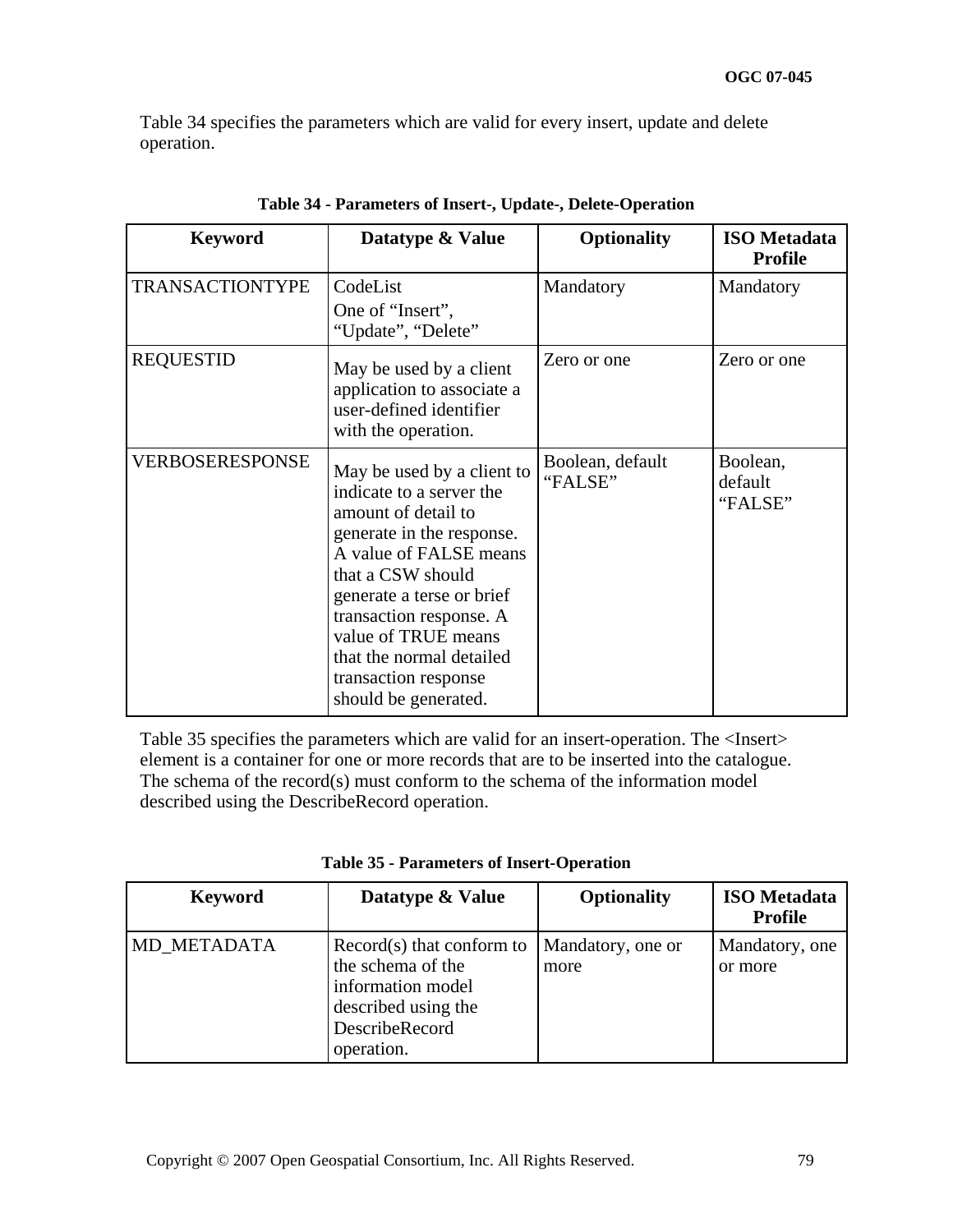Table 34 specifies the parameters which are valid for every insert, update and delete operation.

**Table 34 - Parameters of Insert-, Update-, Delete-Operation**

| Keyword | Datatype & Value | Optionality | ISO Metadata Profile |
|---|---|---|---|
| TRANSACTIONTYPE | CodeList<br>One of “Insert”, “Update”, “Delete” | Mandatory | Mandatory |
| REQUESTID | May be used by a client application to associate a user-defined identifier with the operation. | Zero or one | Zero or one |
| VERBOSERESPONSE | May be used by a client to indicate to a server the amount of detail to generate in the response. A value of FALSE means that a CSW should generate a terse or brief transaction response. A value of TRUE means that the normal detailed transaction response should be generated. | Boolean, default “FALSE” | Boolean, default “FALSE” |

Table 35 specifies the parameters which are valid for an insert-operation. The <Insert> element is a container for one or more records that are to be inserted into the catalogue. The schema of the record(s) must conform to the schema of the information model described using the DescribeRecord operation.

**Table 35 - Parameters of Insert-Operation**

| Keyword | Datatype & Value | Optionality | ISO Metadata Profile |
|---|---|---|---|
| MD_METADATA | Record(s) that conform to the schema of the information model described using the DescribeRecord operation. | Mandatory, one or more | Mandatory, one or more |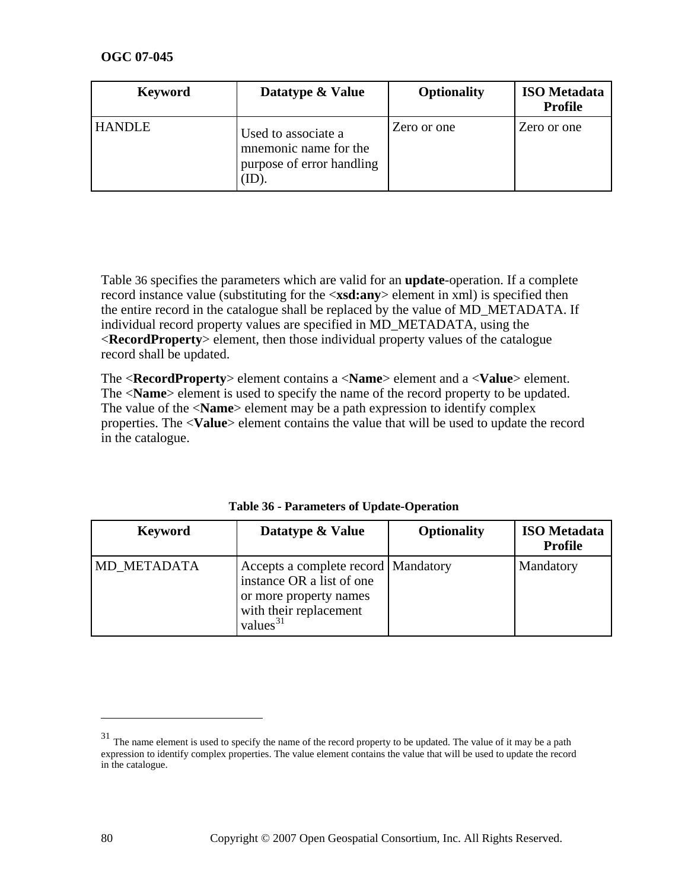| Keyword | Datatype & Value | Optionality | ISO Metadata Profile |
|---|---|---|---|
| HANDLE | Used to associate a mnemonic name for the purpose of error handling (ID). | Zero or one | Zero or one |

Table 36 specifies the parameters which are valid for an **update**-operation. If a complete record instance value (substituting for the <**xsd:any**> element in xml) is specified then the entire record in the catalogue shall be replaced by the value of MD_METADATA. If individual record property values are specified in MD_METADATA, using the <**RecordProperty**> element, then those individual property values of the catalogue record shall be updated.

The <**RecordProperty**> element contains a <**Name**> element and a <**Value**> element. The <**Name**> element is used to specify the name of the record property to be updated. The value of the <**Name**> element may be a path expression to identify complex properties. The <**Value**> element contains the value that will be used to update the record in the catalogue.

**Table 36 - Parameters of Update-Operation**

| Keyword | Datatype & Value | Optionality | ISO Metadata Profile |
|---|---|---|---|
| MD_METADATA | Accepts a complete record instance OR a list of one or more property names with their replacement values[31] | Mandatory | Mandatory |

[31] The name element is used to specify the name of the record property to be updated. The value of it may be a path expression to identify complex properties. The value element contains the value that will be used to update the record in the catalogue.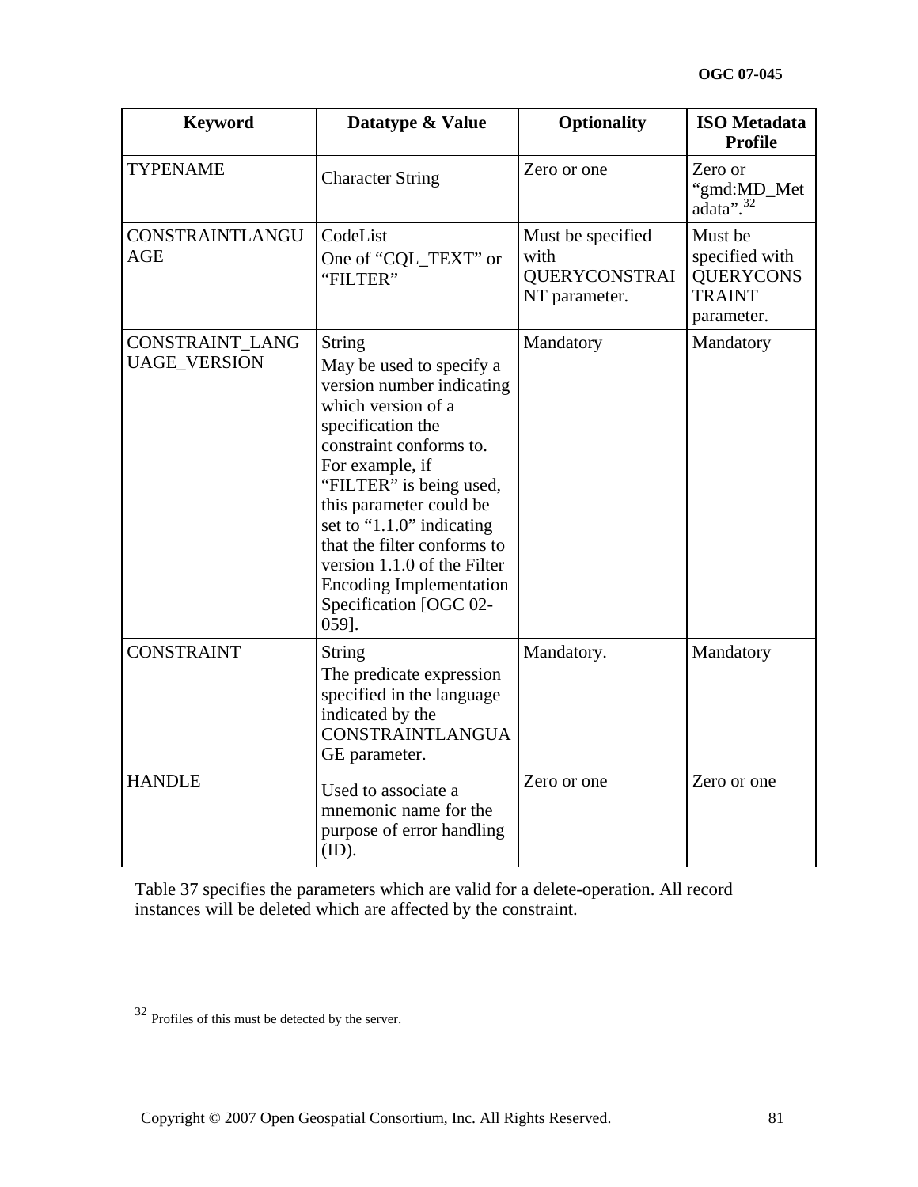| Keyword | Datatype & Value | Optionality | ISO Metadata Profile |
|---|---|---|---|
| TYPENAME | Character String | Zero or one | Zero or "gmd:MD_Metadata".[32] |
| CONSTRAINTLANGUAGE | CodeList<br>One of "CQL_TEXT" or "FILTER" | Must be specified with QUERYCONSTRAINT parameter. | Must be specified with QUERYCONSTRAINT parameter. |
| CONSTRAINT_LANGUAGE_VERSION | String<br>May be used to specify a version number indicating which version of a specification the constraint conforms to. For example, if "FILTER" is being used, this parameter could be set to "1.1.0" indicating that the filter conforms to version 1.1.0 of the Filter Encoding Implementation Specification [OGC 02-059]. | Mandatory | Mandatory |
| CONSTRAINT | String<br>The predicate expression specified in the language indicated by the CONSTRAINTLANGUAGE parameter. | Mandatory. | Mandatory |
| HANDLE | Used to associate a mnemonic name for the purpose of error handling (ID). | Zero or one | Zero or one |

Table 37 specifies the parameters which are valid for a delete-operation. All record instances will be deleted which are affected by the constraint.

---

[32] Profiles of this must be detected by the server.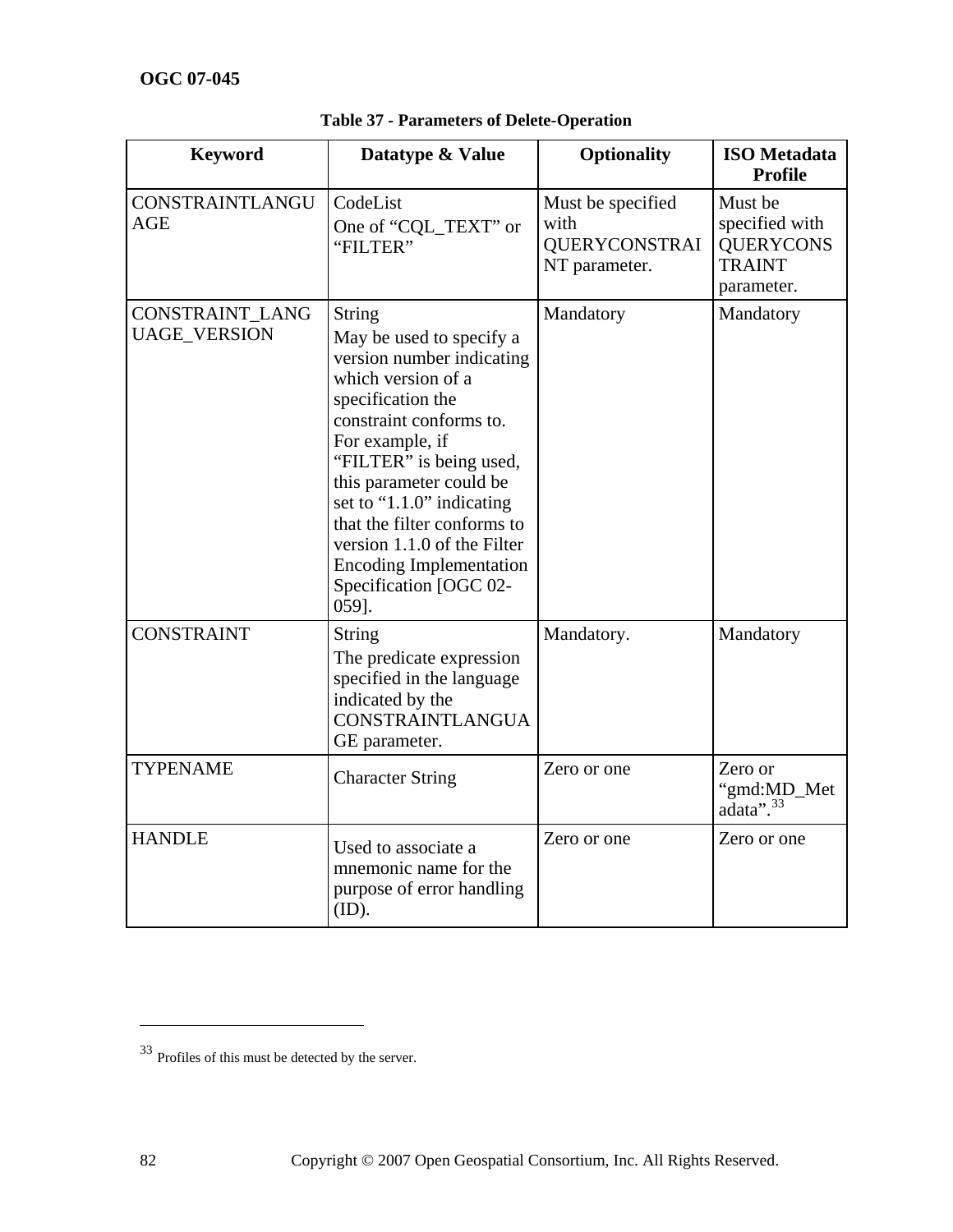**Table 37 - Parameters of Delete-Operation**

| Keyword | Datatype & Value | Optionality | ISO Metadata Profile |
| --- | --- | --- | --- |
| CONSTRAINTLANGUAGE | CodeList<br>One of "CQL_TEXT" or "FILTER" | Must be specified with QUERYCONSTRAINT parameter. | Must be specified with QUERYCONSTRAINT parameter. |
| CONSTRAINT_LANGUAGE_VERSION | String<br>May be used to specify a version number indicating which version of a specification the constraint conforms to. For example, if "FILTER" is being used, this parameter could be set to "1.1.0" indicating that the filter conforms to version 1.1.0 of the Filter Encoding Implementation Specification [OGC 02-059]. | Mandatory | Mandatory |
| CONSTRAINT | String<br>The predicate expression specified in the language indicated by the CONSTRAINTLANGUAGE parameter. | Mandatory. | Mandatory |
| TYPENAME | Character String | Zero or one | Zero or "gmd:MD_Metadata".[33] |
| HANDLE | Used to associate a mnemonic name for the purpose of error handling (ID). | Zero or one | Zero or one |

---

[33] Profiles of this must be detected by the server.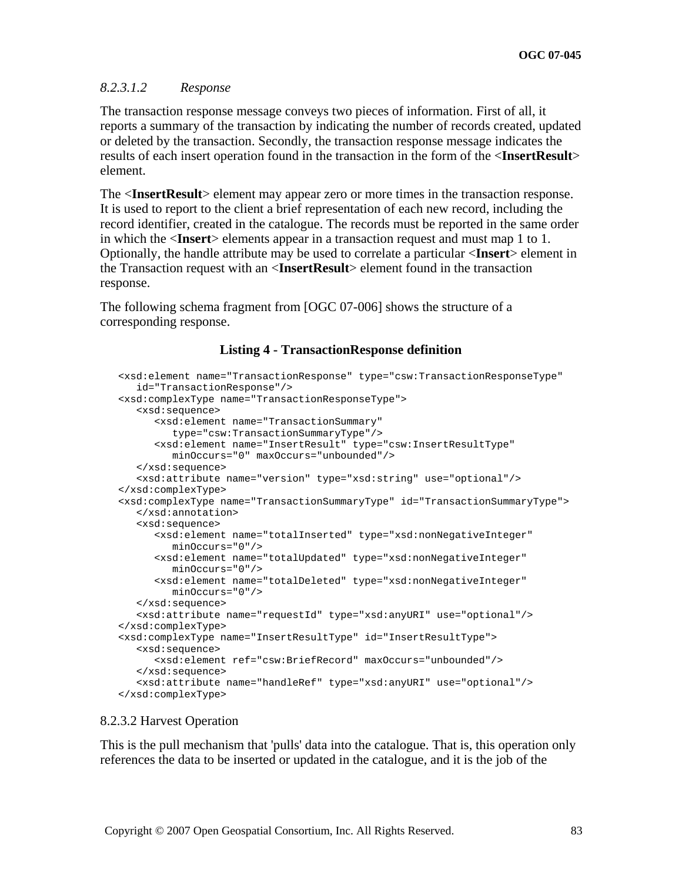#### *8.2.3.1.2 Response*

The transaction response message conveys two pieces of information. First of all, it reports a summary of the transaction by indicating the number of records created, updated or deleted by the transaction. Secondly, the transaction response message indicates the results of each insert operation found in the transaction in the form of the <**InsertResult**> element.

The <**InsertResult**> element may appear zero or more times in the transaction response. It is used to report to the client a brief representation of each new record, including the record identifier, created in the catalogue. The records must be reported in the same order in which the <**Insert**> elements appear in a transaction request and must map 1 to 1. Optionally, the handle attribute may be used to correlate a particular <**Insert**> element in the Transaction request with an <**InsertResult**> element found in the transaction response.

The following schema fragment from [OGC 07-006] shows the structure of a corresponding response.

**Listing 4 - TransactionResponse definition**

```
<xsd:element name="TransactionResponse" type="csw:TransactionResponseType"
   id="TransactionResponse"/>
<xsd:complexType name="TransactionResponseType">
   <xsd:sequence>
      <xsd:element name="TransactionSummary"
         type="csw:TransactionSummaryType"/>
      <xsd:element name="InsertResult" type="csw:InsertResultType"
         minOccurs="0" maxOccurs="unbounded"/>
   </xsd:sequence>
   <xsd:attribute name="version" type="xsd:string" use="optional"/>
</xsd:complexType>
<xsd:complexType name="TransactionSummaryType" id="TransactionSummaryType">
   </xsd:annotation>
   <xsd:sequence>
      <xsd:element name="totalInserted" type="xsd:nonNegativeInteger"
         minOccurs="0"/>
      <xsd:element name="totalUpdated" type="xsd:nonNegativeInteger"
         minOccurs="0"/>
      <xsd:element name="totalDeleted" type="xsd:nonNegativeInteger"
         minOccurs="0"/>
   </xsd:sequence>
   <xsd:attribute name="requestId" type="xsd:anyURI" use="optional"/>
</xsd:complexType>
<xsd:complexType name="InsertResultType" id="InsertResultType">
   <xsd:sequence>
      <xsd:element ref="csw:BriefRecord" maxOccurs="unbounded"/>
   </xsd:sequence>
   <xsd:attribute name="handleRef" type="xsd:anyURI" use="optional"/>
</xsd:complexType>
```

### 8.2.3.2 Harvest Operation

This is the pull mechanism that 'pulls' data into the catalogue. That is, this operation only references the data to be inserted or updated in the catalogue, and it is the job of the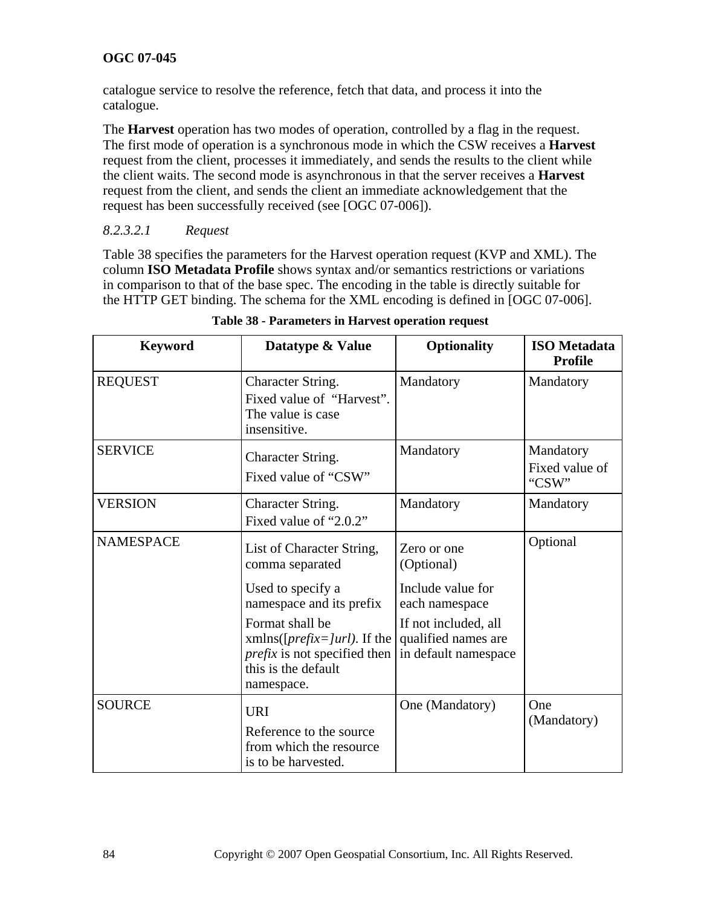catalogue service to resolve the reference, fetch that data, and process it into the catalogue.

The **Harvest** operation has two modes of operation, controlled by a flag in the request. The first mode of operation is a synchronous mode in which the CSW receives a **Harvest** request from the client, processes it immediately, and sends the results to the client while the client waits. The second mode is asynchronous in that the server receives a **Harvest** request from the client, and sends the client an immediate acknowledgement that the request has been successfully received (see [OGC 07-006]).

#### *8.2.3.2.1 Request*

Table 38 specifies the parameters for the Harvest operation request (KVP and XML). The column **ISO Metadata Profile** shows syntax and/or semantics restrictions or variations in comparison to that of the base spec. The encoding in the table is directly suitable for the HTTP GET binding. The schema for the XML encoding is defined in [OGC 07-006].

**Table 38 - Parameters in Harvest operation request**

| Keyword | Datatype & Value | Optionality | ISO Metadata Profile |
|---|---|---|---|
| REQUEST | Character String.<br>Fixed value of "Harvest". The value is case insensitive. | Mandatory | Mandatory |
| SERVICE | Character String.<br>Fixed value of "CSW" | Mandatory | Mandatory<br>Fixed value of "CSW" |
| VERSION | Character String.<br>Fixed value of "2.0.2" | Mandatory | Mandatory |
| NAMESPACE | List of Character String, comma separated<br>Used to specify a namespace and its prefix<br>Format shall be xmlns([*prefix=]url)*. If the *prefix* is not specified then this is the default namespace. | Zero or one (Optional)<br>Include value for each namespace<br>If not included, all qualified names are in default namespace | Optional |
| SOURCE | URI<br>Reference to the source from which the resource is to be harvested. | One (Mandatory) | One (Mandatory) |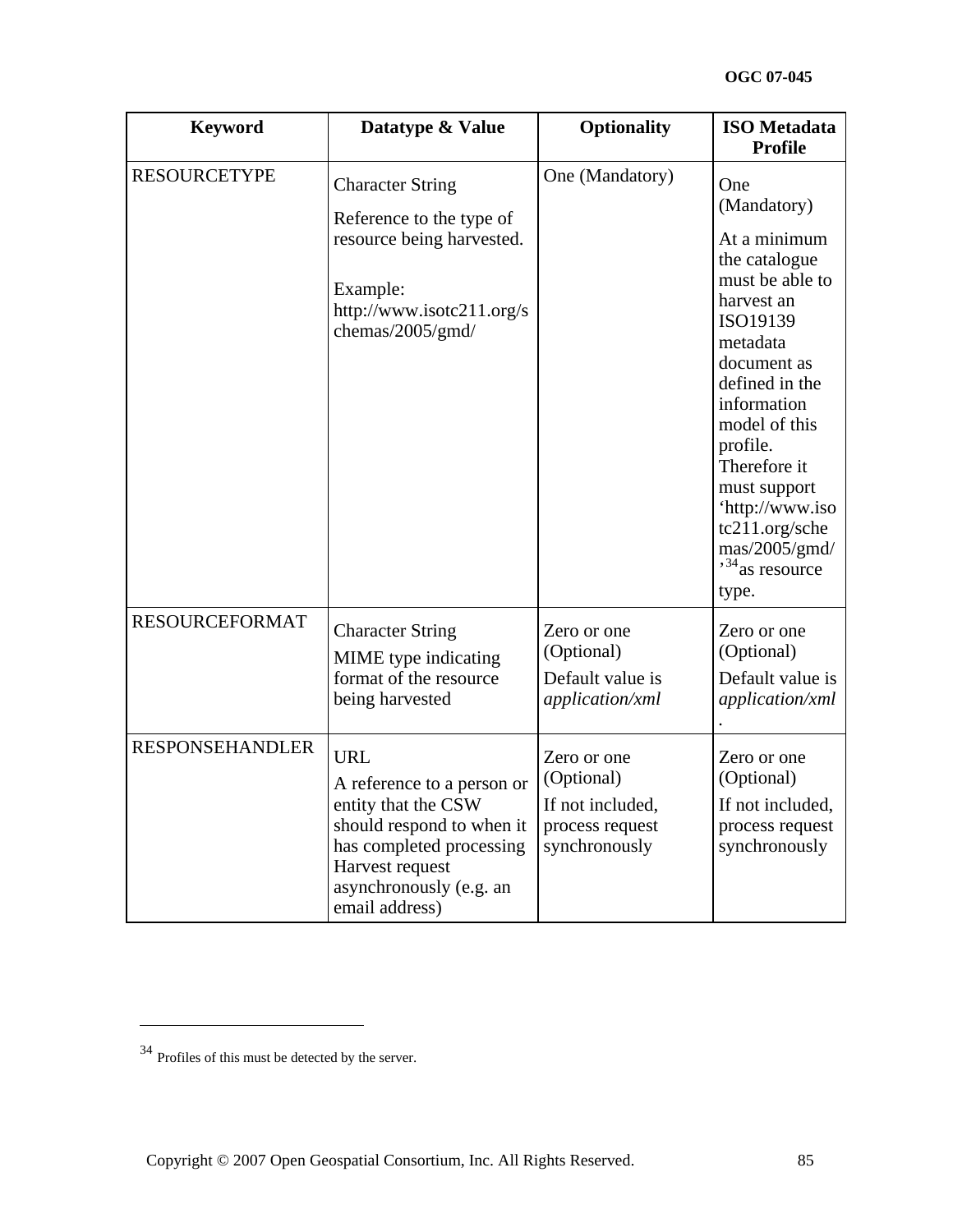| Keyword | Datatype & Value | Optionality | ISO Metadata Profile |
|---|---|---|---|
| RESOURCETYPE | Character String<br>Reference to the type of resource being harvested.<br><br>Example: http://www.isotc211.org/schemas/2005/gmd/ | One (Mandatory) | One (Mandatory)<br>At a minimum the catalogue must be able to harvest an ISO19139 metadata document as defined in the information model of this profile. Therefore it must support 'http://www.isotc211.org/schemas/2005/gmd/'[34] as resource type. |
| RESOURCEFORMAT | Character String<br>MIME type indicating format of the resource being harvested | Zero or one (Optional)<br>Default value is *application/xml* | Zero or one (Optional)<br>Default value is *application/xml*. |
| RESPONSEHANDLER | URL<br>A reference to a person or entity that the CSW should respond to when it has completed processing Harvest request asynchronously (e.g. an email address) | Zero or one (Optional)<br>If not included, process request synchronously | Zero or one (Optional)<br>If not included, process request synchronously |

[34] Profiles of this must be detected by the server.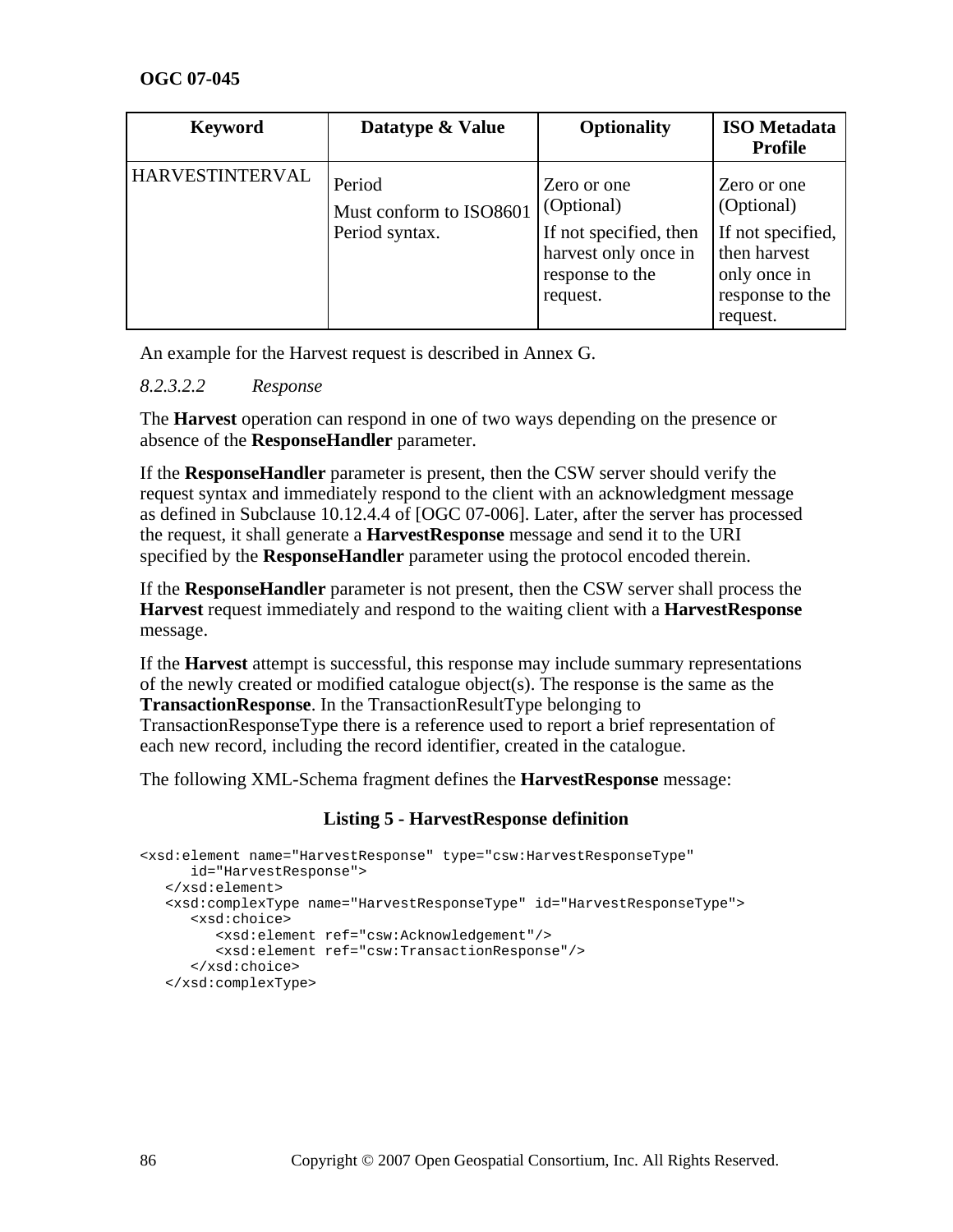| Keyword | Datatype & Value | Optionality | ISO Metadata Profile |
| --- | --- | --- | --- |
| HARVESTINTERVAL | Period<br>Must conform to ISO8601 Period syntax. | Zero or one (Optional)<br>If not specified, then harvest only once in response to the request. | Zero or one (Optional)<br>If not specified, then harvest only once in response to the request. |

An example for the Harvest request is described in Annex G.

*8.2.3.2.2 Response*

The **Harvest** operation can respond in one of two ways depending on the presence or absence of the **ResponseHandler** parameter.

If the **ResponseHandler** parameter is present, then the CSW server should verify the request syntax and immediately respond to the client with an acknowledgment message as defined in Subclause 10.12.4.4 of [OGC 07-006]. Later, after the server has processed the request, it shall generate a **HarvestResponse** message and send it to the URI specified by the **ResponseHandler** parameter using the protocol encoded therein.

If the **ResponseHandler** parameter is not present, then the CSW server shall process the **Harvest** request immediately and respond to the waiting client with a **HarvestResponse** message.

If the **Harvest** attempt is successful, this response may include summary representations of the newly created or modified catalogue object(s). The response is the same as the **TransactionResponse**. In the TransactionResultType belonging to TransactionResponseType there is a reference used to report a brief representation of each new record, including the record identifier, created in the catalogue.

The following XML-Schema fragment defines the **HarvestResponse** message:

**Listing 5 - HarvestResponse definition**

```
<xsd:element name="HarvestResponse" type="csw:HarvestResponseType"
      id="HarvestResponse">
   </xsd:element>
   <xsd:complexType name="HarvestResponseType" id="HarvestResponseType">
      <xsd:choice>
         <xsd:element ref="csw:Acknowledgement"/>
         <xsd:element ref="csw:TransactionResponse"/>
      </xsd:choice>
   </xsd:complexType>
```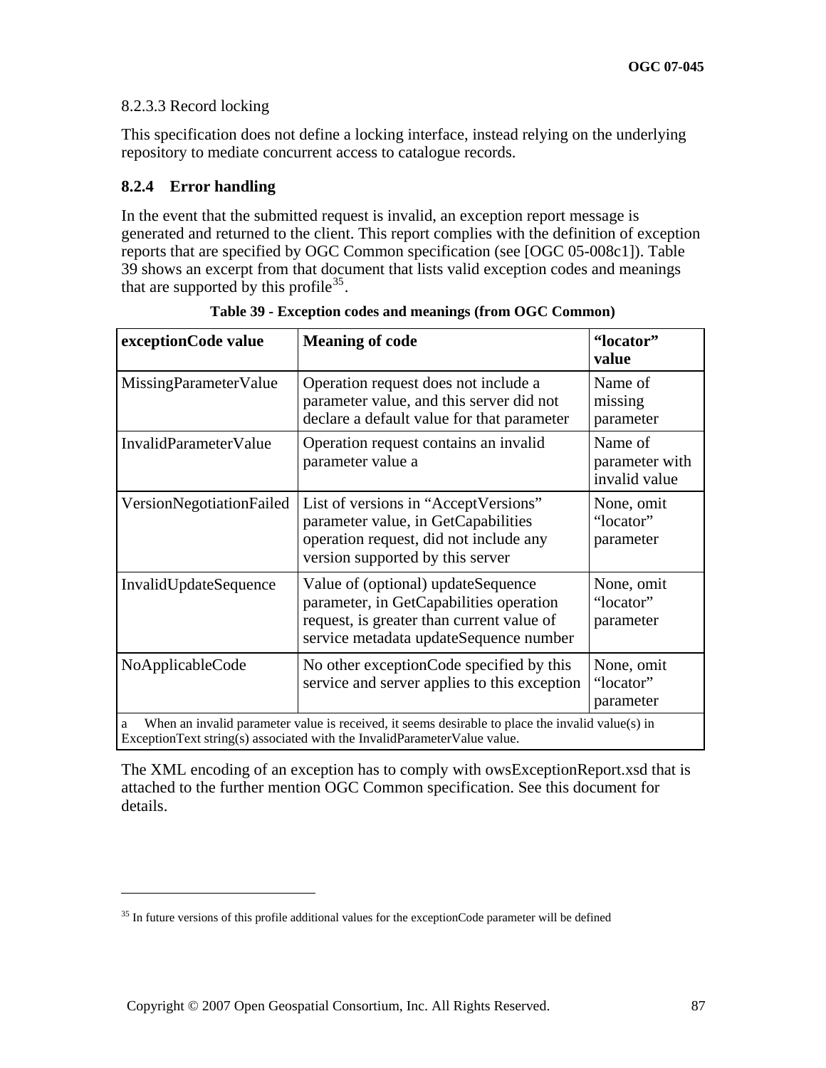8.2.3.3 Record locking

This specification does not define a locking interface, instead relying on the underlying repository to mediate concurrent access to catalogue records.

### 8.2.4 Error handling

In the event that the submitted request is invalid, an exception report message is generated and returned to the client. This report complies with the definition of exception reports that are specified by OGC Common specification (see [OGC 05-008c1]). Table 39 shows an excerpt from that document that lists valid exception codes and meanings that are supported by this profile[35].

**Table 39 - Exception codes and meanings (from OGC Common)**

| **exceptionCode value** | **Meaning of code** | **"locator" value** |
|---|---|---|
| MissingParameterValue | Operation request does not include a parameter value, and this server did not declare a default value for that parameter | Name of missing parameter |
| InvalidParameterValue | Operation request contains an invalid parameter value a | Name of parameter with invalid value |
| VersionNegotiationFailed | List of versions in "AcceptVersions" parameter value, in GetCapabilities operation request, did not include any version supported by this server | None, omit "locator" parameter |
| InvalidUpdateSequence | Value of (optional) updateSequence parameter, in GetCapabilities operation request, is greater than current value of service metadata updateSequence number | None, omit "locator" parameter |
| NoApplicableCode | No other exceptionCode specified by this service and server applies to this exception | None, omit "locator" parameter |
| a When an invalid parameter value is received, it seems desirable to place the invalid value(s) in ExceptionText string(s) associated with the InvalidParameterValue value. | | |

The XML encoding of an exception has to comply with owsExceptionReport.xsd that is attached to the further mention OGC Common specification. See this document for details.

[35] In future versions of this profile additional values for the exceptionCode parameter will be defined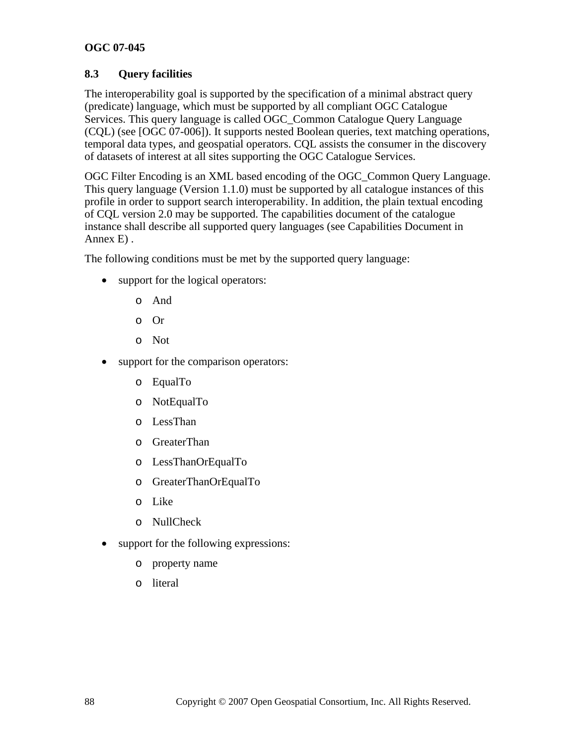### 8.3 Query facilities

The interoperability goal is supported by the specification of a minimal abstract query (predicate) language, which must be supported by all compliant OGC Catalogue Services. This query language is called OGC_Common Catalogue Query Language (CQL) (see [OGC 07-006]). It supports nested Boolean queries, text matching operations, temporal data types, and geospatial operators. CQL assists the consumer in the discovery of datasets of interest at all sites supporting the OGC Catalogue Services.

OGC Filter Encoding is an XML based encoding of the OGC_Common Query Language. This query language (Version 1.1.0) must be supported by all catalogue instances of this profile in order to support search interoperability. In addition, the plain textual encoding of CQL version 2.0 may be supported. The capabilities document of the catalogue instance shall describe all supported query languages (see Capabilities Document in Annex E) .

The following conditions must be met by the supported query language:

- support for the logical operators:
  - And
  - Or
  - Not
- support for the comparison operators:
  - EqualTo
  - NotEqualTo
  - LessThan
  - GreaterThan
  - LessThanOrEqualTo
  - GreaterThanOrEqualTo
  - Like
  - NullCheck
- support for the following expressions:
  - property name
  - literal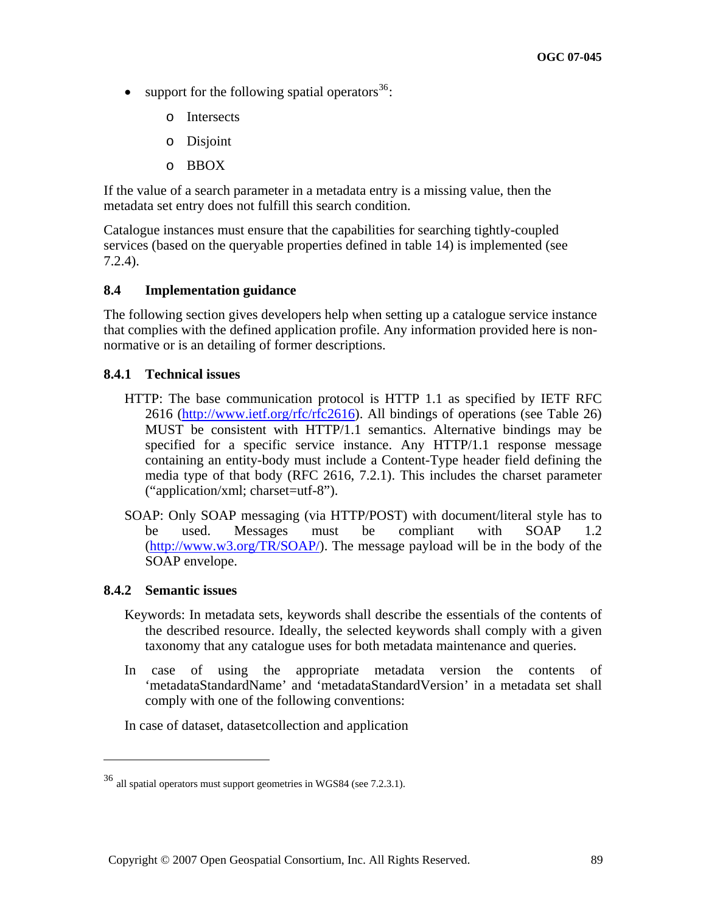- support for the following spatial operators[36]:
  - Intersects
  - Disjoint
  - BBOX

If the value of a search parameter in a metadata entry is a missing value, then the metadata set entry does not fulfill this search condition.

Catalogue instances must ensure that the capabilities for searching tightly-coupled services (based on the queryable properties defined in table 14) is implemented (see 7.2.4).

## 8.4 Implementation guidance

The following section gives developers help when setting up a catalogue service instance that complies with the defined application profile. Any information provided here is non-normative or is an detailing of former descriptions.

### 8.4.1 Technical issues

HTTP: The base communication protocol is HTTP 1.1 as specified by IETF RFC 2616 (http://www.ietf.org/rfc/rfc2616). All bindings of operations (see Table 26) MUST be consistent with HTTP/1.1 semantics. Alternative bindings may be specified for a specific service instance. Any HTTP/1.1 response message containing an entity-body must include a Content-Type header field defining the media type of that body (RFC 2616, 7.2.1). This includes the charset parameter ("application/xml; charset=utf-8").

SOAP: Only SOAP messaging (via HTTP/POST) with document/literal style has to be used. Messages must be compliant with SOAP 1.2 (http://www.w3.org/TR/SOAP/). The message payload will be in the body of the SOAP envelope.

### 8.4.2 Semantic issues

Keywords: In metadata sets, keywords shall describe the essentials of the contents of the described resource. Ideally, the selected keywords shall comply with a given taxonomy that any catalogue uses for both metadata maintenance and queries.

In case of using the appropriate metadata version the contents of 'metadataStandardName' and 'metadataStandardVersion' in a metadata set shall comply with one of the following conventions:

In case of dataset, datasetcollection and application

---

[36] all spatial operators must support geometries in WGS84 (see 7.2.3.1).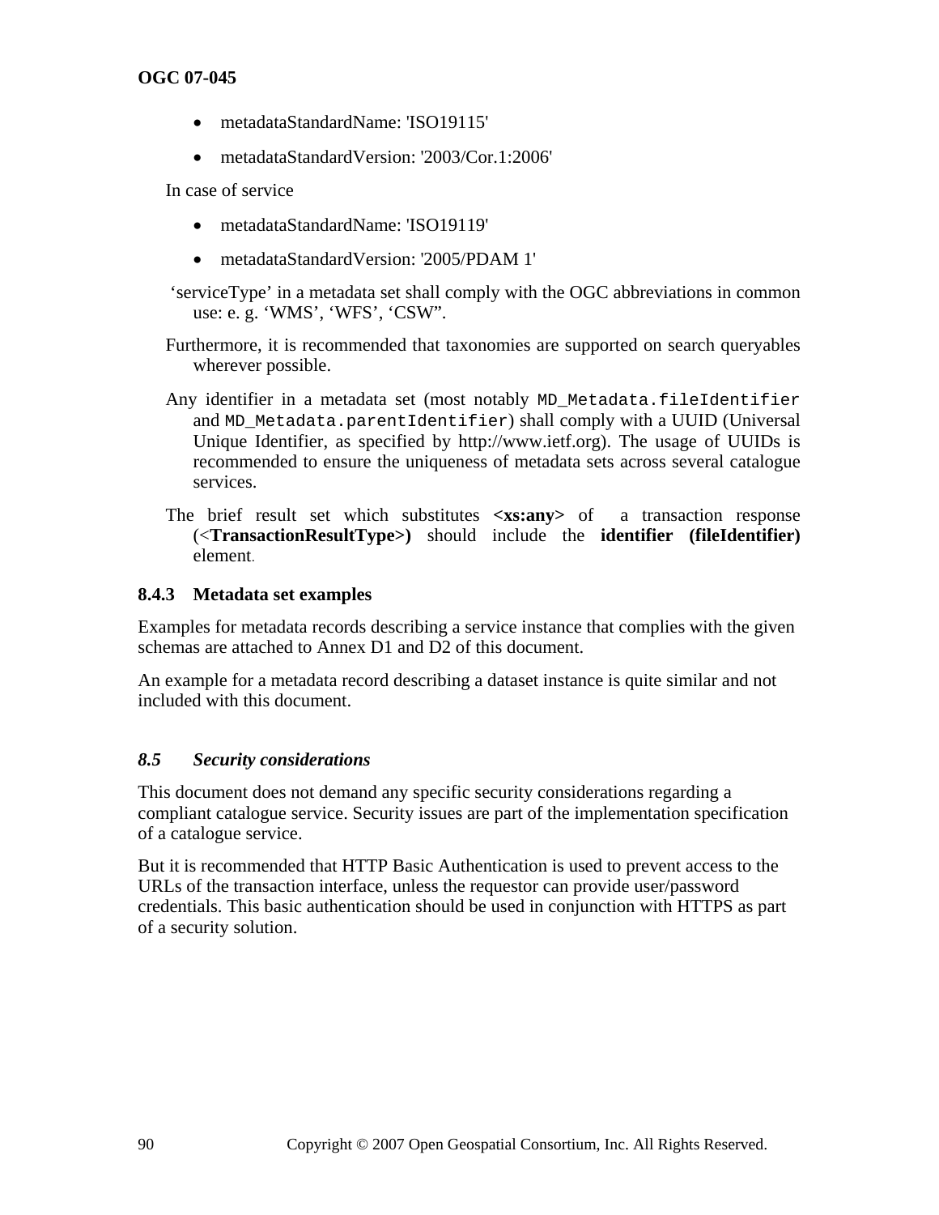- metadataStandardName: 'ISO19115'
- metadataStandardVersion: '2003/Cor.1:2006'

In case of service

- metadataStandardName: 'ISO19119'
- metadataStandardVersion: '2005/PDAM 1'

'serviceType' in a metadata set shall comply with the OGC abbreviations in common use: e. g. 'WMS', 'WFS', 'CSW".

Furthermore, it is recommended that taxonomies are supported on search queryables wherever possible.

Any identifier in a metadata set (most notably `MD_Metadata.fileIdentifier` and `MD_Metadata.parentIdentifier`) shall comply with a UUID (Universal Unique Identifier, as specified by http://www.ietf.org). The usage of UUIDs is recommended to ensure the uniqueness of metadata sets across several catalogue services.

The brief result set which substitutes **<xs:any>** of a transaction response (<**TransactionResultType>)** should include the **identifier (fileIdentifier)** element.

### 8.4.3 Metadata set examples

Examples for metadata records describing a service instance that complies with the given schemas are attached to Annex D1 and D2 of this document.

An example for a metadata record describing a dataset instance is quite similar and not included with this document.

## *8.5 Security considerations*

This document does not demand any specific security considerations regarding a compliant catalogue service. Security issues are part of the implementation specification of a catalogue service.

But it is recommended that HTTP Basic Authentication is used to prevent access to the URLs of the transaction interface, unless the requestor can provide user/password credentials. This basic authentication should be used in conjunction with HTTPS as part of a security solution.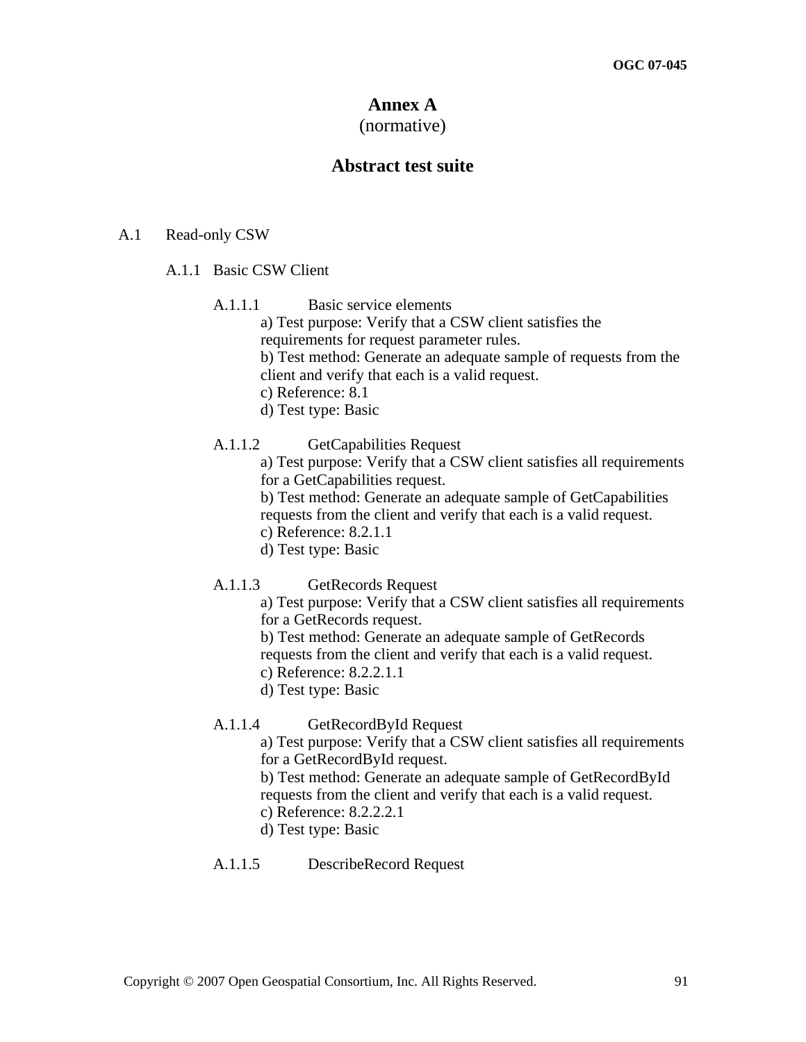# Annex A
(normative)

# Abstract test suite

## A.1 Read-only CSW

### A.1.1 Basic CSW Client

#### A.1.1.1 Basic service elements

a) Test purpose: Verify that a CSW client satisfies the requirements for request parameter rules.
b) Test method: Generate an adequate sample of requests from the client and verify that each is a valid request.
c) Reference: 8.1
d) Test type: Basic

#### A.1.1.2 GetCapabilities Request

a) Test purpose: Verify that a CSW client satisfies all requirements for a GetCapabilities request.
b) Test method: Generate an adequate sample of GetCapabilities requests from the client and verify that each is a valid request.
c) Reference: 8.2.1.1
d) Test type: Basic

#### A.1.1.3 GetRecords Request

a) Test purpose: Verify that a CSW client satisfies all requirements for a GetRecords request.
b) Test method: Generate an adequate sample of GetRecords requests from the client and verify that each is a valid request.
c) Reference: 8.2.2.1.1
d) Test type: Basic

#### A.1.1.4 GetRecordById Request

a) Test purpose: Verify that a CSW client satisfies all requirements for a GetRecordById request.
b) Test method: Generate an adequate sample of GetRecordById requests from the client and verify that each is a valid request.
c) Reference: 8.2.2.2.1
d) Test type: Basic

#### A.1.1.5 DescribeRecord Request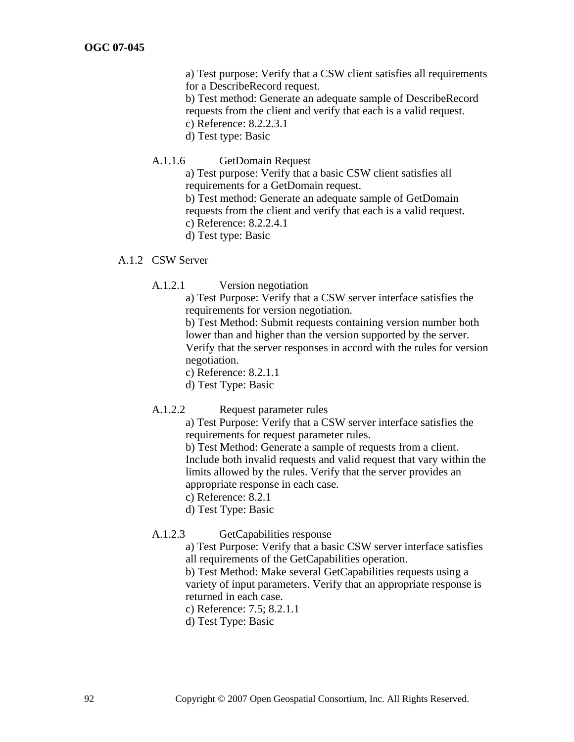a) Test purpose: Verify that a CSW client satisfies all requirements for a DescribeRecord request.
b) Test method: Generate an adequate sample of DescribeRecord requests from the client and verify that each is a valid request.
c) Reference: 8.2.2.3.1
d) Test type: Basic

#### A.1.1.6 GetDomain Request

a) Test purpose: Verify that a basic CSW client satisfies all requirements for a GetDomain request.
b) Test method: Generate an adequate sample of GetDomain requests from the client and verify that each is a valid request.
c) Reference: 8.2.2.4.1
d) Test type: Basic

### A.1.2 CSW Server

#### A.1.2.1 Version negotiation

a) Test Purpose: Verify that a CSW server interface satisfies the requirements for version negotiation.
b) Test Method: Submit requests containing version number both lower than and higher than the version supported by the server. Verify that the server responses in accord with the rules for version negotiation.
c) Reference: 8.2.1.1
d) Test Type: Basic

#### A.1.2.2 Request parameter rules

a) Test Purpose: Verify that a CSW server interface satisfies the requirements for request parameter rules.
b) Test Method: Generate a sample of requests from a client. Include both invalid requests and valid request that vary within the limits allowed by the rules. Verify that the server provides an appropriate response in each case.
c) Reference: 8.2.1
d) Test Type: Basic

#### A.1.2.3 GetCapabilities response

a) Test Purpose: Verify that a basic CSW server interface satisfies all requirements of the GetCapabilities operation.
b) Test Method: Make several GetCapabilities requests using a variety of input parameters. Verify that an appropriate response is returned in each case.
c) Reference: 7.5; 8.2.1.1
d) Test Type: Basic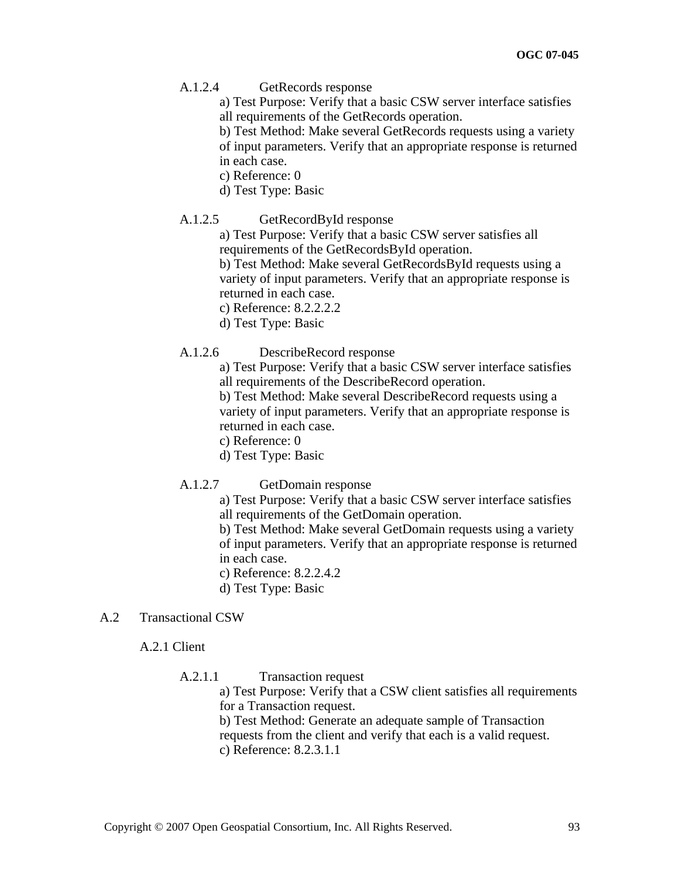#### A.1.2.4 GetRecords response

a) Test Purpose: Verify that a basic CSW server interface satisfies all requirements of the GetRecords operation.
b) Test Method: Make several GetRecords requests using a variety of input parameters. Verify that an appropriate response is returned in each case.
c) Reference: 0
d) Test Type: Basic

#### A.1.2.5 GetRecordById response

a) Test Purpose: Verify that a basic CSW server satisfies all requirements of the GetRecordsById operation.
b) Test Method: Make several GetRecordsById requests using a variety of input parameters. Verify that an appropriate response is returned in each case.
c) Reference: 8.2.2.2.2
d) Test Type: Basic

#### A.1.2.6 DescribeRecord response

a) Test Purpose: Verify that a basic CSW server interface satisfies all requirements of the DescribeRecord operation.
b) Test Method: Make several DescribeRecord requests using a variety of input parameters. Verify that an appropriate response is returned in each case.
c) Reference: 0
d) Test Type: Basic

#### A.1.2.7 GetDomain response

a) Test Purpose: Verify that a basic CSW server interface satisfies all requirements of the GetDomain operation.
b) Test Method: Make several GetDomain requests using a variety of input parameters. Verify that an appropriate response is returned in each case.
c) Reference: 8.2.2.4.2
d) Test Type: Basic

## A.2 Transactional CSW

### A.2.1 Client

#### A.2.1.1 Transaction request

a) Test Purpose: Verify that a CSW client satisfies all requirements for a Transaction request.
b) Test Method: Generate an adequate sample of Transaction requests from the client and verify that each is a valid request.
c) Reference: 8.2.3.1.1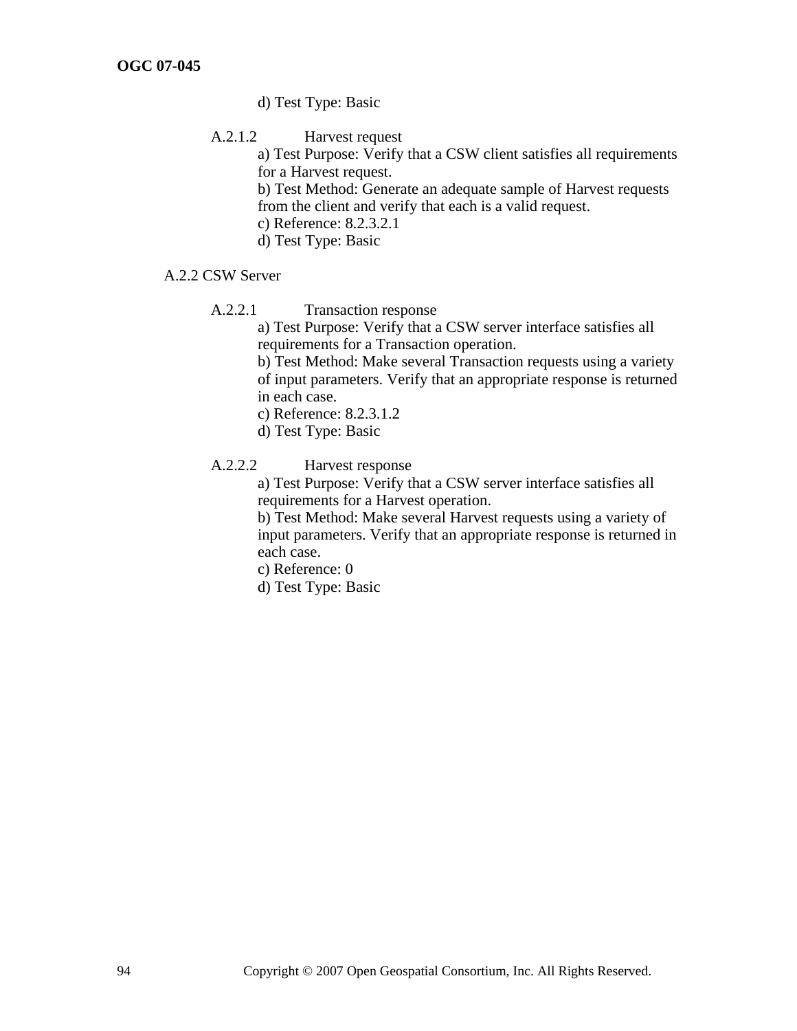d) Test Type: Basic

#### A.2.1.2 Harvest request

a) Test Purpose: Verify that a CSW client satisfies all requirements for a Harvest request.
b) Test Method: Generate an adequate sample of Harvest requests from the client and verify that each is a valid request.
c) Reference: 8.2.3.2.1
d) Test Type: Basic

### A.2.2 CSW Server

#### A.2.2.1 Transaction response

a) Test Purpose: Verify that a CSW server interface satisfies all requirements for a Transaction operation.
b) Test Method: Make several Transaction requests using a variety of input parameters. Verify that an appropriate response is returned in each case.
c) Reference: 8.2.3.1.2
d) Test Type: Basic

#### A.2.2.2 Harvest response

a) Test Purpose: Verify that a CSW server interface satisfies all requirements for a Harvest operation.
b) Test Method: Make several Harvest requests using a variety of input parameters. Verify that an appropriate response is returned in each case.
c) Reference: 0
d) Test Type: Basic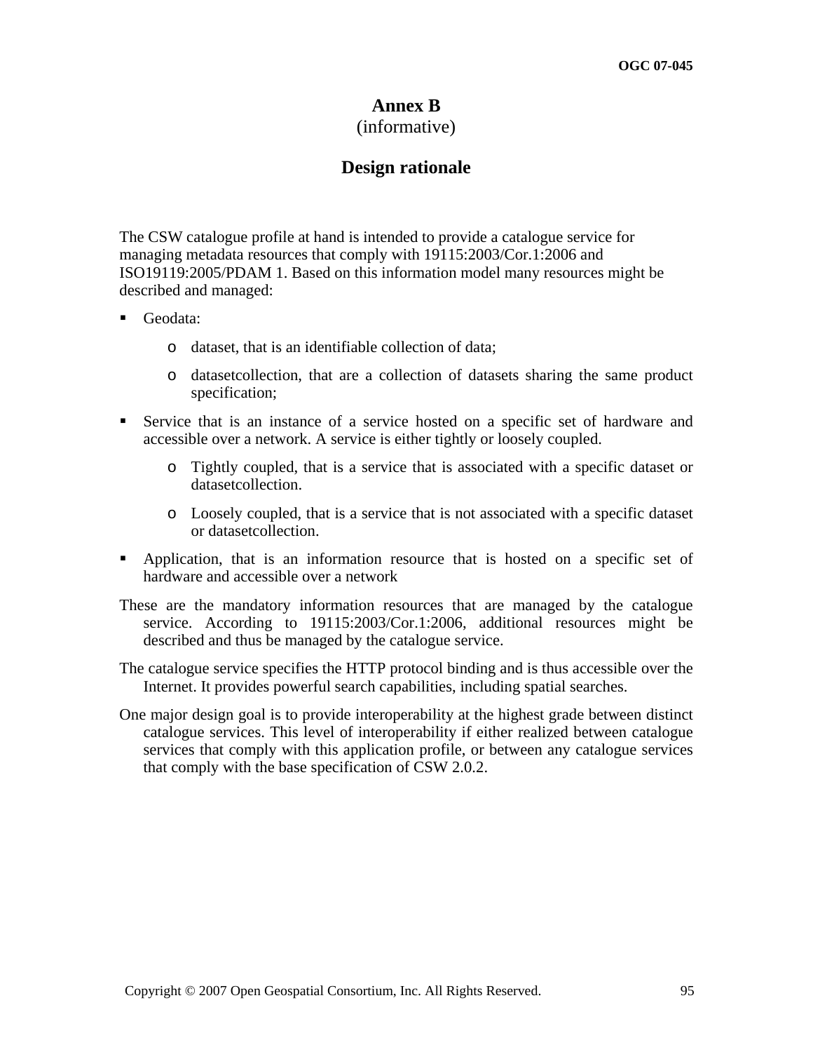# Annex B
(informative)

## Design rationale

The CSW catalogue profile at hand is intended to provide a catalogue service for managing metadata resources that comply with 19115:2003/Cor.1:2006 and ISO19119:2005/PDAM 1. Based on this information model many resources might be described and managed:

- Geodata:
  - dataset, that is an identifiable collection of data;
  - datasetcollection, that are a collection of datasets sharing the same product specification;
- Service that is an instance of a service hosted on a specific set of hardware and accessible over a network. A service is either tightly or loosely coupled.
  - Tightly coupled, that is a service that is associated with a specific dataset or datasetcollection.
  - Loosely coupled, that is a service that is not associated with a specific dataset or datasetcollection.
- Application, that is an information resource that is hosted on a specific set of hardware and accessible over a network

These are the mandatory information resources that are managed by the catalogue service. According to 19115:2003/Cor.1:2006, additional resources might be described and thus be managed by the catalogue service.

The catalogue service specifies the HTTP protocol binding and is thus accessible over the Internet. It provides powerful search capabilities, including spatial searches.

One major design goal is to provide interoperability at the highest grade between distinct catalogue services. This level of interoperability if either realized between catalogue services that comply with this application profile, or between any catalogue services that comply with the base specification of CSW 2.0.2.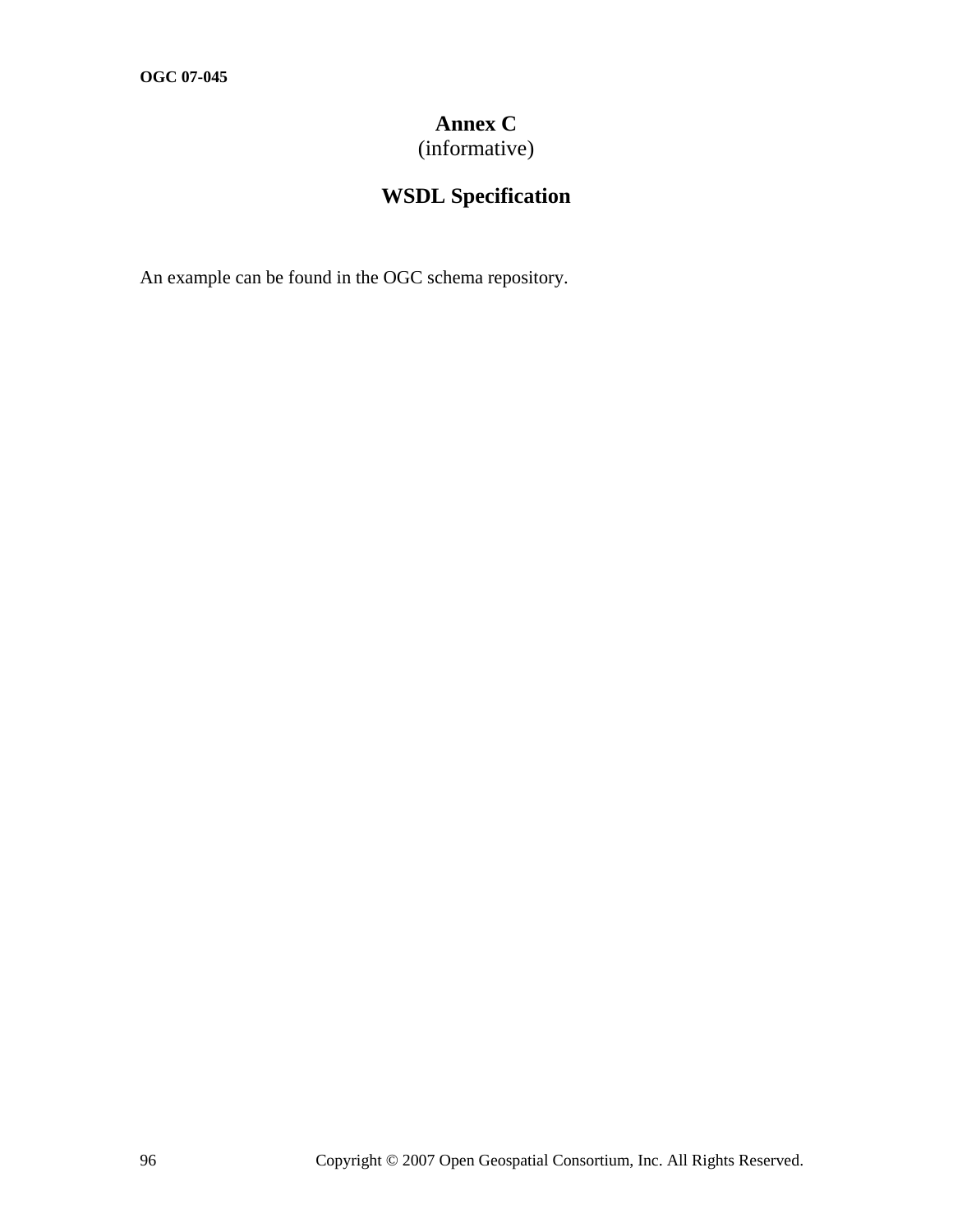# Annex C
(informative)

## WSDL Specification

An example can be found in the OGC schema repository.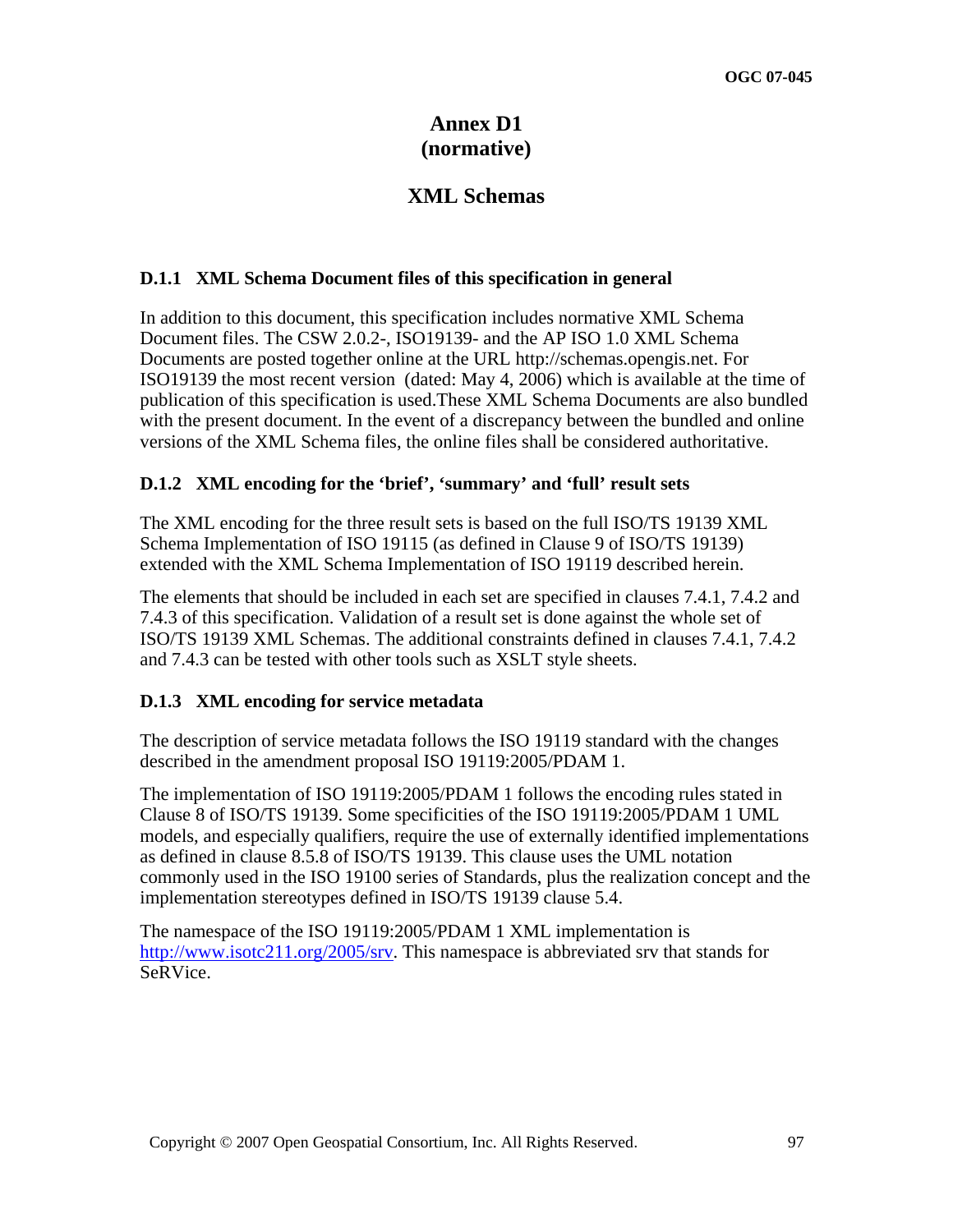# Annex D1
# (normative)

# XML Schemas

### D.1.1 XML Schema Document files of this specification in general

In addition to this document, this specification includes normative XML Schema Document files. The CSW 2.0.2-, ISO19139- and the AP ISO 1.0 XML Schema Documents are posted together online at the URL http://schemas.opengis.net. For ISO19139 the most recent version (dated: May 4, 2006) which is available at the time of publication of this specification is used.These XML Schema Documents are also bundled with the present document. In the event of a discrepancy between the bundled and online versions of the XML Schema files, the online files shall be considered authoritative.

### D.1.2 XML encoding for the 'brief', 'summary' and 'full' result sets

The XML encoding for the three result sets is based on the full ISO/TS 19139 XML Schema Implementation of ISO 19115 (as defined in Clause 9 of ISO/TS 19139) extended with the XML Schema Implementation of ISO 19119 described herein.

The elements that should be included in each set are specified in clauses 7.4.1, 7.4.2 and 7.4.3 of this specification. Validation of a result set is done against the whole set of ISO/TS 19139 XML Schemas. The additional constraints defined in clauses 7.4.1, 7.4.2 and 7.4.3 can be tested with other tools such as XSLT style sheets.

### D.1.3 XML encoding for service metadata

The description of service metadata follows the ISO 19119 standard with the changes described in the amendment proposal ISO 19119:2005/PDAM 1.

The implementation of ISO 19119:2005/PDAM 1 follows the encoding rules stated in Clause 8 of ISO/TS 19139. Some specificities of the ISO 19119:2005/PDAM 1 UML models, and especially qualifiers, require the use of externally identified implementations as defined in clause 8.5.8 of ISO/TS 19139. This clause uses the UML notation commonly used in the ISO 19100 series of Standards, plus the realization concept and the implementation stereotypes defined in ISO/TS 19139 clause 5.4.

The namespace of the ISO 19119:2005/PDAM 1 XML implementation is http://www.isotc211.org/2005/srv. This namespace is abbreviated srv that stands for SeRVice.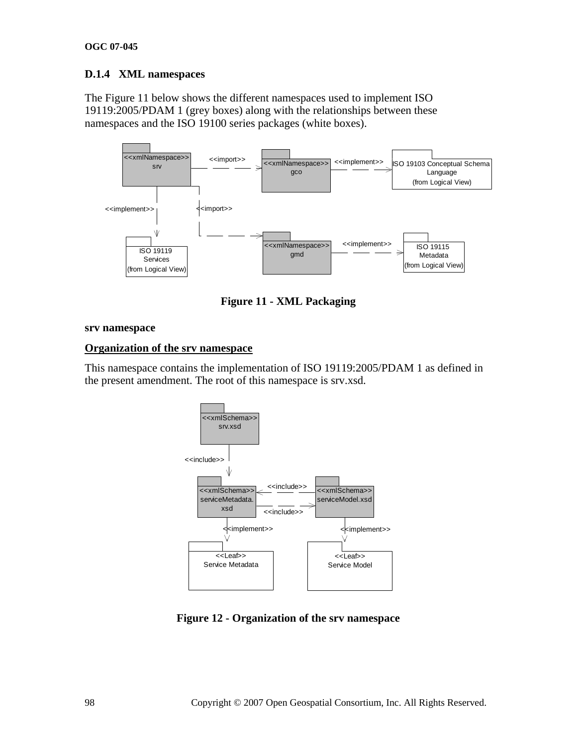### D.1.4 XML namespaces

The Figure 11 below shows the different namespaces used to implement ISO 19119:2005/PDAM 1 (grey boxes) along with the relationships between these namespaces and the ISO 19100 series packages (white boxes).

**Figure 11 - XML Packaging**

**srv namespace**

**Organization of the srv namespace**

This namespace contains the implementation of ISO 19119:2005/PDAM 1 as defined in the present amendment. The root of this namespace is srv.xsd.

**Figure 12 - Organization of the srv namespace**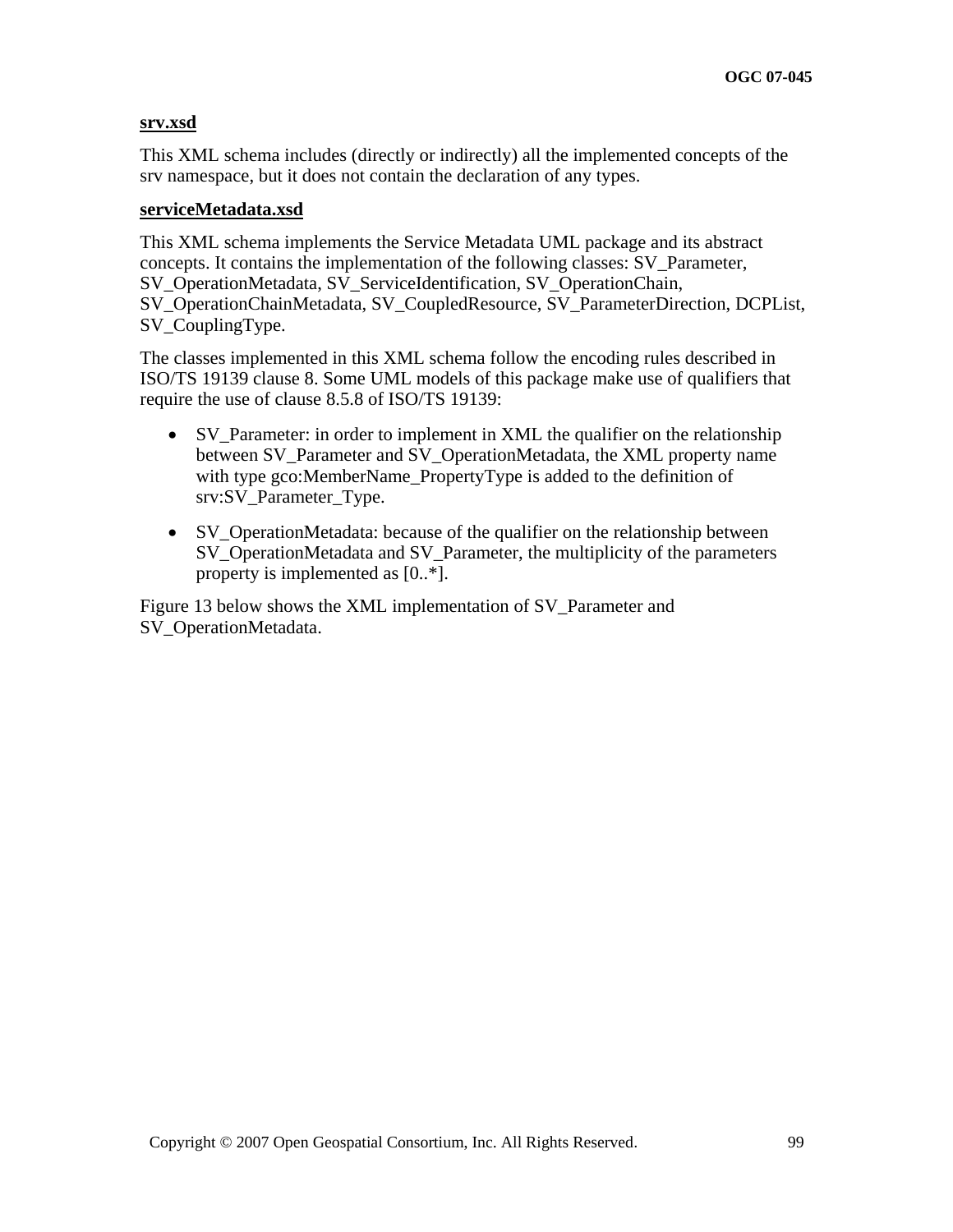**srv.xsd**

This XML schema includes (directly or indirectly) all the implemented concepts of the srv namespace, but it does not contain the declaration of any types.

**serviceMetadata.xsd**

This XML schema implements the Service Metadata UML package and its abstract concepts. It contains the implementation of the following classes: SV_Parameter, SV_OperationMetadata, SV_ServiceIdentification, SV_OperationChain, SV_OperationChainMetadata, SV_CoupledResource, SV_ParameterDirection, DCPList, SV_CouplingType.

The classes implemented in this XML schema follow the encoding rules described in ISO/TS 19139 clause 8. Some UML models of this package make use of qualifiers that require the use of clause 8.5.8 of ISO/TS 19139:

- SV_Parameter: in order to implement in XML the qualifier on the relationship between SV_Parameter and SV_OperationMetadata, the XML property name with type gco:MemberName_PropertyType is added to the definition of srv:SV_Parameter_Type.
- SV_OperationMetadata: because of the qualifier on the relationship between SV_OperationMetadata and SV_Parameter, the multiplicity of the parameters property is implemented as [0..*].

Figure 13 below shows the XML implementation of SV_Parameter and SV_OperationMetadata.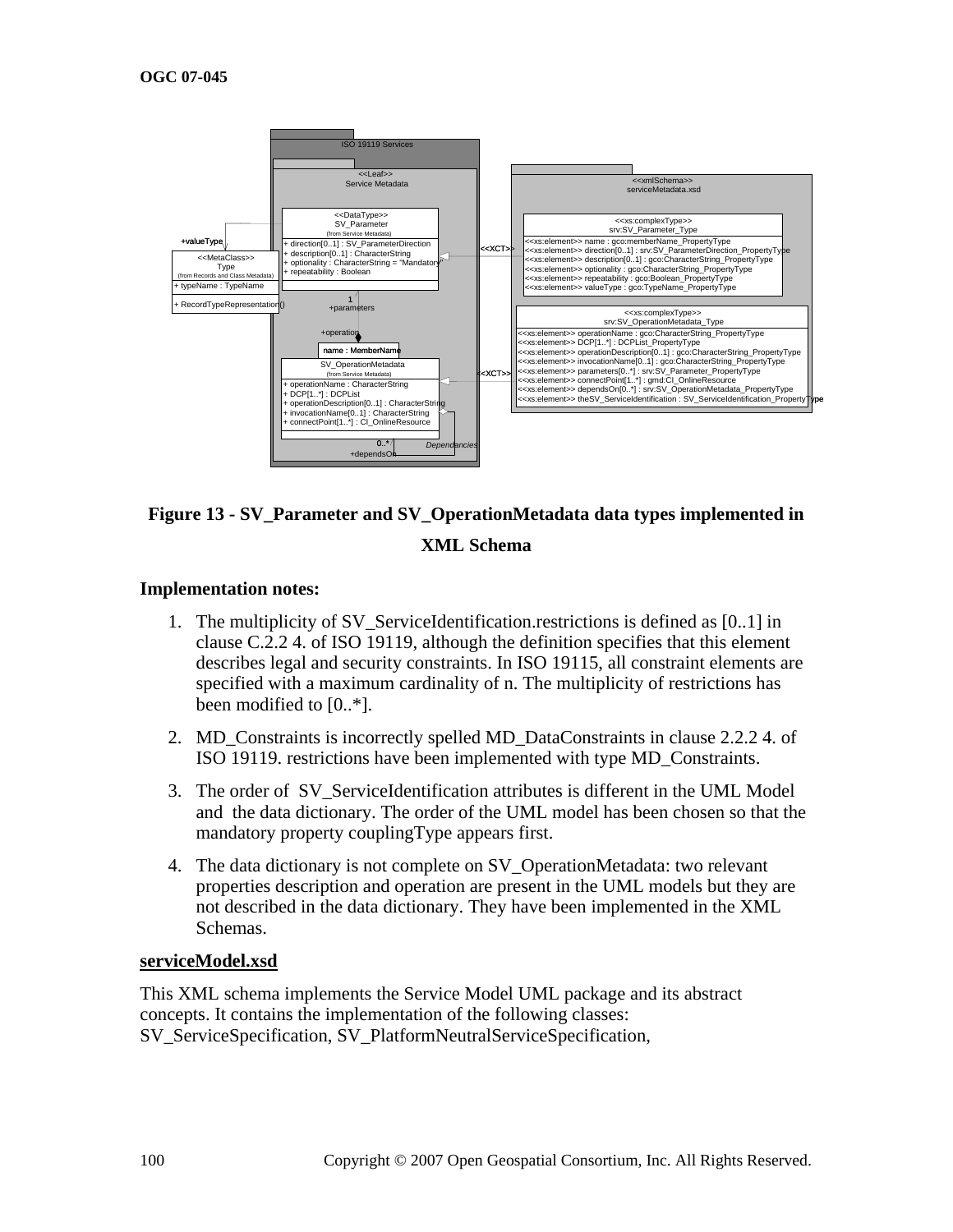**Figure 13 - SV_Parameter and SV_OperationMetadata data types implemented in XML Schema**

**Implementation notes:**

1. The multiplicity of SV_ServiceIdentification.restrictions is defined as [0..1] in clause C.2.2 4. of ISO 19119, although the definition specifies that this element describes legal and security constraints. In ISO 19115, all constraint elements are specified with a maximum cardinality of n. The multiplicity of restrictions has been modified to [0..*].

2. MD_Constraints is incorrectly spelled MD_DataConstraints in clause 2.2.2 4. of ISO 19119. restrictions have been implemented with type MD_Constraints.

3. The order of SV_ServiceIdentification attributes is different in the UML Model and the data dictionary. The order of the UML model has been chosen so that the mandatory property couplingType appears first.

4. The data dictionary is not complete on SV_OperationMetadata: two relevant properties description and operation are present in the UML models but they are not described in the data dictionary. They have been implemented in the XML Schemas.

**serviceModel.xsd**

This XML schema implements the Service Model UML package and its abstract concepts. It contains the implementation of the following classes: SV_ServiceSpecification, SV_PlatformNeutralServiceSpecification,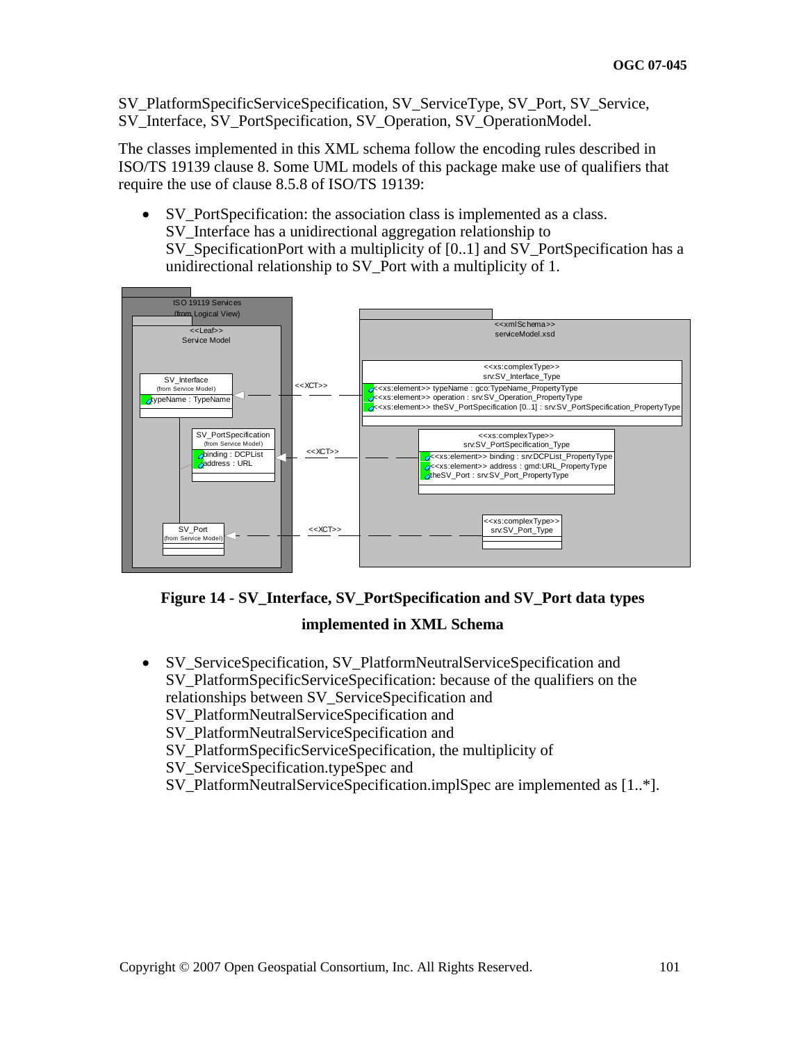SV_PlatformSpecificServiceSpecification, SV_ServiceType, SV_Port, SV_Service, SV_Interface, SV_PortSpecification, SV_Operation, SV_OperationModel.

The classes implemented in this XML schema follow the encoding rules described in ISO/TS 19139 clause 8. Some UML models of this package make use of qualifiers that require the use of clause 8.5.8 of ISO/TS 19139:

- SV_PortSpecification: the association class is implemented as a class. SV_Interface has a unidirectional aggregation relationship to SV_SpecificationPort with a multiplicity of [0..1] and SV_PortSpecification has a unidirectional relationship to SV_Port with a multiplicity of 1.

**Figure 14 - SV_Interface, SV_PortSpecification and SV_Port data types implemented in XML Schema**

- SV_ServiceSpecification, SV_PlatformNeutralServiceSpecification and SV_PlatformSpecificServiceSpecification: because of the qualifiers on the relationships between SV_ServiceSpecification and SV_PlatformNeutralServiceSpecification and SV_PlatformNeutralServiceSpecification and SV_PlatformSpecificServiceSpecification, the multiplicity of SV_ServiceSpecification.typeSpec and SV_PlatformNeutralServiceSpecification.implSpec are implemented as [1..*].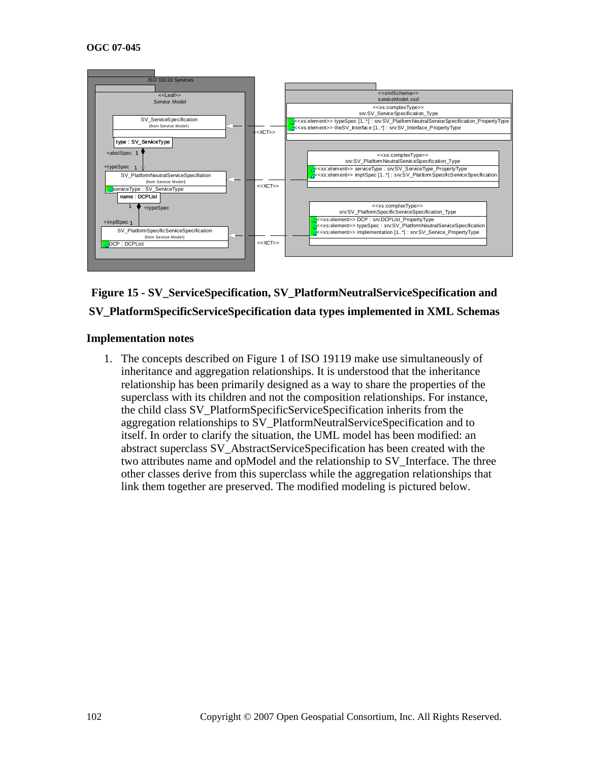**Figure 15 - SV_ServiceSpecification, SV_PlatformNeutralServiceSpecification and SV_PlatformSpecificServiceSpecification data types implemented in XML Schemas**

### Implementation notes

1. The concepts described on Figure 1 of ISO 19119 make use simultaneously of inheritance and aggregation relationships. It is understood that the inheritance relationship has been primarily designed as a way to share the properties of the superclass with its children and not the composition relationships. For instance, the child class SV_PlatformSpecificServiceSpecification inherits from the aggregation relationships to SV_PlatformNeutralServiceSpecification and to itself. In order to clarify the situation, the UML model has been modified: an abstract superclass SV_AbstractServiceSpecification has been created with the two attributes name and opModel and the relationship to SV_Interface. The three other classes derive from this superclass while the aggregation relationships that link them together are preserved. The modified modeling is pictured below.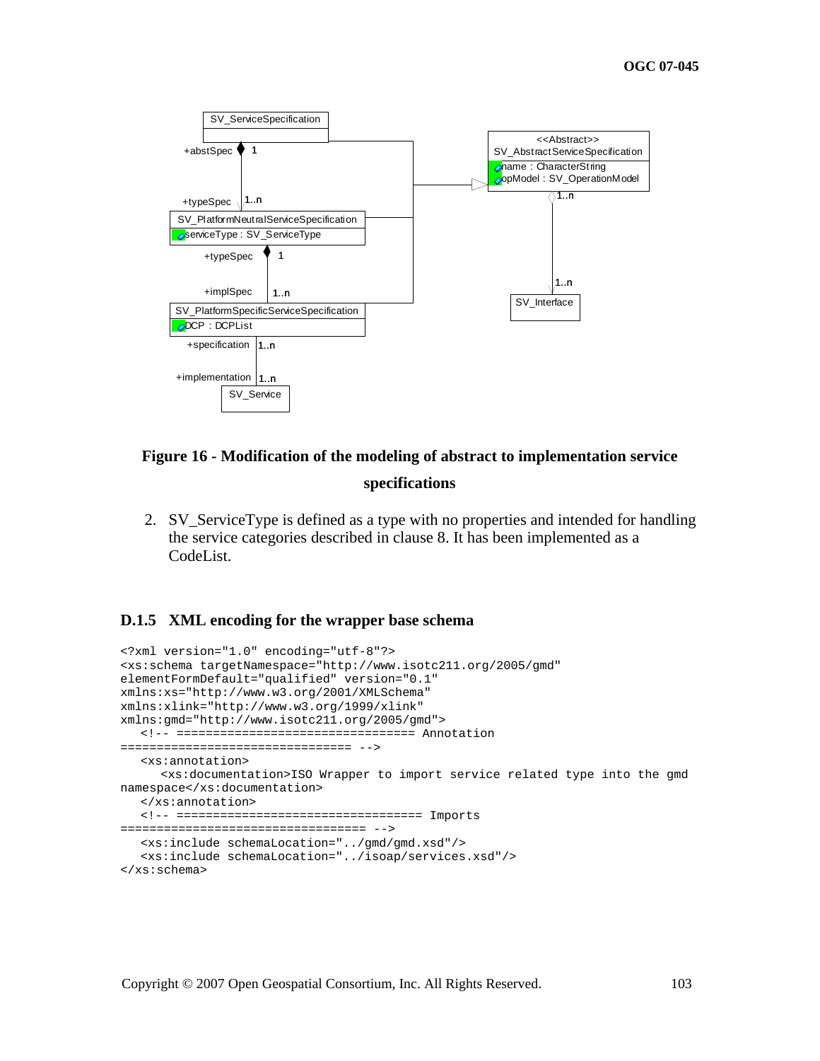**Figure 16 - Modification of the modeling of abstract to implementation service specifications**

2. SV_ServiceType is defined as a type with no properties and intended for handling the service categories described in clause 8. It has been implemented as a CodeList.

### D.1.5 XML encoding for the wrapper base schema

```
<?xml version="1.0" encoding="utf-8"?>
<xs:schema targetNamespace="http://www.isotc211.org/2005/gmd"
elementFormDefault="qualified" version="0.1"
xmlns:xs="http://www.w3.org/2001/XMLSchema"
xmlns:xlink="http://www.w3.org/1999/xlink"
xmlns:gmd="http://www.isotc211.org/2005/gmd">
   <!-- ================================ Annotation
================================ -->
   <xs:annotation>
      <xs:documentation>ISO Wrapper to import service related type into the gmd
namespace</xs:documentation>
   </xs:annotation>
   <!-- ================================= Imports
================================= -->
   <xs:include schemaLocation="../gmd/gmd.xsd"/>
   <xs:include schemaLocation="../isoap/services.xsd"/>
</xs:schema>
```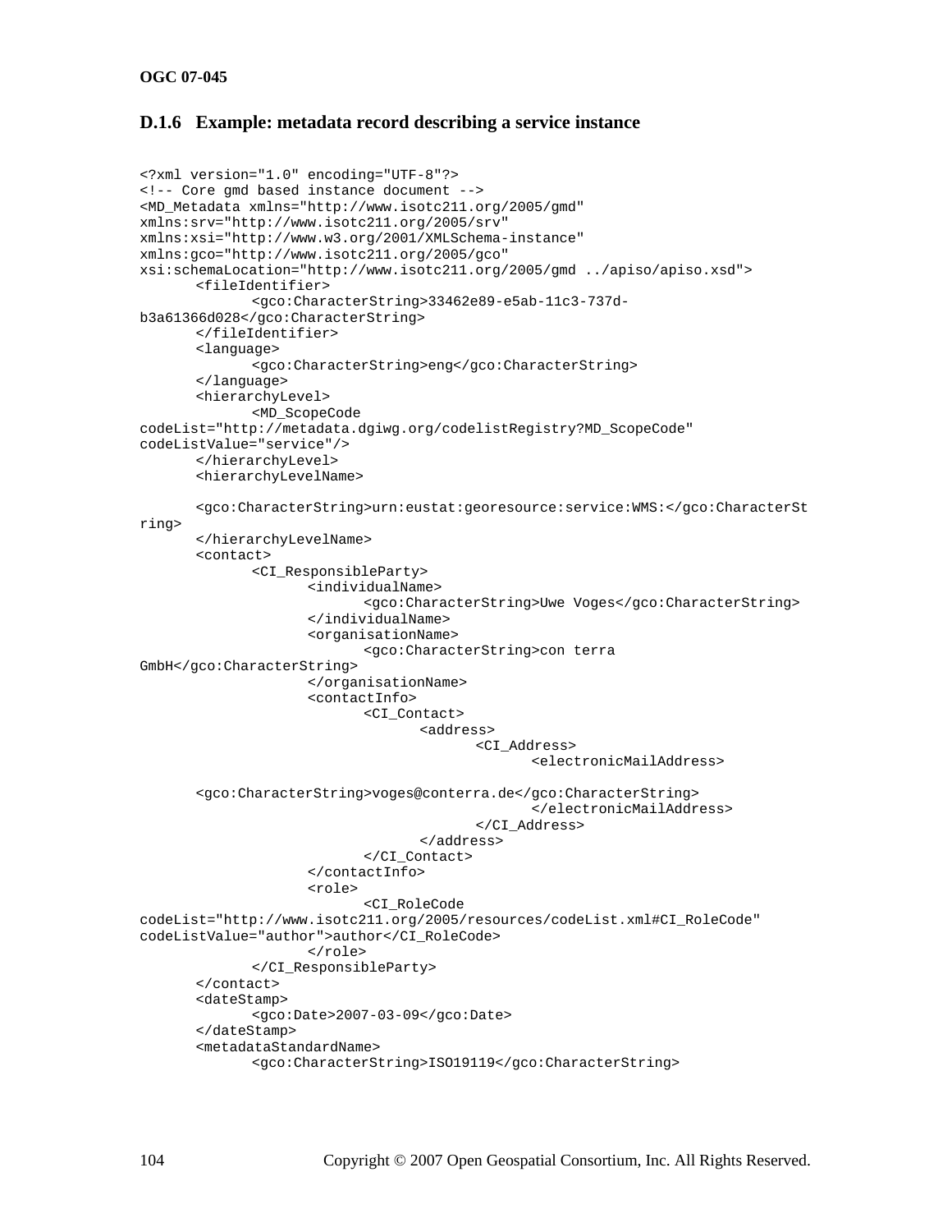### D.1.6 Example: metadata record describing a service instance

```
<?xml version="1.0" encoding="UTF-8"?>
<!-- Core gmd based instance document -->
<MD_Metadata xmlns="http://www.isotc211.org/2005/gmd"
xmlns:srv="http://www.isotc211.org/2005/srv"
xmlns:xsi="http://www.w3.org/2001/XMLSchema-instance"
xmlns:gco="http://www.isotc211.org/2005/gco"
xsi:schemaLocation="http://www.isotc211.org/2005/gmd ../apiso/apiso.xsd">
	<fileIdentifier>
		<gco:CharacterString>33462e89-e5ab-11c3-737d-
b3a61366d028</gco:CharacterString>
	</fileIdentifier>
	<language>
		<gco:CharacterString>eng</gco:CharacterString>
	</language>
	<hierarchyLevel>
		<MD_ScopeCode
codeList="http://metadata.dgiwg.org/codelistRegistry?MD_ScopeCode"
codeListValue="service"/>
	</hierarchyLevel>
	<hierarchyLevelName>

	<gco:CharacterString>urn:eustat:georesource:service:WMS:</gco:CharacterSt
ring>
	</hierarchyLevelName>
	<contact>
		<CI_ResponsibleParty>
			<individualName>
				<gco:CharacterString>Uwe Voges</gco:CharacterString>
			</individualName>
			<organisationName>
				<gco:CharacterString>con terra
GmbH</gco:CharacterString>
			</organisationName>
			<contactInfo>
				<CI_Contact>
					<address>
						<CI_Address>
							<electronicMailAddress>

	<gco:CharacterString>voges@conterra.de</gco:CharacterString>
							</electronicMailAddress>
						</CI_Address>
					</address>
				</CI_Contact>
			</contactInfo>
			<role>
				<CI_RoleCode
codeList="http://www.isotc211.org/2005/resources/codeList.xml#CI_RoleCode"
codeListValue="author">author</CI_RoleCode>
			</role>
		</CI_ResponsibleParty>
	</contact>
	<dateStamp>
		<gco:Date>2007-03-09</gco:Date>
	</dateStamp>
	<metadataStandardName>
		<gco:CharacterString>ISO19119</gco:CharacterString>
```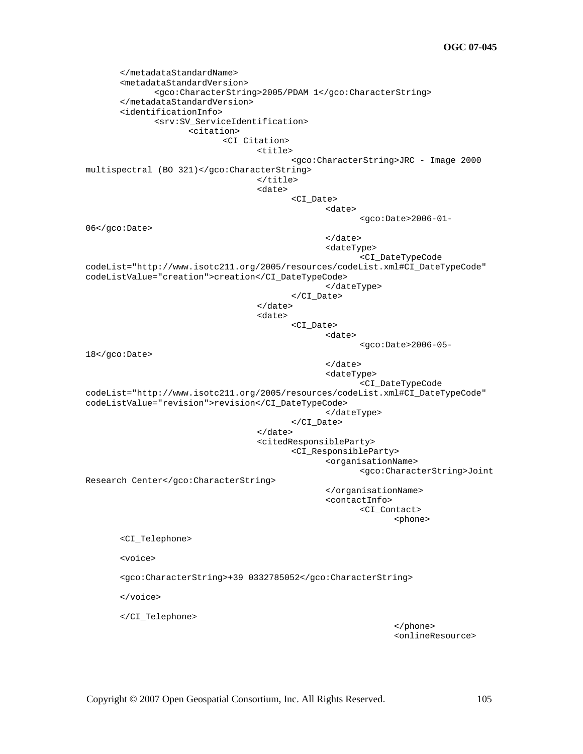```
	</metadataStandardName>
	<metadataStandardVersion>
		<gco:CharacterString>2005/PDAM 1</gco:CharacterString>
	</metadataStandardVersion>
	<identificationInfo>
		<srv:SV_ServiceIdentification>
			<citation>
				<CI_Citation>
					<title>
						<gco:CharacterString>JRC - Image 2000 
multispectral (BO 321)</gco:CharacterString>
					</title>
					<date>
						<CI_Date>
							<date>
								<gco:Date>2006-01-
06</gco:Date>
							</date>
							<dateType>
								<CI_DateTypeCode 
codeList="http://www.isotc211.org/2005/resources/codeList.xml#CI_DateTypeCode" 
codeListValue="creation">creation</CI_DateTypeCode>
							</dateType>
						</CI_Date>
					</date>
					<date>
						<CI_Date>
							<date>
								<gco:Date>2006-05-
18</gco:Date>
							</date>
							<dateType>
								<CI_DateTypeCode 
codeList="http://www.isotc211.org/2005/resources/codeList.xml#CI_DateTypeCode" 
codeListValue="revision">revision</CI_DateTypeCode>
							</dateType>
						</CI_Date>
					</date>
					<citedResponsibleParty>
						<CI_ResponsibleParty>
							<organisationName>
								<gco:CharacterString>Joint 
Research Center</gco:CharacterString>
							</organisationName>
							<contactInfo>
								<CI_Contact>
									<phone>

	<CI_Telephone>

	<voice>

	<gco:CharacterString>+39 0332785052</gco:CharacterString>

	</voice>

	</CI_Telephone>
									</phone>
									<onlineResource>
```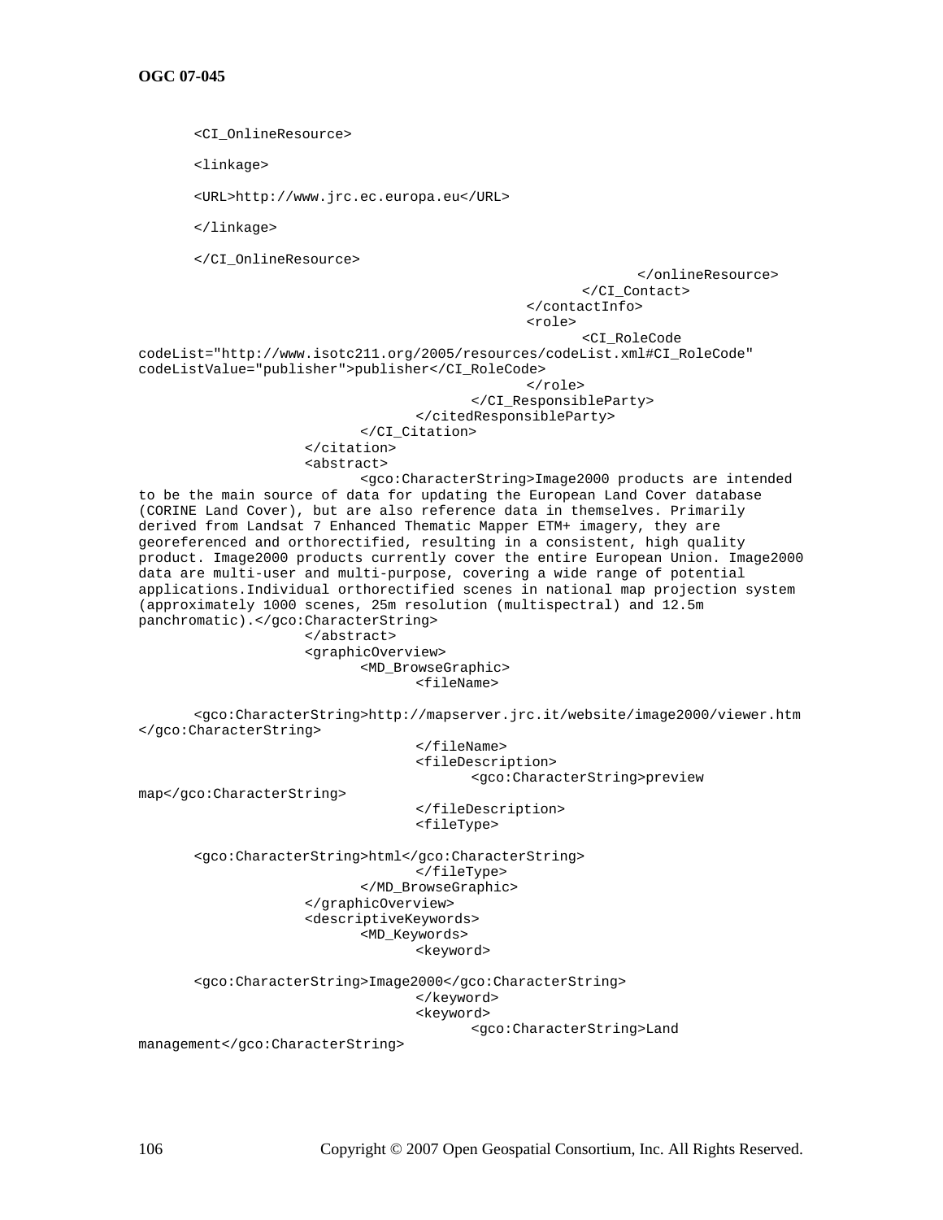```
<CI_OnlineResource>

<linkage>

<URL>http://www.jrc.ec.europa.eu</URL>

</linkage>

</CI_OnlineResource>
                                                            </onlineResource>
                                                     </CI_Contact>
                                              </contactInfo>
                                              <role>
                                                     <CI_RoleCode
codeList="http://www.isotc211.org/2005/resources/codeList.xml#CI_RoleCode"
codeListValue="publisher">publisher</CI_RoleCode>
                                              </role>
                                       </CI_ResponsibleParty>
                                </citedResponsibleParty>
                         </CI_Citation>
                  </citation>
                  <abstract>
                         <gco:CharacterString>Image2000 products are intended
to be the main source of data for updating the European Land Cover database
(CORINE Land Cover), but are also reference data in themselves. Primarily
derived from Landsat 7 Enhanced Thematic Mapper ETM+ imagery, they are
georeferenced and orthorectified, resulting in a consistent, high quality
product. Image2000 products currently cover the entire European Union. Image2000
data are multi-user and multi-purpose, covering a wide range of potential
applications.Individual orthorectified scenes in national map projection system
(approximately 1000 scenes, 25m resolution (multispectral) and 12.5m
panchromatic).</gco:CharacterString>
                  </abstract>
                  <graphicOverview>
                         <MD_BrowseGraphic>
                                <fileName>

<gco:CharacterString>http://mapserver.jrc.it/website/image2000/viewer.htm
</gco:CharacterString>
                                </fileName>
                                <fileDescription>
                                       <gco:CharacterString>preview
map</gco:CharacterString>
                                </fileDescription>
                                <fileType>

<gco:CharacterString>html</gco:CharacterString>
                                </fileType>
                         </MD_BrowseGraphic>
                  </graphicOverview>
                  <descriptiveKeywords>
                         <MD_Keywords>
                                <keyword>

<gco:CharacterString>Image2000</gco:CharacterString>
                                </keyword>
                                <keyword>
                                       <gco:CharacterString>Land
management</gco:CharacterString>
```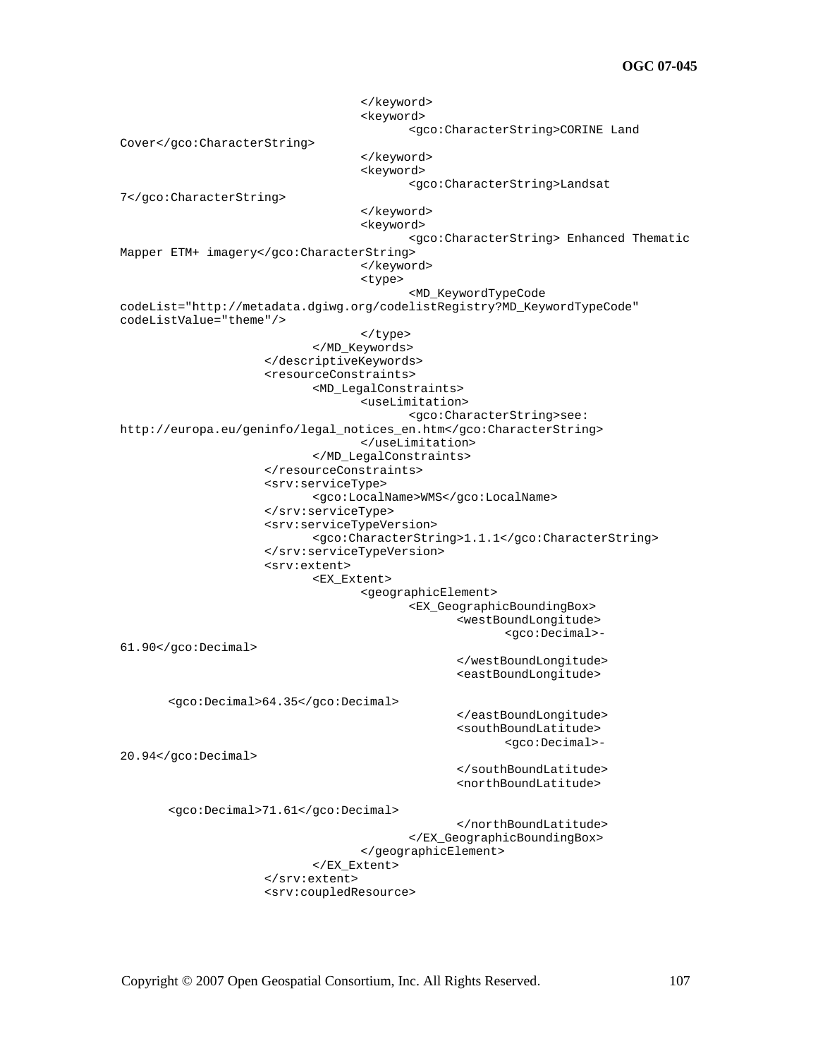```
                                </keyword>
                                <keyword>
                                        <gco:CharacterString>CORINE Land
Cover</gco:CharacterString>
                                </keyword>
                                <keyword>
                                        <gco:CharacterString>Landsat
7</gco:CharacterString>
                                </keyword>
                                <keyword>
                                        <gco:CharacterString> Enhanced Thematic
Mapper ETM+ imagery</gco:CharacterString>
                                </keyword>
                                <type>
                                        <MD_KeywordTypeCode
codeList="http://metadata.dgiwg.org/codelistRegistry?MD_KeywordTypeCode"
codeListValue="theme"/>
                                </type>
                        </MD_Keywords>
                </descriptiveKeywords>
                <resourceConstraints>
                        <MD_LegalConstraints>
                                <useLimitation>
                                        <gco:CharacterString>see:
http://europa.eu/geninfo/legal_notices_en.htm</gco:CharacterString>
                                </useLimitation>
                        </MD_LegalConstraints>
                </resourceConstraints>
                <srv:serviceType>
                        <gco:LocalName>WMS</gco:LocalName>
                </srv:serviceType>
                <srv:serviceTypeVersion>
                        <gco:CharacterString>1.1.1</gco:CharacterString>
                </srv:serviceTypeVersion>
                <srv:extent>
                        <EX_Extent>
                                <geographicElement>
                                        <EX_GeographicBoundingBox>
                                                <westBoundLongitude>
                                                        <gco:Decimal>-
61.90</gco:Decimal>
                                                </westBoundLongitude>
                                                <eastBoundLongitude>

        <gco:Decimal>64.35</gco:Decimal>
                                                </eastBoundLongitude>
                                                <southBoundLatitude>
                                                        <gco:Decimal>-
20.94</gco:Decimal>
                                                </southBoundLatitude>
                                                <northBoundLatitude>

        <gco:Decimal>71.61</gco:Decimal>
                                                </northBoundLatitude>
                                        </EX_GeographicBoundingBox>
                                </geographicElement>
                        </EX_Extent>
                </srv:extent>
                <srv:coupledResource>
```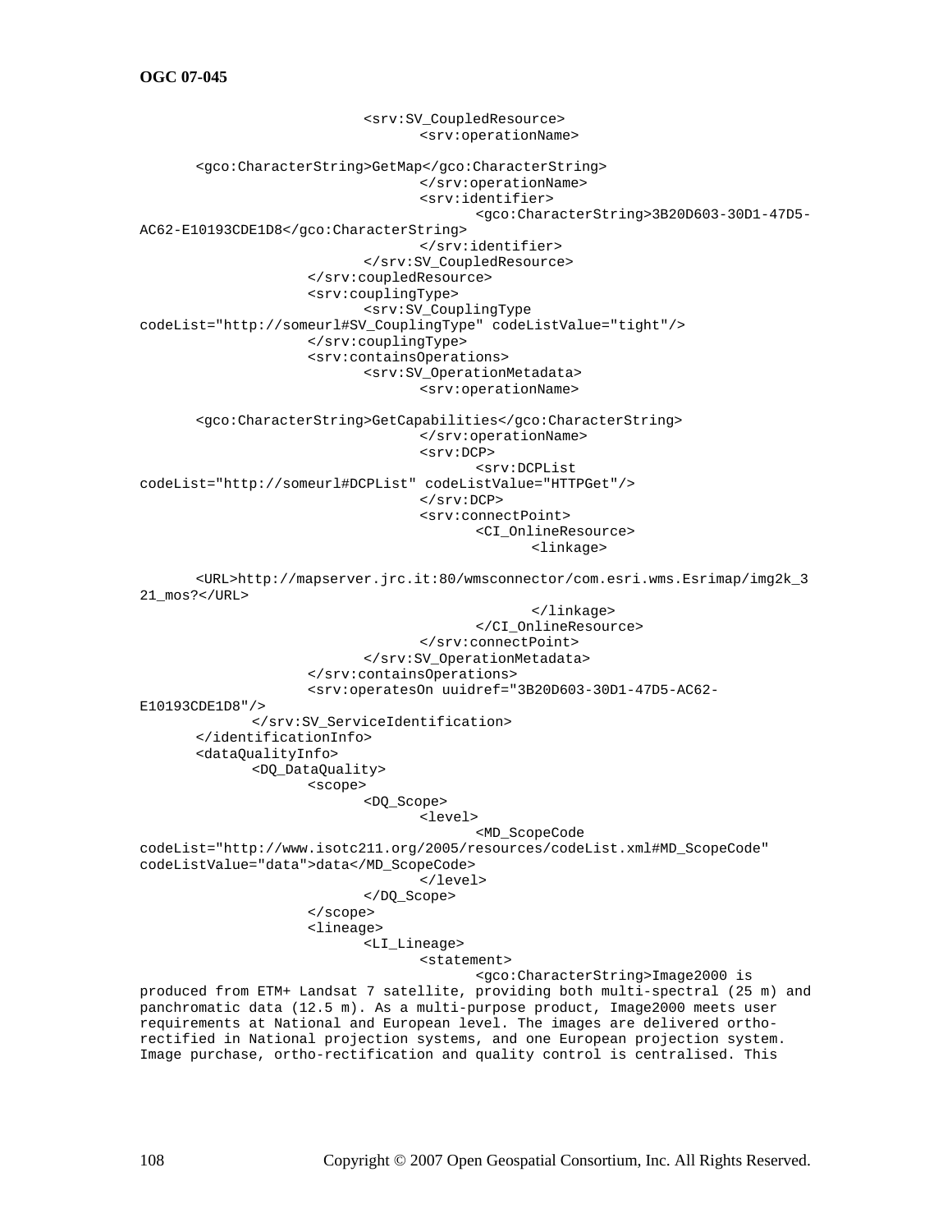```
                        <srv:SV_CoupledResource>
                                <srv:operationName>

        <gco:CharacterString>GetMap</gco:CharacterString>
                                </srv:operationName>
                                <srv:identifier>
                                        <gco:CharacterString>3B20D603-30D1-47D5-
AC62-E10193CDE1D8</gco:CharacterString>
                                </srv:identifier>
                        </srv:SV_CoupledResource>
                </srv:coupledResource>
                <srv:couplingType>
                        <srv:SV_CouplingType
codeList="http://someurl#SV_CouplingType" codeListValue="tight"/>
                </srv:couplingType>
                <srv:containsOperations>
                        <srv:SV_OperationMetadata>
                                <srv:operationName>

        <gco:CharacterString>GetCapabilities</gco:CharacterString>
                                </srv:operationName>
                                <srv:DCP>
                                        <srv:DCPList
codeList="http://someurl#DCPList" codeListValue="HTTPGet"/>
                                </srv:DCP>
                                <srv:connectPoint>
                                        <CI_OnlineResource>
                                                <linkage>

        <URL>http://mapserver.jrc.it:80/wmsconnector/com.esri.wms.Esrimap/img2k_3
21_mos?</URL>
                                                </linkage>
                                        </CI_OnlineResource>
                                </srv:connectPoint>
                        </srv:SV_OperationMetadata>
                </srv:containsOperations>
                <srv:operatesOn uuidref="3B20D603-30D1-47D5-AC62-
E10193CDE1D8"/>
            </srv:SV_ServiceIdentification>
        </identificationInfo>
        <dataQualityInfo>
                <DQ_DataQuality>
                        <scope>
                                <DQ_Scope>
                                        <level>
                                                <MD_ScopeCode
codeList="http://www.isotc211.org/2005/resources/codeList.xml#MD_ScopeCode"
codeListValue="data">data</MD_ScopeCode>
                                        </level>
                                </DQ_Scope>
                        </scope>
                        <lineage>
                                <LI_Lineage>
                                        <statement>
                                                <gco:CharacterString>Image2000 is
produced from ETM+ Landsat 7 satellite, providing both multi-spectral (25 m) and
panchromatic data (12.5 m). As a multi-purpose product, Image2000 meets user
requirements at National and European level. The images are delivered ortho-
rectified in National projection systems, and one European projection system.
Image purchase, ortho-rectification and quality control is centralised. This
```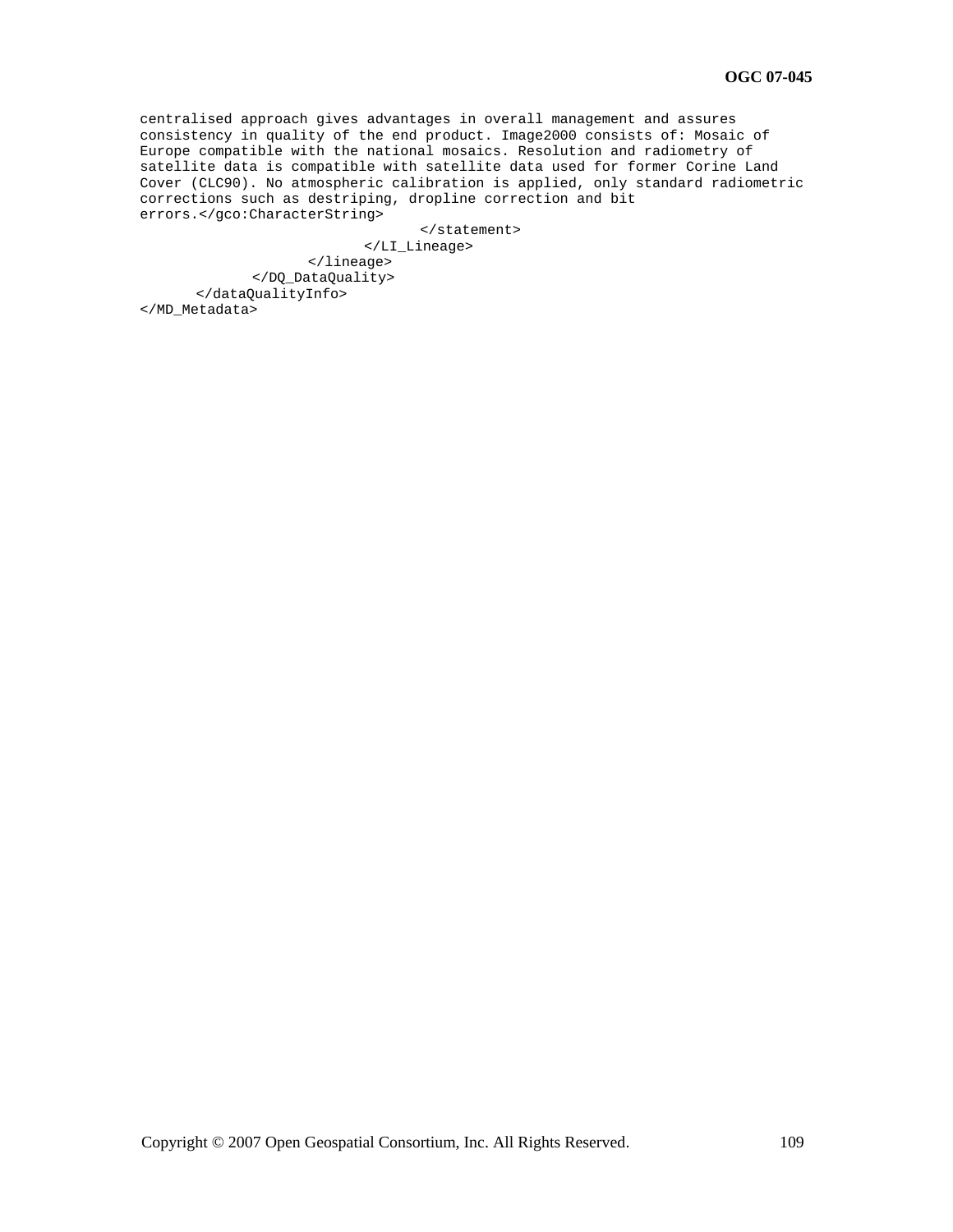```
centralised approach gives advantages in overall management and assures
consistency in quality of the end product. Image2000 consists of: Mosaic of
Europe compatible with the national mosaics. Resolution and radiometry of
satellite data is compatible with satellite data used for former Corine Land
Cover (CLC90). No atmospheric calibration is applied, only standard radiometric
corrections such as destriping, dropline correction and bit
errors.</gco:CharacterString>
                                </statement>
                            </LI_Lineage>
                        </lineage>
                    </DQ_DataQuality>
            </dataQualityInfo>
</MD_Metadata>
```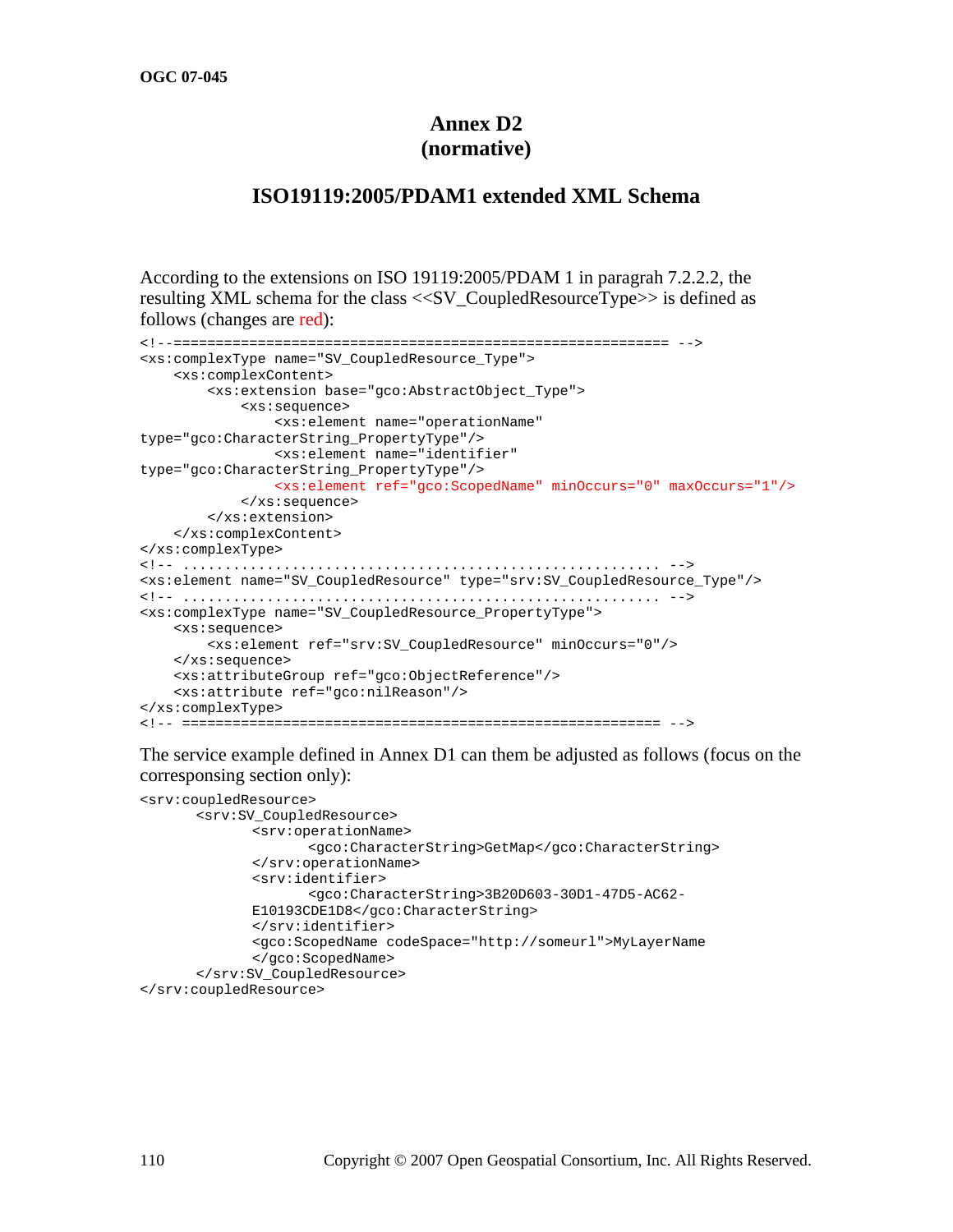# Annex D2
# (normative)

## ISO19119:2005/PDAM1 extended XML Schema

According to the extensions on ISO 19119:2005/PDAM 1 in paragrah 7.2.2.2, the resulting XML schema for the class <<SV_CoupledResourceType>> is defined as follows (changes are red):

```
<!--============================================================ -->
<xs:complexType name="SV_CoupledResource_Type">
    <xs:complexContent>
        <xs:extension base="gco:AbstractObject_Type">
            <xs:sequence>
                <xs:element name="operationName"
type="gco:CharacterString_PropertyType"/>
                <xs:element name="identifier"
type="gco:CharacterString_PropertyType"/>
                <xs:element ref="gco:ScopedName" minOccurs="0" maxOccurs="1"/>
            </xs:sequence>
        </xs:extension>
    </xs:complexContent>
</xs:complexType>
<!-- ........................................................ -->
<xs:element name="SV_CoupledResource" type="srv:SV_CoupledResource_Type"/>
<!-- ........................................................ -->
<xs:complexType name="SV_CoupledResource_PropertyType">
    <xs:sequence>
        <xs:element ref="srv:SV_CoupledResource" minOccurs="0"/>
    </xs:sequence>
    <xs:attributeGroup ref="gco:ObjectReference"/>
    <xs:attribute ref="gco:nilReason"/>
</xs:complexType>
<!-- ========================================================= -->
```

The service example defined in Annex D1 can them be adjusted as follows (focus on the corresponsing section only):

```
<srv:coupledResource>
      <srv:SV_CoupledResource>
            <srv:operationName>
                  <gco:CharacterString>GetMap</gco:CharacterString>
            </srv:operationName>
            <srv:identifier>
                  <gco:CharacterString>3B20D603-30D1-47D5-AC62-
            E10193CDE1D8</gco:CharacterString>
            </srv:identifier>
            <gco:ScopedName codeSpace="http://someurl">MyLayerName
            </gco:ScopedName>
      </srv:SV_CoupledResource>
</srv:coupledResource>
```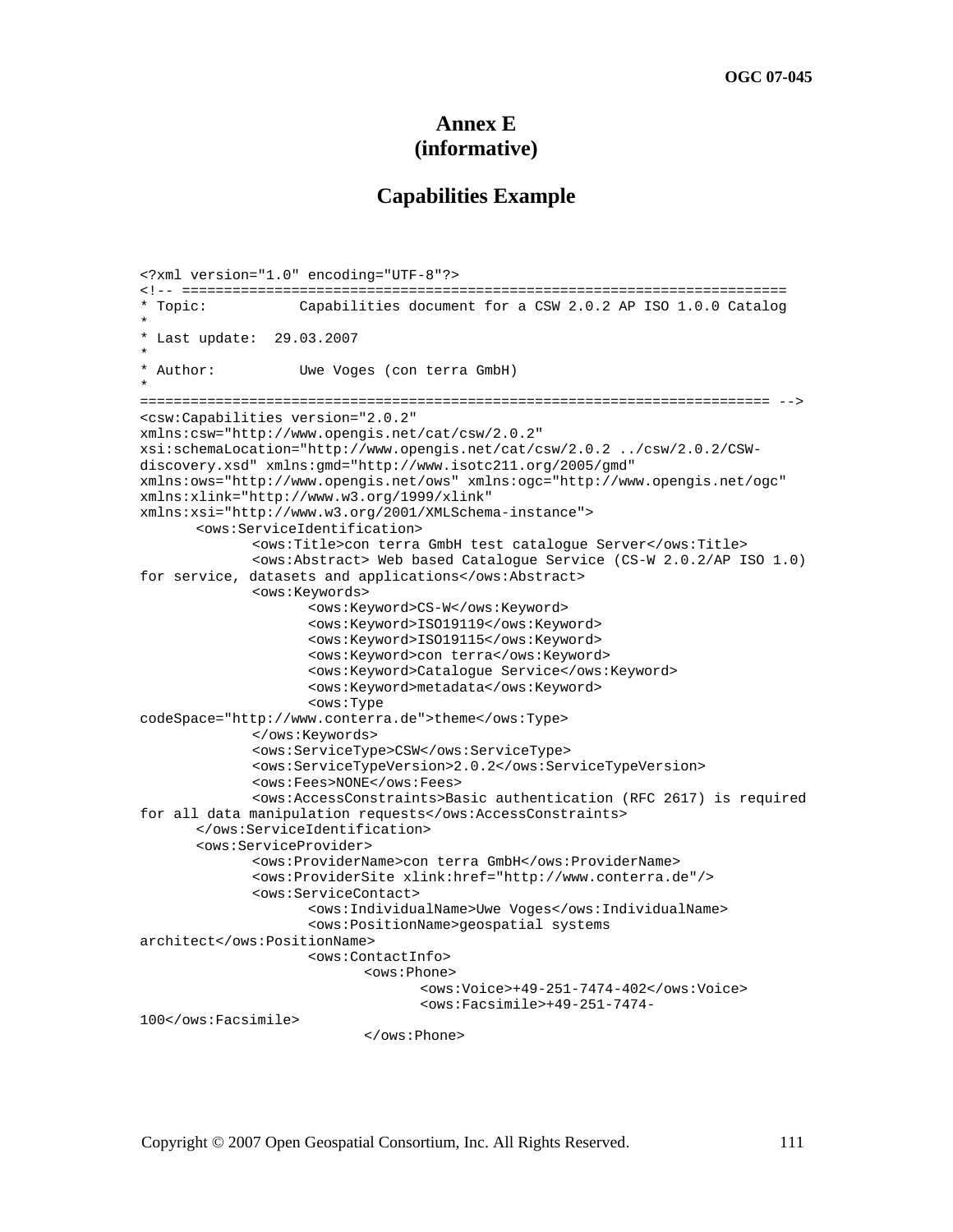# Annex E
## (informative)

## Capabilities Example

```
<?xml version="1.0" encoding="UTF-8"?>
<!-- =========================================================================
* Topic:           Capabilities document for a CSW 2.0.2 AP ISO 1.0.0 Catalog
*
* Last update:  29.03.2007
*
* Author:          Uwe Voges (con terra GmbH)
*
========================================================================== -->
<csw:Capabilities version="2.0.2"
xmlns:csw="http://www.opengis.net/cat/csw/2.0.2"
xsi:schemaLocation="http://www.opengis.net/cat/csw/2.0.2 ../csw/2.0.2/CSW-
discovery.xsd" xmlns:gmd="http://www.isotc211.org/2005/gmd"
xmlns:ows="http://www.opengis.net/ows" xmlns:ogc="http://www.opengis.net/ogc"
xmlns:xlink="http://www.w3.org/1999/xlink"
xmlns:xsi="http://www.w3.org/2001/XMLSchema-instance">
	<ows:ServiceIdentification>
		<ows:Title>con terra GmbH test catalogue Server</ows:Title>
		<ows:Abstract> Web based Catalogue Service (CS-W 2.0.2/AP ISO 1.0)
for service, datasets and applications</ows:Abstract>
		<ows:Keywords>
			<ows:Keyword>CS-W</ows:Keyword>
			<ows:Keyword>ISO19119</ows:Keyword>
			<ows:Keyword>ISO19115</ows:Keyword>
			<ows:Keyword>con terra</ows:Keyword>
			<ows:Keyword>Catalogue Service</ows:Keyword>
			<ows:Keyword>metadata</ows:Keyword>
			<ows:Type
codeSpace="http://www.conterra.de">theme</ows:Type>
		</ows:Keywords>
		<ows:ServiceType>CSW</ows:ServiceType>
		<ows:ServiceTypeVersion>2.0.2</ows:ServiceTypeVersion>
		<ows:Fees>NONE</ows:Fees>
		<ows:AccessConstraints>Basic authentication (RFC 2617) is required
for all data manipulation requests</ows:AccessConstraints>
	</ows:ServiceIdentification>
	<ows:ServiceProvider>
		<ows:ProviderName>con terra GmbH</ows:ProviderName>
		<ows:ProviderSite xlink:href="http://www.conterra.de"/>
		<ows:ServiceContact>
			<ows:IndividualName>Uwe Voges</ows:IndividualName>
			<ows:PositionName>geospatial systems
architect</ows:PositionName>
			<ows:ContactInfo>
				<ows:Phone>
					<ows:Voice>+49-251-7474-402</ows:Voice>
					<ows:Facsimile>+49-251-7474-
100</ows:Facsimile>
				</ows:Phone>
```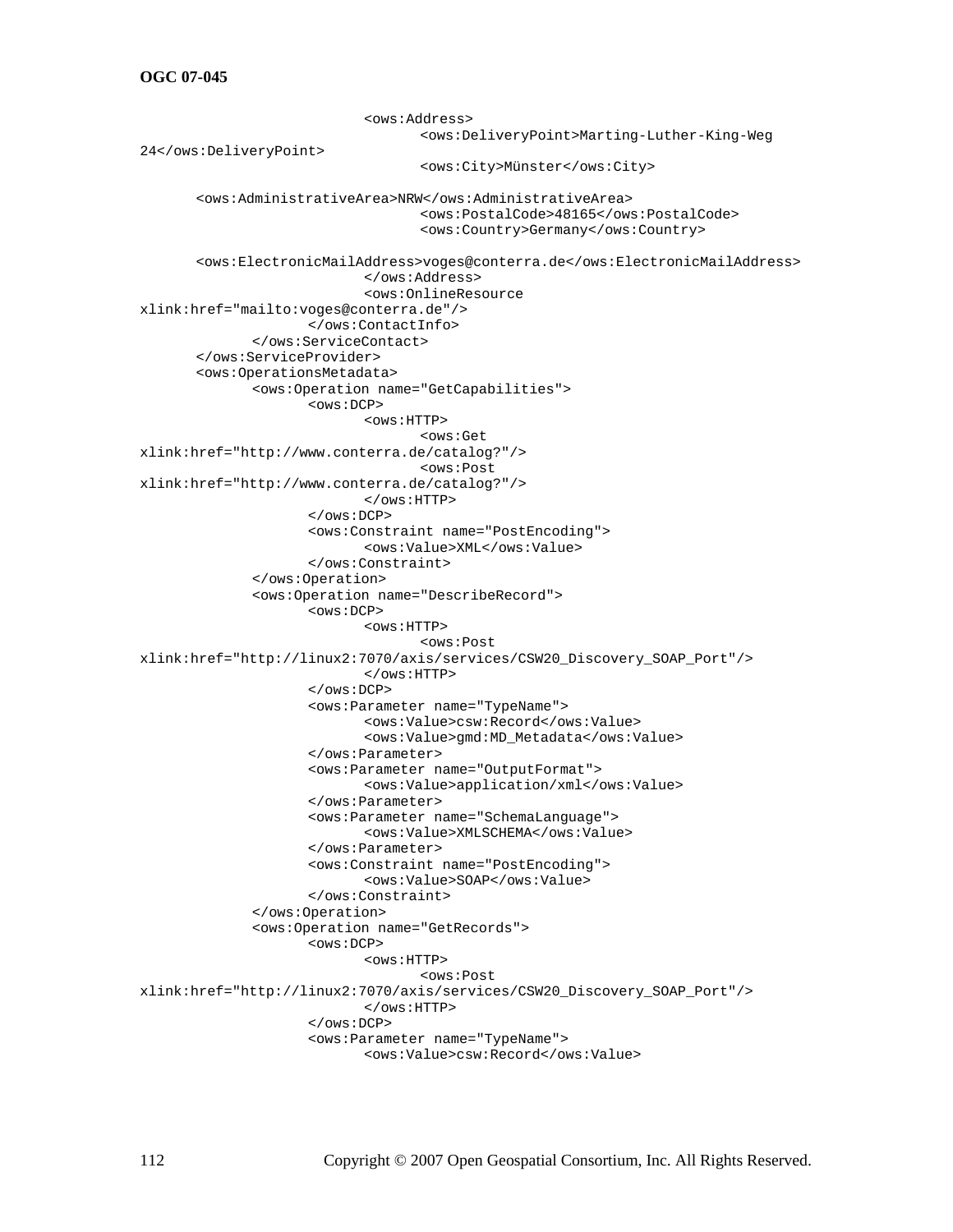```
                        <ows:Address>
                              <ows:DeliveryPoint>Marting-Luther-King-Weg
24</ows:DeliveryPoint>
                              <ows:City>Münster</ows:City>

      <ows:AdministrativeArea>NRW</ows:AdministrativeArea>
                              <ows:PostalCode>48165</ows:PostalCode>
                              <ows:Country>Germany</ows:Country>

      <ows:ElectronicMailAddress>voges@conterra.de</ows:ElectronicMailAddress>
                        </ows:Address>
                        <ows:OnlineResource
xlink:href="mailto:voges@conterra.de"/>
                  </ows:ContactInfo>
            </ows:ServiceContact>
      </ows:ServiceProvider>
      <ows:OperationsMetadata>
            <ows:Operation name="GetCapabilities">
                  <ows:DCP>
                        <ows:HTTP>
                              <ows:Get
xlink:href="http://www.conterra.de/catalog?"/>
                              <ows:Post
xlink:href="http://www.conterra.de/catalog?"/>
                        </ows:HTTP>
                  </ows:DCP>
                  <ows:Constraint name="PostEncoding">
                        <ows:Value>XML</ows:Value>
                  </ows:Constraint>
            </ows:Operation>
            <ows:Operation name="DescribeRecord">
                  <ows:DCP>
                        <ows:HTTP>
                              <ows:Post
xlink:href="http://linux2:7070/axis/services/CSW20_Discovery_SOAP_Port"/>
                        </ows:HTTP>
                  </ows:DCP>
                  <ows:Parameter name="TypeName">
                        <ows:Value>csw:Record</ows:Value>
                        <ows:Value>gmd:MD_Metadata</ows:Value>
                  </ows:Parameter>
                  <ows:Parameter name="OutputFormat">
                        <ows:Value>application/xml</ows:Value>
                  </ows:Parameter>
                  <ows:Parameter name="SchemaLanguage">
                        <ows:Value>XMLSCHEMA</ows:Value>
                  </ows:Parameter>
                  <ows:Constraint name="PostEncoding">
                        <ows:Value>SOAP</ows:Value>
                  </ows:Constraint>
            </ows:Operation>
            <ows:Operation name="GetRecords">
                  <ows:DCP>
                        <ows:HTTP>
                              <ows:Post
xlink:href="http://linux2:7070/axis/services/CSW20_Discovery_SOAP_Port"/>
                        </ows:HTTP>
                  </ows:DCP>
                  <ows:Parameter name="TypeName">
                        <ows:Value>csw:Record</ows:Value>
```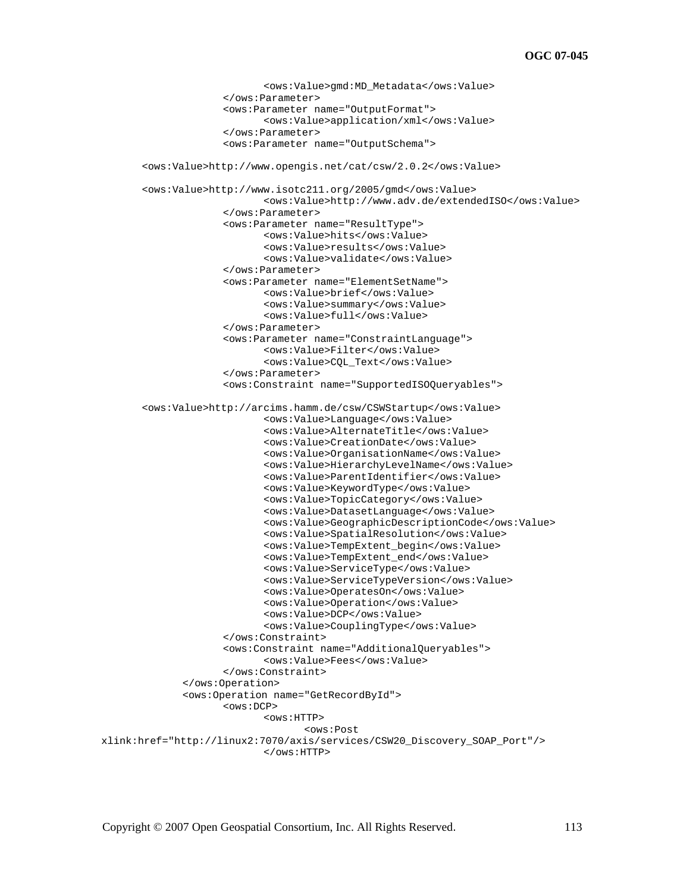```
                        <ows:Value>gmd:MD_Metadata</ows:Value>
                    </ows:Parameter>
                    <ows:Parameter name="OutputFormat">
                        <ows:Value>application/xml</ows:Value>
                    </ows:Parameter>
                    <ows:Parameter name="OutputSchema">

        <ows:Value>http://www.opengis.net/cat/csw/2.0.2</ows:Value>

        <ows:Value>http://www.isotc211.org/2005/gmd</ows:Value>
                        <ows:Value>http://www.adv.de/extendedISO</ows:Value>
                    </ows:Parameter>
                    <ows:Parameter name="ResultType">
                        <ows:Value>hits</ows:Value>
                        <ows:Value>results</ows:Value>
                        <ows:Value>validate</ows:Value>
                    </ows:Parameter>
                    <ows:Parameter name="ElementSetName">
                        <ows:Value>brief</ows:Value>
                        <ows:Value>summary</ows:Value>
                        <ows:Value>full</ows:Value>
                    </ows:Parameter>
                    <ows:Parameter name="ConstraintLanguage">
                        <ows:Value>Filter</ows:Value>
                        <ows:Value>CQL_Text</ows:Value>
                    </ows:Parameter>
                    <ows:Constraint name="SupportedISOQueryables">

        <ows:Value>http://arcims.hamm.de/csw/CSWStartup</ows:Value>
                        <ows:Value>Language</ows:Value>
                        <ows:Value>AlternateTitle</ows:Value>
                        <ows:Value>CreationDate</ows:Value>
                        <ows:Value>OrganisationName</ows:Value>
                        <ows:Value>HierarchyLevelName</ows:Value>
                        <ows:Value>ParentIdentifier</ows:Value>
                        <ows:Value>KeywordType</ows:Value>
                        <ows:Value>TopicCategory</ows:Value>
                        <ows:Value>DatasetLanguage</ows:Value>
                        <ows:Value>GeographicDescriptionCode</ows:Value>
                        <ows:Value>SpatialResolution</ows:Value>
                        <ows:Value>TempExtent_begin</ows:Value>
                        <ows:Value>TempExtent_end</ows:Value>
                        <ows:Value>ServiceType</ows:Value>
                        <ows:Value>ServiceTypeVersion</ows:Value>
                        <ows:Value>OperatesOn</ows:Value>
                        <ows:Value>Operation</ows:Value>
                        <ows:Value>DCP</ows:Value>
                        <ows:Value>CouplingType</ows:Value>
                    </ows:Constraint>
                    <ows:Constraint name="AdditionalQueryables">
                        <ows:Value>Fees</ows:Value>
                    </ows:Constraint>
                </ows:Operation>
                <ows:Operation name="GetRecordById">
                    <ows:DCP>
                        <ows:HTTP>
                            <ows:Post
xlink:href="http://linux2:7070/axis/services/CSW20_Discovery_SOAP_Port"/>
                        </ows:HTTP>
```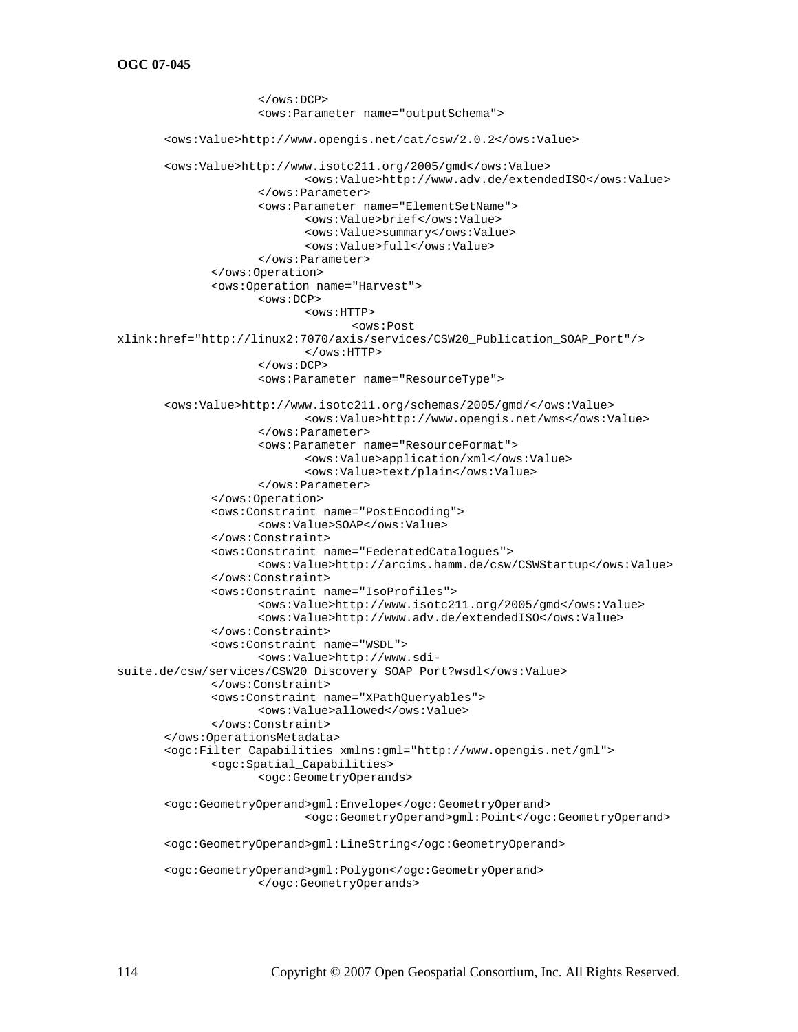```
					</ows:DCP>
					<ows:Parameter name="outputSchema">

	<ows:Value>http://www.opengis.net/cat/csw/2.0.2</ows:Value>

	<ows:Value>http://www.isotc211.org/2005/gmd</ows:Value>
						<ows:Value>http://www.adv.de/extendedISO</ows:Value>
					</ows:Parameter>
					<ows:Parameter name="ElementSetName">
						<ows:Value>brief</ows:Value>
						<ows:Value>summary</ows:Value>
						<ows:Value>full</ows:Value>
					</ows:Parameter>
				</ows:Operation>
				<ows:Operation name="Harvest">
					<ows:DCP>
						<ows:HTTP>
							<ows:Post
xlink:href="http://linux2:7070/axis/services/CSW20_Publication_SOAP_Port"/>
						</ows:HTTP>
					</ows:DCP>
					<ows:Parameter name="ResourceType">

	<ows:Value>http://www.isotc211.org/schemas/2005/gmd/</ows:Value>
						<ows:Value>http://www.opengis.net/wms</ows:Value>
					</ows:Parameter>
					<ows:Parameter name="ResourceFormat">
						<ows:Value>application/xml</ows:Value>
						<ows:Value>text/plain</ows:Value>
					</ows:Parameter>
				</ows:Operation>
				<ows:Constraint name="PostEncoding">
					<ows:Value>SOAP</ows:Value>
				</ows:Constraint>
				<ows:Constraint name="FederatedCatalogues">
					<ows:Value>http://arcims.hamm.de/csw/CSWStartup</ows:Value>
				</ows:Constraint>
				<ows:Constraint name="IsoProfiles">
					<ows:Value>http://www.isotc211.org/2005/gmd</ows:Value>
					<ows:Value>http://www.adv.de/extendedISO</ows:Value>
				</ows:Constraint>
				<ows:Constraint name="WSDL">
					<ows:Value>http://www.sdi-
suite.de/csw/services/CSW20_Discovery_SOAP_Port?wsdl</ows:Value>
				</ows:Constraint>
				<ows:Constraint name="XPathQueryables">
					<ows:Value>allowed</ows:Value>
				</ows:Constraint>
	</ows:OperationsMetadata>
	<ogc:Filter_Capabilities xmlns:gml="http://www.opengis.net/gml">
				<ogc:Spatial_Capabilities>
					<ogc:GeometryOperands>

	<ogc:GeometryOperand>gml:Envelope</ogc:GeometryOperand>
						<ogc:GeometryOperand>gml:Point</ogc:GeometryOperand>

	<ogc:GeometryOperand>gml:LineString</ogc:GeometryOperand>

	<ogc:GeometryOperand>gml:Polygon</ogc:GeometryOperand>
					</ogc:GeometryOperands>
```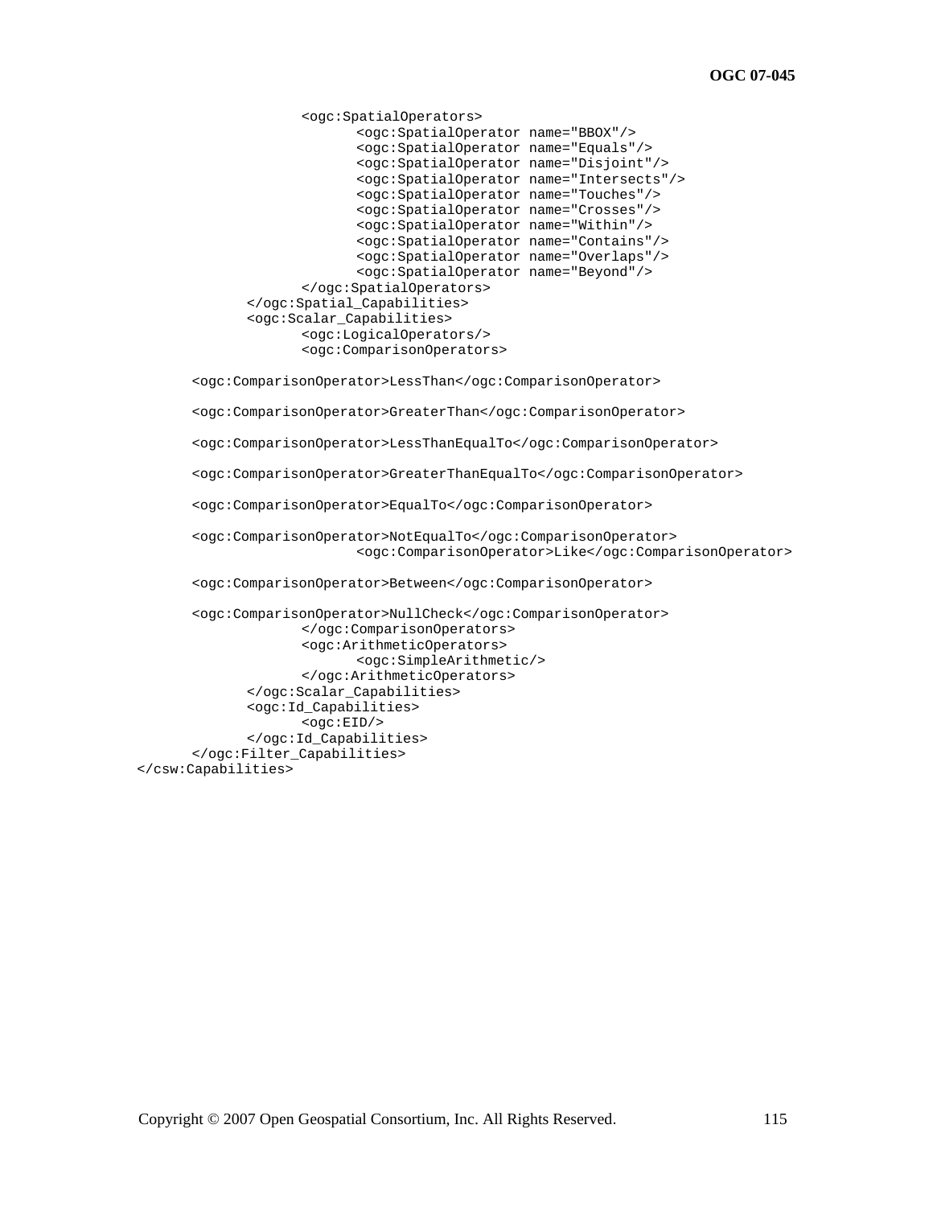```
			<ogc:SpatialOperators>
				<ogc:SpatialOperator name="BBOX"/>
				<ogc:SpatialOperator name="Equals"/>
				<ogc:SpatialOperator name="Disjoint"/>
				<ogc:SpatialOperator name="Intersects"/>
				<ogc:SpatialOperator name="Touches"/>
				<ogc:SpatialOperator name="Crosses"/>
				<ogc:SpatialOperator name="Within"/>
				<ogc:SpatialOperator name="Contains"/>
				<ogc:SpatialOperator name="Overlaps"/>
				<ogc:SpatialOperator name="Beyond"/>
			</ogc:SpatialOperators>
		</ogc:Spatial_Capabilities>
		<ogc:Scalar_Capabilities>
			<ogc:LogicalOperators/>
			<ogc:ComparisonOperators>

	<ogc:ComparisonOperator>LessThan</ogc:ComparisonOperator>

	<ogc:ComparisonOperator>GreaterThan</ogc:ComparisonOperator>

	<ogc:ComparisonOperator>LessThanEqualTo</ogc:ComparisonOperator>

	<ogc:ComparisonOperator>GreaterThanEqualTo</ogc:ComparisonOperator>

	<ogc:ComparisonOperator>EqualTo</ogc:ComparisonOperator>

	<ogc:ComparisonOperator>NotEqualTo</ogc:ComparisonOperator>
				<ogc:ComparisonOperator>Like</ogc:ComparisonOperator>

	<ogc:ComparisonOperator>Between</ogc:ComparisonOperator>

	<ogc:ComparisonOperator>NullCheck</ogc:ComparisonOperator>
			</ogc:ComparisonOperators>
			<ogc:ArithmeticOperators>
				<ogc:SimpleArithmetic/>
			</ogc:ArithmeticOperators>
		</ogc:Scalar_Capabilities>
		<ogc:Id_Capabilities>
			<ogc:EID/>
		</ogc:Id_Capabilities>
	</ogc:Filter_Capabilities>
</csw:Capabilities>
```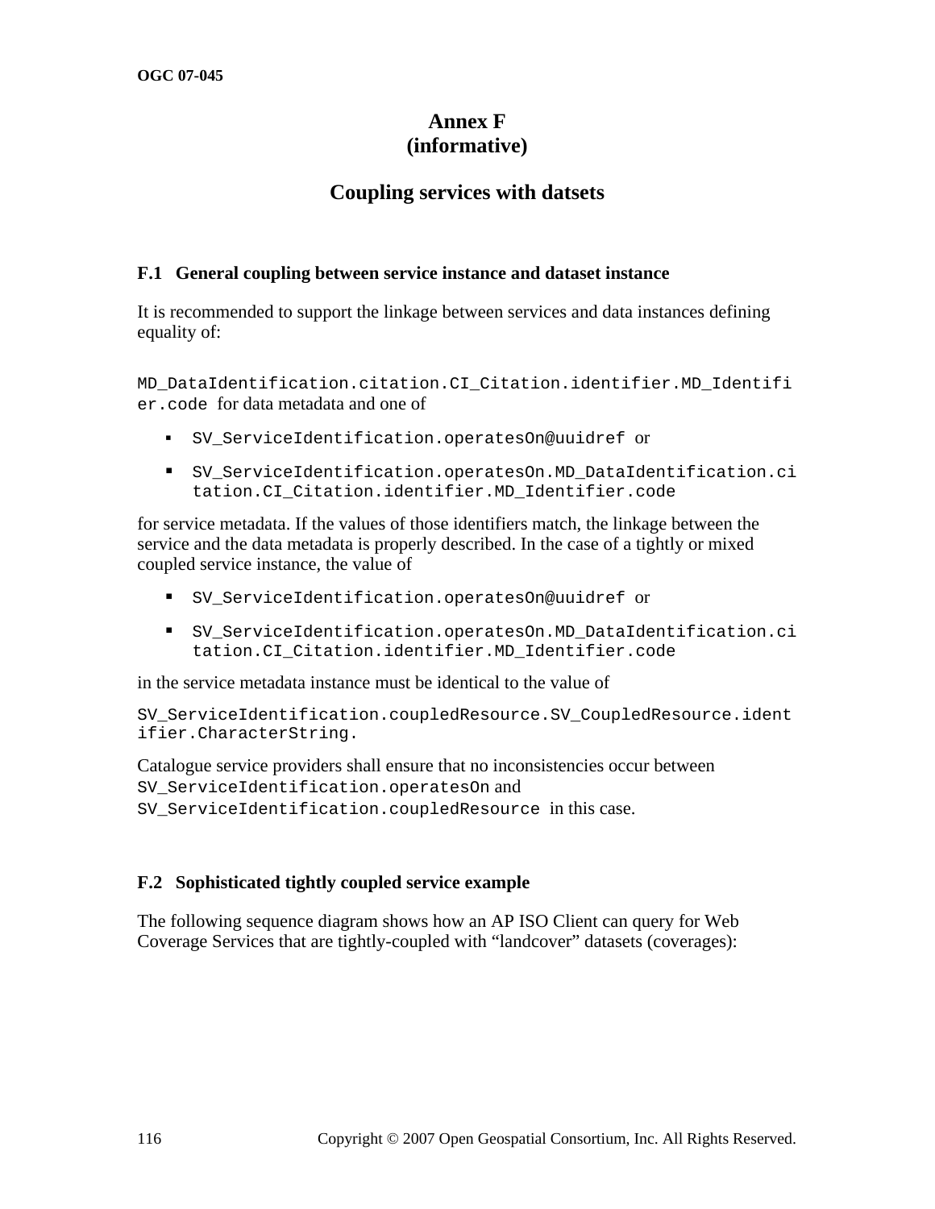# Annex F
(informative)

# Coupling services with datsets

## F.1 General coupling between service instance and dataset instance

It is recommended to support the linkage between services and data instances defining equality of:

`MD_DataIdentification.citation.CI_Citation.identifier.MD_Identifier.code` for data metadata and one of

- `SV_ServiceIdentification.operatesOn@uuidref` or
- `SV_ServiceIdentification.operatesOn.MD_DataIdentification.citation.CI_Citation.identifier.MD_Identifier.code`

for service metadata. If the values of those identifiers match, the linkage between the service and the data metadata is properly described. In the case of a tightly or mixed coupled service instance, the value of

- `SV_ServiceIdentification.operatesOn@uuidref` or
- `SV_ServiceIdentification.operatesOn.MD_DataIdentification.citation.CI_Citation.identifier.MD_Identifier.code`

in the service metadata instance must be identical to the value of

`SV_ServiceIdentification.coupledResource.SV_CoupledResource.identifier.CharacterString.`

Catalogue service providers shall ensure that no inconsistencies occur between `SV_ServiceIdentification.operatesOn` and `SV_ServiceIdentification.coupledResource` in this case.

## F.2 Sophisticated tightly coupled service example

The following sequence diagram shows how an AP ISO Client can query for Web Coverage Services that are tightly-coupled with "landcover" datasets (coverages):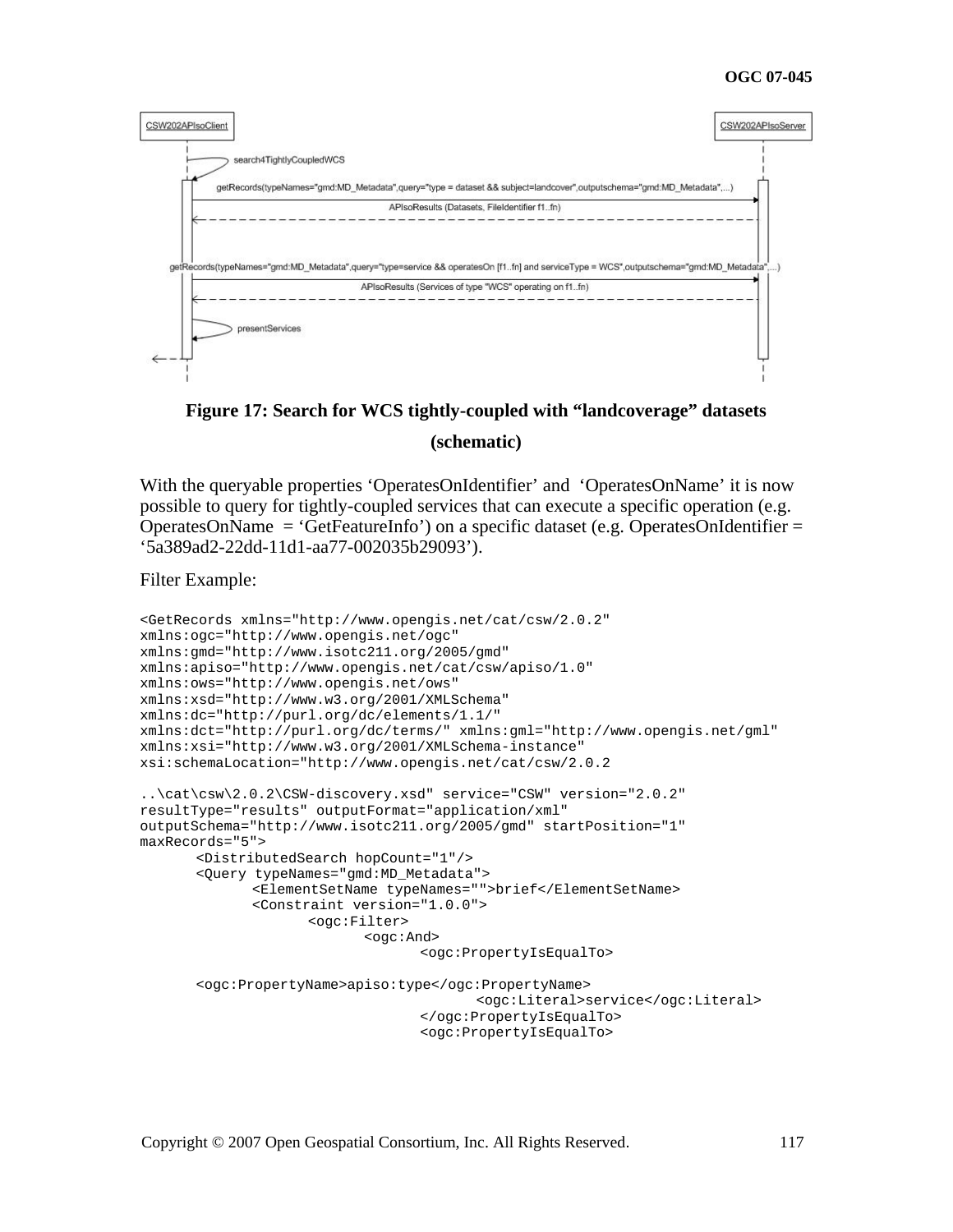Figure 17: Search for WCS tightly-coupled with “landcoverage” datasets (schematic)

With the queryable properties ‘OperatesOnIdentifier’ and ‘OperatesOnName’ it is now possible to query for tightly-coupled services that can execute a specific operation (e.g. OperatesOnName = ‘GetFeatureInfo’) on a specific dataset (e.g. OperatesOnIdentifier = ‘5a389ad2-22dd-11d1-aa77-002035b29093’).

Filter Example:

```
<GetRecords xmlns="http://www.opengis.net/cat/csw/2.0.2"
xmlns:ogc="http://www.opengis.net/ogc"
xmlns:gmd="http://www.isotc211.org/2005/gmd"
xmlns:apiso="http://www.opengis.net/cat/csw/apiso/1.0"
xmlns:ows="http://www.opengis.net/ows"
xmlns:xsd="http://www.w3.org/2001/XMLSchema"
xmlns:dc="http://purl.org/dc/elements/1.1/"
xmlns:dct="http://purl.org/dc/terms/" xmlns:gml="http://www.opengis.net/gml"
xmlns:xsi="http://www.w3.org/2001/XMLSchema-instance"
xsi:schemaLocation="http://www.opengis.net/cat/csw/2.0.2

..\cat\csw\2.0.2\CSW-discovery.xsd" service="CSW" version="2.0.2"
resultType="results" outputFormat="application/xml"
outputSchema="http://www.isotc211.org/2005/gmd" startPosition="1"
maxRecords="5">
	<DistributedSearch hopCount="1"/>
	<Query typeNames="gmd:MD_Metadata">
		<ElementSetName typeNames="">brief</ElementSetName>
		<Constraint version="1.0.0">
			<ogc:Filter>
				<ogc:And>
					<ogc:PropertyIsEqualTo>

	<ogc:PropertyName>apiso:type</ogc:PropertyName>
						<ogc:Literal>service</ogc:Literal>
					</ogc:PropertyIsEqualTo>
					<ogc:PropertyIsEqualTo>
```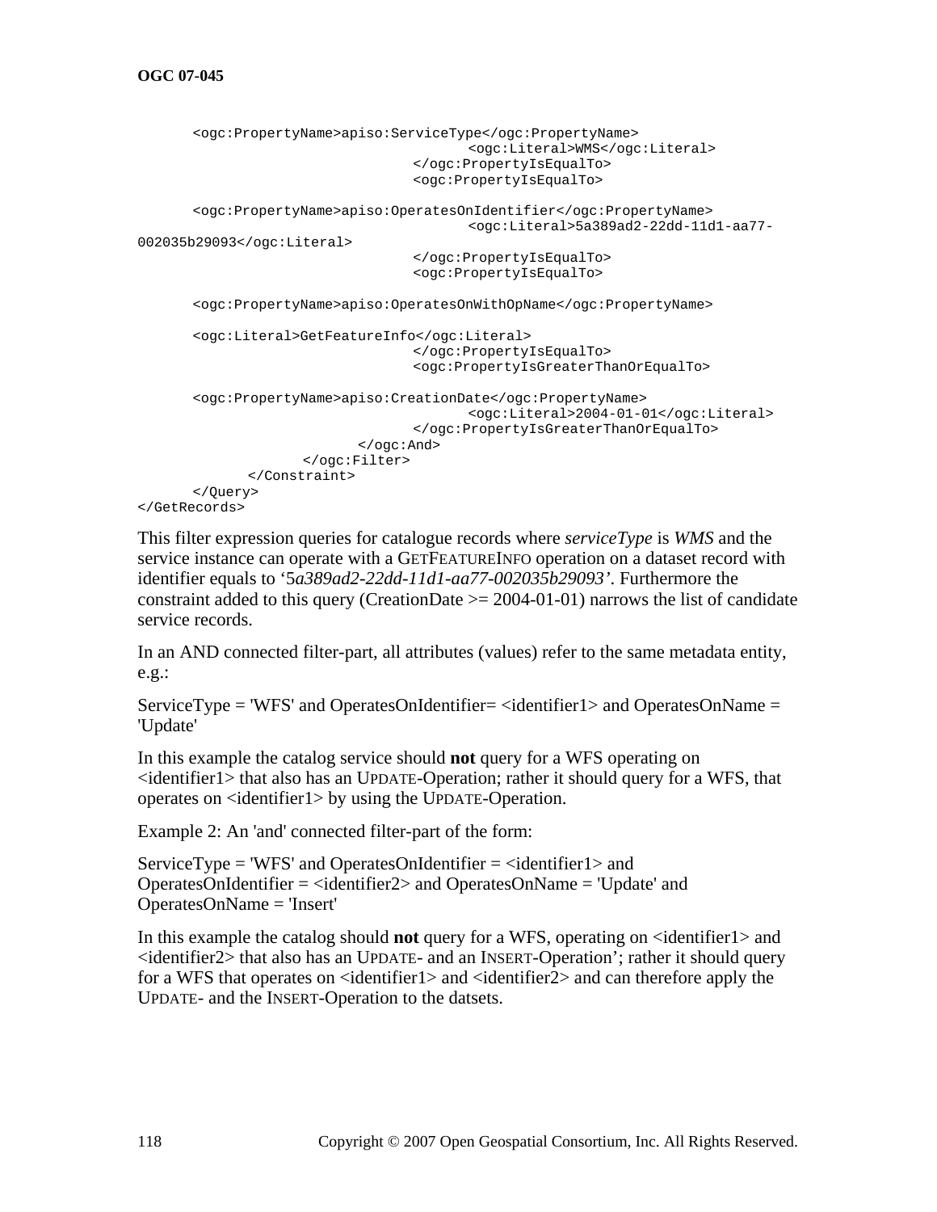```
	<ogc:PropertyName>apiso:ServiceType</ogc:PropertyName>
						<ogc:Literal>WMS</ogc:Literal>
					</ogc:PropertyIsEqualTo>
					<ogc:PropertyIsEqualTo>

	<ogc:PropertyName>apiso:OperatesOnIdentifier</ogc:PropertyName>
						<ogc:Literal>5a389ad2-22dd-11d1-aa77-
002035b29093</ogc:Literal>
					</ogc:PropertyIsEqualTo>
					<ogc:PropertyIsEqualTo>

	<ogc:PropertyName>apiso:OperatesOnWithOpName</ogc:PropertyName>

	<ogc:Literal>GetFeatureInfo</ogc:Literal>
					</ogc:PropertyIsEqualTo>
					<ogc:PropertyIsGreaterThanOrEqualTo>

	<ogc:PropertyName>apiso:CreationDate</ogc:PropertyName>
						<ogc:Literal>2004-01-01</ogc:Literal>
					</ogc:PropertyIsGreaterThanOrEqualTo>
				</ogc:And>
			</ogc:Filter>
		</Constraint>
	</Query>
</GetRecords>
```

This filter expression queries for catalogue records where *serviceType* is *WMS* and the service instance can operate with a GETFEATUREINFO operation on a dataset record with identifier equals to '5*a389ad2-22dd-11d1-aa77-002035b29093'*. Furthermore the constraint added to this query (CreationDate >= 2004-01-01) narrows the list of candidate service records.

In an AND connected filter-part, all attributes (values) refer to the same metadata entity, e.g.:

ServiceType = 'WFS' and OperatesOnIdentifier= <identifier1> and OperatesOnName = 'Update'

In this example the catalog service should **not** query for a WFS operating on <identifier1> that also has an UPDATE-Operation; rather it should query for a WFS, that operates on <identifier1> by using the UPDATE-Operation.

Example 2: An 'and' connected filter-part of the form:

ServiceType = 'WFS' and OperatesOnIdentifier = <identifier1> and OperatesOnIdentifier = <identifier2> and OperatesOnName = 'Update' and OperatesOnName = 'Insert'

In this example the catalog should **not** query for a WFS, operating on <identifier1> and <identifier2> that also has an UPDATE- and an INSERT-Operation'; rather it should query for a WFS that operates on <identifier1> and <identifier2> and can therefore apply the UPDATE- and the INSERT-Operation to the datsets.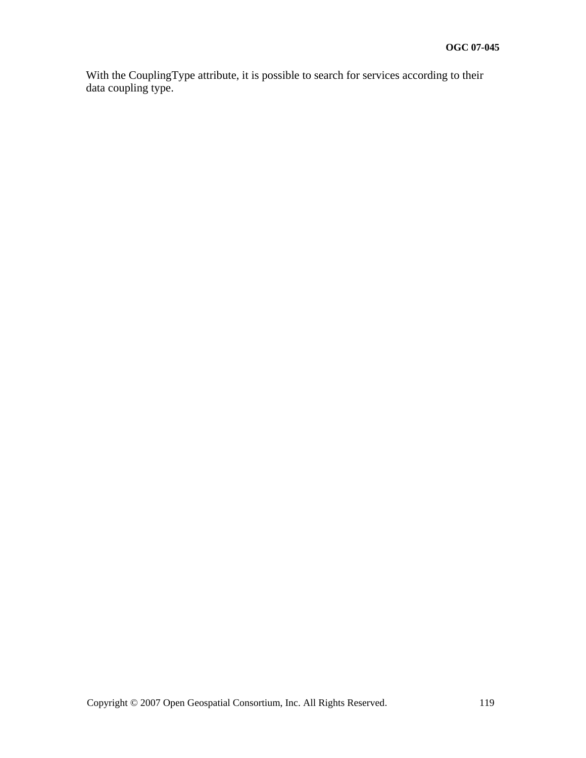With the CouplingType attribute, it is possible to search for services according to their data coupling type.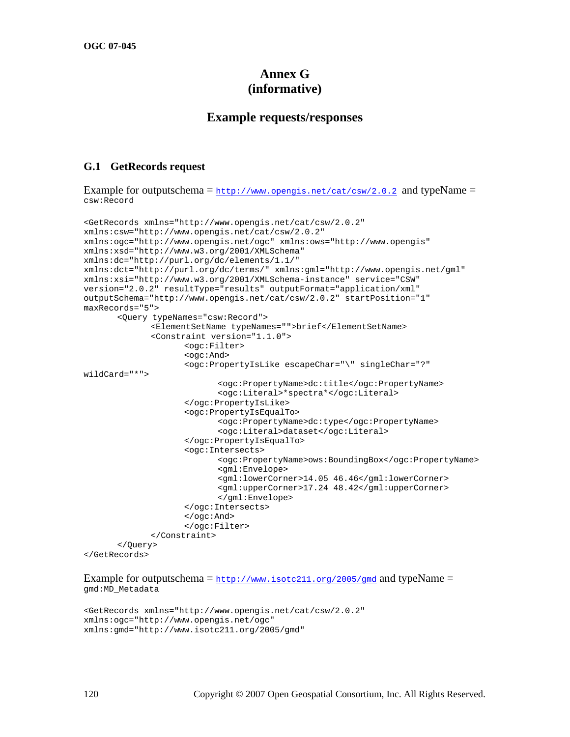# Annex G
# (informative)

## Example requests/responses

### G.1 GetRecords request

Example for outputschema = http://www.opengis.net/cat/csw/2.0.2 and typeName = csw:Record

```
<GetRecords xmlns="http://www.opengis.net/cat/csw/2.0.2"
xmlns:csw="http://www.opengis.net/cat/csw/2.0.2"
xmlns:ogc="http://www.opengis.net/ogc" xmlns:ows="http://www.opengis"
xmlns:xsd="http://www.w3.org/2001/XMLSchema"
xmlns:dc="http://purl.org/dc/elements/1.1/"
xmlns:dct="http://purl.org/dc/terms/" xmlns:gml="http://www.opengis.net/gml"
xmlns:xsi="http://www.w3.org/2001/XMLSchema-instance" service="CSW"
version="2.0.2" resultType="results" outputFormat="application/xml"
outputSchema="http://www.opengis.net/cat/csw/2.0.2" startPosition="1"
maxRecords="5">
	<Query typeNames="csw:Record">
		<ElementSetName typeNames="">brief</ElementSetName>
		<Constraint version="1.1.0">
			<ogc:Filter>
			<ogc:And>
			<ogc:PropertyIsLike escapeChar="\" singleChar="?"
wildCard="*">
				<ogc:PropertyName>dc:title</ogc:PropertyName>
				<ogc:Literal>*spectra*</ogc:Literal>
			</ogc:PropertyIsLike>
			<ogc:PropertyIsEqualTo>
				<ogc:PropertyName>dc:type</ogc:PropertyName>
				<ogc:Literal>dataset</ogc:Literal>
			</ogc:PropertyIsEqualTo>
			<ogc:Intersects>
				<ogc:PropertyName>ows:BoundingBox</ogc:PropertyName>
				<gml:Envelope>
				<gml:lowerCorner>14.05 46.46</gml:lowerCorner>
				<gml:upperCorner>17.24 48.42</gml:upperCorner>
				</gml:Envelope>
			</ogc:Intersects>
			</ogc:And>
			</ogc:Filter>
		</Constraint>
	</Query>
</GetRecords>
```

Example for outputschema = http://www.isotc211.org/2005/gmd and typeName = gmd:MD_Metadata

```
<GetRecords xmlns="http://www.opengis.net/cat/csw/2.0.2"
xmlns:ogc="http://www.opengis.net/ogc"
xmlns:gmd="http://www.isotc211.org/2005/gmd"
```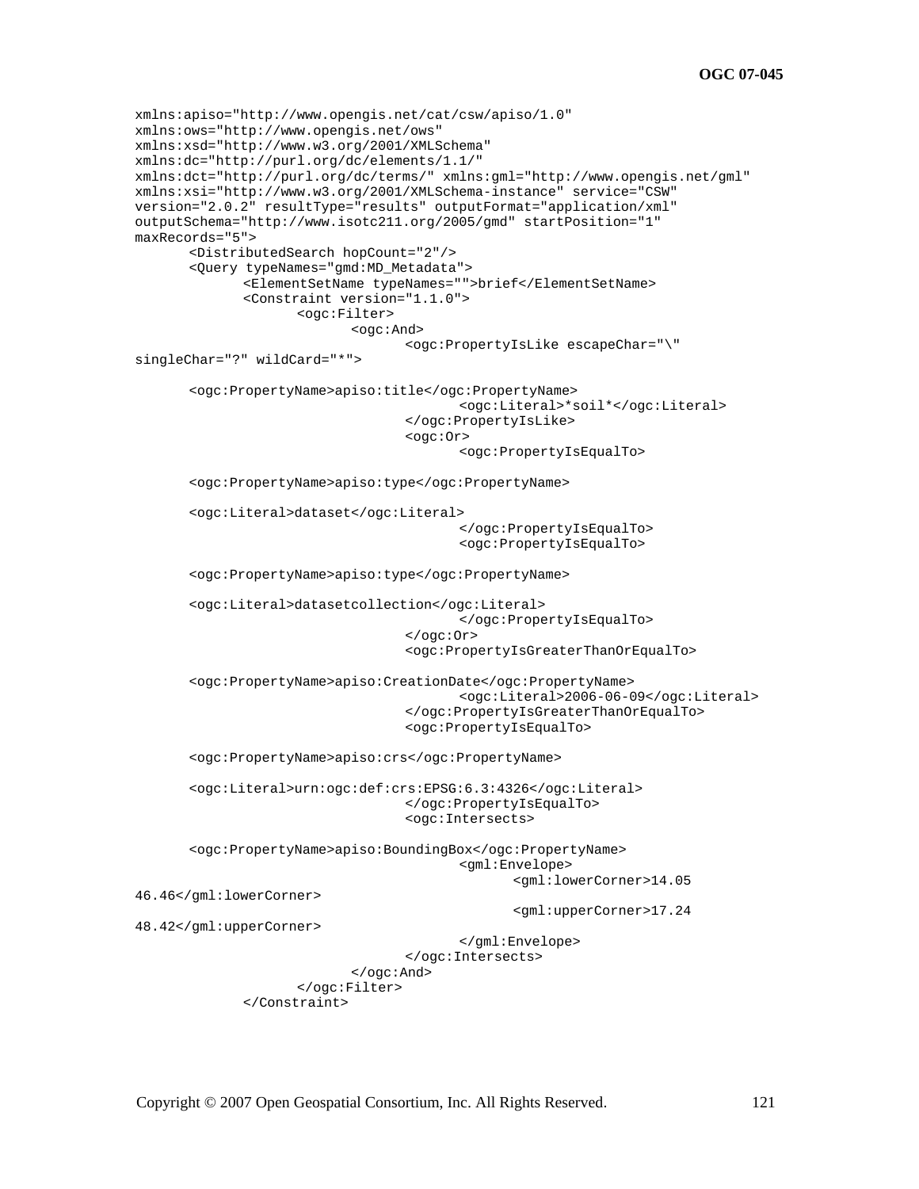```
xmlns:apiso="http://www.opengis.net/cat/csw/apiso/1.0"
xmlns:ows="http://www.opengis.net/ows"
xmlns:xsd="http://www.w3.org/2001/XMLSchema"
xmlns:dc="http://purl.org/dc/elements/1.1/"
xmlns:dct="http://purl.org/dc/terms/" xmlns:gml="http://www.opengis.net/gml"
xmlns:xsi="http://www.w3.org/2001/XMLSchema-instance" service="CSW"
version="2.0.2" resultType="results" outputFormat="application/xml"
outputSchema="http://www.isotc211.org/2005/gmd" startPosition="1"
maxRecords="5">
	<DistributedSearch hopCount="2"/>
	<Query typeNames="gmd:MD_Metadata">
		<ElementSetName typeNames="">brief</ElementSetName>
		<Constraint version="1.1.0">
			<ogc:Filter>
				<ogc:And>
					<ogc:PropertyIsLike escapeChar="\"
singleChar="?" wildCard="*">

	<ogc:PropertyName>apiso:title</ogc:PropertyName>
						<ogc:Literal>*soil*</ogc:Literal>
					</ogc:PropertyIsLike>
					<ogc:Or>
						<ogc:PropertyIsEqualTo>

	<ogc:PropertyName>apiso:type</ogc:PropertyName>

	<ogc:Literal>dataset</ogc:Literal>
						</ogc:PropertyIsEqualTo>
						<ogc:PropertyIsEqualTo>

	<ogc:PropertyName>apiso:type</ogc:PropertyName>

	<ogc:Literal>datasetcollection</ogc:Literal>
						</ogc:PropertyIsEqualTo>
					</ogc:Or>
					<ogc:PropertyIsGreaterThanOrEqualTo>

	<ogc:PropertyName>apiso:CreationDate</ogc:PropertyName>
						<ogc:Literal>2006-06-09</ogc:Literal>
					</ogc:PropertyIsGreaterThanOrEqualTo>
					<ogc:PropertyIsEqualTo>

	<ogc:PropertyName>apiso:crs</ogc:PropertyName>

	<ogc:Literal>urn:ogc:def:crs:EPSG:6.3:4326</ogc:Literal>
					</ogc:PropertyIsEqualTo>
					<ogc:Intersects>

	<ogc:PropertyName>apiso:BoundingBox</ogc:PropertyName>
						<gml:Envelope>
							<gml:lowerCorner>14.05
46.46</gml:lowerCorner>
							<gml:upperCorner>17.24
48.42</gml:upperCorner>
						</gml:Envelope>
					</ogc:Intersects>
				</ogc:And>
			</ogc:Filter>
		</Constraint>
```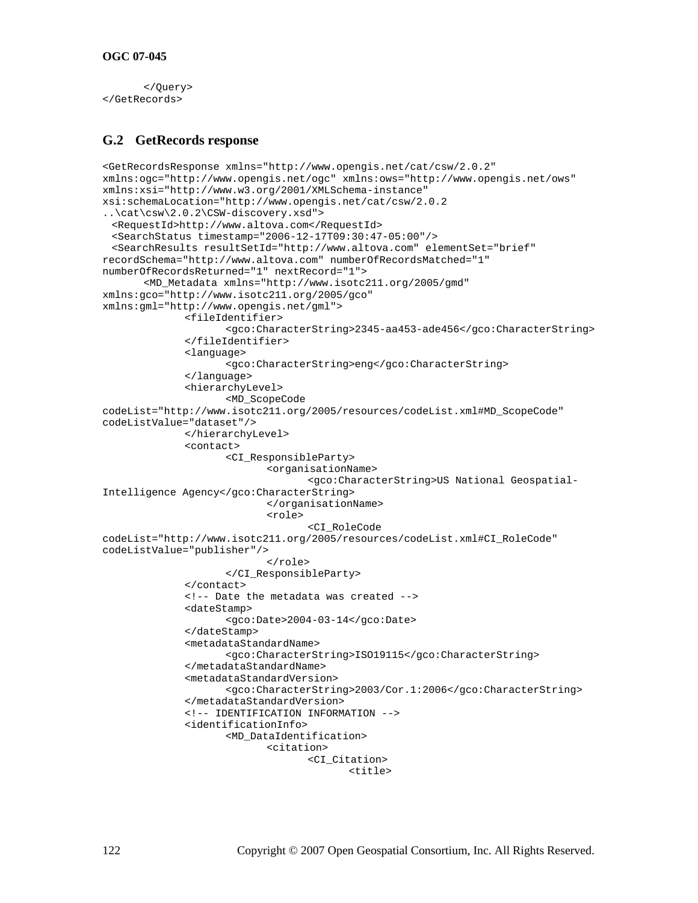```
	</Query>
</GetRecords>
```

## G.2 GetRecords response

```
<GetRecordsResponse xmlns="http://www.opengis.net/cat/csw/2.0.2"
xmlns:ogc="http://www.opengis.net/ogc" xmlns:ows="http://www.opengis.net/ows"
xmlns:xsi="http://www.w3.org/2001/XMLSchema-instance"
xsi:schemaLocation="http://www.opengis.net/cat/csw/2.0.2
..\cat\csw\2.0.2\CSW-discovery.xsd">
  <RequestId>http://www.altova.com</RequestId>
  <SearchStatus timestamp="2006-12-17T09:30:47-05:00"/>
  <SearchResults resultSetId="http://www.altova.com" elementSet="brief"
recordSchema="http://www.altova.com" numberOfRecordsMatched="1"
numberOfRecordsReturned="1" nextRecord="1">
	<MD_Metadata xmlns="http://www.isotc211.org/2005/gmd"
xmlns:gco="http://www.isotc211.org/2005/gco"
xmlns:gml="http://www.opengis.net/gml">
		<fileIdentifier>
			<gco:CharacterString>2345-aa453-ade456</gco:CharacterString>
		</fileIdentifier>
		<language>
			<gco:CharacterString>eng</gco:CharacterString>
		</language>
		<hierarchyLevel>
			<MD_ScopeCode
codeList="http://www.isotc211.org/2005/resources/codeList.xml#MD_ScopeCode"
codeListValue="dataset"/>
		</hierarchyLevel>
		<contact>
			<CI_ResponsibleParty>
				<organisationName>
					<gco:CharacterString>US National Geospatial-
Intelligence Agency</gco:CharacterString>
				</organisationName>
				<role>
					<CI_RoleCode
codeList="http://www.isotc211.org/2005/resources/codeList.xml#CI_RoleCode"
codeListValue="publisher"/>
				</role>
			</CI_ResponsibleParty>
		</contact>
		<!-- Date the metadata was created -->
		<dateStamp>
			<gco:Date>2004-03-14</gco:Date>
		</dateStamp>
		<metadataStandardName>
			<gco:CharacterString>ISO19115</gco:CharacterString>
		</metadataStandardName>
		<metadataStandardVersion>
			<gco:CharacterString>2003/Cor.1:2006</gco:CharacterString>
		</metadataStandardVersion>
		<!-- IDENTIFICATION INFORMATION -->
		<identificationInfo>
			<MD_DataIdentification>
				<citation>
					<CI_Citation>
						<title>
```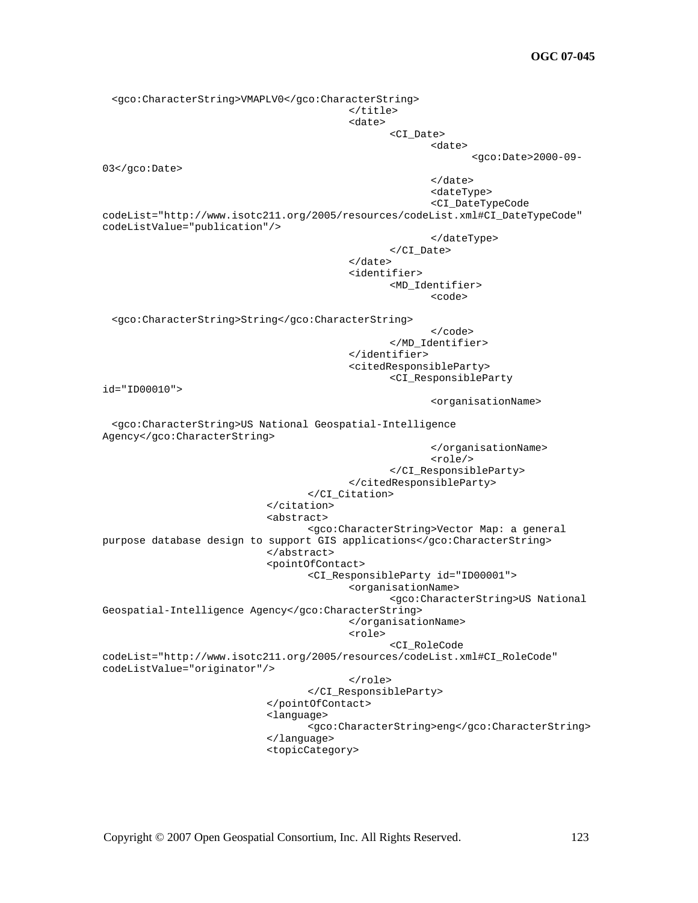```
  <gco:CharacterString>VMAPLV0</gco:CharacterString>
                                    </title>
                                    <date>
                                          <CI_Date>
                                                <date>
                                                      <gco:Date>2000-09-
03</gco:Date>
                                                </date>
                                                <dateType>
                                                <CI_DateTypeCode
codeList="http://www.isotc211.org/2005/resources/codeList.xml#CI_DateTypeCode"
codeListValue="publication"/>
                                                </dateType>
                                          </CI_Date>
                                    </date>
                                    <identifier>
                                          <MD_Identifier>
                                                <code>

  <gco:CharacterString>String</gco:CharacterString>
                                                </code>
                                          </MD_Identifier>
                                    </identifier>
                                    <citedResponsibleParty>
                                          <CI_ResponsibleParty
id="ID00010">
                                                <organisationName>

  <gco:CharacterString>US National Geospatial-Intelligence
Agency</gco:CharacterString>
                                                </organisationName>
                                                <role/>
                                          </CI_ResponsibleParty>
                                    </citedResponsibleParty>
                              </CI_Citation>
                        </citation>
                        <abstract>
                              <gco:CharacterString>Vector Map: a general
purpose database design to support GIS applications</gco:CharacterString>
                        </abstract>
                        <pointOfContact>
                              <CI_ResponsibleParty id="ID00001">
                                    <organisationName>
                                          <gco:CharacterString>US National
Geospatial-Intelligence Agency</gco:CharacterString>
                                    </organisationName>
                                    <role>
                                          <CI_RoleCode
codeList="http://www.isotc211.org/2005/resources/codeList.xml#CI_RoleCode"
codeListValue="originator"/>
                                    </role>
                              </CI_ResponsibleParty>
                        </pointOfContact>
                        <language>
                              <gco:CharacterString>eng</gco:CharacterString>
                        </language>
                        <topicCategory>
```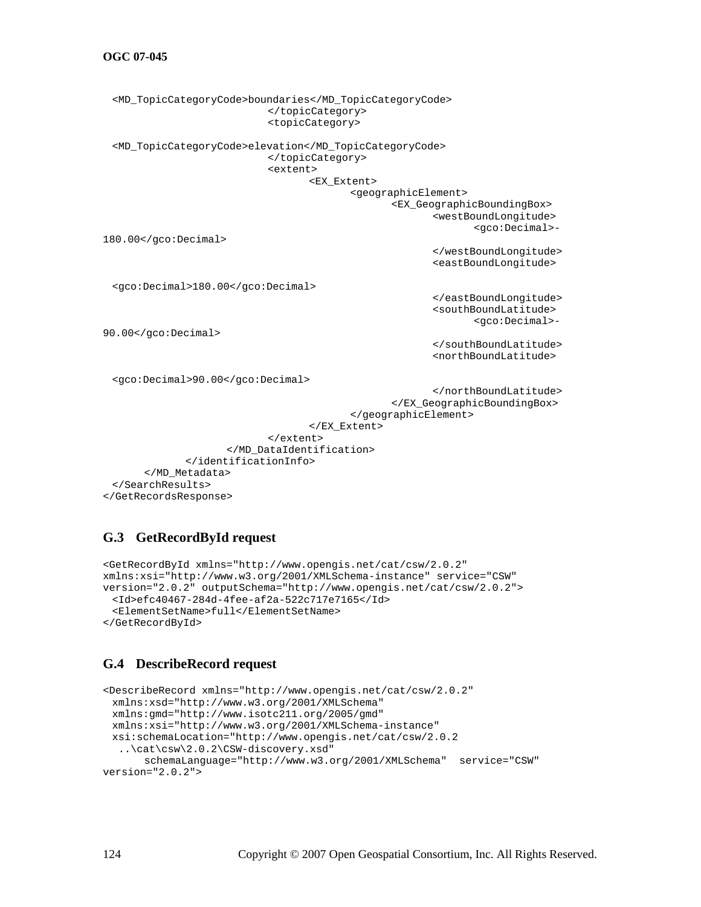```
  <MD_TopicCategoryCode>boundaries</MD_TopicCategoryCode>
                          </topicCategory>
                          <topicCategory>

  <MD_TopicCategoryCode>elevation</MD_TopicCategoryCode>
                          </topicCategory>
                          <extent>
                                <EX_Extent>
                                      <geographicElement>
                                            <EX_GeographicBoundingBox>
                                                  <westBoundLongitude>
                                                        <gco:Decimal>-
180.00</gco:Decimal>
                                                  </westBoundLongitude>
                                                  <eastBoundLongitude>

  <gco:Decimal>180.00</gco:Decimal>
                                                  </eastBoundLongitude>
                                                  <southBoundLatitude>
                                                        <gco:Decimal>-
90.00</gco:Decimal>
                                                  </southBoundLatitude>
                                                  <northBoundLatitude>

  <gco:Decimal>90.00</gco:Decimal>
                                                  </northBoundLatitude>
                                            </EX_GeographicBoundingBox>
                                      </geographicElement>
                                </EX_Extent>
                          </extent>
                    </MD_DataIdentification>
              </identificationInfo>
        </MD_Metadata>
  </SearchResults>
</GetRecordsResponse>
```

## G.3 GetRecordById request

```
<GetRecordById xmlns="http://www.opengis.net/cat/csw/2.0.2"
xmlns:xsi="http://www.w3.org/2001/XMLSchema-instance" service="CSW"
version="2.0.2" outputSchema="http://www.opengis.net/cat/csw/2.0.2">
  <Id>efc40467-284d-4fee-af2a-522c717e7165</Id>
  <ElementSetName>full</ElementSetName>
</GetRecordById>
```

## G.4 DescribeRecord request

```
<DescribeRecord xmlns="http://www.opengis.net/cat/csw/2.0.2"
  xmlns:xsd="http://www.w3.org/2001/XMLSchema"
  xmlns:gmd="http://www.isotc211.org/2005/gmd"
  xmlns:xsi="http://www.w3.org/2001/XMLSchema-instance"
  xsi:schemaLocation="http://www.opengis.net/cat/csw/2.0.2
   ..\cat\csw\2.0.2\CSW-discovery.xsd"
      schemaLanguage="http://www.w3.org/2001/XMLSchema"  service="CSW"
version="2.0.2">
```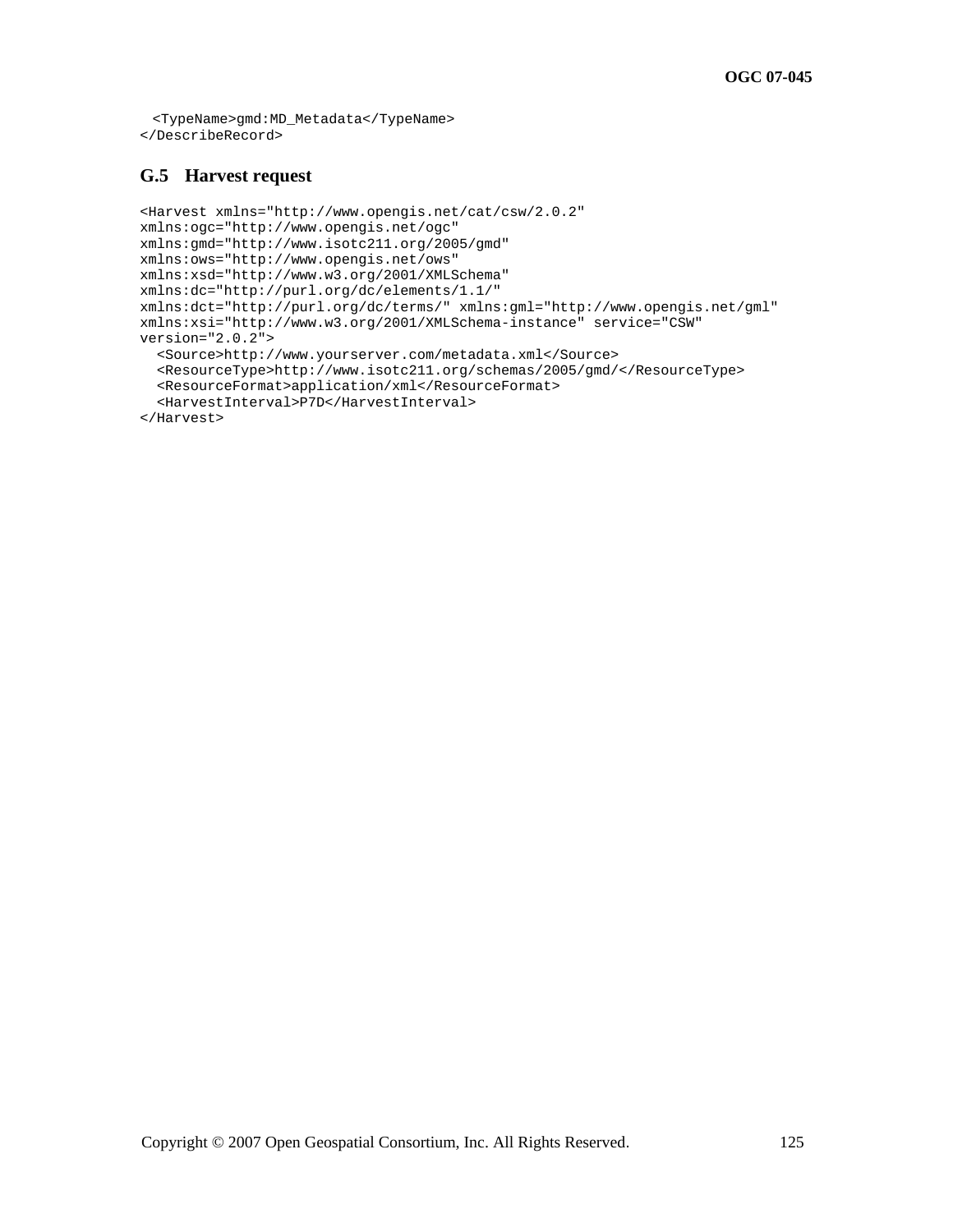```
  <TypeName>gmd:MD_Metadata</TypeName>
</DescribeRecord>
```

### G.5 Harvest request

```
<Harvest xmlns="http://www.opengis.net/cat/csw/2.0.2"
xmlns:ogc="http://www.opengis.net/ogc"
xmlns:gmd="http://www.isotc211.org/2005/gmd"
xmlns:ows="http://www.opengis.net/ows"
xmlns:xsd="http://www.w3.org/2001/XMLSchema"
xmlns:dc="http://purl.org/dc/elements/1.1/"
xmlns:dct="http://purl.org/dc/terms/" xmlns:gml="http://www.opengis.net/gml"
xmlns:xsi="http://www.w3.org/2001/XMLSchema-instance" service="CSW"
version="2.0.2">
  <Source>http://www.yourserver.com/metadata.xml</Source>
  <ResourceType>http://www.isotc211.org/schemas/2005/gmd/</ResourceType>
  <ResourceFormat>application/xml</ResourceFormat>
  <HarvestInterval>P7D</HarvestInterval>
</Harvest>
```